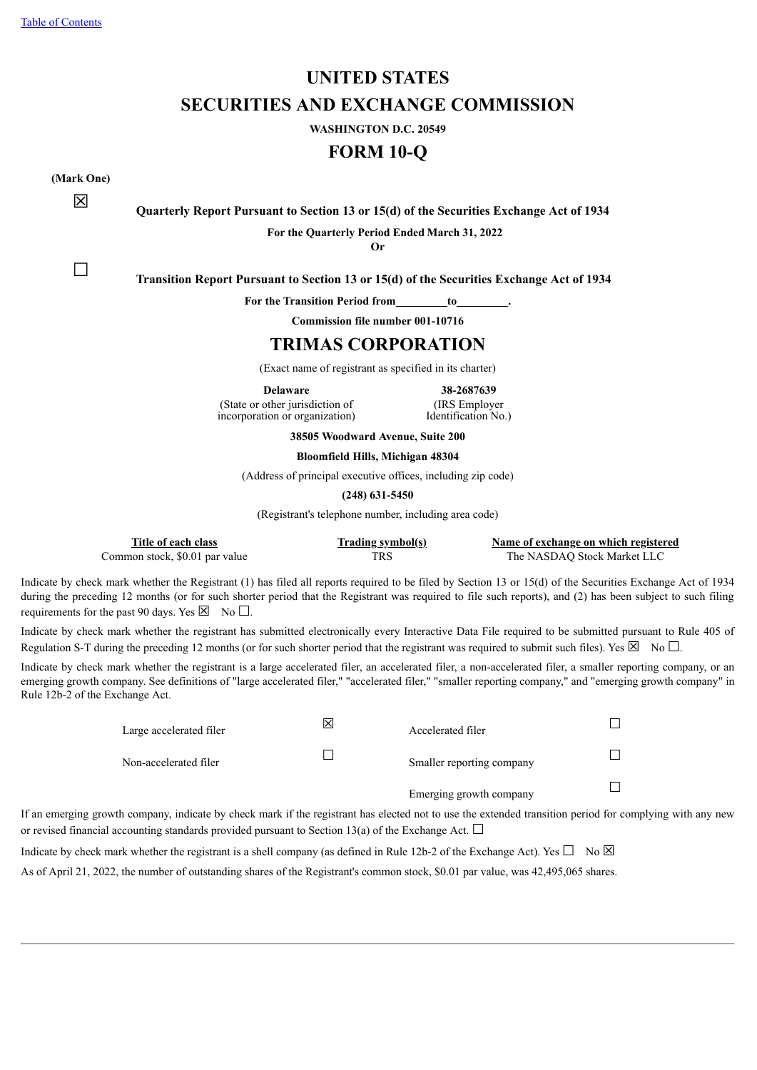[Table of Contents](#)

# UNITED STATES

# SECURITIES AND EXCHANGE COMMISSION

**WASHINGTON D.C. 20549**

# FORM 10-Q

**(Mark One)**

☒ **Quarterly Report Pursuant to Section 13 or 15(d) of the Securities Exchange Act of 1934**

**For the Quarterly Period Ended March 31, 2022**

**Or**

☐ **Transition Report Pursuant to Section 13 or 15(d) of the Securities Exchange Act of 1934**

**For the Transition Period from\_\_\_\_\_\_\_\_\_to\_\_\_\_\_\_\_\_\_.**

**Commission file number 001-10716**

# TRIMAS CORPORATION

(Exact name of registrant as specified in its charter)

| **Delaware** | **38-2687639** |
|---|---|
| (State or other jurisdiction of incorporation or organization) | (IRS Employer Identification No.) |

**38505 Woodward Avenue, Suite 200**

**Bloomfield Hills, Michigan 48304**

(Address of principal executive offices, including zip code)

**(248) 631-5450**

(Registrant's telephone number, including area code)

| Title of each class | Trading symbol(s) | Name of exchange on which registered |
|---|---|---|
| Common stock, $0.01 par value | TRS | The NASDAQ Stock Market LLC |

Indicate by check mark whether the Registrant (1) has filed all reports required to be filed by Section 13 or 15(d) of the Securities Exchange Act of 1934 during the preceding 12 months (or for such shorter period that the Registrant was required to file such reports), and (2) has been subject to such filing requirements for the past 90 days. Yes ☒ No ☐.

Indicate by check mark whether the registrant has submitted electronically every Interactive Data File required to be submitted pursuant to Rule 405 of Regulation S-T during the preceding 12 months (or for such shorter period that the registrant was required to submit such files). Yes ☒ No ☐.

Indicate by check mark whether the registrant is a large accelerated filer, an accelerated filer, a non-accelerated filer, a smaller reporting company, or an emerging growth company. See definitions of "large accelerated filer," "accelerated filer," "smaller reporting company," and "emerging growth company" in Rule 12b-2 of the Exchange Act.

| | | | |
|---|---|---|---|
| Large accelerated filer | ☒ | Accelerated filer | ☐ |
| Non-accelerated filer | ☐ | Smaller reporting company | ☐ |
| | | Emerging growth company | ☐ |

If an emerging growth company, indicate by check mark if the registrant has elected not to use the extended transition period for complying with any new or revised financial accounting standards provided pursuant to Section 13(a) of the Exchange Act. ☐

Indicate by check mark whether the registrant is a shell company (as defined in Rule 12b-2 of the Exchange Act). Yes ☐ No ☒

As of April 21, 2022, the number of outstanding shares of the Registrant's common stock, $0.01 par value, was 42,495,065 shares.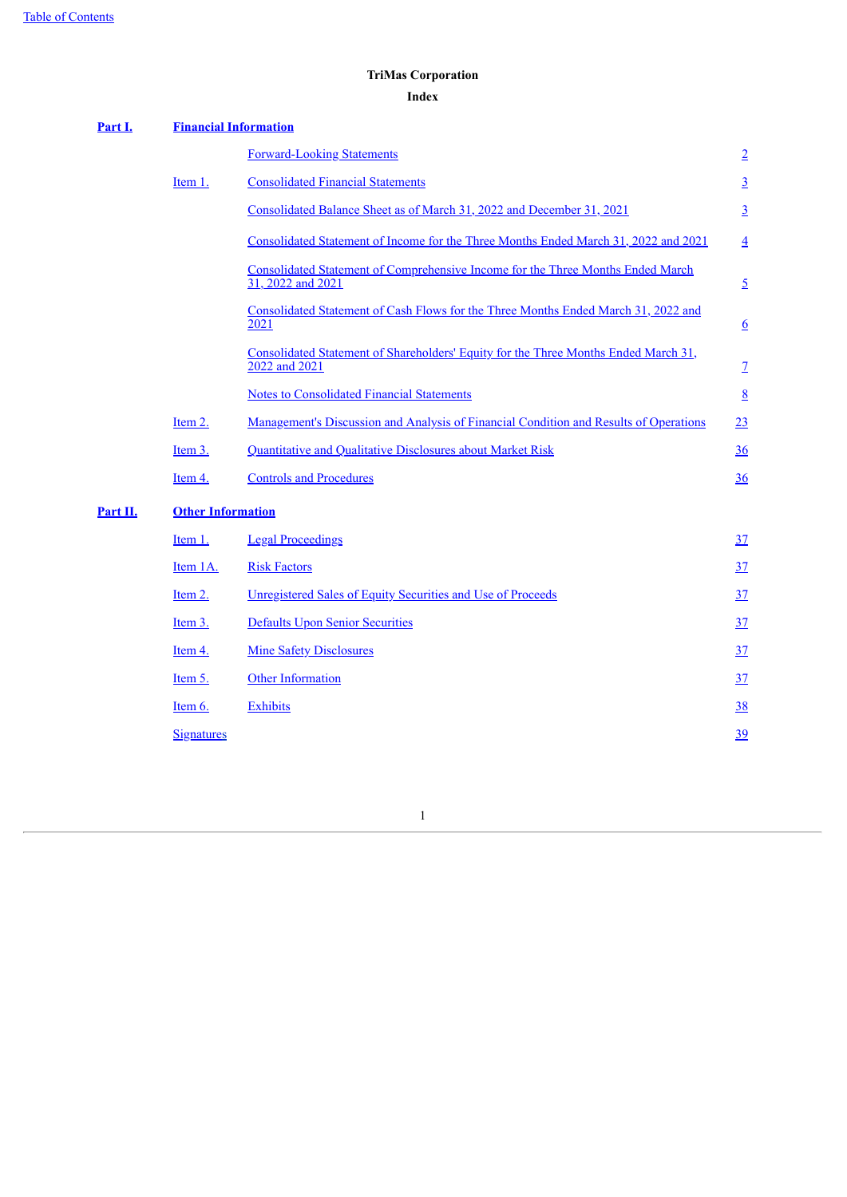**TriMas Corporation**

**Index**

| | | | |
|---|---|---|---|
| **Part I.** | **Financial Information** | | |
| | | Forward-Looking Statements | 2 |
| | Item 1. | Consolidated Financial Statements | 3 |
| | | Consolidated Balance Sheet as of March 31, 2022 and December 31, 2021 | 3 |
| | | Consolidated Statement of Income for the Three Months Ended March 31, 2022 and 2021 | 4 |
| | | Consolidated Statement of Comprehensive Income for the Three Months Ended March 31, 2022 and 2021 | 5 |
| | | Consolidated Statement of Cash Flows for the Three Months Ended March 31, 2022 and 2021 | 6 |
| | | Consolidated Statement of Shareholders' Equity for the Three Months Ended March 31, 2022 and 2021 | 7 |
| | | Notes to Consolidated Financial Statements | 8 |
| | Item 2. | Management's Discussion and Analysis of Financial Condition and Results of Operations | 23 |
| | Item 3. | Quantitative and Qualitative Disclosures about Market Risk | 36 |
| | Item 4. | Controls and Procedures | 36 |
| **Part II.** | **Other Information** | | |
| | Item 1. | Legal Proceedings | 37 |
| | Item 1A. | Risk Factors | 37 |
| | Item 2. | Unregistered Sales of Equity Securities and Use of Proceeds | 37 |
| | Item 3. | Defaults Upon Senior Securities | 37 |
| | Item 4. | Mine Safety Disclosures | 37 |
| | Item 5. | Other Information | 37 |
| | Item 6. | Exhibits | 38 |
| | Signatures | | 39 |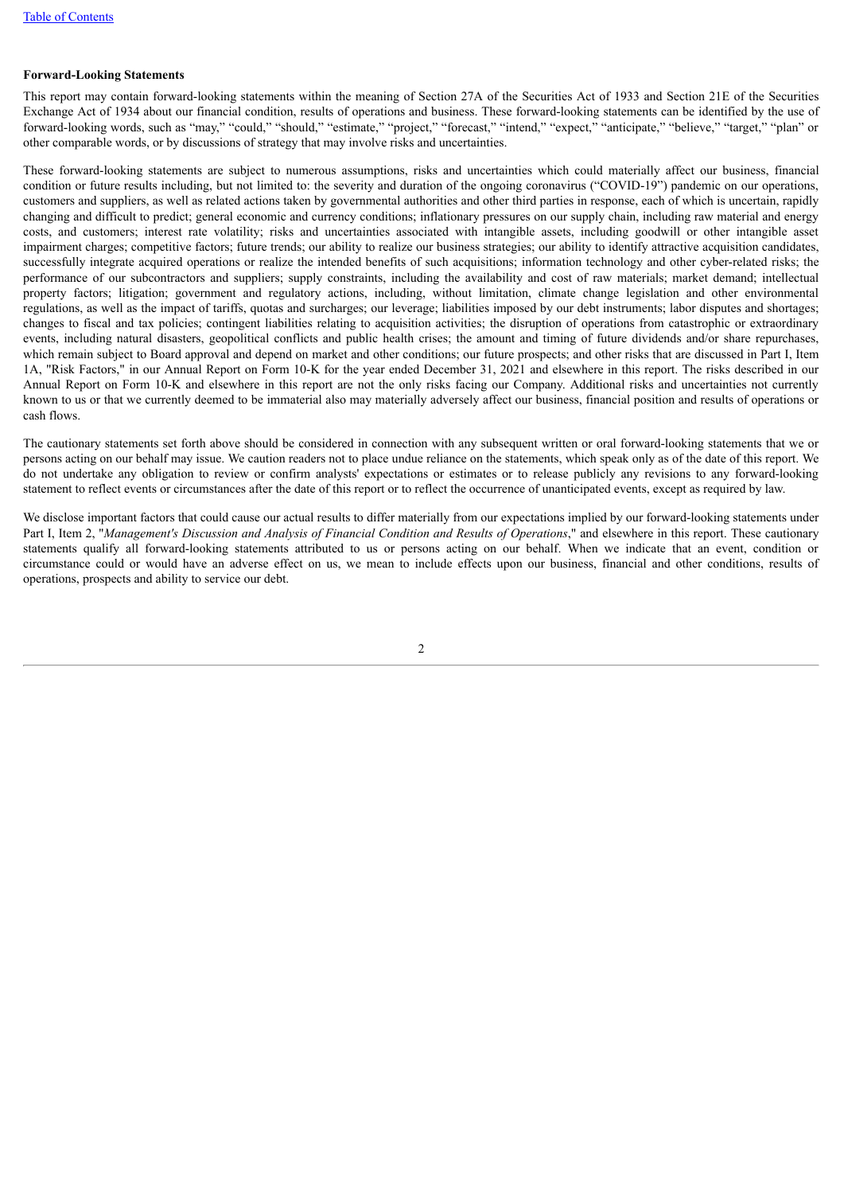**Forward-Looking Statements**

This report may contain forward-looking statements within the meaning of Section 27A of the Securities Act of 1933 and Section 21E of the Securities Exchange Act of 1934 about our financial condition, results of operations and business. These forward-looking statements can be identified by the use of forward-looking words, such as “may,” “could,” “should,” “estimate,” “project,” “forecast,” “intend,” “expect,” “anticipate,” “believe,” “target,” “plan” or other comparable words, or by discussions of strategy that may involve risks and uncertainties.

These forward-looking statements are subject to numerous assumptions, risks and uncertainties which could materially affect our business, financial condition or future results including, but not limited to: the severity and duration of the ongoing coronavirus (“COVID-19”) pandemic on our operations, customers and suppliers, as well as related actions taken by governmental authorities and other third parties in response, each of which is uncertain, rapidly changing and difficult to predict; general economic and currency conditions; inflationary pressures on our supply chain, including raw material and energy costs, and customers; interest rate volatility; risks and uncertainties associated with intangible assets, including goodwill or other intangible asset impairment charges; competitive factors; future trends; our ability to realize our business strategies; our ability to identify attractive acquisition candidates, successfully integrate acquired operations or realize the intended benefits of such acquisitions; information technology and other cyber-related risks; the performance of our subcontractors and suppliers; supply constraints, including the availability and cost of raw materials; market demand; intellectual property factors; litigation; government and regulatory actions, including, without limitation, climate change legislation and other environmental regulations, as well as the impact of tariffs, quotas and surcharges; our leverage; liabilities imposed by our debt instruments; labor disputes and shortages; changes to fiscal and tax policies; contingent liabilities relating to acquisition activities; the disruption of operations from catastrophic or extraordinary events, including natural disasters, geopolitical conflicts and public health crises; the amount and timing of future dividends and/or share repurchases, which remain subject to Board approval and depend on market and other conditions; our future prospects; and other risks that are discussed in Part I, Item 1A, "Risk Factors," in our Annual Report on Form 10-K for the year ended December 31, 2021 and elsewhere in this report. The risks described in our Annual Report on Form 10-K and elsewhere in this report are not the only risks facing our Company. Additional risks and uncertainties not currently known to us or that we currently deemed to be immaterial also may materially adversely affect our business, financial position and results of operations or cash flows.

The cautionary statements set forth above should be considered in connection with any subsequent written or oral forward-looking statements that we or persons acting on our behalf may issue. We caution readers not to place undue reliance on the statements, which speak only as of the date of this report. We do not undertake any obligation to review or confirm analysts' expectations or estimates or to release publicly any revisions to any forward-looking statement to reflect events or circumstances after the date of this report or to reflect the occurrence of unanticipated events, except as required by law.

We disclose important factors that could cause our actual results to differ materially from our expectations implied by our forward-looking statements under Part I, Item 2, "*Management's Discussion and Analysis of Financial Condition and Results of Operations*," and elsewhere in this report. These cautionary statements qualify all forward-looking statements attributed to us or persons acting on our behalf. When we indicate that an event, condition or circumstance could or would have an adverse effect on us, we mean to include effects upon our business, financial and other conditions, results of operations, prospects and ability to service our debt.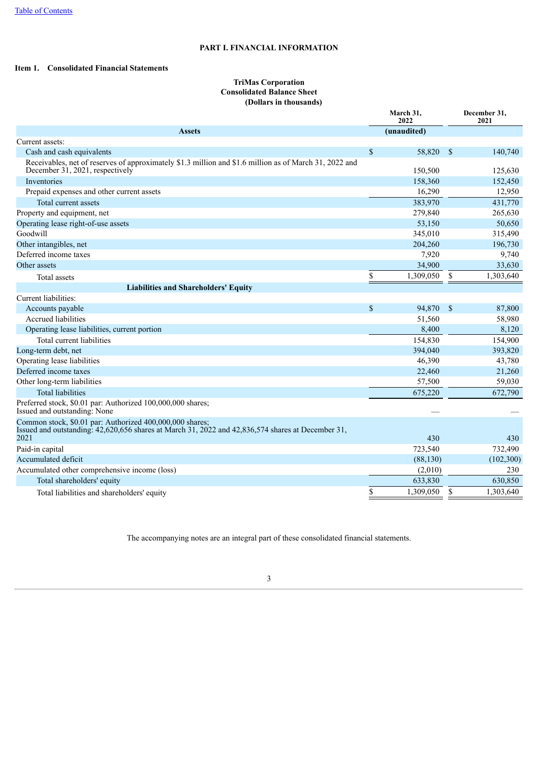Table of Contents

# PART I. FINANCIAL INFORMATION

## Item 1. Consolidated Financial Statements

**TriMas Corporation**
**Consolidated Balance Sheet**
**(Dollars in thousands)**

| | March 31, 2022 | December 31, 2021 |
|---|---|---|
| **Assets** | (unaudited) | |
| Current assets: | | |
| Cash and cash equivalents | $ 58,820 | $ 140,740 |
| Receivables, net of reserves of approximately $1.3 million and $1.6 million as of March 31, 2022 and December 31, 2021, respectively | 150,500 | 125,630 |
| Inventories | 158,360 | 152,450 |
| Prepaid expenses and other current assets | 16,290 | 12,950 |
| Total current assets | 383,970 | 431,770 |
| Property and equipment, net | 279,840 | 265,630 |
| Operating lease right-of-use assets | 53,150 | 50,650 |
| Goodwill | 345,010 | 315,490 |
| Other intangibles, net | 204,260 | 196,730 |
| Deferred income taxes | 7,920 | 9,740 |
| Other assets | 34,900 | 33,630 |
| Total assets | $ 1,309,050 | $ 1,303,640 |
| **Liabilities and Shareholders' Equity** | | |
| Current liabilities: | | |
| Accounts payable | $ 94,870 | $ 87,800 |
| Accrued liabilities | 51,560 | 58,980 |
| Operating lease liabilities, current portion | 8,400 | 8,120 |
| Total current liabilities | 154,830 | 154,900 |
| Long-term debt, net | 394,040 | 393,820 |
| Operating lease liabilities | 46,390 | 43,780 |
| Deferred income taxes | 22,460 | 21,260 |
| Other long-term liabilities | 57,500 | 59,030 |
| Total liabilities | 675,220 | 672,790 |
| Preferred stock, $0.01 par: Authorized 100,000,000 shares; Issued and outstanding: None | — | — |
| Common stock, $0.01 par: Authorized 400,000,000 shares; Issued and outstanding: 42,620,656 shares at March 31, 2022 and 42,836,574 shares at December 31, 2021 | 430 | 430 |
| Paid-in capital | 723,540 | 732,490 |
| Accumulated deficit | (88,130) | (102,300) |
| Accumulated other comprehensive income (loss) | (2,010) | 230 |
| Total shareholders' equity | 633,830 | 630,850 |
| Total liabilities and shareholders' equity | $ 1,309,050 | $ 1,303,640 |

The accompanying notes are an integral part of these consolidated financial statements.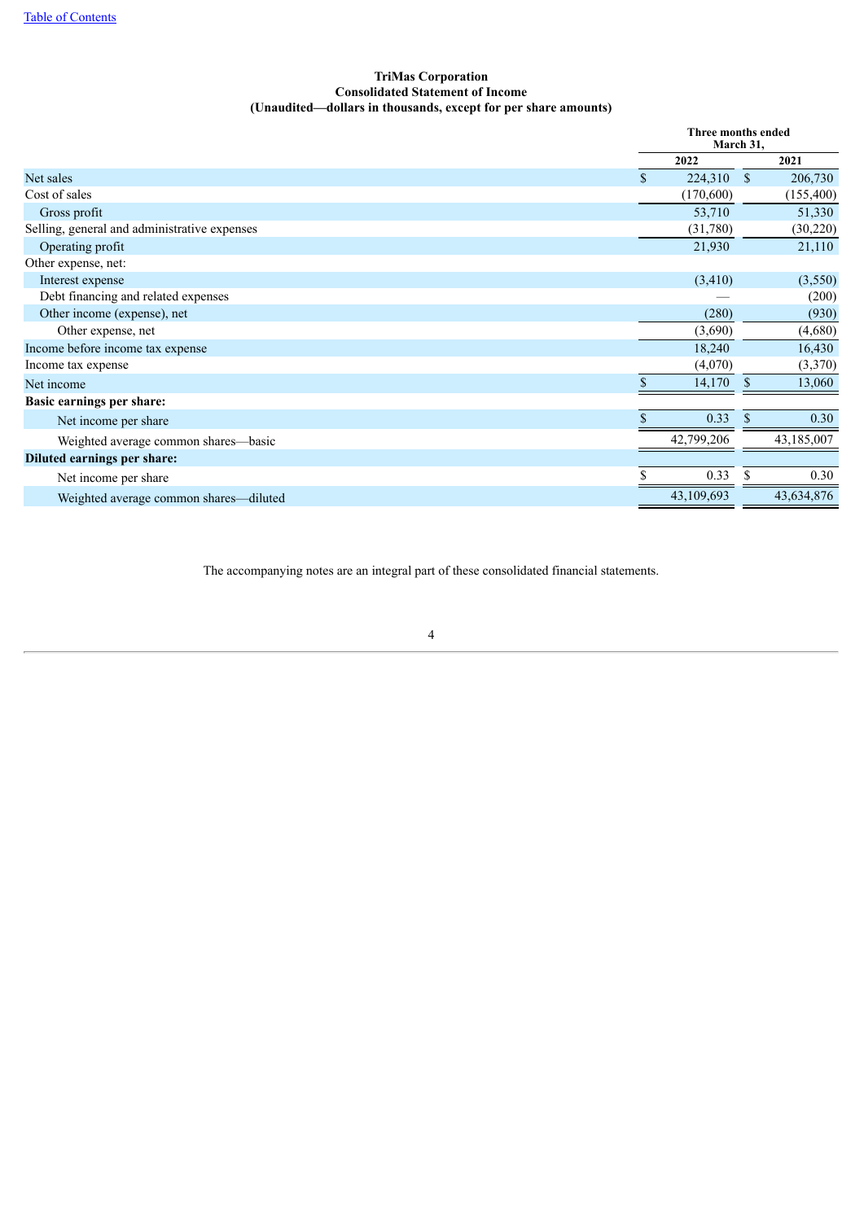[Table of Contents](#)

**TriMas Corporation**
**Consolidated Statement of Income**
**(Unaudited—dollars in thousands, except for per share amounts)**

| | Three months ended March 31, | |
|---|---|---|
| | 2022 | 2021 |
| Net sales | $ 224,310 | $ 206,730 |
| Cost of sales | (170,600) | (155,400) |
| Gross profit | 53,710 | 51,330 |
| Selling, general and administrative expenses | (31,780) | (30,220) |
| Operating profit | 21,930 | 21,110 |
| Other expense, net: | | |
| Interest expense | (3,410) | (3,550) |
| Debt financing and related expenses | — | (200) |
| Other income (expense), net | (280) | (930) |
| Other expense, net | (3,690) | (4,680) |
| Income before income tax expense | 18,240 | 16,430 |
| Income tax expense | (4,070) | (3,370) |
| Net income | $ 14,170 | $ 13,060 |
| **Basic earnings per share:** | | |
| Net income per share | $ 0.33 | $ 0.30 |
| Weighted average common shares—basic | 42,799,206 | 43,185,007 |
| **Diluted earnings per share:** | | |
| Net income per share | $ 0.33 | $ 0.30 |
| Weighted average common shares—diluted | 43,109,693 | 43,634,876 |

The accompanying notes are an integral part of these consolidated financial statements.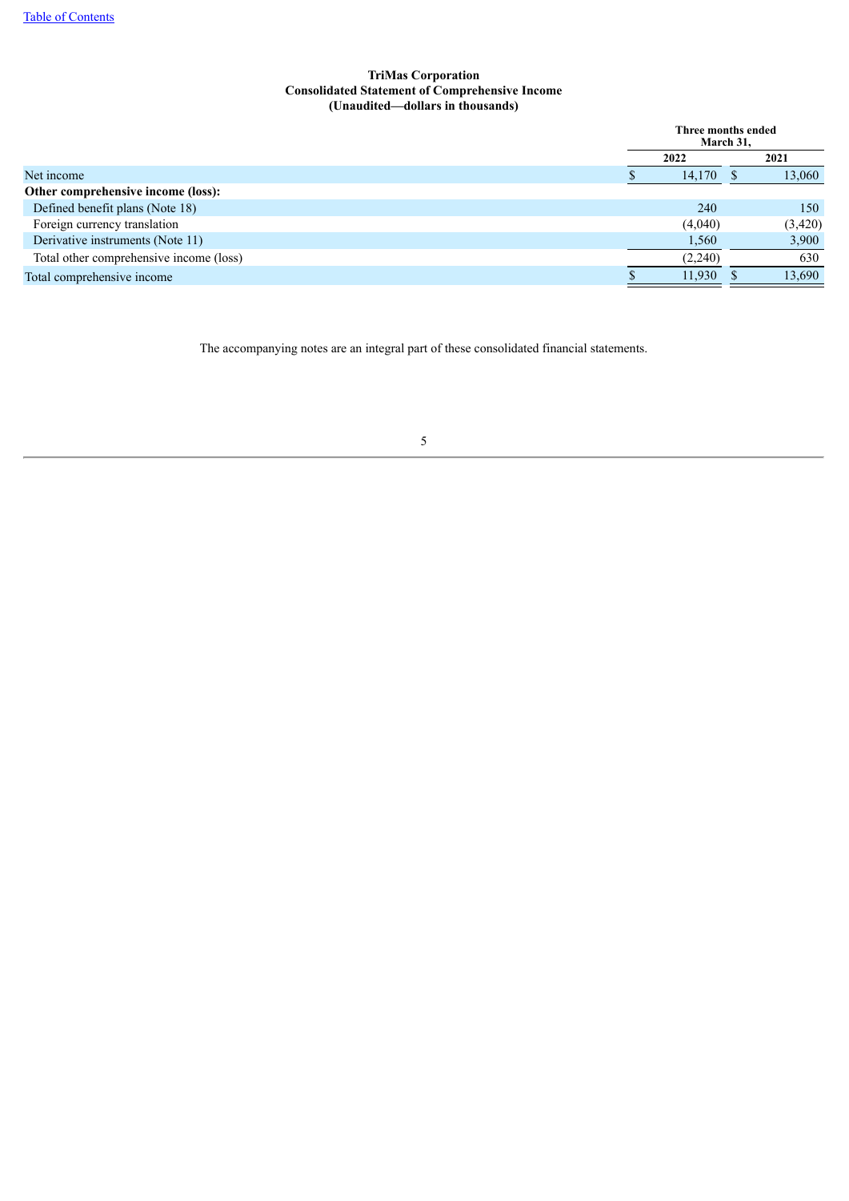**TriMas Corporation**
**Consolidated Statement of Comprehensive Income**
**(Unaudited—dollars in thousands)**

| | Three months ended March 31, | |
|---|---|---|
| | 2022 | 2021 |
| Net income | $ 14,170 | $ 13,060 |
| **Other comprehensive income (loss):** | | |
| Defined benefit plans (Note 18) | 240 | 150 |
| Foreign currency translation | (4,040) | (3,420) |
| Derivative instruments (Note 11) | 1,560 | 3,900 |
| Total other comprehensive income (loss) | (2,240) | 630 |
| Total comprehensive income | $ 11,930 | $ 13,690 |

The accompanying notes are an integral part of these consolidated financial statements.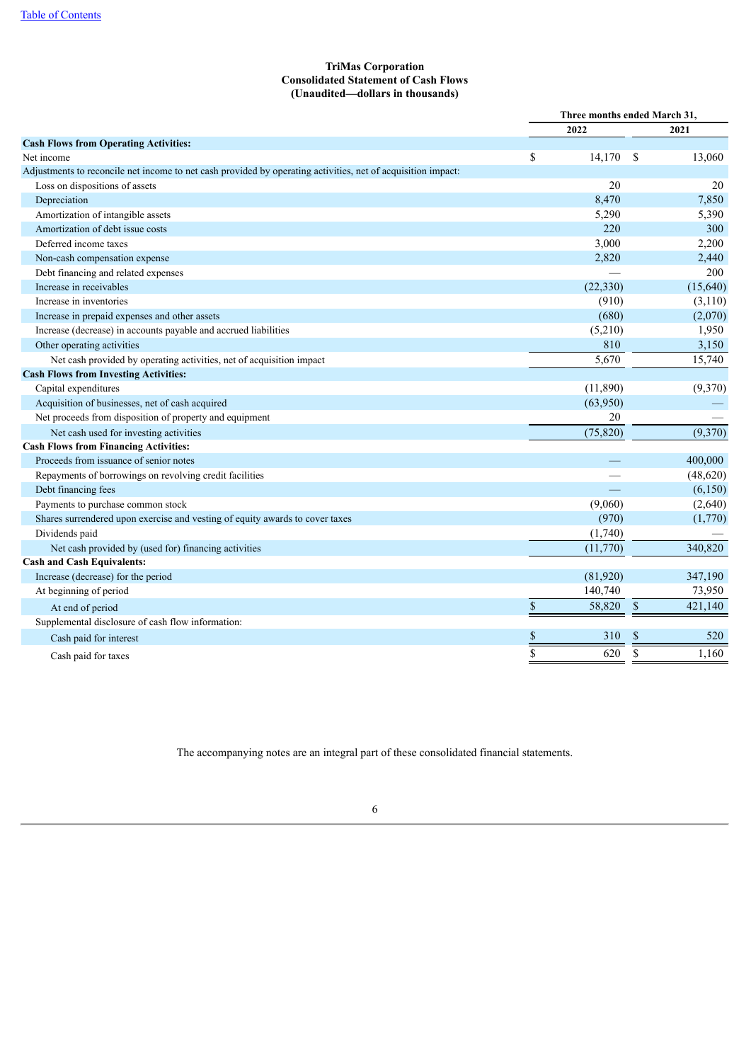**TriMas Corporation**
**Consolidated Statement of Cash Flows**
**(Unaudited—dollars in thousands)**

| | Three months ended March 31, | |
|---|---|---|
| | 2022 | 2021 |
| **Cash Flows from Operating Activities:** | | |
| Net income | $ 14,170 | $ 13,060 |
| Adjustments to reconcile net income to net cash provided by operating activities, net of acquisition impact: | | |
| Loss on dispositions of assets | 20 | 20 |
| Depreciation | 8,470 | 7,850 |
| Amortization of intangible assets | 5,290 | 5,390 |
| Amortization of debt issue costs | 220 | 300 |
| Deferred income taxes | 3,000 | 2,200 |
| Non-cash compensation expense | 2,820 | 2,440 |
| Debt financing and related expenses | — | 200 |
| Increase in receivables | (22,330) | (15,640) |
| Increase in inventories | (910) | (3,110) |
| Increase in prepaid expenses and other assets | (680) | (2,070) |
| Increase (decrease) in accounts payable and accrued liabilities | (5,210) | 1,950 |
| Other operating activities | 810 | 3,150 |
| Net cash provided by operating activities, net of acquisition impact | 5,670 | 15,740 |
| **Cash Flows from Investing Activities:** | | |
| Capital expenditures | (11,890) | (9,370) |
| Acquisition of businesses, net of cash acquired | (63,950) | — |
| Net proceeds from disposition of property and equipment | 20 | — |
| Net cash used for investing activities | (75,820) | (9,370) |
| **Cash Flows from Financing Activities:** | | |
| Proceeds from issuance of senior notes | — | 400,000 |
| Repayments of borrowings on revolving credit facilities | — | (48,620) |
| Debt financing fees | — | (6,150) |
| Payments to purchase common stock | (9,060) | (2,640) |
| Shares surrendered upon exercise and vesting of equity awards to cover taxes | (970) | (1,770) |
| Dividends paid | (1,740) | — |
| Net cash provided by (used for) financing activities | (11,770) | 340,820 |
| **Cash and Cash Equivalents:** | | |
| Increase (decrease) for the period | (81,920) | 347,190 |
| At beginning of period | 140,740 | 73,950 |
| At end of period | $ 58,820 | $ 421,140 |
| Supplemental disclosure of cash flow information: | | |
| Cash paid for interest | $ 310 | $ 520 |
| Cash paid for taxes | $ 620 | $ 1,160 |

The accompanying notes are an integral part of these consolidated financial statements.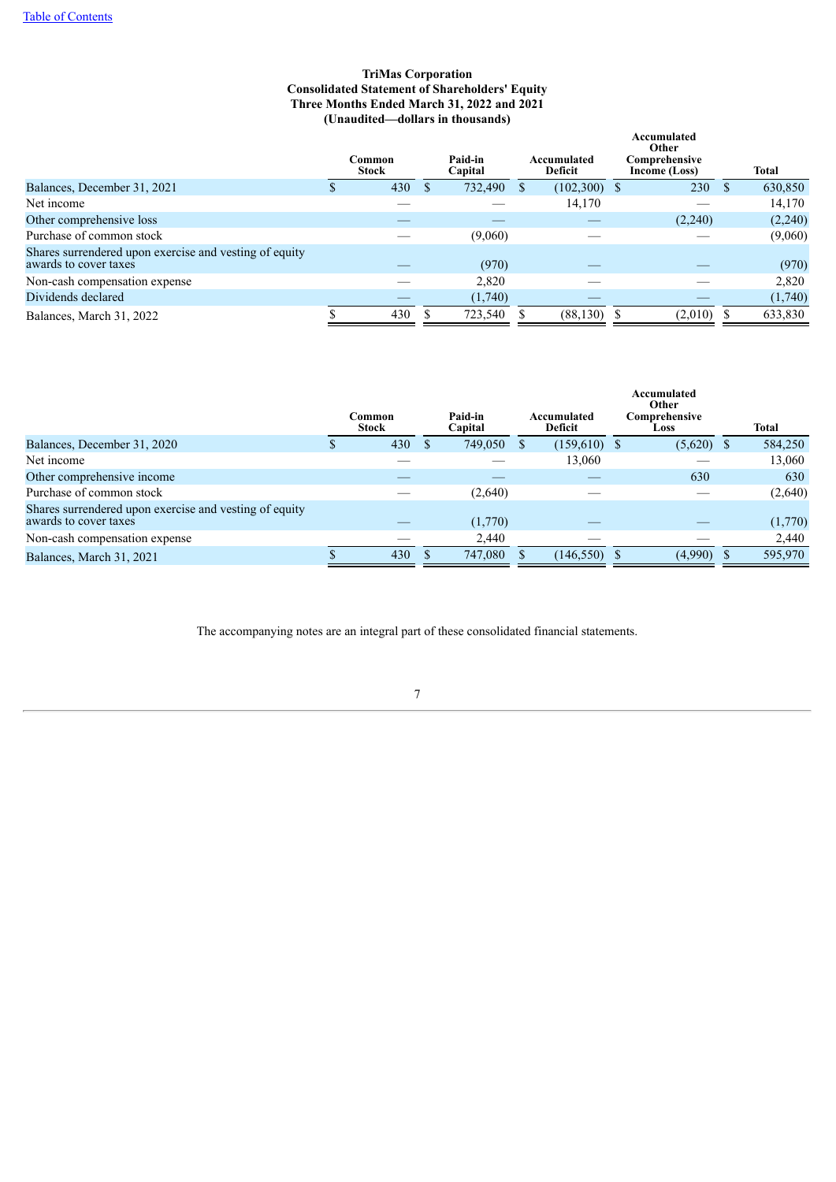[Table of Contents](#)

**TriMas Corporation**
**Consolidated Statement of Shareholders' Equity**
**Three Months Ended March 31, 2022 and 2021**
**(Unaudited—dollars in thousands)**

| | Common Stock | Paid-in Capital | Accumulated Deficit | Accumulated Other Comprehensive Income (Loss) | Total |
|---|---|---|---|---|---|
| Balances, December 31, 2021 | $ 430 | $ 732,490 | $ (102,300) | $ 230 | $ 630,850 |
| Net income | — | — | 14,170 | — | 14,170 |
| Other comprehensive loss | — | — | — | (2,240) | (2,240) |
| Purchase of common stock | — | (9,060) | — | — | (9,060) |
| Shares surrendered upon exercise and vesting of equity awards to cover taxes | — | (970) | — | — | (970) |
| Non-cash compensation expense | — | 2,820 | — | — | 2,820 |
| Dividends declared | — | (1,740) | — | — | (1,740) |
| Balances, March 31, 2022 | $ 430 | $ 723,540 | $ (88,130) | $ (2,010) | $ 633,830 |

| | Common Stock | Paid-in Capital | Accumulated Deficit | Accumulated Other Comprehensive Loss | Total |
|---|---|---|---|---|---|
| Balances, December 31, 2020 | $ 430 | $ 749,050 | $ (159,610) | $ (5,620) | $ 584,250 |
| Net income | — | — | 13,060 | — | 13,060 |
| Other comprehensive income | — | — | — | 630 | 630 |
| Purchase of common stock | — | (2,640) | — | — | (2,640) |
| Shares surrendered upon exercise and vesting of equity awards to cover taxes | — | (1,770) | — | — | (1,770) |
| Non-cash compensation expense | — | 2,440 | — | — | 2,440 |
| Balances, March 31, 2021 | $ 430 | $ 747,080 | $ (146,550) | $ (4,990) | $ 595,970 |

The accompanying notes are an integral part of these consolidated financial statements.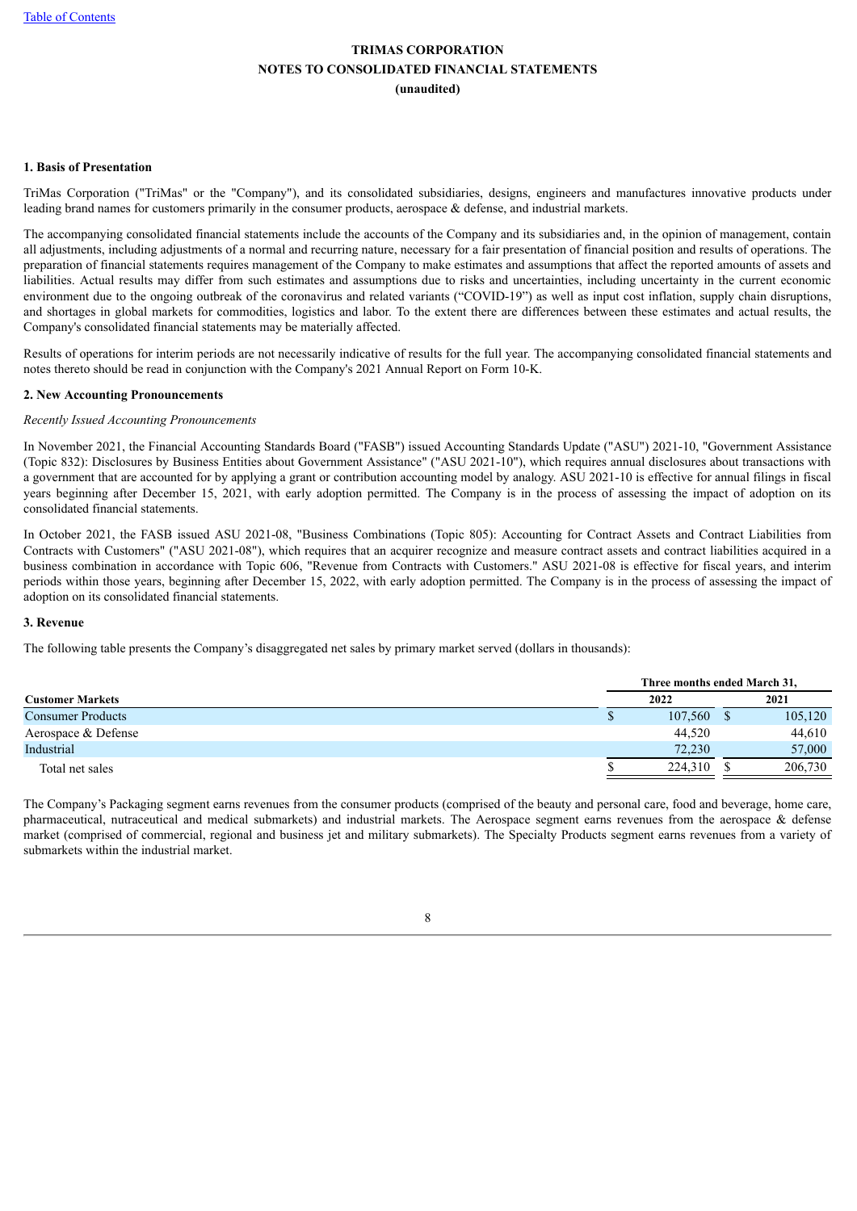**TRIMAS CORPORATION**
**NOTES TO CONSOLIDATED FINANCIAL STATEMENTS**
**(unaudited)**

**1. Basis of Presentation**

TriMas Corporation ("TriMas" or the "Company"), and its consolidated subsidiaries, designs, engineers and manufactures innovative products under leading brand names for customers primarily in the consumer products, aerospace & defense, and industrial markets.

The accompanying consolidated financial statements include the accounts of the Company and its subsidiaries and, in the opinion of management, contain all adjustments, including adjustments of a normal and recurring nature, necessary for a fair presentation of financial position and results of operations. The preparation of financial statements requires management of the Company to make estimates and assumptions that affect the reported amounts of assets and liabilities. Actual results may differ from such estimates and assumptions due to risks and uncertainties, including uncertainty in the current economic environment due to the ongoing outbreak of the coronavirus and related variants ("COVID-19") as well as input cost inflation, supply chain disruptions, and shortages in global markets for commodities, logistics and labor. To the extent there are differences between these estimates and actual results, the Company's consolidated financial statements may be materially affected.

Results of operations for interim periods are not necessarily indicative of results for the full year. The accompanying consolidated financial statements and notes thereto should be read in conjunction with the Company's 2021 Annual Report on Form 10-K.

**2. New Accounting Pronouncements**

*Recently Issued Accounting Pronouncements*

In November 2021, the Financial Accounting Standards Board ("FASB") issued Accounting Standards Update ("ASU") 2021-10, "Government Assistance (Topic 832): Disclosures by Business Entities about Government Assistance" ("ASU 2021-10"), which requires annual disclosures about transactions with a government that are accounted for by applying a grant or contribution accounting model by analogy. ASU 2021-10 is effective for annual filings in fiscal years beginning after December 15, 2021, with early adoption permitted. The Company is in the process of assessing the impact of adoption on its consolidated financial statements.

In October 2021, the FASB issued ASU 2021-08, "Business Combinations (Topic 805): Accounting for Contract Assets and Contract Liabilities from Contracts with Customers" ("ASU 2021-08"), which requires that an acquirer recognize and measure contract assets and contract liabilities acquired in a business combination in accordance with Topic 606, "Revenue from Contracts with Customers." ASU 2021-08 is effective for fiscal years, and interim periods within those years, beginning after December 15, 2022, with early adoption permitted. The Company is in the process of assessing the impact of adoption on its consolidated financial statements.

**3. Revenue**

The following table presents the Company's disaggregated net sales by primary market served (dollars in thousands):

| | Three months ended March 31, | |
|---|---|---|
| **Customer Markets** | **2022** | **2021** |
| Consumer Products | $ 107,560 | $ 105,120 |
| Aerospace & Defense | 44,520 | 44,610 |
| Industrial | 72,230 | 57,000 |
| Total net sales | $ 224,310 | $ 206,730 |

The Company's Packaging segment earns revenues from the consumer products (comprised of the beauty and personal care, food and beverage, home care, pharmaceutical, nutraceutical and medical submarkets) and industrial markets. The Aerospace segment earns revenues from the aerospace & defense market (comprised of commercial, regional and business jet and military submarkets). The Specialty Products segment earns revenues from a variety of submarkets within the industrial market.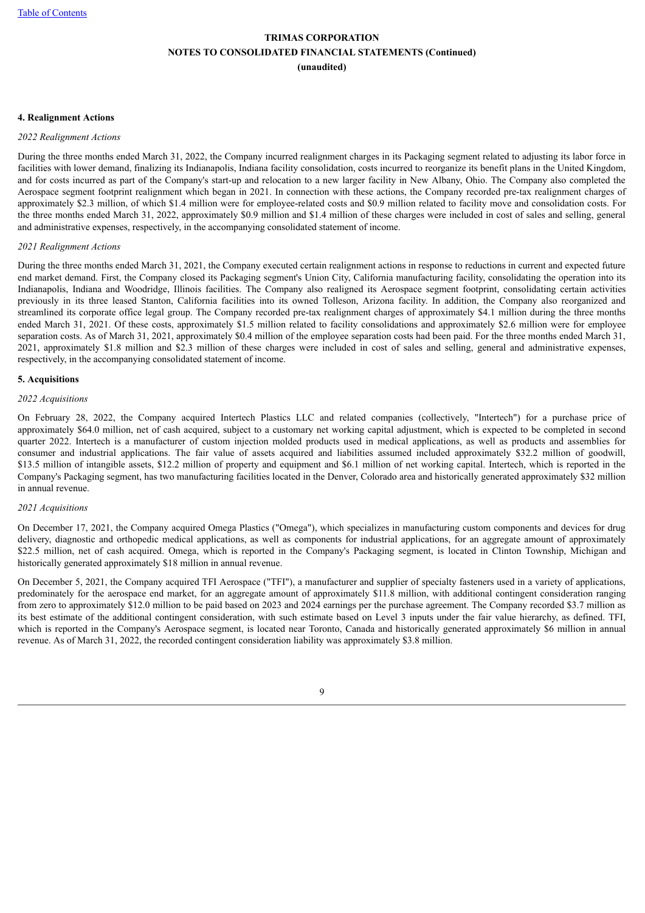**TRIMAS CORPORATION**
**NOTES TO CONSOLIDATED FINANCIAL STATEMENTS (Continued)**
**(unaudited)**

## 4. Realignment Actions

*2022 Realignment Actions*

During the three months ended March 31, 2022, the Company incurred realignment charges in its Packaging segment related to adjusting its labor force in facilities with lower demand, finalizing its Indianapolis, Indiana facility consolidation, costs incurred to reorganize its benefit plans in the United Kingdom, and for costs incurred as part of the Company's start-up and relocation to a new larger facility in New Albany, Ohio. The Company also completed the Aerospace segment footprint realignment which began in 2021. In connection with these actions, the Company recorded pre-tax realignment charges of approximately $2.3 million, of which $1.4 million were for employee-related costs and $0.9 million related to facility move and consolidation costs. For the three months ended March 31, 2022, approximately $0.9 million and $1.4 million of these charges were included in cost of sales and selling, general and administrative expenses, respectively, in the accompanying consolidated statement of income.

*2021 Realignment Actions*

During the three months ended March 31, 2021, the Company executed certain realignment actions in response to reductions in current and expected future end market demand. First, the Company closed its Packaging segment's Union City, California manufacturing facility, consolidating the operation into its Indianapolis, Indiana and Woodridge, Illinois facilities. The Company also realigned its Aerospace segment footprint, consolidating certain activities previously in its three leased Stanton, California facilities into its owned Tolleson, Arizona facility. In addition, the Company also reorganized and streamlined its corporate office legal group. The Company recorded pre-tax realignment charges of approximately $4.1 million during the three months ended March 31, 2021. Of these costs, approximately $1.5 million related to facility consolidations and approximately $2.6 million were for employee separation costs. As of March 31, 2021, approximately $0.4 million of the employee separation costs had been paid. For the three months ended March 31, 2021, approximately $1.8 million and $2.3 million of these charges were included in cost of sales and selling, general and administrative expenses, respectively, in the accompanying consolidated statement of income.

## 5. Acquisitions

*2022 Acquisitions*

On February 28, 2022, the Company acquired Intertech Plastics LLC and related companies (collectively, "Intertech") for a purchase price of approximately $64.0 million, net of cash acquired, subject to a customary net working capital adjustment, which is expected to be completed in second quarter 2022. Intertech is a manufacturer of custom injection molded products used in medical applications, as well as products and assemblies for consumer and industrial applications. The fair value of assets acquired and liabilities assumed included approximately $32.2 million of goodwill, $13.5 million of intangible assets, $12.2 million of property and equipment and $6.1 million of net working capital. Intertech, which is reported in the Company's Packaging segment, has two manufacturing facilities located in the Denver, Colorado area and historically generated approximately $32 million in annual revenue.

*2021 Acquisitions*

On December 17, 2021, the Company acquired Omega Plastics ("Omega"), which specializes in manufacturing custom components and devices for drug delivery, diagnostic and orthopedic medical applications, as well as components for industrial applications, for an aggregate amount of approximately $22.5 million, net of cash acquired. Omega, which is reported in the Company's Packaging segment, is located in Clinton Township, Michigan and historically generated approximately $18 million in annual revenue.

On December 5, 2021, the Company acquired TFI Aerospace ("TFI"), a manufacturer and supplier of specialty fasteners used in a variety of applications, predominately for the aerospace end market, for an aggregate amount of approximately $11.8 million, with additional contingent consideration ranging from zero to approximately $12.0 million to be paid based on 2023 and 2024 earnings per the purchase agreement. The Company recorded $3.7 million as its best estimate of the additional contingent consideration, with such estimate based on Level 3 inputs under the fair value hierarchy, as defined. TFI, which is reported in the Company's Aerospace segment, is located near Toronto, Canada and historically generated approximately $6 million in annual revenue. As of March 31, 2022, the recorded contingent consideration liability was approximately $3.8 million.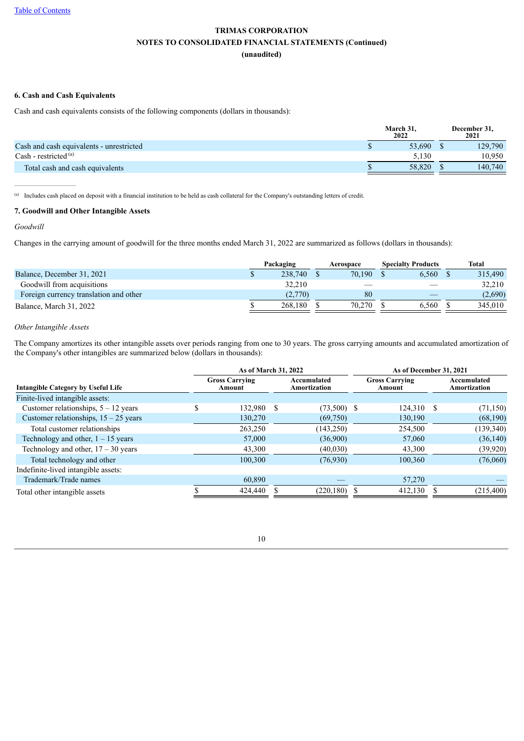# TRIMAS CORPORATION
## NOTES TO CONSOLIDATED FINANCIAL STATEMENTS (Continued)
### (unaudited)

### 6. Cash and Cash Equivalents

Cash and cash equivalents consists of the following components (dollars in thousands):

| | March 31, 2022 | December 31, 2021 |
|---|---|---|
| Cash and cash equivalents - unrestricted | $ 53,690 | $ 129,790 |
| Cash - restricted [(a)] | 5,130 | 10,950 |
| Total cash and cash equivalents | $ 58,820 | $ 140,740 |

[(a)] Includes cash placed on deposit with a financial institution to be held as cash collateral for the Company's outstanding letters of credit.

### 7. Goodwill and Other Intangible Assets

*Goodwill*

Changes in the carrying amount of goodwill for the three months ended March 31, 2022 are summarized as follows (dollars in thousands):

| | Packaging | Aerospace | Specialty Products | Total |
|---|---|---|---|---|
| Balance, December 31, 2021 | $ 238,740 | $ 70,190 | $ 6,560 | $ 315,490 |
| Goodwill from acquisitions | 32,210 | — | — | 32,210 |
| Foreign currency translation and other | (2,770) | 80 | — | (2,690) |
| Balance, March 31, 2022 | $ 268,180 | $ 70,270 | $ 6,560 | $ 345,010 |

*Other Intangible Assets*

The Company amortizes its other intangible assets over periods ranging from one to 30 years. The gross carrying amounts and accumulated amortization of the Company's other intangibles are summarized below (dollars in thousands):

| | As of March 31, 2022 | | As of December 31, 2021 | |
|---|---|---|---|---|
| Intangible Category by Useful Life | Gross Carrying Amount | Accumulated Amortization | Gross Carrying Amount | Accumulated Amortization |
| Finite-lived intangible assets: | | | | |
| Customer relationships, 5 – 12 years | $ 132,980 | $ (73,500) | $ 124,310 | $ (71,150) |
| Customer relationships, 15 – 25 years | 130,270 | (69,750) | 130,190 | (68,190) |
| Total customer relationships | 263,250 | (143,250) | 254,500 | (139,340) |
| Technology and other, 1 – 15 years | 57,000 | (36,900) | 57,060 | (36,140) |
| Technology and other, 17 – 30 years | 43,300 | (40,030) | 43,300 | (39,920) |
| Total technology and other | 100,300 | (76,930) | 100,360 | (76,060) |
| Indefinite-lived intangible assets: | | | | |
| Trademark/Trade names | 60,890 | — | 57,270 | — |
| Total other intangible assets | $ 424,440 | $ (220,180) | $ 412,130 | $ (215,400) |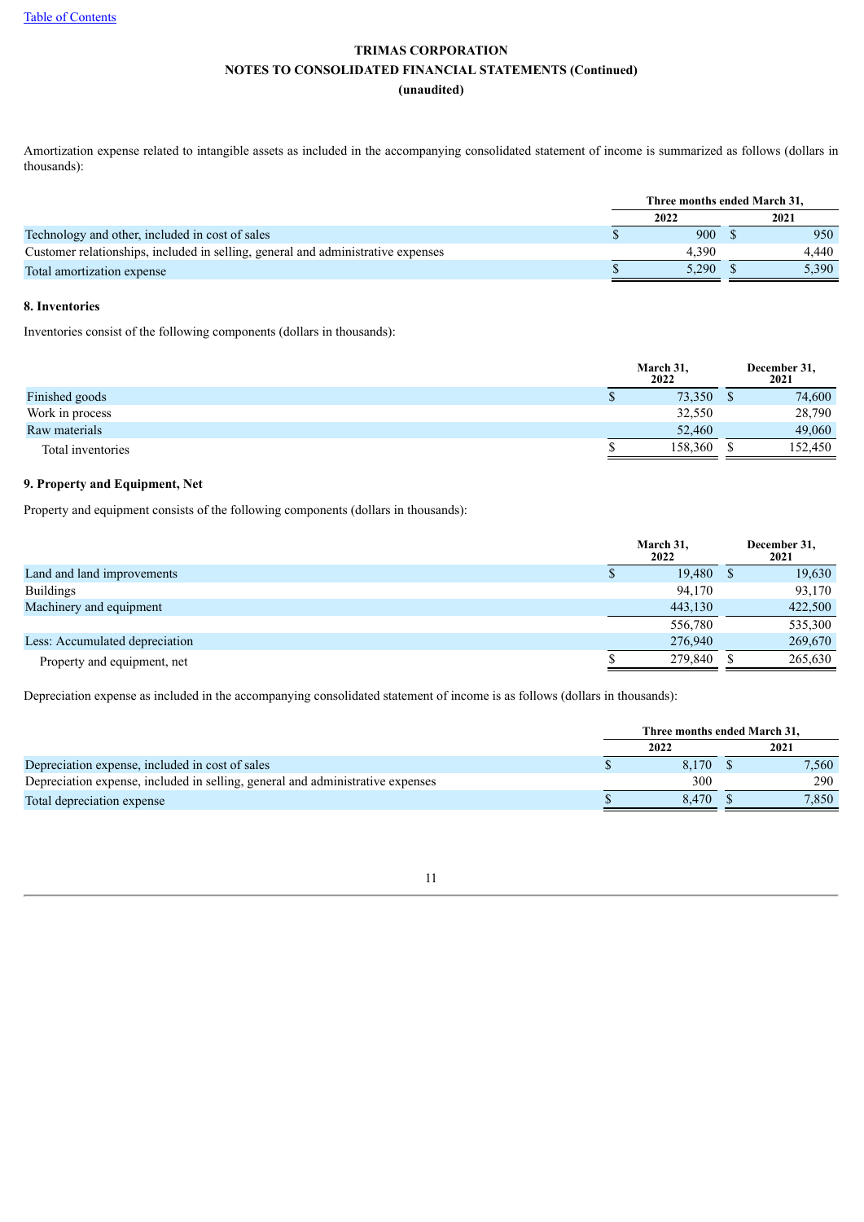TRIMAS CORPORATION
NOTES TO CONSOLIDATED FINANCIAL STATEMENTS (Continued)
(unaudited)

Amortization expense related to intangible assets as included in the accompanying consolidated statement of income is summarized as follows (dollars in thousands):

| | Three months ended March 31, | |
|---|---|---|
| | 2022 | 2021 |
| Technology and other, included in cost of sales | $ 900 | $ 950 |
| Customer relationships, included in selling, general and administrative expenses | 4,390 | 4,440 |
| Total amortization expense | $ 5,290 | $ 5,390 |

## 8. Inventories

Inventories consist of the following components (dollars in thousands):

| | March 31, 2022 | December 31, 2021 |
|---|---|---|
| Finished goods | $ 73,350 | $ 74,600 |
| Work in process | 32,550 | 28,790 |
| Raw materials | 52,460 | 49,060 |
| Total inventories | $ 158,360 | $ 152,450 |

## 9. Property and Equipment, Net

Property and equipment consists of the following components (dollars in thousands):

| | March 31, 2022 | December 31, 2021 |
|---|---|---|
| Land and land improvements | $ 19,480 | $ 19,630 |
| Buildings | 94,170 | 93,170 |
| Machinery and equipment | 443,130 | 422,500 |
| | 556,780 | 535,300 |
| Less: Accumulated depreciation | 276,940 | 269,670 |
| Property and equipment, net | $ 279,840 | $ 265,630 |

Depreciation expense as included in the accompanying consolidated statement of income is as follows (dollars in thousands):

| | Three months ended March 31, | |
|---|---|---|
| | 2022 | 2021 |
| Depreciation expense, included in cost of sales | $ 8,170 | $ 7,560 |
| Depreciation expense, included in selling, general and administrative expenses | 300 | 290 |
| Total depreciation expense | $ 8,470 | $ 7,850 |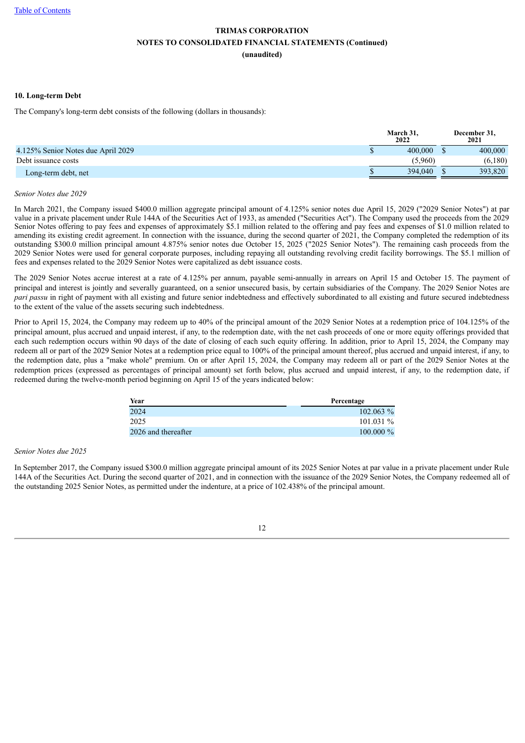TRIMAS CORPORATION

NOTES TO CONSOLIDATED FINANCIAL STATEMENTS (Continued)

(unaudited)

**10. Long-term Debt**

The Company's long-term debt consists of the following (dollars in thousands):

| | March 31, 2022 | December 31, 2021 |
|---|---|---|
| 4.125% Senior Notes due April 2029 | $ 400,000 | $ 400,000 |
| Debt issuance costs | (5,960) | (6,180) |
| Long-term debt, net | $ 394,040 | $ 393,820 |

*Senior Notes due 2029*

In March 2021, the Company issued $400.0 million aggregate principal amount of 4.125% senior notes due April 15, 2029 ("2029 Senior Notes") at par value in a private placement under Rule 144A of the Securities Act of 1933, as amended ("Securities Act"). The Company used the proceeds from the 2029 Senior Notes offering to pay fees and expenses of approximately $5.1 million related to the offering and pay fees and expenses of $1.0 million related to amending its existing credit agreement. In connection with the issuance, during the second quarter of 2021, the Company completed the redemption of its outstanding $300.0 million principal amount 4.875% senior notes due October 15, 2025 ("2025 Senior Notes"). The remaining cash proceeds from the 2029 Senior Notes were used for general corporate purposes, including repaying all outstanding revolving credit facility borrowings. The $5.1 million of fees and expenses related to the 2029 Senior Notes were capitalized as debt issuance costs.

The 2029 Senior Notes accrue interest at a rate of 4.125% per annum, payable semi-annually in arrears on April 15 and October 15. The payment of principal and interest is jointly and severally guaranteed, on a senior unsecured basis, by certain subsidiaries of the Company. The 2029 Senior Notes are *pari passu* in right of payment with all existing and future senior indebtedness and effectively subordinated to all existing and future secured indebtedness to the extent of the value of the assets securing such indebtedness.

Prior to April 15, 2024, the Company may redeem up to 40% of the principal amount of the 2029 Senior Notes at a redemption price of 104.125% of the principal amount, plus accrued and unpaid interest, if any, to the redemption date, with the net cash proceeds of one or more equity offerings provided that each such redemption occurs within 90 days of the date of closing of each such equity offering. In addition, prior to April 15, 2024, the Company may redeem all or part of the 2029 Senior Notes at a redemption price equal to 100% of the principal amount thereof, plus accrued and unpaid interest, if any, to the redemption date, plus a "make whole" premium. On or after April 15, 2024, the Company may redeem all or part of the 2029 Senior Notes at the redemption prices (expressed as percentages of principal amount) set forth below, plus accrued and unpaid interest, if any, to the redemption date, if redeemed during the twelve-month period beginning on April 15 of the years indicated below:

| Year | Percentage |
|---|---|
| 2024 | 102.063 % |
| 2025 | 101.031 % |
| 2026 and thereafter | 100.000 % |

*Senior Notes due 2025*

In September 2017, the Company issued $300.0 million aggregate principal amount of its 2025 Senior Notes at par value in a private placement under Rule 144A of the Securities Act. During the second quarter of 2021, and in connection with the issuance of the 2029 Senior Notes, the Company redeemed all of the outstanding 2025 Senior Notes, as permitted under the indenture, at a price of 102.438% of the principal amount.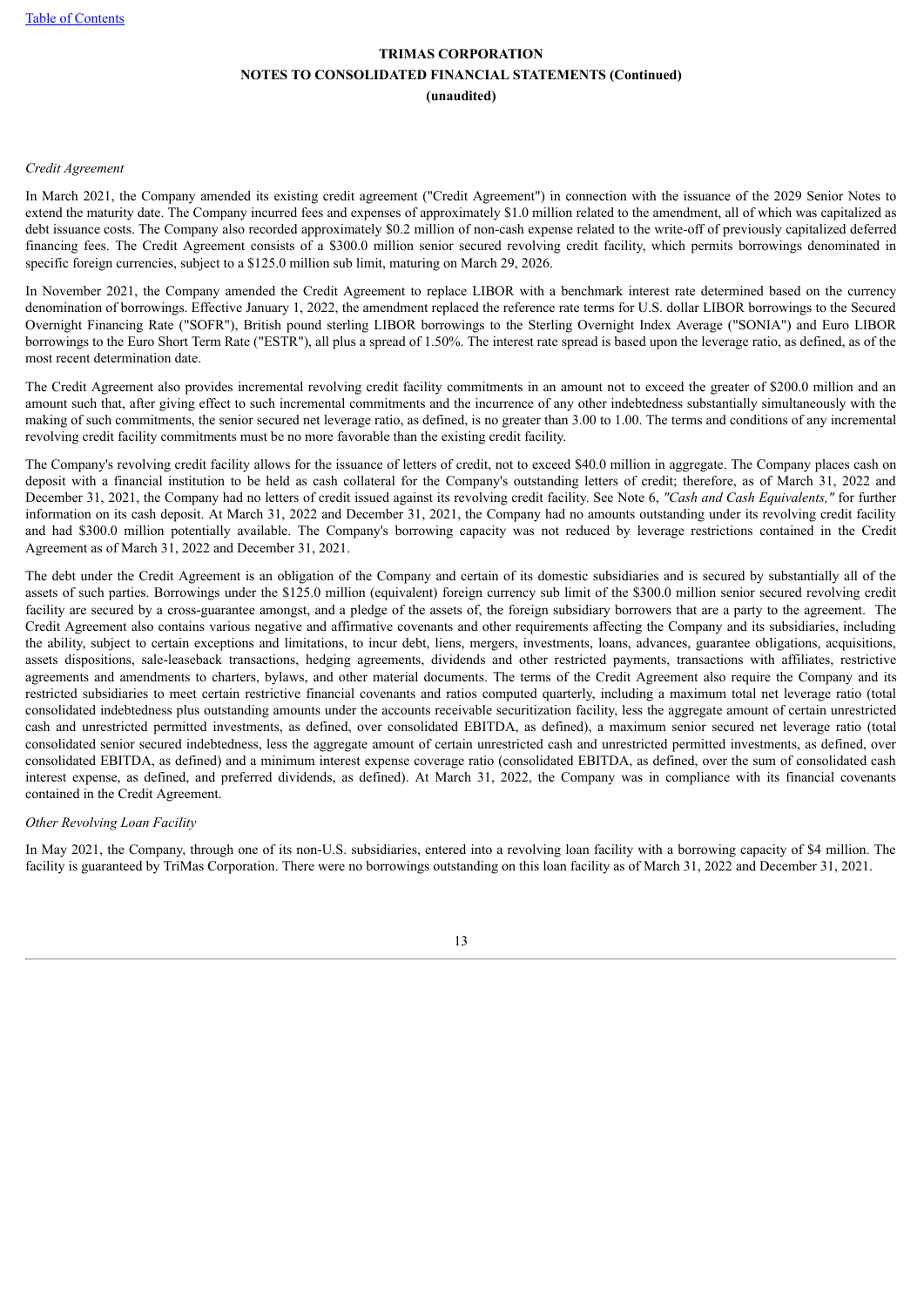*Credit Agreement*

In March 2021, the Company amended its existing credit agreement ("Credit Agreement") in connection with the issuance of the 2029 Senior Notes to extend the maturity date. The Company incurred fees and expenses of approximately $1.0 million related to the amendment, all of which was capitalized as debt issuance costs. The Company also recorded approximately $0.2 million of non-cash expense related to the write-off of previously capitalized deferred financing fees. The Credit Agreement consists of a $300.0 million senior secured revolving credit facility, which permits borrowings denominated in specific foreign currencies, subject to a $125.0 million sub limit, maturing on March 29, 2026.

In November 2021, the Company amended the Credit Agreement to replace LIBOR with a benchmark interest rate determined based on the currency denomination of borrowings. Effective January 1, 2022, the amendment replaced the reference rate terms for U.S. dollar LIBOR borrowings to the Secured Overnight Financing Rate ("SOFR"), British pound sterling LIBOR borrowings to the Sterling Overnight Index Average ("SONIA") and Euro LIBOR borrowings to the Euro Short Term Rate ("ESTR"), all plus a spread of 1.50%. The interest rate spread is based upon the leverage ratio, as defined, as of the most recent determination date.

The Credit Agreement also provides incremental revolving credit facility commitments in an amount not to exceed the greater of $200.0 million and an amount such that, after giving effect to such incremental commitments and the incurrence of any other indebtedness substantially simultaneously with the making of such commitments, the senior secured net leverage ratio, as defined, is no greater than 3.00 to 1.00. The terms and conditions of any incremental revolving credit facility commitments must be no more favorable than the existing credit facility.

The Company's revolving credit facility allows for the issuance of letters of credit, not to exceed $40.0 million in aggregate. The Company places cash on deposit with a financial institution to be held as cash collateral for the Company's outstanding letters of credit; therefore, as of March 31, 2022 and December 31, 2021, the Company had no letters of credit issued against its revolving credit facility. See Note 6, *"Cash and Cash Equivalents,"* for further information on its cash deposit. At March 31, 2022 and December 31, 2021, the Company had no amounts outstanding under its revolving credit facility and had $300.0 million potentially available. The Company's borrowing capacity was not reduced by leverage restrictions contained in the Credit Agreement as of March 31, 2022 and December 31, 2021.

The debt under the Credit Agreement is an obligation of the Company and certain of its domestic subsidiaries and is secured by substantially all of the assets of such parties. Borrowings under the $125.0 million (equivalent) foreign currency sub limit of the $300.0 million senior secured revolving credit facility are secured by a cross-guarantee amongst, and a pledge of the assets of, the foreign subsidiary borrowers that are a party to the agreement. The Credit Agreement also contains various negative and affirmative covenants and other requirements affecting the Company and its subsidiaries, including the ability, subject to certain exceptions and limitations, to incur debt, liens, mergers, investments, loans, advances, guarantee obligations, acquisitions, assets dispositions, sale-leaseback transactions, hedging agreements, dividends and other restricted payments, transactions with affiliates, restrictive agreements and amendments to charters, bylaws, and other material documents. The terms of the Credit Agreement also require the Company and its restricted subsidiaries to meet certain restrictive financial covenants and ratios computed quarterly, including a maximum total net leverage ratio (total consolidated indebtedness plus outstanding amounts under the accounts receivable securitization facility, less the aggregate amount of certain unrestricted cash and unrestricted permitted investments, as defined, over consolidated EBITDA, as defined), a maximum senior secured net leverage ratio (total consolidated senior secured indebtedness, less the aggregate amount of certain unrestricted cash and unrestricted permitted investments, as defined, over consolidated EBITDA, as defined) and a minimum interest expense coverage ratio (consolidated EBITDA, as defined, over the sum of consolidated cash interest expense, as defined, and preferred dividends, as defined). At March 31, 2022, the Company was in compliance with its financial covenants contained in the Credit Agreement.

*Other Revolving Loan Facility*

In May 2021, the Company, through one of its non-U.S. subsidiaries, entered into a revolving loan facility with a borrowing capacity of $4 million. The facility is guaranteed by TriMas Corporation. There were no borrowings outstanding on this loan facility as of March 31, 2022 and December 31, 2021.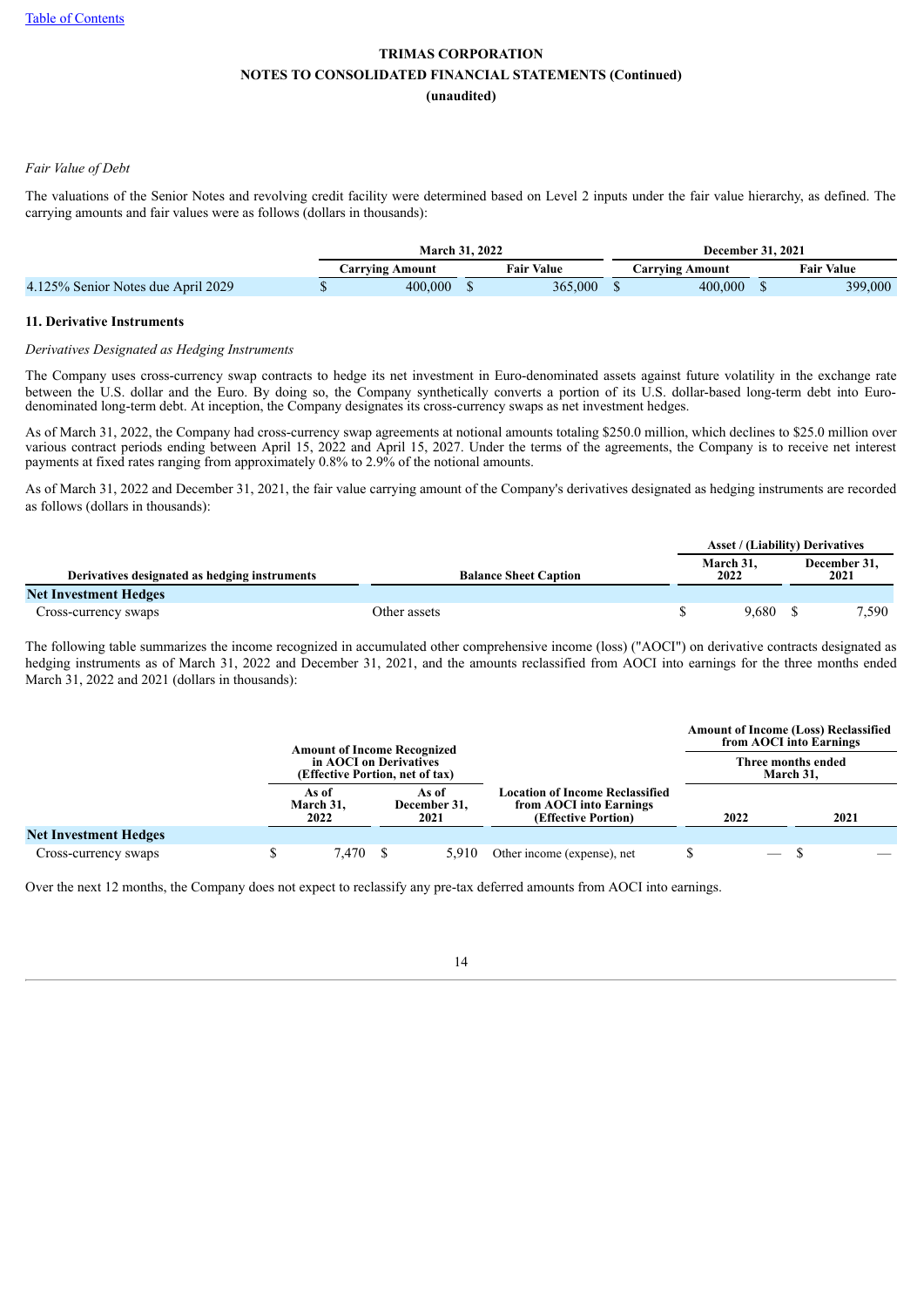Table of Contents

**TRIMAS CORPORATION**
**NOTES TO CONSOLIDATED FINANCIAL STATEMENTS (Continued)**
**(unaudited)**

*Fair Value of Debt*

The valuations of the Senior Notes and revolving credit facility were determined based on Level 2 inputs under the fair value hierarchy, as defined. The carrying amounts and fair values were as follows (dollars in thousands):

| | March 31, 2022 | | December 31, 2021 | |
|---|---|---|---|---|
| | Carrying Amount | Fair Value | Carrying Amount | Fair Value |
| 4.125% Senior Notes due April 2029 | $ 400,000 | $ 365,000 | $ 400,000 | $ 399,000 |

### 11. Derivative Instruments

*Derivatives Designated as Hedging Instruments*

The Company uses cross-currency swap contracts to hedge its net investment in Euro-denominated assets against future volatility in the exchange rate between the U.S. dollar and the Euro. By doing so, the Company synthetically converts a portion of its U.S. dollar-based long-term debt into Euro-denominated long-term debt. At inception, the Company designates its cross-currency swaps as net investment hedges.

As of March 31, 2022, the Company had cross-currency swap agreements at notional amounts totaling $250.0 million, which declines to $25.0 million over various contract periods ending between April 15, 2022 and April 15, 2027. Under the terms of the agreements, the Company is to receive net interest payments at fixed rates ranging from approximately 0.8% to 2.9% of the notional amounts.

As of March 31, 2022 and December 31, 2021, the fair value carrying amount of the Company's derivatives designated as hedging instruments are recorded as follows (dollars in thousands):

| | | Asset / (Liability) Derivatives | |
|---|---|---|---|
| Derivatives designated as hedging instruments | Balance Sheet Caption | March 31, 2022 | December 31, 2021 |
| **Net Investment Hedges** | | | |
| Cross-currency swaps | Other assets | $ 9,680 | $ 7,590 |

The following table summarizes the income recognized in accumulated other comprehensive income (loss) ("AOCI") on derivative contracts designated as hedging instruments as of March 31, 2022 and December 31, 2021, and the amounts reclassified from AOCI into earnings for the three months ended March 31, 2022 and 2021 (dollars in thousands):

| | Amount of Income Recognized in AOCI on Derivatives (Effective Portion, net of tax) | | | Amount of Income (Loss) Reclassified from AOCI into Earnings | |
|---|---|---|---|---|---|
| | | | | Three months ended March 31, | |
| | As of March 31, 2022 | As of December 31, 2021 | Location of Income Reclassified from AOCI into Earnings (Effective Portion) | 2022 | 2021 |
| **Net Investment Hedges** | | | | | |
| Cross-currency swaps | $ 7,470 | $ 5,910 | Other income (expense), net | $ — | $ — |

Over the next 12 months, the Company does not expect to reclassify any pre-tax deferred amounts from AOCI into earnings.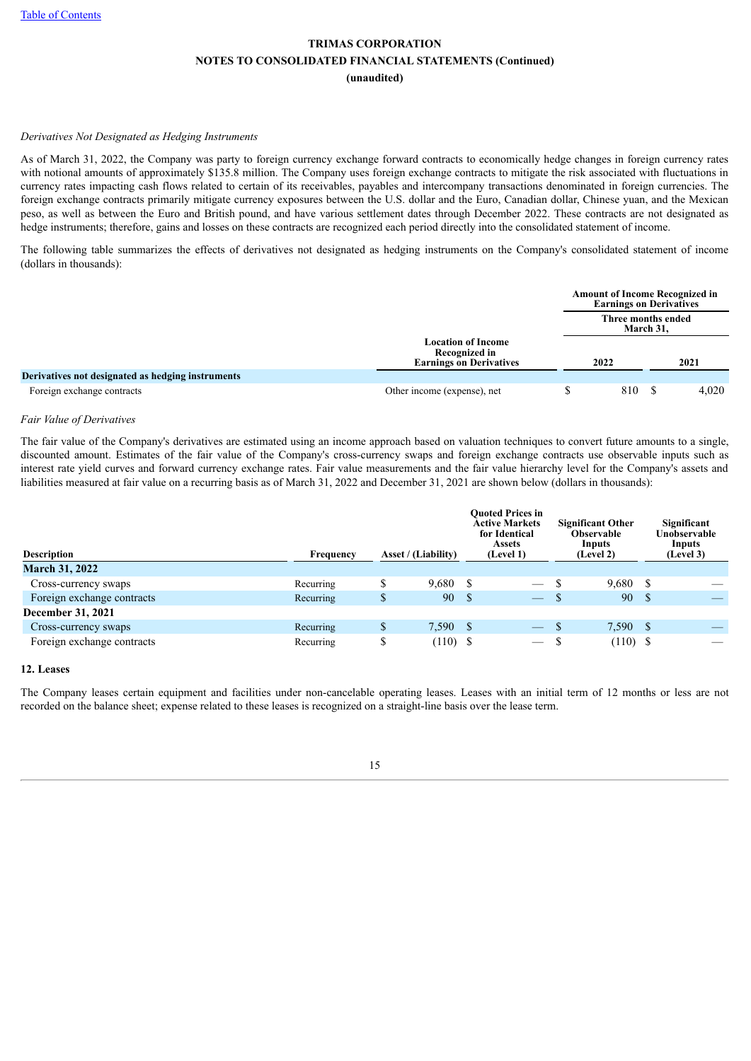*Derivatives Not Designated as Hedging Instruments*

As of March 31, 2022, the Company was party to foreign currency exchange forward contracts to economically hedge changes in foreign currency rates with notional amounts of approximately $135.8 million. The Company uses foreign exchange contracts to mitigate the risk associated with fluctuations in currency rates impacting cash flows related to certain of its receivables, payables and intercompany transactions denominated in foreign currencies. The foreign exchange contracts primarily mitigate currency exposures between the U.S. dollar and the Euro, Canadian dollar, Chinese yuan, and the Mexican peso, as well as between the Euro and British pound, and have various settlement dates through December 2022. These contracts are not designated as hedge instruments; therefore, gains and losses on these contracts are recognized each period directly into the consolidated statement of income.

The following table summarizes the effects of derivatives not designated as hedging instruments on the Company's consolidated statement of income (dollars in thousands):

| | | Amount of Income Recognized in Earnings on Derivatives | |
|---|---|---|---|
| | | Three months ended March 31, | |
| | Location of Income Recognized in Earnings on Derivatives | 2022 | 2021 |
| **Derivatives not designated as hedging instruments** | | | |
| Foreign exchange contracts | Other income (expense), net | $ 810 | $ 4,020 |

*Fair Value of Derivatives*

The fair value of the Company's derivatives are estimated using an income approach based on valuation techniques to convert future amounts to a single, discounted amount. Estimates of the fair value of the Company's cross-currency swaps and foreign exchange contracts use observable inputs such as interest rate yield curves and forward currency exchange rates. Fair value measurements and the fair value hierarchy level for the Company's assets and liabilities measured at fair value on a recurring basis as of March 31, 2022 and December 31, 2021 are shown below (dollars in thousands):

| Description | Frequency | Asset / (Liability) | Quoted Prices in Active Markets for Identical Assets (Level 1) | Significant Other Observable Inputs (Level 2) | Significant Unobservable Inputs (Level 3) |
|---|---|---|---|---|---|
| **March 31, 2022** | | | | | |
| Cross-currency swaps | Recurring | $ 9,680 | $ — | $ 9,680 | $ — |
| Foreign exchange contracts | Recurring | $ 90 | $ — | $ 90 | $ — |
| **December 31, 2021** | | | | | |
| Cross-currency swaps | Recurring | $ 7,590 | $ — | $ 7,590 | $ — |
| Foreign exchange contracts | Recurring | $ (110) | $ — | $ (110) | $ — |

## 12. Leases

The Company leases certain equipment and facilities under non-cancelable operating leases. Leases with an initial term of 12 months or less are not recorded on the balance sheet; expense related to these leases is recognized on a straight-line basis over the lease term.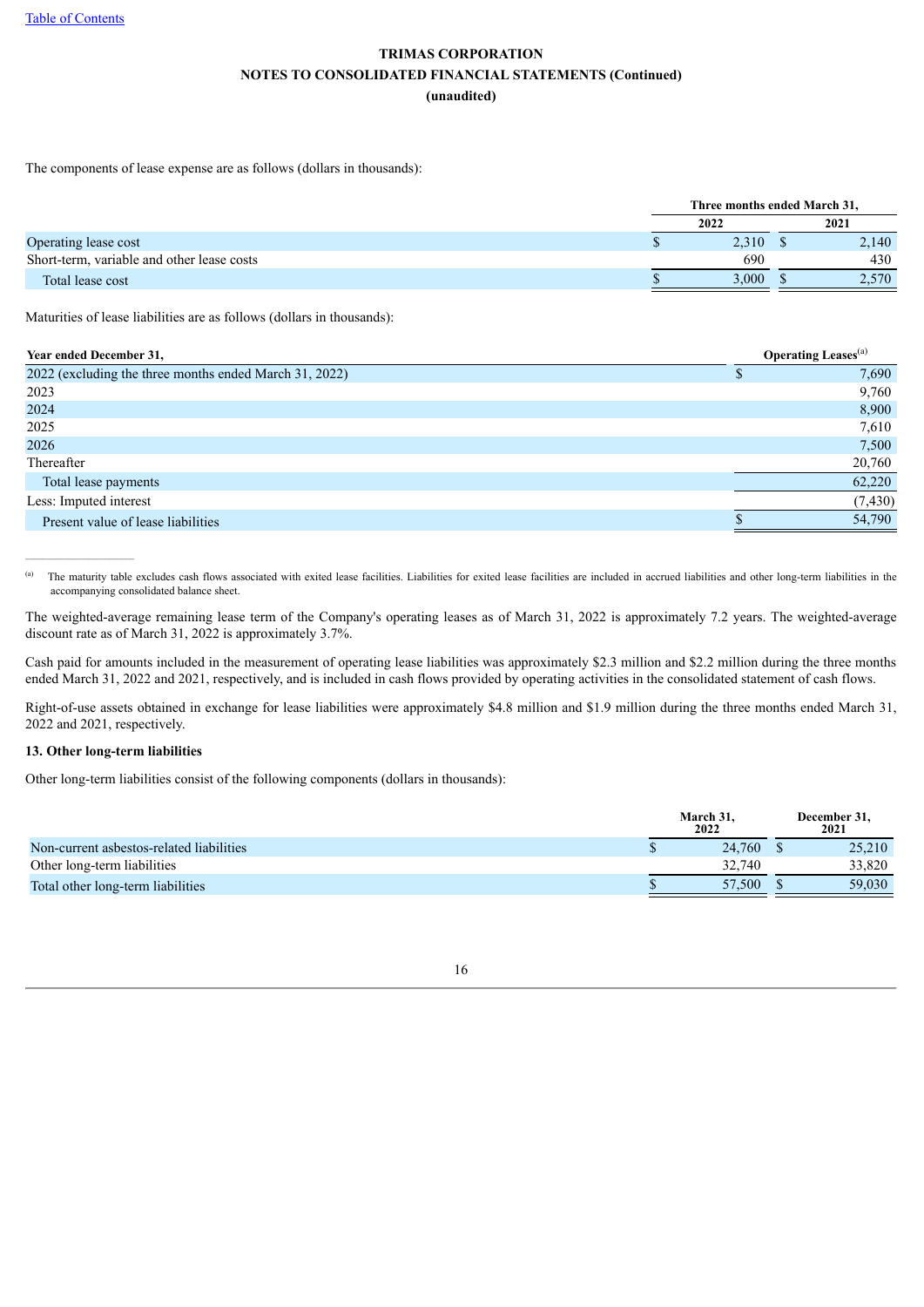TRIMAS CORPORATION
NOTES TO CONSOLIDATED FINANCIAL STATEMENTS (Continued)
(unaudited)

The components of lease expense are as follows (dollars in thousands):

| | Three months ended March 31, | |
|---|---|---|
| | 2022 | 2021 |
| Operating lease cost | $ 2,310 | $ 2,140 |
| Short-term, variable and other lease costs | 690 | 430 |
| Total lease cost | $ 3,000 | $ 2,570 |

Maturities of lease liabilities are as follows (dollars in thousands):

| Year ended December 31, | Operating Leases[(a)] |
|---|---|
| 2022 (excluding the three months ended March 31, 2022) | $ 7,690 |
| 2023 | 9,760 |
| 2024 | 8,900 |
| 2025 | 7,610 |
| 2026 | 7,500 |
| Thereafter | 20,760 |
| Total lease payments | 62,220 |
| Less: Imputed interest | (7,430) |
| Present value of lease liabilities | $ 54,790 |

(a) The maturity table excludes cash flows associated with exited lease facilities. Liabilities for exited lease facilities are included in accrued liabilities and other long-term liabilities in the accompanying consolidated balance sheet.

The weighted-average remaining lease term of the Company's operating leases as of March 31, 2022 is approximately 7.2 years. The weighted-average discount rate as of March 31, 2022 is approximately 3.7%.

Cash paid for amounts included in the measurement of operating lease liabilities was approximately $2.3 million and $2.2 million during the three months ended March 31, 2022 and 2021, respectively, and is included in cash flows provided by operating activities in the consolidated statement of cash flows.

Right-of-use assets obtained in exchange for lease liabilities were approximately $4.8 million and $1.9 million during the three months ended March 31, 2022 and 2021, respectively.

**13. Other long-term liabilities**

Other long-term liabilities consist of the following components (dollars in thousands):

| | March 31, 2022 | December 31, 2021 |
|---|---|---|
| Non-current asbestos-related liabilities | $ 24,760 | $ 25,210 |
| Other long-term liabilities | 32,740 | 33,820 |
| Total other long-term liabilities | $ 57,500 | $ 59,030 |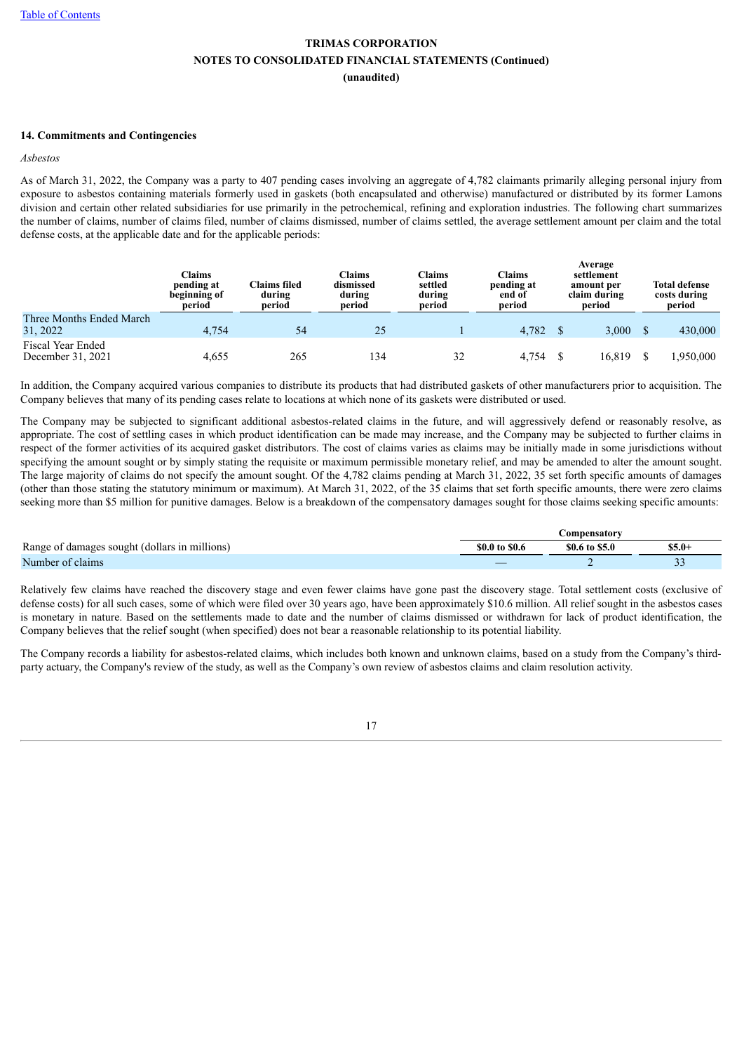**TRIMAS CORPORATION**
**NOTES TO CONSOLIDATED FINANCIAL STATEMENTS (Continued)**
**(unaudited)**

## 14. Commitments and Contingencies

*Asbestos*

As of March 31, 2022, the Company was a party to 407 pending cases involving an aggregate of 4,782 claimants primarily alleging personal injury from exposure to asbestos containing materials formerly used in gaskets (both encapsulated and otherwise) manufactured or distributed by its former Lamons division and certain other related subsidiaries for use primarily in the petrochemical, refining and exploration industries. The following chart summarizes the number of claims, number of claims filed, number of claims dismissed, number of claims settled, the average settlement amount per claim and the total defense costs, at the applicable date and for the applicable periods:

| | Claims pending at beginning of period | Claims filed during period | Claims dismissed during period | Claims settled during period | Claims pending at end of period | Average settlement amount per claim during period | Total defense costs during period |
|---|---|---|---|---|---|---|---|
| Three Months Ended March 31, 2022 | 4,754 | 54 | 25 | 1 | 4,782 | $ 3,000 | $ 430,000 |
| Fiscal Year Ended December 31, 2021 | 4,655 | 265 | 134 | 32 | 4,754 | $ 16,819 | $ 1,950,000 |

In addition, the Company acquired various companies to distribute its products that had distributed gaskets of other manufacturers prior to acquisition. The Company believes that many of its pending cases relate to locations at which none of its gaskets were distributed or used.

The Company may be subjected to significant additional asbestos-related claims in the future, and will aggressively defend or reasonably resolve, as appropriate. The cost of settling cases in which product identification can be made may increase, and the Company may be subjected to further claims in respect of the former activities of its acquired gasket distributors. The cost of claims varies as claims may be initially made in some jurisdictions without specifying the amount sought or by simply stating the requisite or maximum permissible monetary relief, and may be amended to alter the amount sought. The large majority of claims do not specify the amount sought. Of the 4,782 claims pending at March 31, 2022, 35 set forth specific amounts of damages (other than those stating the statutory minimum or maximum). At March 31, 2022, of the 35 claims that set forth specific amounts, there were zero claims seeking more than $5 million for punitive damages. Below is a breakdown of the compensatory damages sought for those claims seeking specific amounts:

| | Compensatory | | |
|---|---|---|---|
| Range of damages sought (dollars in millions) | $0.0 to $0.6 | $0.6 to $5.0 | $5.0+ |
| Number of claims | — | 2 | 33 |

Relatively few claims have reached the discovery stage and even fewer claims have gone past the discovery stage. Total settlement costs (exclusive of defense costs) for all such cases, some of which were filed over 30 years ago, have been approximately $10.6 million. All relief sought in the asbestos cases is monetary in nature. Based on the settlements made to date and the number of claims dismissed or withdrawn for lack of product identification, the Company believes that the relief sought (when specified) does not bear a reasonable relationship to its potential liability.

The Company records a liability for asbestos-related claims, which includes both known and unknown claims, based on a study from the Company's third-party actuary, the Company's review of the study, as well as the Company's own review of asbestos claims and claim resolution activity.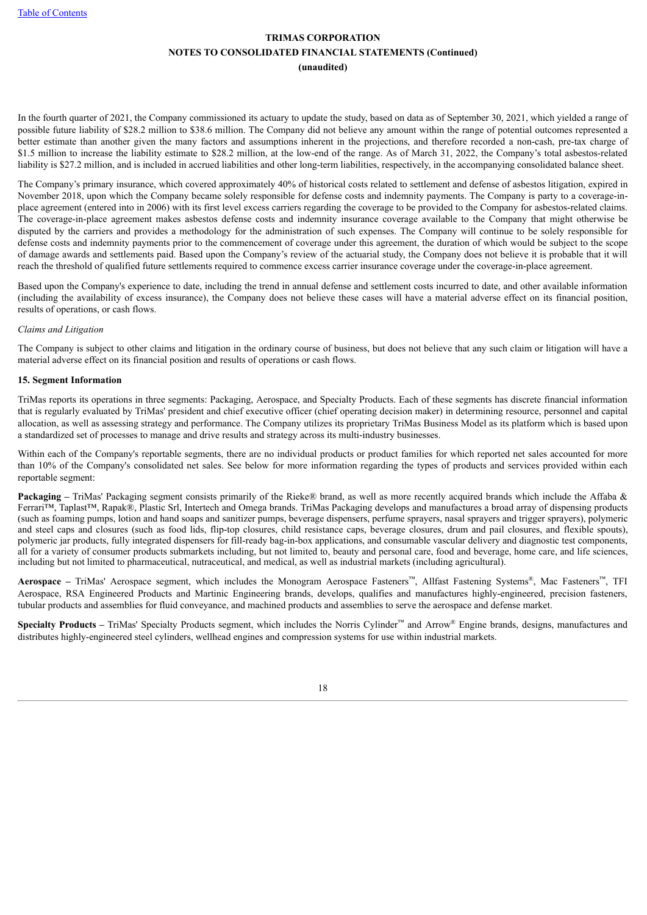In the fourth quarter of 2021, the Company commissioned its actuary to update the study, based on data as of September 30, 2021, which yielded a range of possible future liability of $28.2 million to $38.6 million. The Company did not believe any amount within the range of potential outcomes represented a better estimate than another given the many factors and assumptions inherent in the projections, and therefore recorded a non-cash, pre-tax charge of $1.5 million to increase the liability estimate to $28.2 million, at the low-end of the range. As of March 31, 2022, the Company's total asbestos-related liability is $27.2 million, and is included in accrued liabilities and other long-term liabilities, respectively, in the accompanying consolidated balance sheet.

The Company's primary insurance, which covered approximately 40% of historical costs related to settlement and defense of asbestos litigation, expired in November 2018, upon which the Company became solely responsible for defense costs and indemnity payments. The Company is party to a coverage-in-place agreement (entered into in 2006) with its first level excess carriers regarding the coverage to be provided to the Company for asbestos-related claims. The coverage-in-place agreement makes asbestos defense costs and indemnity insurance coverage available to the Company that might otherwise be disputed by the carriers and provides a methodology for the administration of such expenses. The Company will continue to be solely responsible for defense costs and indemnity payments prior to the commencement of coverage under this agreement, the duration of which would be subject to the scope of damage awards and settlements paid. Based upon the Company's review of the actuarial study, the Company does not believe it is probable that it will reach the threshold of qualified future settlements required to commence excess carrier insurance coverage under the coverage-in-place agreement.

Based upon the Company's experience to date, including the trend in annual defense and settlement costs incurred to date, and other available information (including the availability of excess insurance), the Company does not believe these cases will have a material adverse effect on its financial position, results of operations, or cash flows.

*Claims and Litigation*

The Company is subject to other claims and litigation in the ordinary course of business, but does not believe that any such claim or litigation will have a material adverse effect on its financial position and results of operations or cash flows.

**15. Segment Information**

TriMas reports its operations in three segments: Packaging, Aerospace, and Specialty Products. Each of these segments has discrete financial information that is regularly evaluated by TriMas' president and chief executive officer (chief operating decision maker) in determining resource, personnel and capital allocation, as well as assessing strategy and performance. The Company utilizes its proprietary TriMas Business Model as its platform which is based upon a standardized set of processes to manage and drive results and strategy across its multi-industry businesses.

Within each of the Company's reportable segments, there are no individual products or product families for which reported net sales accounted for more than 10% of the Company's consolidated net sales. See below for more information regarding the types of products and services provided within each reportable segment:

**Packaging –** TriMas' Packaging segment consists primarily of the Rieke® brand, as well as more recently acquired brands which include the Affaba & Ferrari™, Taplast™, Rapak®, Plastic Srl, Intertech and Omega brands. TriMas Packaging develops and manufactures a broad array of dispensing products (such as foaming pumps, lotion and hand soaps and sanitizer pumps, beverage dispensers, perfume sprayers, nasal sprayers and trigger sprayers), polymeric and steel caps and closures (such as food lids, flip-top closures, child resistance caps, beverage closures, drum and pail closures, and flexible spouts), polymeric jar products, fully integrated dispensers for fill-ready bag-in-box applications, and consumable vascular delivery and diagnostic test components, all for a variety of consumer products submarkets including, but not limited to, beauty and personal care, food and beverage, home care, and life sciences, including but not limited to pharmaceutical, nutraceutical, and medical, as well as industrial markets (including agricultural).

**Aerospace –** TriMas' Aerospace segment, which includes the Monogram Aerospace Fasteners™, Allfast Fastening Systems®, Mac Fasteners™, TFI Aerospace, RSA Engineered Products and Martinic Engineering brands, develops, qualifies and manufactures highly-engineered, precision fasteners, tubular products and assemblies for fluid conveyance, and machined products and assemblies to serve the aerospace and defense market.

**Specialty Products –** TriMas' Specialty Products segment, which includes the Norris Cylinder™ and Arrow® Engine brands, designs, manufactures and distributes highly-engineered steel cylinders, wellhead engines and compression systems for use within industrial markets.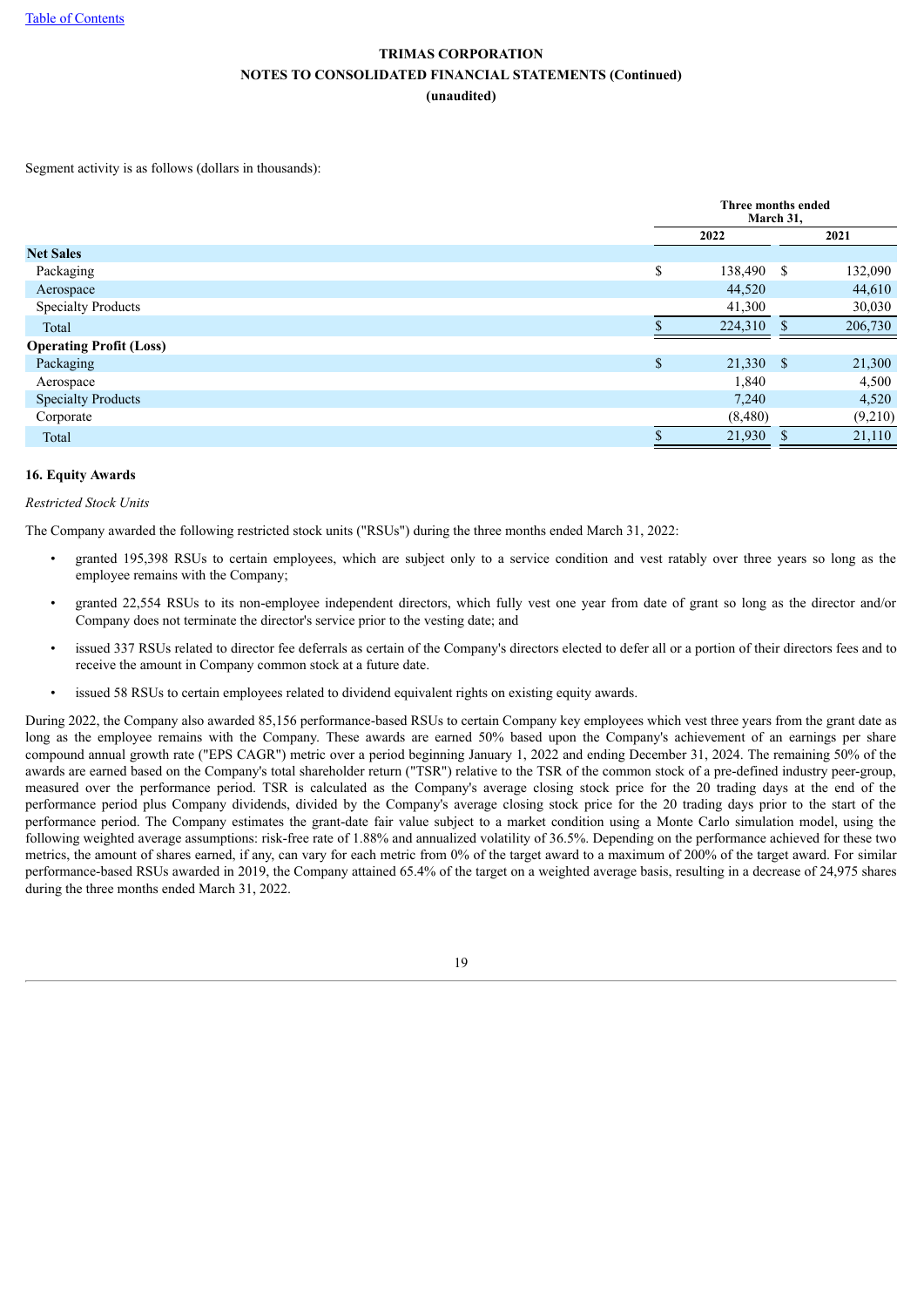Segment activity is as follows (dollars in thousands):

| | Three months ended March 31, | |
|---|---|---|
| | 2022 | 2021 |
| **Net Sales** | | |
| Packaging | $ 138,490 | $ 132,090 |
| Aerospace | 44,520 | 44,610 |
| Specialty Products | 41,300 | 30,030 |
| Total | $ 224,310 | $ 206,730 |
| **Operating Profit (Loss)** | | |
| Packaging | $ 21,330 | $ 21,300 |
| Aerospace | 1,840 | 4,500 |
| Specialty Products | 7,240 | 4,520 |
| Corporate | (8,480) | (9,210) |
| Total | $ 21,930 | $ 21,110 |

## 16. Equity Awards

*Restricted Stock Units*

The Company awarded the following restricted stock units ("RSUs") during the three months ended March 31, 2022:

- granted 195,398 RSUs to certain employees, which are subject only to a service condition and vest ratably over three years so long as the employee remains with the Company;
- granted 22,554 RSUs to its non-employee independent directors, which fully vest one year from date of grant so long as the director and/or Company does not terminate the director's service prior to the vesting date; and
- issued 337 RSUs related to director fee deferrals as certain of the Company's directors elected to defer all or a portion of their directors fees and to receive the amount in Company common stock at a future date.
- issued 58 RSUs to certain employees related to dividend equivalent rights on existing equity awards.

During 2022, the Company also awarded 85,156 performance-based RSUs to certain Company key employees which vest three years from the grant date as long as the employee remains with the Company. These awards are earned 50% based upon the Company's achievement of an earnings per share compound annual growth rate ("EPS CAGR") metric over a period beginning January 1, 2022 and ending December 31, 2024. The remaining 50% of the awards are earned based on the Company's total shareholder return ("TSR") relative to the TSR of the common stock of a pre-defined industry peer-group, measured over the performance period. TSR is calculated as the Company's average closing stock price for the 20 trading days at the end of the performance period plus Company dividends, divided by the Company's average closing stock price for the 20 trading days prior to the start of the performance period. The Company estimates the grant-date fair value subject to a market condition using a Monte Carlo simulation model, using the following weighted average assumptions: risk-free rate of 1.88% and annualized volatility of 36.5%. Depending on the performance achieved for these two metrics, the amount of shares earned, if any, can vary for each metric from 0% of the target award to a maximum of 200% of the target award. For similar performance-based RSUs awarded in 2019, the Company attained 65.4% of the target on a weighted average basis, resulting in a decrease of 24,975 shares during the three months ended March 31, 2022.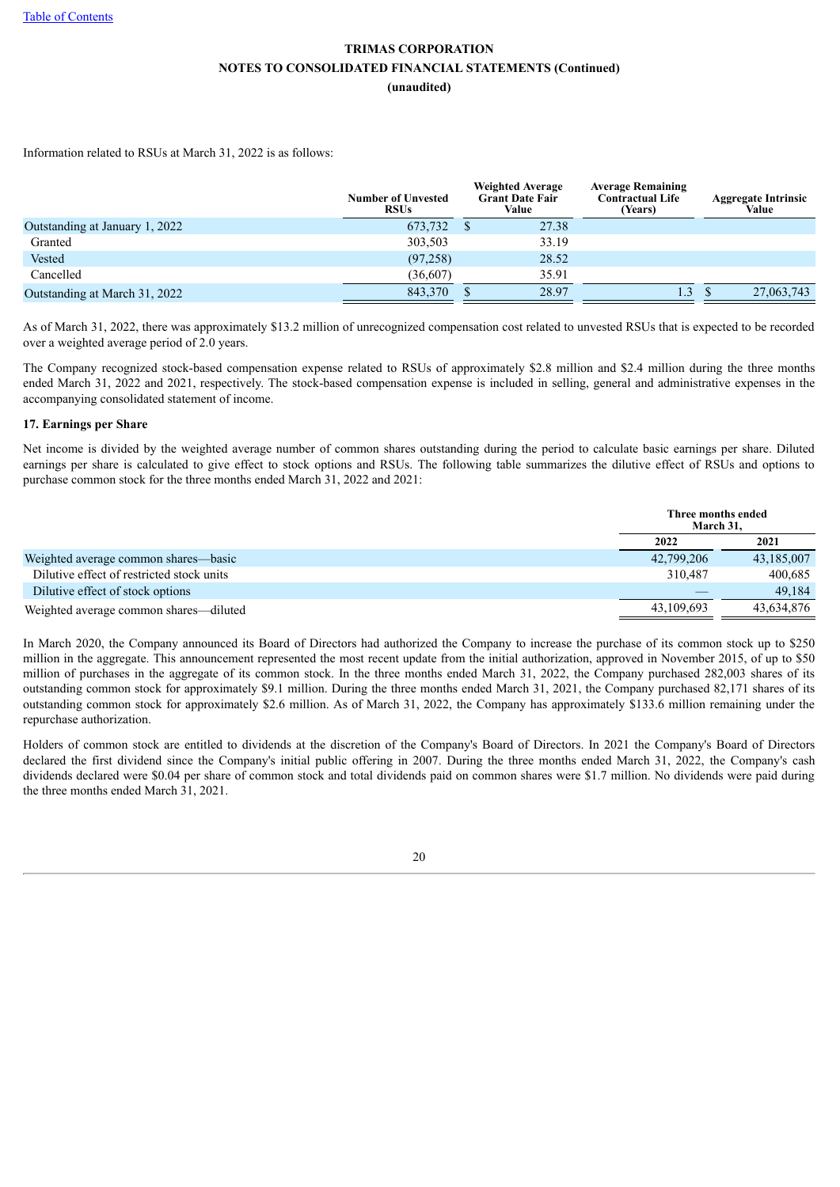Information related to RSUs at March 31, 2022 is as follows:

| | Number of Unvested RSUs | Weighted Average Grant Date Fair Value | Average Remaining Contractual Life (Years) | Aggregate Intrinsic Value |
|---|---|---|---|---|
| Outstanding at January 1, 2022 | 673,732 | $ 27.38 | | |
| Granted | 303,503 | 33.19 | | |
| Vested | (97,258) | 28.52 | | |
| Cancelled | (36,607) | 35.91 | | |
| Outstanding at March 31, 2022 | 843,370 | $ 28.97 | 1.3 | $ 27,063,743 |

As of March 31, 2022, there was approximately $13.2 million of unrecognized compensation cost related to unvested RSUs that is expected to be recorded over a weighted average period of 2.0 years.

The Company recognized stock-based compensation expense related to RSUs of approximately $2.8 million and $2.4 million during the three months ended March 31, 2022 and 2021, respectively. The stock-based compensation expense is included in selling, general and administrative expenses in the accompanying consolidated statement of income.

**17. Earnings per Share**

Net income is divided by the weighted average number of common shares outstanding during the period to calculate basic earnings per share. Diluted earnings per share is calculated to give effect to stock options and RSUs. The following table summarizes the dilutive effect of RSUs and options to purchase common stock for the three months ended March 31, 2022 and 2021:

| | Three months ended March 31, | |
|---|---|---|
| | 2022 | 2021 |
| Weighted average common shares—basic | 42,799,206 | 43,185,007 |
| Dilutive effect of restricted stock units | 310,487 | 400,685 |
| Dilutive effect of stock options | — | 49,184 |
| Weighted average common shares—diluted | 43,109,693 | 43,634,876 |

In March 2020, the Company announced its Board of Directors had authorized the Company to increase the purchase of its common stock up to $250 million in the aggregate. This announcement represented the most recent update from the initial authorization, approved in November 2015, of up to $50 million of purchases in the aggregate of its common stock. In the three months ended March 31, 2022, the Company purchased 282,003 shares of its outstanding common stock for approximately $9.1 million. During the three months ended March 31, 2021, the Company purchased 82,171 shares of its outstanding common stock for approximately $2.6 million. As of March 31, 2022, the Company has approximately $133.6 million remaining under the repurchase authorization.

Holders of common stock are entitled to dividends at the discretion of the Company's Board of Directors. In 2021 the Company's Board of Directors declared the first dividend since the Company's initial public offering in 2007. During the three months ended March 31, 2022, the Company's cash dividends declared were $0.04 per share of common stock and total dividends paid on common shares were $1.7 million. No dividends were paid during the three months ended March 31, 2021.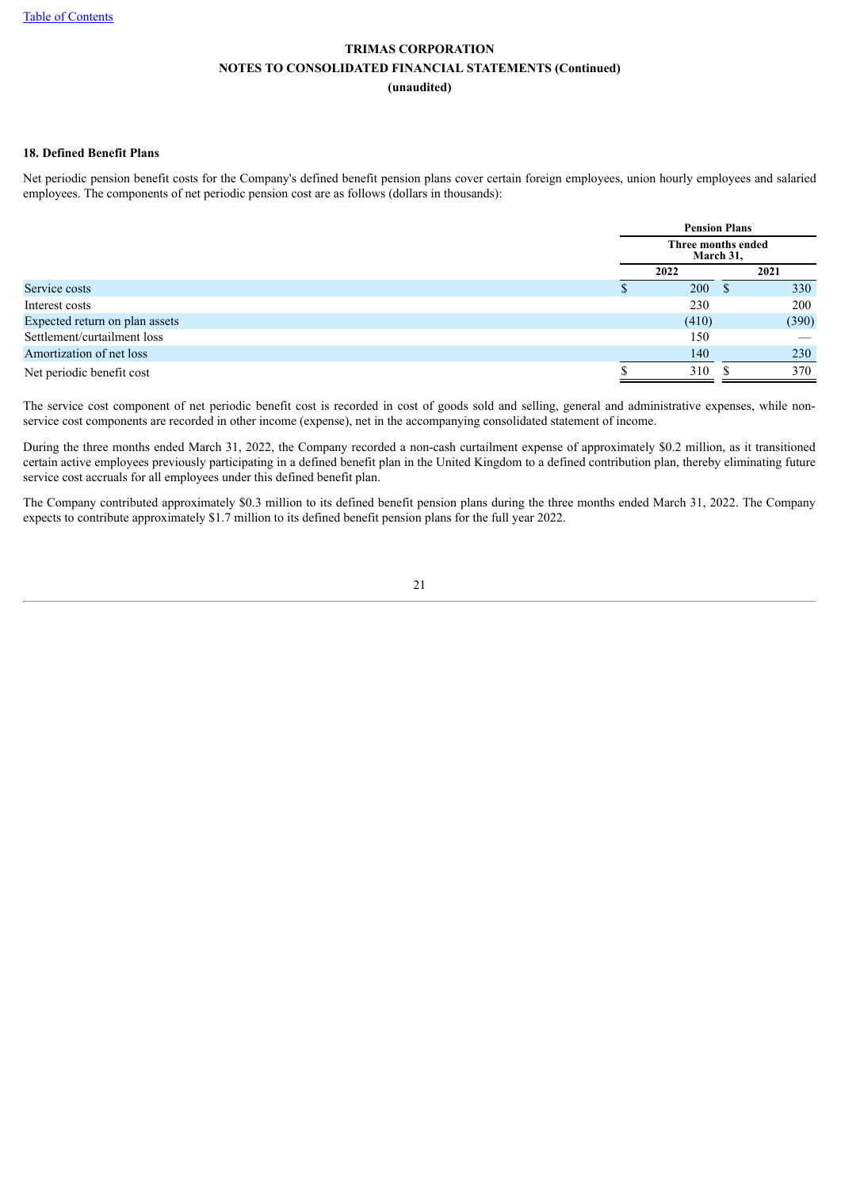**TRIMAS CORPORATION**

**NOTES TO CONSOLIDATED FINANCIAL STATEMENTS (Continued)**

**(unaudited)**

### 18. Defined Benefit Plans

Net periodic pension benefit costs for the Company's defined benefit pension plans cover certain foreign employees, union hourly employees and salaried employees. The components of net periodic pension cost are as follows (dollars in thousands):

| | Pension Plans | |
|---|---|---|
| | Three months ended March 31, | |
| | 2022 | 2021 |
| Service costs | $ 200 | $ 330 |
| Interest costs | 230 | 200 |
| Expected return on plan assets | (410) | (390) |
| Settlement/curtailment loss | 150 | — |
| Amortization of net loss | 140 | 230 |
| Net periodic benefit cost | $ 310 | $ 370 |

The service cost component of net periodic benefit cost is recorded in cost of goods sold and selling, general and administrative expenses, while non-service cost components are recorded in other income (expense), net in the accompanying consolidated statement of income.

During the three months ended March 31, 2022, the Company recorded a non-cash curtailment expense of approximately $0.2 million, as it transitioned certain active employees previously participating in a defined benefit plan in the United Kingdom to a defined contribution plan, thereby eliminating future service cost accruals for all employees under this defined benefit plan.

The Company contributed approximately $0.3 million to its defined benefit pension plans during the three months ended March 31, 2022. The Company expects to contribute approximately $1.7 million to its defined benefit pension plans for the full year 2022.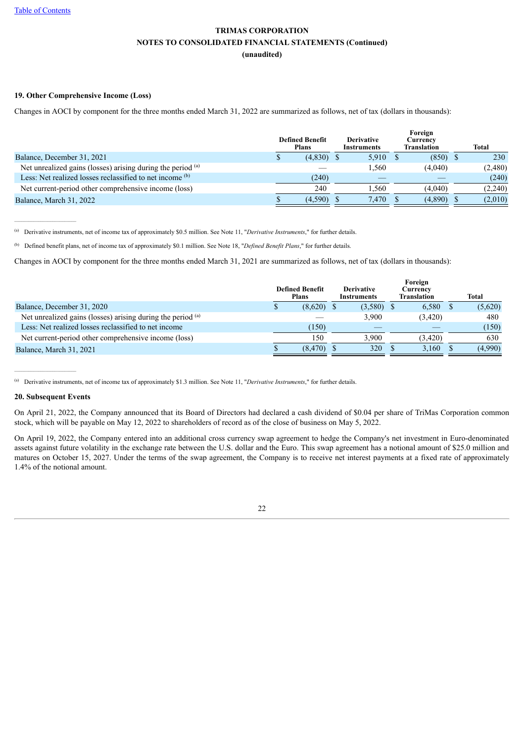## 19. Other Comprehensive Income (Loss)

Changes in AOCI by component for the three months ended March 31, 2022 are summarized as follows, net of tax (dollars in thousands):

| | Defined Benefit Plans | Derivative Instruments | Foreign Currency Translation | Total |
|---|---|---|---|---|
| Balance, December 31, 2021 | $ (4,830) | $ 5,910 | $ (850) | $ 230 |
| Net unrealized gains (losses) arising during the period [(a)] | — | 1,560 | (4,040) | (2,480) |
| Less: Net realized losses reclassified to net income [(b)] | (240) | — | — | (240) |
| Net current-period other comprehensive income (loss) | 240 | 1,560 | (4,040) | (2,240) |
| Balance, March 31, 2022 | $ (4,590) | $ 7,470 | $ (4,890) | $ (2,010) |

[(a)] Derivative instruments, net of income tax of approximately $0.5 million. See Note 11, "*Derivative Instruments*," for further details.

[(b)] Defined benefit plans, net of income tax of approximately $0.1 million. See Note 18, "*Defined Benefit Plans*," for further details.

Changes in AOCI by component for the three months ended March 31, 2021 are summarized as follows, net of tax (dollars in thousands):

| | Defined Benefit Plans | Derivative Instruments | Foreign Currency Translation | Total |
|---|---|---|---|---|
| Balance, December 31, 2020 | $ (8,620) | $ (3,580) | $ 6,580 | $ (5,620) |
| Net unrealized gains (losses) arising during the period [(a)] | — | 3,900 | (3,420) | 480 |
| Less: Net realized losses reclassified to net income | (150) | — | — | (150) |
| Net current-period other comprehensive income (loss) | 150 | 3,900 | (3,420) | 630 |
| Balance, March 31, 2021 | $ (8,470) | $ 320 | $ 3,160 | $ (4,990) |

[(a)] Derivative instruments, net of income tax of approximately $1.3 million. See Note 11, "*Derivative Instruments*," for further details.

## 20. Subsequent Events

On April 21, 2022, the Company announced that its Board of Directors had declared a cash dividend of $0.04 per share of TriMas Corporation common stock, which will be payable on May 12, 2022 to shareholders of record as of the close of business on May 5, 2022.

On April 19, 2022, the Company entered into an additional cross currency swap agreement to hedge the Company's net investment in Euro-denominated assets against future volatility in the exchange rate between the U.S. dollar and the Euro. This swap agreement has a notional amount of $25.0 million and matures on October 15, 2027. Under the terms of the swap agreement, the Company is to receive net interest payments at a fixed rate of approximately 1.4% of the notional amount.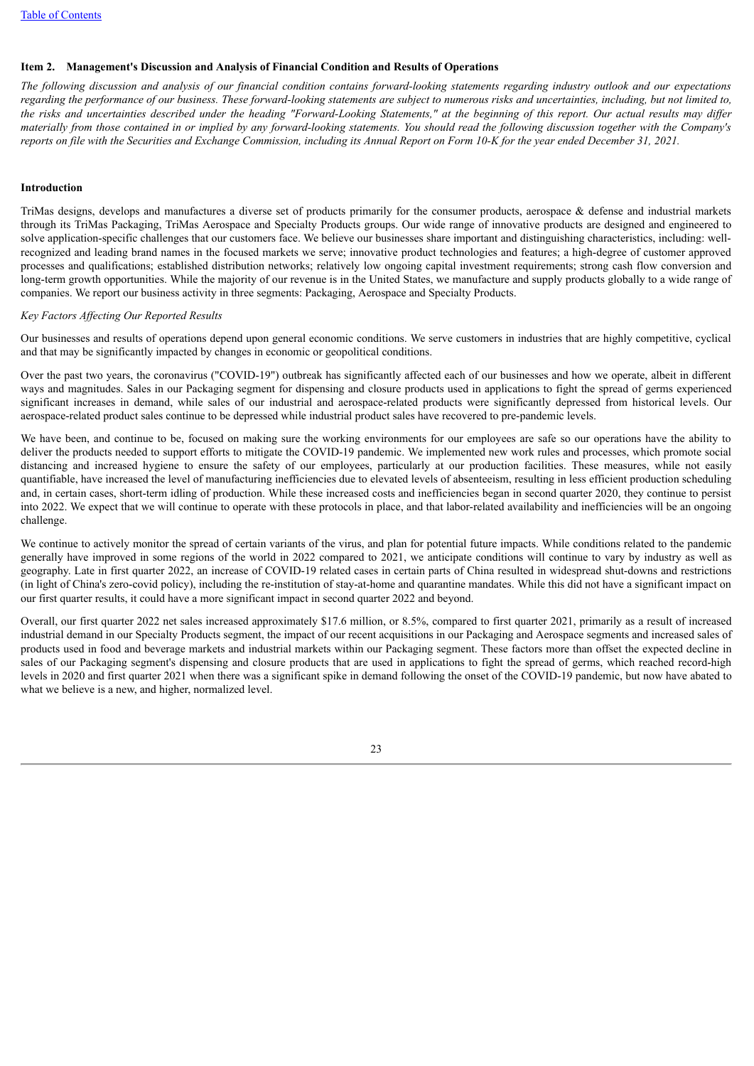## Item 2. Management's Discussion and Analysis of Financial Condition and Results of Operations

*The following discussion and analysis of our financial condition contains forward-looking statements regarding industry outlook and our expectations regarding the performance of our business. These forward-looking statements are subject to numerous risks and uncertainties, including, but not limited to, the risks and uncertainties described under the heading "Forward-Looking Statements," at the beginning of this report. Our actual results may differ materially from those contained in or implied by any forward-looking statements. You should read the following discussion together with the Company's reports on file with the Securities and Exchange Commission, including its Annual Report on Form 10-K for the year ended December 31, 2021.*

### Introduction

TriMas designs, develops and manufactures a diverse set of products primarily for the consumer products, aerospace & defense and industrial markets through its TriMas Packaging, TriMas Aerospace and Specialty Products groups. Our wide range of innovative products are designed and engineered to solve application-specific challenges that our customers face. We believe our businesses share important and distinguishing characteristics, including: well-recognized and leading brand names in the focused markets we serve; innovative product technologies and features; a high-degree of customer approved processes and qualifications; established distribution networks; relatively low ongoing capital investment requirements; strong cash flow conversion and long-term growth opportunities. While the majority of our revenue is in the United States, we manufacture and supply products globally to a wide range of companies. We report our business activity in three segments: Packaging, Aerospace and Specialty Products.

*Key Factors Affecting Our Reported Results*

Our businesses and results of operations depend upon general economic conditions. We serve customers in industries that are highly competitive, cyclical and that may be significantly impacted by changes in economic or geopolitical conditions.

Over the past two years, the coronavirus ("COVID-19") outbreak has significantly affected each of our businesses and how we operate, albeit in different ways and magnitudes. Sales in our Packaging segment for dispensing and closure products used in applications to fight the spread of germs experienced significant increases in demand, while sales of our industrial and aerospace-related products were significantly depressed from historical levels. Our aerospace-related product sales continue to be depressed while industrial product sales have recovered to pre-pandemic levels.

We have been, and continue to be, focused on making sure the working environments for our employees are safe so our operations have the ability to deliver the products needed to support efforts to mitigate the COVID-19 pandemic. We implemented new work rules and processes, which promote social distancing and increased hygiene to ensure the safety of our employees, particularly at our production facilities. These measures, while not easily quantifiable, have increased the level of manufacturing inefficiencies due to elevated levels of absenteeism, resulting in less efficient production scheduling and, in certain cases, short-term idling of production. While these increased costs and inefficiencies began in second quarter 2020, they continue to persist into 2022. We expect that we will continue to operate with these protocols in place, and that labor-related availability and inefficiencies will be an ongoing challenge.

We continue to actively monitor the spread of certain variants of the virus, and plan for potential future impacts. While conditions related to the pandemic generally have improved in some regions of the world in 2022 compared to 2021, we anticipate conditions will continue to vary by industry as well as geography. Late in first quarter 2022, an increase of COVID-19 related cases in certain parts of China resulted in widespread shut-downs and restrictions (in light of China's zero-covid policy), including the re-institution of stay-at-home and quarantine mandates. While this did not have a significant impact on our first quarter results, it could have a more significant impact in second quarter 2022 and beyond.

Overall, our first quarter 2022 net sales increased approximately $17.6 million, or 8.5%, compared to first quarter 2021, primarily as a result of increased industrial demand in our Specialty Products segment, the impact of our recent acquisitions in our Packaging and Aerospace segments and increased sales of products used in food and beverage markets and industrial markets within our Packaging segment. These factors more than offset the expected decline in sales of our Packaging segment's dispensing and closure products that are used in applications to fight the spread of germs, which reached record-high levels in 2020 and first quarter 2021 when there was a significant spike in demand following the onset of the COVID-19 pandemic, but now have abated to what we believe is a new, and higher, normalized level.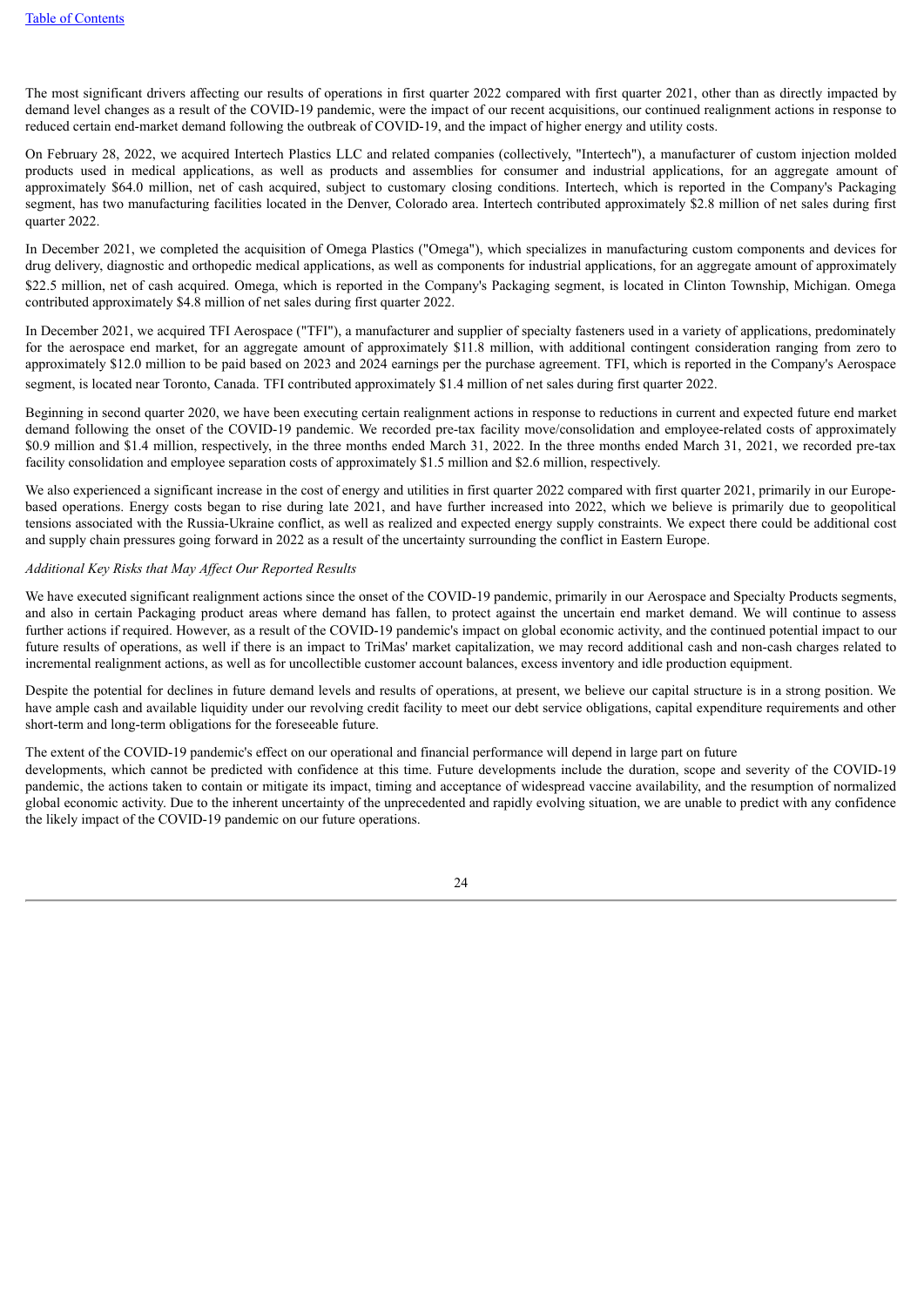The most significant drivers affecting our results of operations in first quarter 2022 compared with first quarter 2021, other than as directly impacted by demand level changes as a result of the COVID-19 pandemic, were the impact of our recent acquisitions, our continued realignment actions in response to reduced certain end-market demand following the outbreak of COVID-19, and the impact of higher energy and utility costs.

On February 28, 2022, we acquired Intertech Plastics LLC and related companies (collectively, "Intertech"), a manufacturer of custom injection molded products used in medical applications, as well as products and assemblies for consumer and industrial applications, for an aggregate amount of approximately $64.0 million, net of cash acquired, subject to customary closing conditions. Intertech, which is reported in the Company's Packaging segment, has two manufacturing facilities located in the Denver, Colorado area. Intertech contributed approximately $2.8 million of net sales during first quarter 2022.

In December 2021, we completed the acquisition of Omega Plastics ("Omega"), which specializes in manufacturing custom components and devices for drug delivery, diagnostic and orthopedic medical applications, as well as components for industrial applications, for an aggregate amount of approximately $22.5 million, net of cash acquired. Omega, which is reported in the Company's Packaging segment, is located in Clinton Township, Michigan. Omega contributed approximately $4.8 million of net sales during first quarter 2022.

In December 2021, we acquired TFI Aerospace ("TFI"), a manufacturer and supplier of specialty fasteners used in a variety of applications, predominately for the aerospace end market, for an aggregate amount of approximately $11.8 million, with additional contingent consideration ranging from zero to approximately $12.0 million to be paid based on 2023 and 2024 earnings per the purchase agreement. TFI, which is reported in the Company's Aerospace segment, is located near Toronto, Canada. TFI contributed approximately $1.4 million of net sales during first quarter 2022.

Beginning in second quarter 2020, we have been executing certain realignment actions in response to reductions in current and expected future end market demand following the onset of the COVID-19 pandemic. We recorded pre-tax facility move/consolidation and employee-related costs of approximately $0.9 million and $1.4 million, respectively, in the three months ended March 31, 2022. In the three months ended March 31, 2021, we recorded pre-tax facility consolidation and employee separation costs of approximately $1.5 million and $2.6 million, respectively.

We also experienced a significant increase in the cost of energy and utilities in first quarter 2022 compared with first quarter 2021, primarily in our Europe-based operations. Energy costs began to rise during late 2021, and have further increased into 2022, which we believe is primarily due to geopolitical tensions associated with the Russia-Ukraine conflict, as well as realized and expected energy supply constraints. We expect there could be additional cost and supply chain pressures going forward in 2022 as a result of the uncertainty surrounding the conflict in Eastern Europe.

*Additional Key Risks that May Affect Our Reported Results*

We have executed significant realignment actions since the onset of the COVID-19 pandemic, primarily in our Aerospace and Specialty Products segments, and also in certain Packaging product areas where demand has fallen, to protect against the uncertain end market demand. We will continue to assess further actions if required. However, as a result of the COVID-19 pandemic's impact on global economic activity, and the continued potential impact to our future results of operations, as well if there is an impact to TriMas' market capitalization, we may record additional cash and non-cash charges related to incremental realignment actions, as well as for uncollectible customer account balances, excess inventory and idle production equipment.

Despite the potential for declines in future demand levels and results of operations, at present, we believe our capital structure is in a strong position. We have ample cash and available liquidity under our revolving credit facility to meet our debt service obligations, capital expenditure requirements and other short-term and long-term obligations for the foreseeable future.

The extent of the COVID-19 pandemic's effect on our operational and financial performance will depend in large part on future developments, which cannot be predicted with confidence at this time. Future developments include the duration, scope and severity of the COVID-19 pandemic, the actions taken to contain or mitigate its impact, timing and acceptance of widespread vaccine availability, and the resumption of normalized global economic activity. Due to the inherent uncertainty of the unprecedented and rapidly evolving situation, we are unable to predict with any confidence the likely impact of the COVID-19 pandemic on our future operations.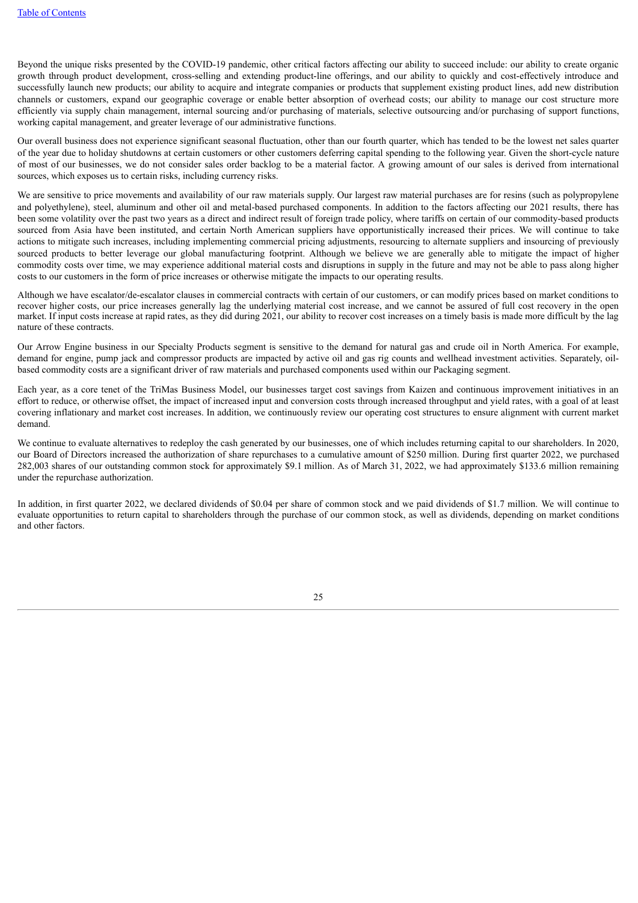Beyond the unique risks presented by the COVID-19 pandemic, other critical factors affecting our ability to succeed include: our ability to create organic growth through product development, cross-selling and extending product-line offerings, and our ability to quickly and cost-effectively introduce and successfully launch new products; our ability to acquire and integrate companies or products that supplement existing product lines, add new distribution channels or customers, expand our geographic coverage or enable better absorption of overhead costs; our ability to manage our cost structure more efficiently via supply chain management, internal sourcing and/or purchasing of materials, selective outsourcing and/or purchasing of support functions, working capital management, and greater leverage of our administrative functions.

Our overall business does not experience significant seasonal fluctuation, other than our fourth quarter, which has tended to be the lowest net sales quarter of the year due to holiday shutdowns at certain customers or other customers deferring capital spending to the following year. Given the short-cycle nature of most of our businesses, we do not consider sales order backlog to be a material factor. A growing amount of our sales is derived from international sources, which exposes us to certain risks, including currency risks.

We are sensitive to price movements and availability of our raw materials supply. Our largest raw material purchases are for resins (such as polypropylene and polyethylene), steel, aluminum and other oil and metal-based purchased components. In addition to the factors affecting our 2021 results, there has been some volatility over the past two years as a direct and indirect result of foreign trade policy, where tariffs on certain of our commodity-based products sourced from Asia have been instituted, and certain North American suppliers have opportunistically increased their prices. We will continue to take actions to mitigate such increases, including implementing commercial pricing adjustments, resourcing to alternate suppliers and insourcing of previously sourced products to better leverage our global manufacturing footprint. Although we believe we are generally able to mitigate the impact of higher commodity costs over time, we may experience additional material costs and disruptions in supply in the future and may not be able to pass along higher costs to our customers in the form of price increases or otherwise mitigate the impacts to our operating results.

Although we have escalator/de-escalator clauses in commercial contracts with certain of our customers, or can modify prices based on market conditions to recover higher costs, our price increases generally lag the underlying material cost increase, and we cannot be assured of full cost recovery in the open market. If input costs increase at rapid rates, as they did during 2021, our ability to recover cost increases on a timely basis is made more difficult by the lag nature of these contracts.

Our Arrow Engine business in our Specialty Products segment is sensitive to the demand for natural gas and crude oil in North America. For example, demand for engine, pump jack and compressor products are impacted by active oil and gas rig counts and wellhead investment activities. Separately, oil-based commodity costs are a significant driver of raw materials and purchased components used within our Packaging segment.

Each year, as a core tenet of the TriMas Business Model, our businesses target cost savings from Kaizen and continuous improvement initiatives in an effort to reduce, or otherwise offset, the impact of increased input and conversion costs through increased throughput and yield rates, with a goal of at least covering inflationary and market cost increases. In addition, we continuously review our operating cost structures to ensure alignment with current market demand.

We continue to evaluate alternatives to redeploy the cash generated by our businesses, one of which includes returning capital to our shareholders. In 2020, our Board of Directors increased the authorization of share repurchases to a cumulative amount of $250 million. During first quarter 2022, we purchased 282,003 shares of our outstanding common stock for approximately $9.1 million. As of March 31, 2022, we had approximately $133.6 million remaining under the repurchase authorization.

In addition, in first quarter 2022, we declared dividends of $0.04 per share of common stock and we paid dividends of $1.7 million. We will continue to evaluate opportunities to return capital to shareholders through the purchase of our common stock, as well as dividends, depending on market conditions and other factors.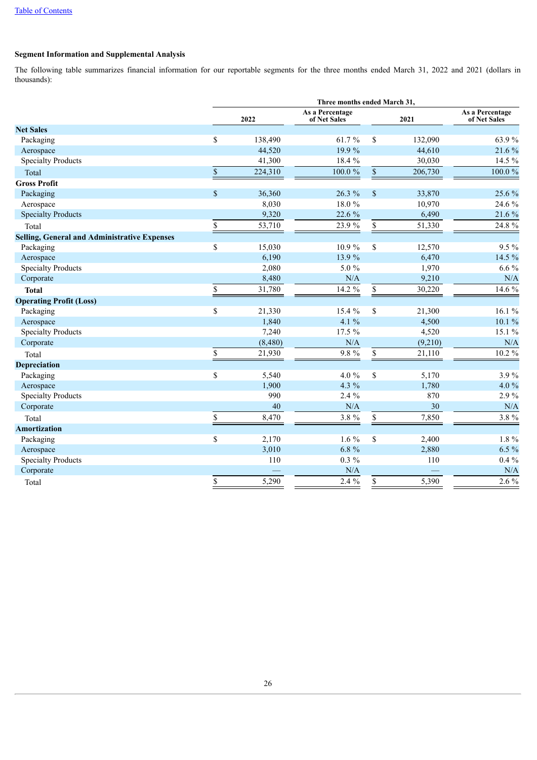## Segment Information and Supplemental Analysis

The following table summarizes financial information for our reportable segments for the three months ended March 31, 2022 and 2021 (dollars in thousands):

| | Three months ended March 31, | | | |
|---|---|---|---|---|
| | 2022 | As a Percentage of Net Sales | 2021 | As a Percentage of Net Sales |
| **Net Sales** | | | | |
| Packaging | $ 138,490 | 61.7 % | $ 132,090 | 63.9 % |
| Aerospace | 44,520 | 19.9 % | 44,610 | 21.6 % |
| Specialty Products | 41,300 | 18.4 % | 30,030 | 14.5 % |
| Total | $ 224,310 | 100.0 % | $ 206,730 | 100.0 % |
| **Gross Profit** | | | | |
| Packaging | $ 36,360 | 26.3 % | $ 33,870 | 25.6 % |
| Aerospace | 8,030 | 18.0 % | 10,970 | 24.6 % |
| Specialty Products | 9,320 | 22.6 % | 6,490 | 21.6 % |
| Total | $ 53,710 | 23.9 % | $ 51,330 | 24.8 % |
| **Selling, General and Administrative Expenses** | | | | |
| Packaging | $ 15,030 | 10.9 % | $ 12,570 | 9.5 % |
| Aerospace | 6,190 | 13.9 % | 6,470 | 14.5 % |
| Specialty Products | 2,080 | 5.0 % | 1,970 | 6.6 % |
| Corporate | 8,480 | N/A | 9,210 | N/A |
| **Total** | $ 31,780 | 14.2 % | $ 30,220 | 14.6 % |
| **Operating Profit (Loss)** | | | | |
| Packaging | $ 21,330 | 15.4 % | $ 21,300 | 16.1 % |
| Aerospace | 1,840 | 4.1 % | 4,500 | 10.1 % |
| Specialty Products | 7,240 | 17.5 % | 4,520 | 15.1 % |
| Corporate | (8,480) | N/A | (9,210) | N/A |
| Total | $ 21,930 | 9.8 % | $ 21,110 | 10.2 % |
| **Depreciation** | | | | |
| Packaging | $ 5,540 | 4.0 % | $ 5,170 | 3.9 % |
| Aerospace | 1,900 | 4.3 % | 1,780 | 4.0 % |
| Specialty Products | 990 | 2.4 % | 870 | 2.9 % |
| Corporate | 40 | N/A | 30 | N/A |
| Total | $ 8,470 | 3.8 % | $ 7,850 | 3.8 % |
| **Amortization** | | | | |
| Packaging | $ 2,170 | 1.6 % | $ 2,400 | 1.8 % |
| Aerospace | 3,010 | 6.8 % | 2,880 | 6.5 % |
| Specialty Products | 110 | 0.3 % | 110 | 0.4 % |
| Corporate | — | N/A | — | N/A |
| Total | $ 5,290 | 2.4 % | $ 5,390 | 2.6 % |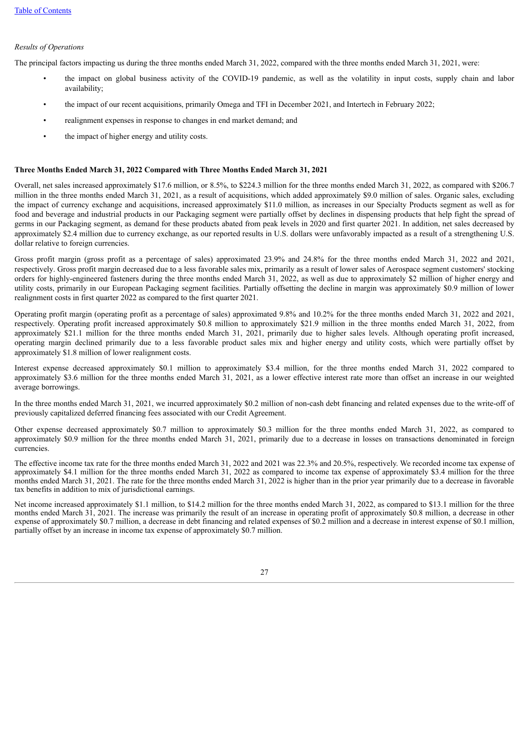*Results of Operations*

The principal factors impacting us during the three months ended March 31, 2022, compared with the three months ended March 31, 2021, were:

- the impact on global business activity of the COVID-19 pandemic, as well as the volatility in input costs, supply chain and labor availability;
- the impact of our recent acquisitions, primarily Omega and TFI in December 2021, and Intertech in February 2022;
- realignment expenses in response to changes in end market demand; and
- the impact of higher energy and utility costs.

**Three Months Ended March 31, 2022 Compared with Three Months Ended March 31, 2021**

Overall, net sales increased approximately $17.6 million, or 8.5%, to $224.3 million for the three months ended March 31, 2022, as compared with $206.7 million in the three months ended March 31, 2021, as a result of acquisitions, which added approximately $9.0 million of sales. Organic sales, excluding the impact of currency exchange and acquisitions, increased approximately $11.0 million, as increases in our Specialty Products segment as well as for food and beverage and industrial products in our Packaging segment were partially offset by declines in dispensing products that help fight the spread of germs in our Packaging segment, as demand for these products abated from peak levels in 2020 and first quarter 2021. In addition, net sales decreased by approximately $2.4 million due to currency exchange, as our reported results in U.S. dollars were unfavorably impacted as a result of a strengthening U.S. dollar relative to foreign currencies.

Gross profit margin (gross profit as a percentage of sales) approximated 23.9% and 24.8% for the three months ended March 31, 2022 and 2021, respectively. Gross profit margin decreased due to a less favorable sales mix, primarily as a result of lower sales of Aerospace segment customers' stocking orders for highly-engineered fasteners during the three months ended March 31, 2022, as well as due to approximately $2 million of higher energy and utility costs, primarily in our European Packaging segment facilities. Partially offsetting the decline in margin was approximately $0.9 million of lower realignment costs in first quarter 2022 as compared to the first quarter 2021.

Operating profit margin (operating profit as a percentage of sales) approximated 9.8% and 10.2% for the three months ended March 31, 2022 and 2021, respectively. Operating profit increased approximately $0.8 million to approximately $21.9 million in the three months ended March 31, 2022, from approximately $21.1 million for the three months ended March 31, 2021, primarily due to higher sales levels. Although operating profit increased, operating margin declined primarily due to a less favorable product sales mix and higher energy and utility costs, which were partially offset by approximately $1.8 million of lower realignment costs.

Interest expense decreased approximately $0.1 million to approximately $3.4 million, for the three months ended March 31, 2022 compared to approximately $3.6 million for the three months ended March 31, 2021, as a lower effective interest rate more than offset an increase in our weighted average borrowings.

In the three months ended March 31, 2021, we incurred approximately $0.2 million of non-cash debt financing and related expenses due to the write-off of previously capitalized deferred financing fees associated with our Credit Agreement.

Other expense decreased approximately $0.7 million to approximately $0.3 million for the three months ended March 31, 2022, as compared to approximately $0.9 million for the three months ended March 31, 2021, primarily due to a decrease in losses on transactions denominated in foreign currencies.

The effective income tax rate for the three months ended March 31, 2022 and 2021 was 22.3% and 20.5%, respectively. We recorded income tax expense of approximately $4.1 million for the three months ended March 31, 2022 as compared to income tax expense of approximately $3.4 million for the three months ended March 31, 2021. The rate for the three months ended March 31, 2022 is higher than in the prior year primarily due to a decrease in favorable tax benefits in addition to mix of jurisdictional earnings.

Net income increased approximately $1.1 million, to $14.2 million for the three months ended March 31, 2022, as compared to $13.1 million for the three months ended March 31, 2021. The increase was primarily the result of an increase in operating profit of approximately $0.8 million, a decrease in other expense of approximately $0.7 million, a decrease in debt financing and related expenses of $0.2 million and a decrease in interest expense of $0.1 million, partially offset by an increase in income tax expense of approximately $0.7 million.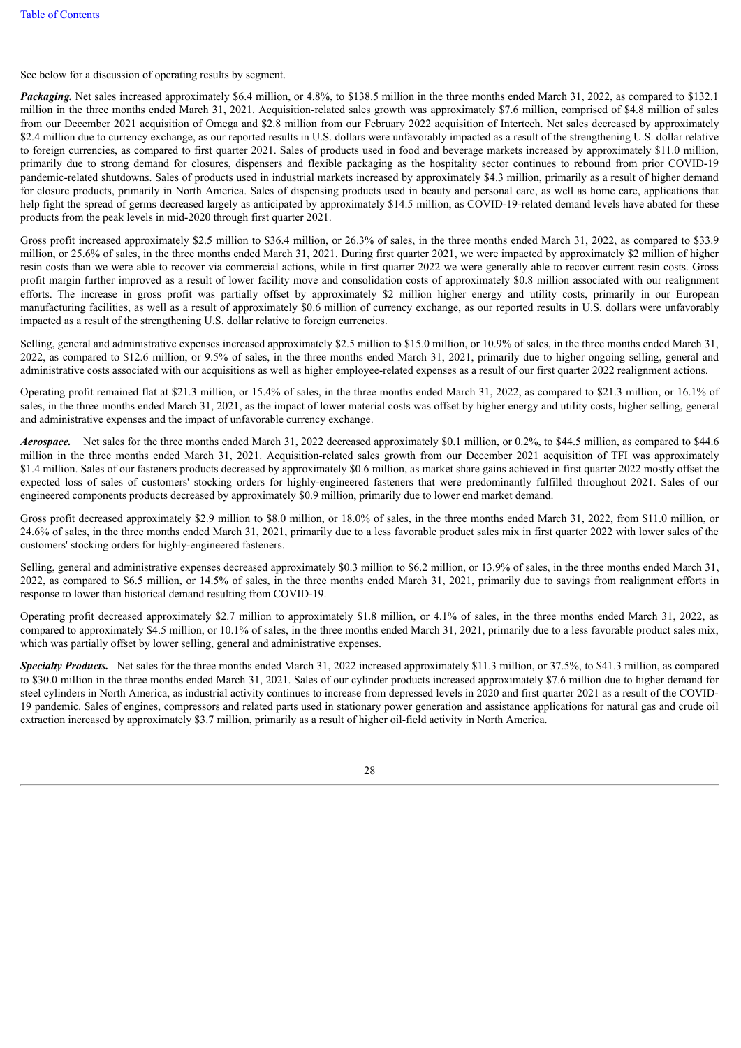See below for a discussion of operating results by segment.

***Packaging.*** Net sales increased approximately $6.4 million, or 4.8%, to $138.5 million in the three months ended March 31, 2022, as compared to $132.1 million in the three months ended March 31, 2021. Acquisition-related sales growth was approximately $7.6 million, comprised of $4.8 million of sales from our December 2021 acquisition of Omega and $2.8 million from our February 2022 acquisition of Intertech. Net sales decreased by approximately $2.4 million due to currency exchange, as our reported results in U.S. dollars were unfavorably impacted as a result of the strengthening U.S. dollar relative to foreign currencies, as compared to first quarter 2021. Sales of products used in food and beverage markets increased by approximately $11.0 million, primarily due to strong demand for closures, dispensers and flexible packaging as the hospitality sector continues to rebound from prior COVID-19 pandemic-related shutdowns. Sales of products used in industrial markets increased by approximately $4.3 million, primarily as a result of higher demand for closure products, primarily in North America. Sales of dispensing products used in beauty and personal care, as well as home care, applications that help fight the spread of germs decreased largely as anticipated by approximately $14.5 million, as COVID-19-related demand levels have abated for these products from the peak levels in mid-2020 through first quarter 2021.

Gross profit increased approximately $2.5 million to $36.4 million, or 26.3% of sales, in the three months ended March 31, 2022, as compared to $33.9 million, or 25.6% of sales, in the three months ended March 31, 2021. During first quarter 2021, we were impacted by approximately $2 million of higher resin costs than we were able to recover via commercial actions, while in first quarter 2022 we were generally able to recover current resin costs. Gross profit margin further improved as a result of lower facility move and consolidation costs of approximately $0.8 million associated with our realignment efforts. The increase in gross profit was partially offset by approximately $2 million higher energy and utility costs, primarily in our European manufacturing facilities, as well as a result of approximately $0.6 million of currency exchange, as our reported results in U.S. dollars were unfavorably impacted as a result of the strengthening U.S. dollar relative to foreign currencies.

Selling, general and administrative expenses increased approximately $2.5 million to $15.0 million, or 10.9% of sales, in the three months ended March 31, 2022, as compared to $12.6 million, or 9.5% of sales, in the three months ended March 31, 2021, primarily due to higher ongoing selling, general and administrative costs associated with our acquisitions as well as higher employee-related expenses as a result of our first quarter 2022 realignment actions.

Operating profit remained flat at $21.3 million, or 15.4% of sales, in the three months ended March 31, 2022, as compared to $21.3 million, or 16.1% of sales, in the three months ended March 31, 2021, as the impact of lower material costs was offset by higher energy and utility costs, higher selling, general and administrative expenses and the impact of unfavorable currency exchange.

***Aerospace.*** Net sales for the three months ended March 31, 2022 decreased approximately $0.1 million, or 0.2%, to $44.5 million, as compared to $44.6 million in the three months ended March 31, 2021. Acquisition-related sales growth from our December 2021 acquisition of TFI was approximately $1.4 million. Sales of our fasteners products decreased by approximately $0.6 million, as market share gains achieved in first quarter 2022 mostly offset the expected loss of sales of customers' stocking orders for highly-engineered fasteners that were predominantly fulfilled throughout 2021. Sales of our engineered components products decreased by approximately $0.9 million, primarily due to lower end market demand.

Gross profit decreased approximately $2.9 million to $8.0 million, or 18.0% of sales, in the three months ended March 31, 2022, from $11.0 million, or 24.6% of sales, in the three months ended March 31, 2021, primarily due to a less favorable product sales mix in first quarter 2022 with lower sales of the customers' stocking orders for highly-engineered fasteners.

Selling, general and administrative expenses decreased approximately $0.3 million to $6.2 million, or 13.9% of sales, in the three months ended March 31, 2022, as compared to $6.5 million, or 14.5% of sales, in the three months ended March 31, 2021, primarily due to savings from realignment efforts in response to lower than historical demand resulting from COVID-19.

Operating profit decreased approximately $2.7 million to approximately $1.8 million, or 4.1% of sales, in the three months ended March 31, 2022, as compared to approximately $4.5 million, or 10.1% of sales, in the three months ended March 31, 2021, primarily due to a less favorable product sales mix, which was partially offset by lower selling, general and administrative expenses.

***Specialty Products.*** Net sales for the three months ended March 31, 2022 increased approximately $11.3 million, or 37.5%, to $41.3 million, as compared to $30.0 million in the three months ended March 31, 2021. Sales of our cylinder products increased approximately $7.6 million due to higher demand for steel cylinders in North America, as industrial activity continues to increase from depressed levels in 2020 and first quarter 2021 as a result of the COVID-19 pandemic. Sales of engines, compressors and related parts used in stationary power generation and assistance applications for natural gas and crude oil extraction increased by approximately $3.7 million, primarily as a result of higher oil-field activity in North America.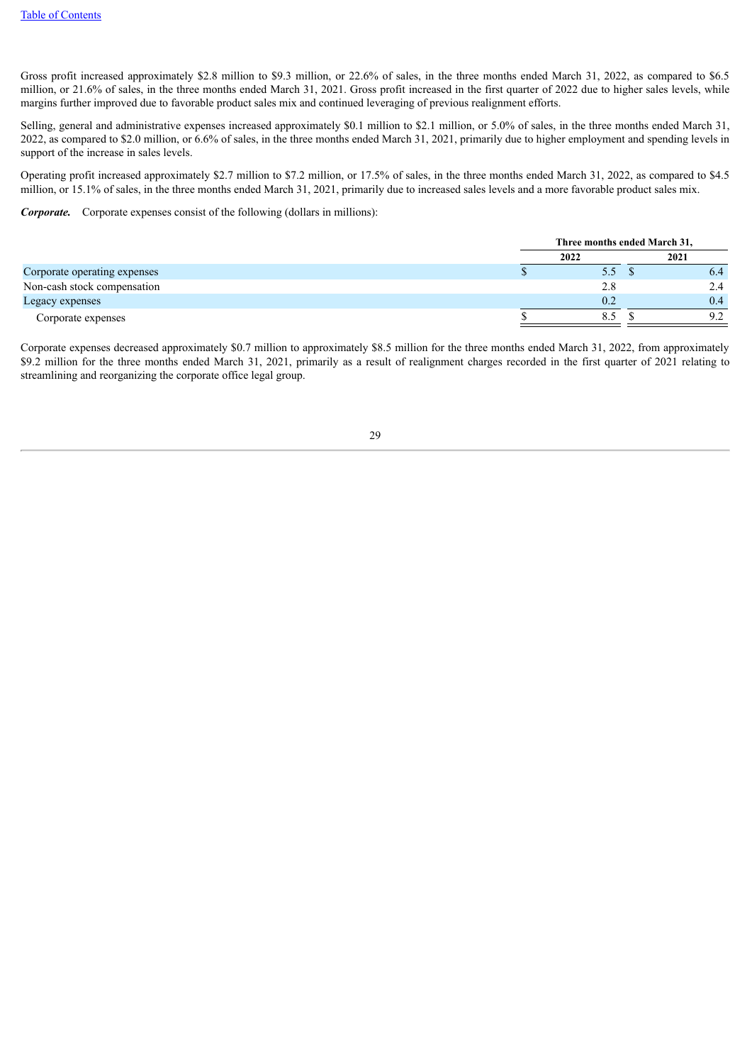Gross profit increased approximately $2.8 million to $9.3 million, or 22.6% of sales, in the three months ended March 31, 2022, as compared to $6.5 million, or 21.6% of sales, in the three months ended March 31, 2021. Gross profit increased in the first quarter of 2022 due to higher sales levels, while margins further improved due to favorable product sales mix and continued leveraging of previous realignment efforts.

Selling, general and administrative expenses increased approximately $0.1 million to $2.1 million, or 5.0% of sales, in the three months ended March 31, 2022, as compared to $2.0 million, or 6.6% of sales, in the three months ended March 31, 2021, primarily due to higher employment and spending levels in support of the increase in sales levels.

Operating profit increased approximately $2.7 million to $7.2 million, or 17.5% of sales, in the three months ended March 31, 2022, as compared to $4.5 million, or 15.1% of sales, in the three months ended March 31, 2021, primarily due to increased sales levels and a more favorable product sales mix.

***Corporate.*** Corporate expenses consist of the following (dollars in millions):

| | Three months ended March 31, | |
|---|---|---|
| | 2022 | 2021 |
| Corporate operating expenses | $ 5.5 | $ 6.4 |
| Non-cash stock compensation | 2.8 | 2.4 |
| Legacy expenses | 0.2 | 0.4 |
| Corporate expenses | $ 8.5 | $ 9.2 |

Corporate expenses decreased approximately $0.7 million to approximately $8.5 million for the three months ended March 31, 2022, from approximately $9.2 million for the three months ended March 31, 2021, primarily as a result of realignment charges recorded in the first quarter of 2021 relating to streamlining and reorganizing the corporate office legal group.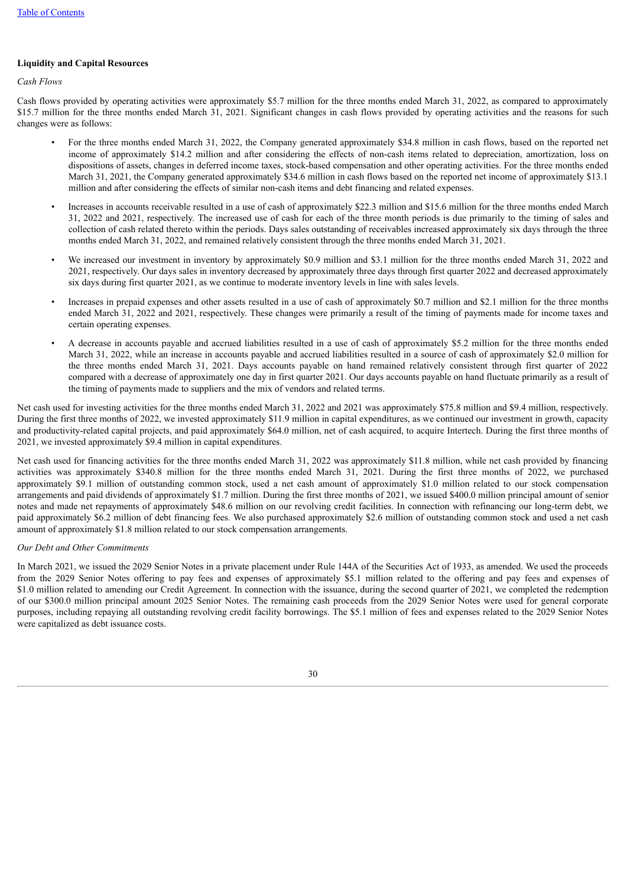**Liquidity and Capital Resources**

*Cash Flows*

Cash flows provided by operating activities were approximately $5.7 million for the three months ended March 31, 2022, as compared to approximately $15.7 million for the three months ended March 31, 2021. Significant changes in cash flows provided by operating activities and the reasons for such changes were as follows:

- For the three months ended March 31, 2022, the Company generated approximately $34.8 million in cash flows, based on the reported net income of approximately $14.2 million and after considering the effects of non-cash items related to depreciation, amortization, loss on dispositions of assets, changes in deferred income taxes, stock-based compensation and other operating activities. For the three months ended March 31, 2021, the Company generated approximately $34.6 million in cash flows based on the reported net income of approximately $13.1 million and after considering the effects of similar non-cash items and debt financing and related expenses.
- Increases in accounts receivable resulted in a use of cash of approximately $22.3 million and $15.6 million for the three months ended March 31, 2022 and 2021, respectively. The increased use of cash for each of the three month periods is due primarily to the timing of sales and collection of cash related thereto within the periods. Days sales outstanding of receivables increased approximately six days through the three months ended March 31, 2022, and remained relatively consistent through the three months ended March 31, 2021.
- We increased our investment in inventory by approximately $0.9 million and $3.1 million for the three months ended March 31, 2022 and 2021, respectively. Our days sales in inventory decreased by approximately three days through first quarter 2022 and decreased approximately six days during first quarter 2021, as we continue to moderate inventory levels in line with sales levels.
- Increases in prepaid expenses and other assets resulted in a use of cash of approximately $0.7 million and $2.1 million for the three months ended March 31, 2022 and 2021, respectively. These changes were primarily a result of the timing of payments made for income taxes and certain operating expenses.
- A decrease in accounts payable and accrued liabilities resulted in a use of cash of approximately $5.2 million for the three months ended March 31, 2022, while an increase in accounts payable and accrued liabilities resulted in a source of cash of approximately $2.0 million for the three months ended March 31, 2021. Days accounts payable on hand remained relatively consistent through first quarter of 2022 compared with a decrease of approximately one day in first quarter 2021. Our days accounts payable on hand fluctuate primarily as a result of the timing of payments made to suppliers and the mix of vendors and related terms.

Net cash used for investing activities for the three months ended March 31, 2022 and 2021 was approximately $75.8 million and $9.4 million, respectively. During the first three months of 2022, we invested approximately $11.9 million in capital expenditures, as we continued our investment in growth, capacity and productivity-related capital projects, and paid approximately $64.0 million, net of cash acquired, to acquire Intertech. During the first three months of 2021, we invested approximately $9.4 million in capital expenditures.

Net cash used for financing activities for the three months ended March 31, 2022 was approximately $11.8 million, while net cash provided by financing activities was approximately $340.8 million for the three months ended March 31, 2021. During the first three months of 2022, we purchased approximately $9.1 million of outstanding common stock, used a net cash amount of approximately $1.0 million related to our stock compensation arrangements and paid dividends of approximately $1.7 million. During the first three months of 2021, we issued $400.0 million principal amount of senior notes and made net repayments of approximately $48.6 million on our revolving credit facilities. In connection with refinancing our long-term debt, we paid approximately $6.2 million of debt financing fees. We also purchased approximately $2.6 million of outstanding common stock and used a net cash amount of approximately $1.8 million related to our stock compensation arrangements.

*Our Debt and Other Commitments*

In March 2021, we issued the 2029 Senior Notes in a private placement under Rule 144A of the Securities Act of 1933, as amended. We used the proceeds from the 2029 Senior Notes offering to pay fees and expenses of approximately $5.1 million related to the offering and pay fees and expenses of $1.0 million related to amending our Credit Agreement. In connection with the issuance, during the second quarter of 2021, we completed the redemption of our $300.0 million principal amount 2025 Senior Notes. The remaining cash proceeds from the 2029 Senior Notes were used for general corporate purposes, including repaying all outstanding revolving credit facility borrowings. The $5.1 million of fees and expenses related to the 2029 Senior Notes were capitalized as debt issuance costs.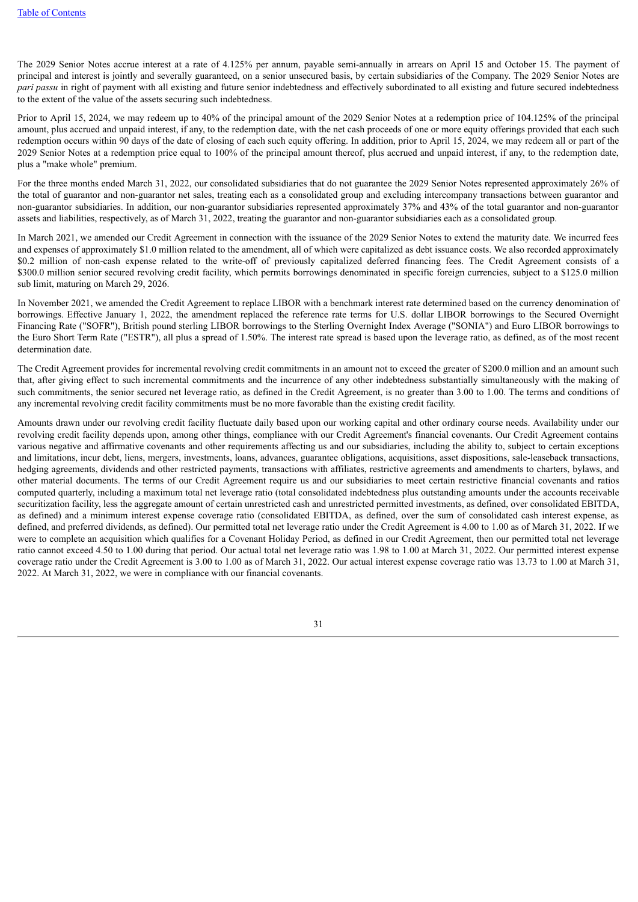The 2029 Senior Notes accrue interest at a rate of 4.125% per annum, payable semi-annually in arrears on April 15 and October 15. The payment of principal and interest is jointly and severally guaranteed, on a senior unsecured basis, by certain subsidiaries of the Company. The 2029 Senior Notes are *pari passu* in right of payment with all existing and future senior indebtedness and effectively subordinated to all existing and future secured indebtedness to the extent of the value of the assets securing such indebtedness.

Prior to April 15, 2024, we may redeem up to 40% of the principal amount of the 2029 Senior Notes at a redemption price of 104.125% of the principal amount, plus accrued and unpaid interest, if any, to the redemption date, with the net cash proceeds of one or more equity offerings provided that each such redemption occurs within 90 days of the date of closing of each such equity offering. In addition, prior to April 15, 2024, we may redeem all or part of the 2029 Senior Notes at a redemption price equal to 100% of the principal amount thereof, plus accrued and unpaid interest, if any, to the redemption date, plus a "make whole" premium.

For the three months ended March 31, 2022, our consolidated subsidiaries that do not guarantee the 2029 Senior Notes represented approximately 26% of the total of guarantor and non-guarantor net sales, treating each as a consolidated group and excluding intercompany transactions between guarantor and non-guarantor subsidiaries. In addition, our non-guarantor subsidiaries represented approximately 37% and 43% of the total guarantor and non-guarantor assets and liabilities, respectively, as of March 31, 2022, treating the guarantor and non-guarantor subsidiaries each as a consolidated group.

In March 2021, we amended our Credit Agreement in connection with the issuance of the 2029 Senior Notes to extend the maturity date. We incurred fees and expenses of approximately $1.0 million related to the amendment, all of which were capitalized as debt issuance costs. We also recorded approximately $0.2 million of non-cash expense related to the write-off of previously capitalized deferred financing fees. The Credit Agreement consists of a $300.0 million senior secured revolving credit facility, which permits borrowings denominated in specific foreign currencies, subject to a $125.0 million sub limit, maturing on March 29, 2026.

In November 2021, we amended the Credit Agreement to replace LIBOR with a benchmark interest rate determined based on the currency denomination of borrowings. Effective January 1, 2022, the amendment replaced the reference rate terms for U.S. dollar LIBOR borrowings to the Secured Overnight Financing Rate ("SOFR"), British pound sterling LIBOR borrowings to the Sterling Overnight Index Average ("SONIA") and Euro LIBOR borrowings to the Euro Short Term Rate ("ESTR"), all plus a spread of 1.50%. The interest rate spread is based upon the leverage ratio, as defined, as of the most recent determination date.

The Credit Agreement provides for incremental revolving credit commitments in an amount not to exceed the greater of $200.0 million and an amount such that, after giving effect to such incremental commitments and the incurrence of any other indebtedness substantially simultaneously with the making of such commitments, the senior secured net leverage ratio, as defined in the Credit Agreement, is no greater than 3.00 to 1.00. The terms and conditions of any incremental revolving credit facility commitments must be no more favorable than the existing credit facility.

Amounts drawn under our revolving credit facility fluctuate daily based upon our working capital and other ordinary course needs. Availability under our revolving credit facility depends upon, among other things, compliance with our Credit Agreement's financial covenants. Our Credit Agreement contains various negative and affirmative covenants and other requirements affecting us and our subsidiaries, including the ability to, subject to certain exceptions and limitations, incur debt, liens, mergers, investments, loans, advances, guarantee obligations, acquisitions, asset dispositions, sale-leaseback transactions, hedging agreements, dividends and other restricted payments, transactions with affiliates, restrictive agreements and amendments to charters, bylaws, and other material documents. The terms of our Credit Agreement require us and our subsidiaries to meet certain restrictive financial covenants and ratios computed quarterly, including a maximum total net leverage ratio (total consolidated indebtedness plus outstanding amounts under the accounts receivable securitization facility, less the aggregate amount of certain unrestricted cash and unrestricted permitted investments, as defined, over consolidated EBITDA, as defined) and a minimum interest expense coverage ratio (consolidated EBITDA, as defined, over the sum of consolidated cash interest expense, as defined, and preferred dividends, as defined). Our permitted total net leverage ratio under the Credit Agreement is 4.00 to 1.00 as of March 31, 2022. If we were to complete an acquisition which qualifies for a Covenant Holiday Period, as defined in our Credit Agreement, then our permitted total net leverage ratio cannot exceed 4.50 to 1.00 during that period. Our actual total net leverage ratio was 1.98 to 1.00 at March 31, 2022. Our permitted interest expense coverage ratio under the Credit Agreement is 3.00 to 1.00 as of March 31, 2022. Our actual interest expense coverage ratio was 13.73 to 1.00 at March 31, 2022. At March 31, 2022, we were in compliance with our financial covenants.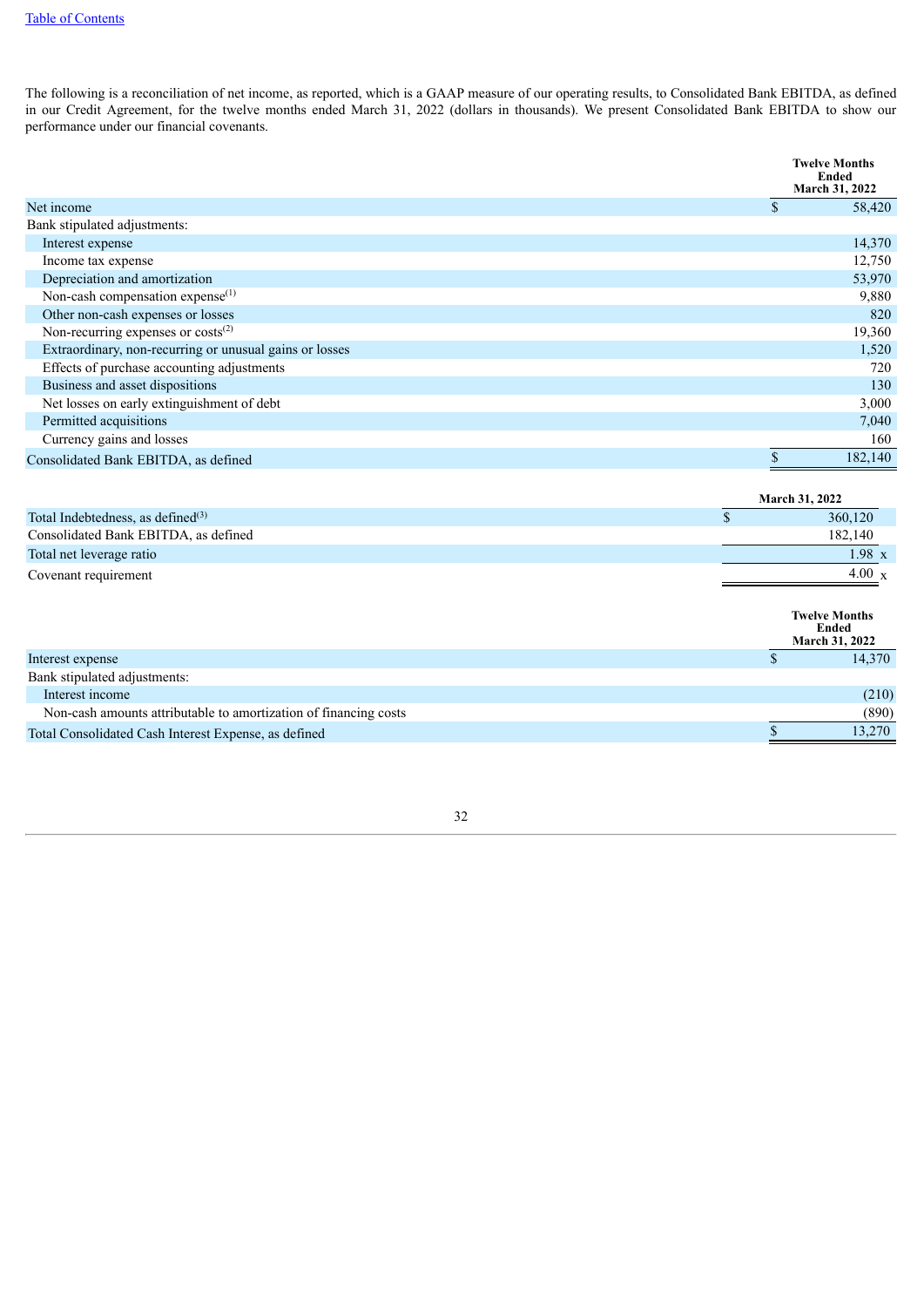The following is a reconciliation of net income, as reported, which is a GAAP measure of our operating results, to Consolidated Bank EBITDA, as defined in our Credit Agreement, for the twelve months ended March 31, 2022 (dollars in thousands). We present Consolidated Bank EBITDA to show our performance under our financial covenants.

| | Twelve Months Ended March 31, 2022 |
|---|---|
| Net income | $ 58,420 |
| Bank stipulated adjustments: | |
| Interest expense | 14,370 |
| Income tax expense | 12,750 |
| Depreciation and amortization | 53,970 |
| Non-cash compensation expense[(1)] | 9,880 |
| Other non-cash expenses or losses | 820 |
| Non-recurring expenses or costs[(2)] | 19,360 |
| Extraordinary, non-recurring or unusual gains or losses | 1,520 |
| Effects of purchase accounting adjustments | 720 |
| Business and asset dispositions | 130 |
| Net losses on early extinguishment of debt | 3,000 |
| Permitted acquisitions | 7,040 |
| Currency gains and losses | 160 |
| Consolidated Bank EBITDA, as defined | $ 182,140 |

| | March 31, 2022 |
|---|---|
| Total Indebtedness, as defined[(3)] | $ 360,120 |
| Consolidated Bank EBITDA, as defined | 182,140 |
| Total net leverage ratio | 1.98 x |
| Covenant requirement | 4.00 x |

| | Twelve Months Ended March 31, 2022 |
|---|---|
| Interest expense | $ 14,370 |
| Bank stipulated adjustments: | |
| Interest income | (210) |
| Non-cash amounts attributable to amortization of financing costs | (890) |
| Total Consolidated Cash Interest Expense, as defined | $ 13,270 |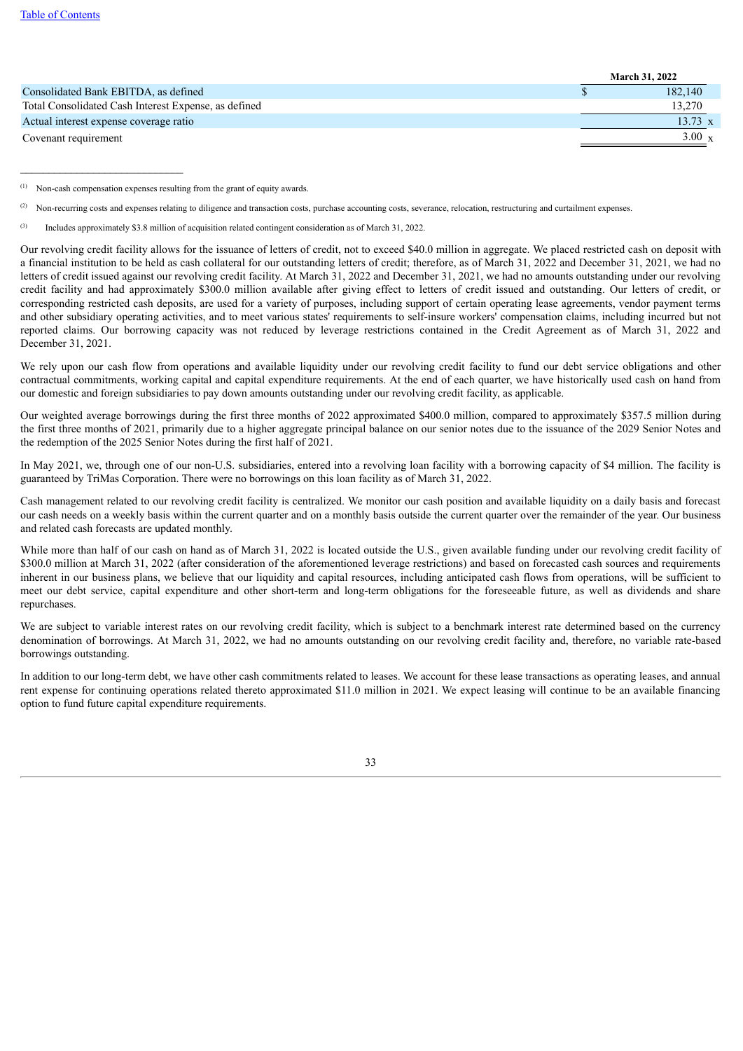| | March 31, 2022 |
|---|---|
| Consolidated Bank EBITDA, as defined | $ 182,140 |
| Total Consolidated Cash Interest Expense, as defined | 13,270 |
| Actual interest expense coverage ratio | 13.73 x |
| Covenant requirement | 3.00 x |

______________________________

(1) Non-cash compensation expenses resulting from the grant of equity awards.

(2) Non-recurring costs and expenses relating to diligence and transaction costs, purchase accounting costs, severance, relocation, restructuring and curtailment expenses.

(3) Includes approximately $3.8 million of acquisition related contingent consideration as of March 31, 2022.

Our revolving credit facility allows for the issuance of letters of credit, not to exceed $40.0 million in aggregate. We placed restricted cash on deposit with a financial institution to be held as cash collateral for our outstanding letters of credit; therefore, as of March 31, 2022 and December 31, 2021, we had no letters of credit issued against our revolving credit facility. At March 31, 2022 and December 31, 2021, we had no amounts outstanding under our revolving credit facility and had approximately $300.0 million available after giving effect to letters of credit issued and outstanding. Our letters of credit, or corresponding restricted cash deposits, are used for a variety of purposes, including support of certain operating lease agreements, vendor payment terms and other subsidiary operating activities, and to meet various states' requirements to self-insure workers' compensation claims, including incurred but not reported claims. Our borrowing capacity was not reduced by leverage restrictions contained in the Credit Agreement as of March 31, 2022 and December 31, 2021.

We rely upon our cash flow from operations and available liquidity under our revolving credit facility to fund our debt service obligations and other contractual commitments, working capital and capital expenditure requirements. At the end of each quarter, we have historically used cash on hand from our domestic and foreign subsidiaries to pay down amounts outstanding under our revolving credit facility, as applicable.

Our weighted average borrowings during the first three months of 2022 approximated $400.0 million, compared to approximately $357.5 million during the first three months of 2021, primarily due to a higher aggregate principal balance on our senior notes due to the issuance of the 2029 Senior Notes and the redemption of the 2025 Senior Notes during the first half of 2021.

In May 2021, we, through one of our non-U.S. subsidiaries, entered into a revolving loan facility with a borrowing capacity of $4 million. The facility is guaranteed by TriMas Corporation. There were no borrowings on this loan facility as of March 31, 2022.

Cash management related to our revolving credit facility is centralized. We monitor our cash position and available liquidity on a daily basis and forecast our cash needs on a weekly basis within the current quarter and on a monthly basis outside the current quarter over the remainder of the year. Our business and related cash forecasts are updated monthly.

While more than half of our cash on hand as of March 31, 2022 is located outside the U.S., given available funding under our revolving credit facility of $300.0 million at March 31, 2022 (after consideration of the aforementioned leverage restrictions) and based on forecasted cash sources and requirements inherent in our business plans, we believe that our liquidity and capital resources, including anticipated cash flows from operations, will be sufficient to meet our debt service, capital expenditure and other short-term and long-term obligations for the foreseeable future, as well as dividends and share repurchases.

We are subject to variable interest rates on our revolving credit facility, which is subject to a benchmark interest rate determined based on the currency denomination of borrowings. At March 31, 2022, we had no amounts outstanding on our revolving credit facility and, therefore, no variable rate-based borrowings outstanding.

In addition to our long-term debt, we have other cash commitments related to leases. We account for these lease transactions as operating leases, and annual rent expense for continuing operations related thereto approximated $11.0 million in 2021. We expect leasing will continue to be an available financing option to fund future capital expenditure requirements.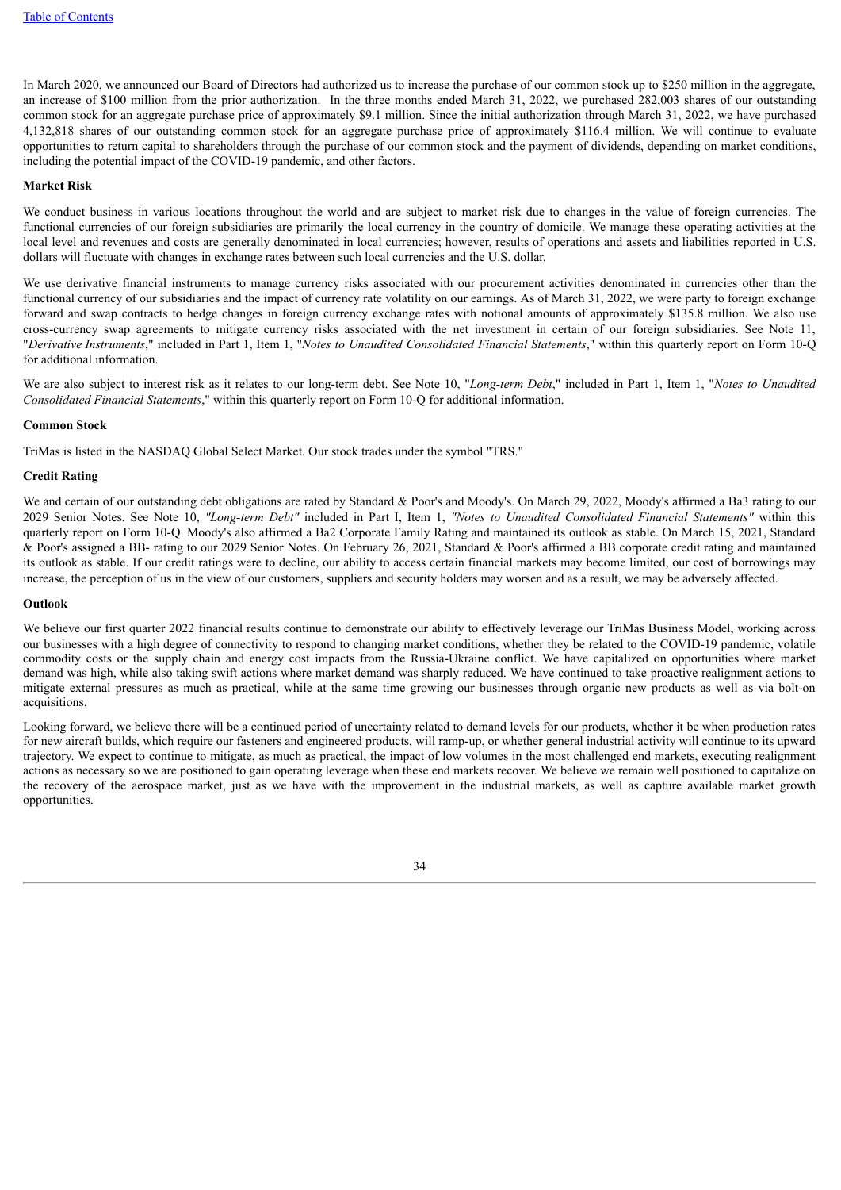In March 2020, we announced our Board of Directors had authorized us to increase the purchase of our common stock up to $250 million in the aggregate, an increase of $100 million from the prior authorization. In the three months ended March 31, 2022, we purchased 282,003 shares of our outstanding common stock for an aggregate purchase price of approximately $9.1 million. Since the initial authorization through March 31, 2022, we have purchased 4,132,818 shares of our outstanding common stock for an aggregate purchase price of approximately $116.4 million. We will continue to evaluate opportunities to return capital to shareholders through the purchase of our common stock and the payment of dividends, depending on market conditions, including the potential impact of the COVID-19 pandemic, and other factors.

**Market Risk**

We conduct business in various locations throughout the world and are subject to market risk due to changes in the value of foreign currencies. The functional currencies of our foreign subsidiaries are primarily the local currency in the country of domicile. We manage these operating activities at the local level and revenues and costs are generally denominated in local currencies; however, results of operations and assets and liabilities reported in U.S. dollars will fluctuate with changes in exchange rates between such local currencies and the U.S. dollar.

We use derivative financial instruments to manage currency risks associated with our procurement activities denominated in currencies other than the functional currency of our subsidiaries and the impact of currency rate volatility on our earnings. As of March 31, 2022, we were party to foreign exchange forward and swap contracts to hedge changes in foreign currency exchange rates with notional amounts of approximately $135.8 million. We also use cross-currency swap agreements to mitigate currency risks associated with the net investment in certain of our foreign subsidiaries. See Note 11, "*Derivative Instruments*," included in Part 1, Item 1, "*Notes to Unaudited Consolidated Financial Statements*," within this quarterly report on Form 10-Q for additional information.

We are also subject to interest risk as it relates to our long-term debt. See Note 10, "*Long-term Debt*," included in Part 1, Item 1, "*Notes to Unaudited Consolidated Financial Statements*," within this quarterly report on Form 10-Q for additional information.

**Common Stock**

TriMas is listed in the NASDAQ Global Select Market. Our stock trades under the symbol "TRS."

**Credit Rating**

We and certain of our outstanding debt obligations are rated by Standard & Poor's and Moody's. On March 29, 2022, Moody's affirmed a Ba3 rating to our 2029 Senior Notes. See Note 10, *"Long-term Debt"* included in Part I, Item 1, *"Notes to Unaudited Consolidated Financial Statements"* within this quarterly report on Form 10-Q. Moody's also affirmed a Ba2 Corporate Family Rating and maintained its outlook as stable. On March 15, 2021, Standard & Poor's assigned a BB- rating to our 2029 Senior Notes. On February 26, 2021, Standard & Poor's affirmed a BB corporate credit rating and maintained its outlook as stable. If our credit ratings were to decline, our ability to access certain financial markets may become limited, our cost of borrowings may increase, the perception of us in the view of our customers, suppliers and security holders may worsen and as a result, we may be adversely affected.

**Outlook**

We believe our first quarter 2022 financial results continue to demonstrate our ability to effectively leverage our TriMas Business Model, working across our businesses with a high degree of connectivity to respond to changing market conditions, whether they be related to the COVID-19 pandemic, volatile commodity costs or the supply chain and energy cost impacts from the Russia-Ukraine conflict. We have capitalized on opportunities where market demand was high, while also taking swift actions where market demand was sharply reduced. We have continued to take proactive realignment actions to mitigate external pressures as much as practical, while at the same time growing our businesses through organic new products as well as via bolt-on acquisitions.

Looking forward, we believe there will be a continued period of uncertainty related to demand levels for our products, whether it be when production rates for new aircraft builds, which require our fasteners and engineered products, will ramp-up, or whether general industrial activity will continue to its upward trajectory. We expect to continue to mitigate, as much as practical, the impact of low volumes in the most challenged end markets, executing realignment actions as necessary so we are positioned to gain operating leverage when these end markets recover. We believe we remain well positioned to capitalize on the recovery of the aerospace market, just as we have with the improvement in the industrial markets, as well as capture available market growth opportunities.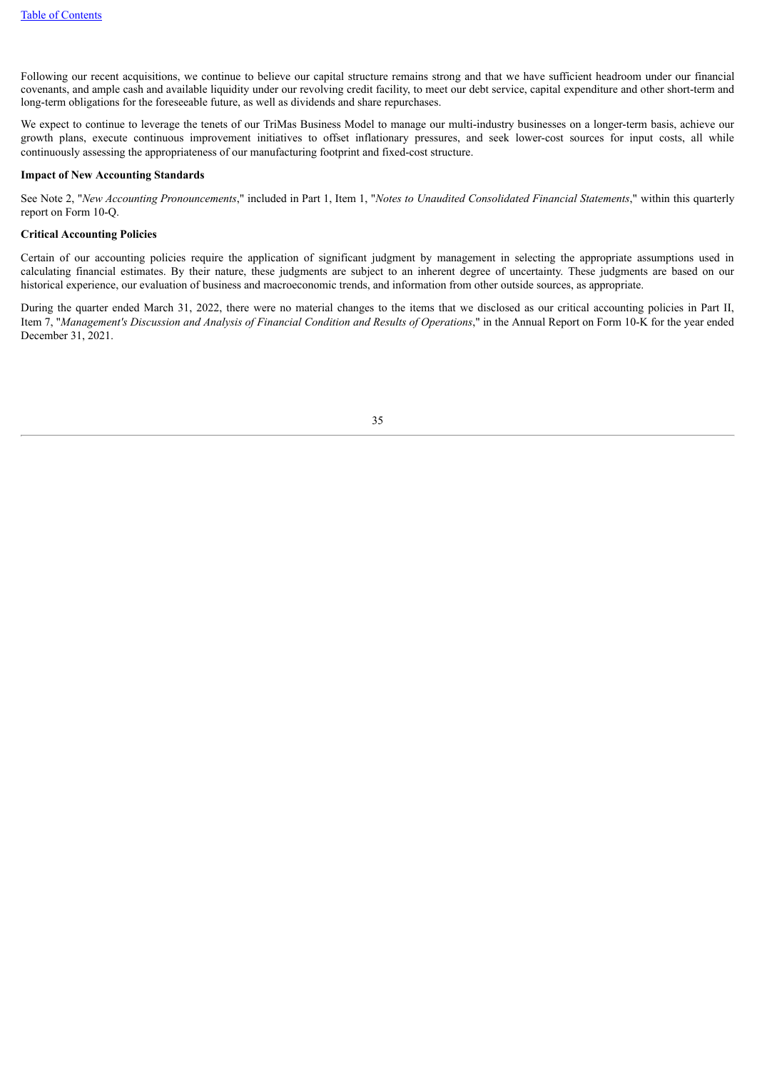Following our recent acquisitions, we continue to believe our capital structure remains strong and that we have sufficient headroom under our financial covenants, and ample cash and available liquidity under our revolving credit facility, to meet our debt service, capital expenditure and other short-term and long-term obligations for the foreseeable future, as well as dividends and share repurchases.

We expect to continue to leverage the tenets of our TriMas Business Model to manage our multi-industry businesses on a longer-term basis, achieve our growth plans, execute continuous improvement initiatives to offset inflationary pressures, and seek lower-cost sources for input costs, all while continuously assessing the appropriateness of our manufacturing footprint and fixed-cost structure.

**Impact of New Accounting Standards**

See Note 2, "*New Accounting Pronouncements*," included in Part 1, Item 1, "*Notes to Unaudited Consolidated Financial Statements*," within this quarterly report on Form 10-Q.

**Critical Accounting Policies**

Certain of our accounting policies require the application of significant judgment by management in selecting the appropriate assumptions used in calculating financial estimates. By their nature, these judgments are subject to an inherent degree of uncertainty. These judgments are based on our historical experience, our evaluation of business and macroeconomic trends, and information from other outside sources, as appropriate.

During the quarter ended March 31, 2022, there were no material changes to the items that we disclosed as our critical accounting policies in Part II, Item 7, "*Management's Discussion and Analysis of Financial Condition and Results of Operations*," in the Annual Report on Form 10-K for the year ended December 31, 2021.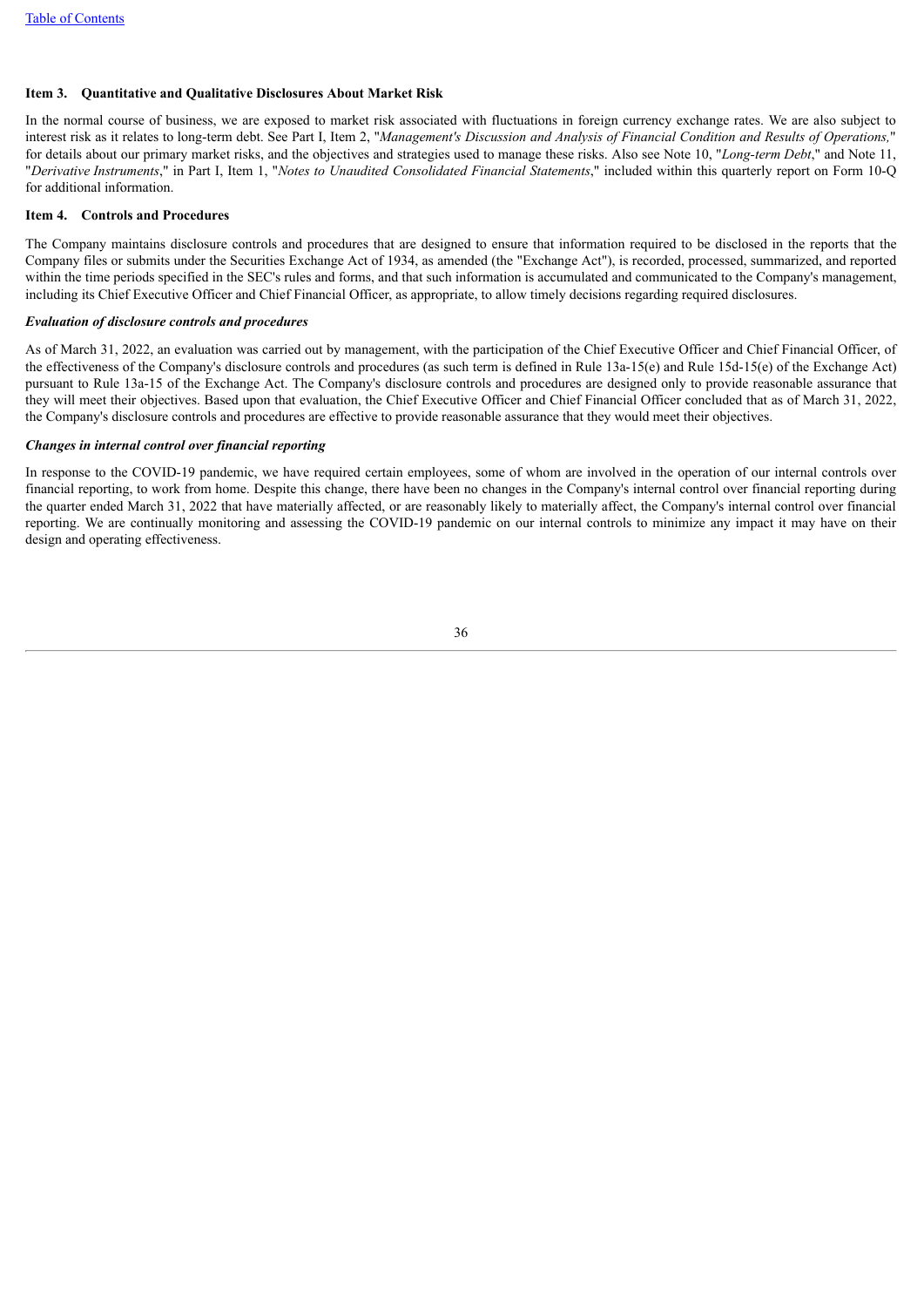### Item 3. Quantitative and Qualitative Disclosures About Market Risk

In the normal course of business, we are exposed to market risk associated with fluctuations in foreign currency exchange rates. We are also subject to interest risk as it relates to long-term debt. See Part I, Item 2, "*Management's Discussion and Analysis of Financial Condition and Results of Operations,*" for details about our primary market risks, and the objectives and strategies used to manage these risks. Also see Note 10, "*Long-term Debt*," and Note 11, "*Derivative Instruments*," in Part I, Item 1, "*Notes to Unaudited Consolidated Financial Statements*," included within this quarterly report on Form 10-Q for additional information.

### Item 4. Controls and Procedures

The Company maintains disclosure controls and procedures that are designed to ensure that information required to be disclosed in the reports that the Company files or submits under the Securities Exchange Act of 1934, as amended (the "Exchange Act"), is recorded, processed, summarized, and reported within the time periods specified in the SEC's rules and forms, and that such information is accumulated and communicated to the Company's management, including its Chief Executive Officer and Chief Financial Officer, as appropriate, to allow timely decisions regarding required disclosures.

***Evaluation of disclosure controls and procedures***

As of March 31, 2022, an evaluation was carried out by management, with the participation of the Chief Executive Officer and Chief Financial Officer, of the effectiveness of the Company's disclosure controls and procedures (as such term is defined in Rule 13a-15(e) and Rule 15d-15(e) of the Exchange Act) pursuant to Rule 13a-15 of the Exchange Act. The Company's disclosure controls and procedures are designed only to provide reasonable assurance that they will meet their objectives. Based upon that evaluation, the Chief Executive Officer and Chief Financial Officer concluded that as of March 31, 2022, the Company's disclosure controls and procedures are effective to provide reasonable assurance that they would meet their objectives.

***Changes in internal control over financial reporting***

In response to the COVID-19 pandemic, we have required certain employees, some of whom are involved in the operation of our internal controls over financial reporting, to work from home. Despite this change, there have been no changes in the Company's internal control over financial reporting during the quarter ended March 31, 2022 that have materially affected, or are reasonably likely to materially affect, the Company's internal control over financial reporting. We are continually monitoring and assessing the COVID-19 pandemic on our internal controls to minimize any impact it may have on their design and operating effectiveness.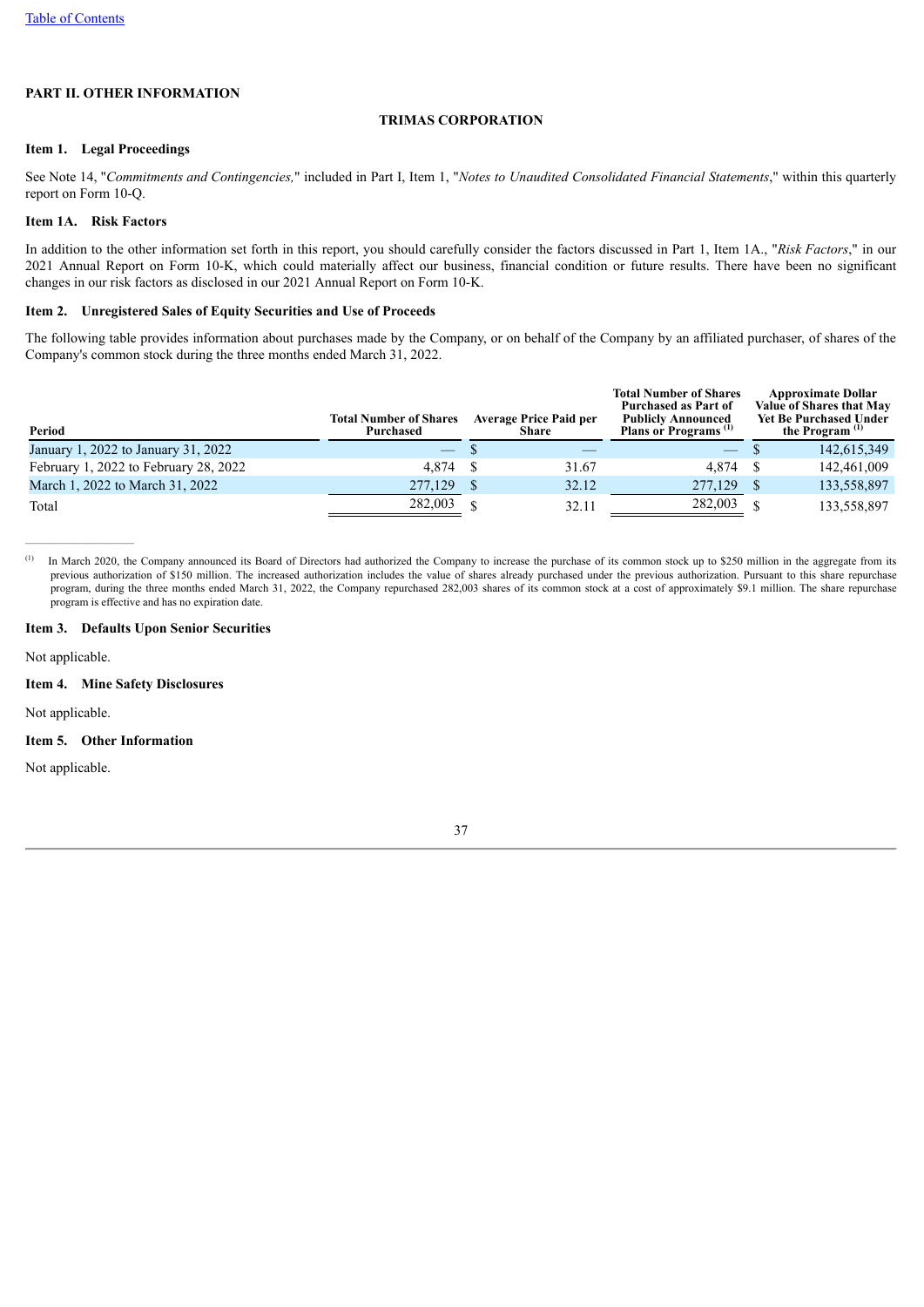[Table of Contents](#)

## PART II. OTHER INFORMATION

**TRIMAS CORPORATION**

### Item 1. Legal Proceedings

See Note 14, "*Commitments and Contingencies,*" included in Part I, Item 1, "*Notes to Unaudited Consolidated Financial Statements*," within this quarterly report on Form 10-Q.

### Item 1A. Risk Factors

In addition to the other information set forth in this report, you should carefully consider the factors discussed in Part 1, Item 1A., "*Risk Factors*," in our 2021 Annual Report on Form 10-K, which could materially affect our business, financial condition or future results. There have been no significant changes in our risk factors as disclosed in our 2021 Annual Report on Form 10-K.

### Item 2. Unregistered Sales of Equity Securities and Use of Proceeds

The following table provides information about purchases made by the Company, or on behalf of the Company by an affiliated purchaser, of shares of the Company's common stock during the three months ended March 31, 2022.

| Period | Total Number of Shares Purchased | Average Price Paid per Share | Total Number of Shares Purchased as Part of Publicly Announced Plans or Programs [(1)] | Approximate Dollar Value of Shares that May Yet Be Purchased Under the Program [(1)] |
|---|---|---|---|---|
| January 1, 2022 to January 31, 2022 | — | $ — | — | $ 142,615,349 |
| February 1, 2022 to February 28, 2022 | 4,874 | $ 31.67 | 4,874 | $ 142,461,009 |
| March 1, 2022 to March 31, 2022 | 277,129 | $ 32.12 | 277,129 | $ 133,558,897 |
| Total | 282,003 | $ 32.11 | 282,003 | $ 133,558,897 |

(1) In March 2020, the Company announced its Board of Directors had authorized the Company to increase the purchase of its common stock up to $250 million in the aggregate from its previous authorization of $150 million. The increased authorization includes the value of shares already purchased under the previous authorization. Pursuant to this share repurchase program, during the three months ended March 31, 2022, the Company repurchased 282,003 shares of its common stock at a cost of approximately $9.1 million. The share repurchase program is effective and has no expiration date.

### Item 3. Defaults Upon Senior Securities

Not applicable.

### Item 4. Mine Safety Disclosures

Not applicable.

### Item 5. Other Information

Not applicable.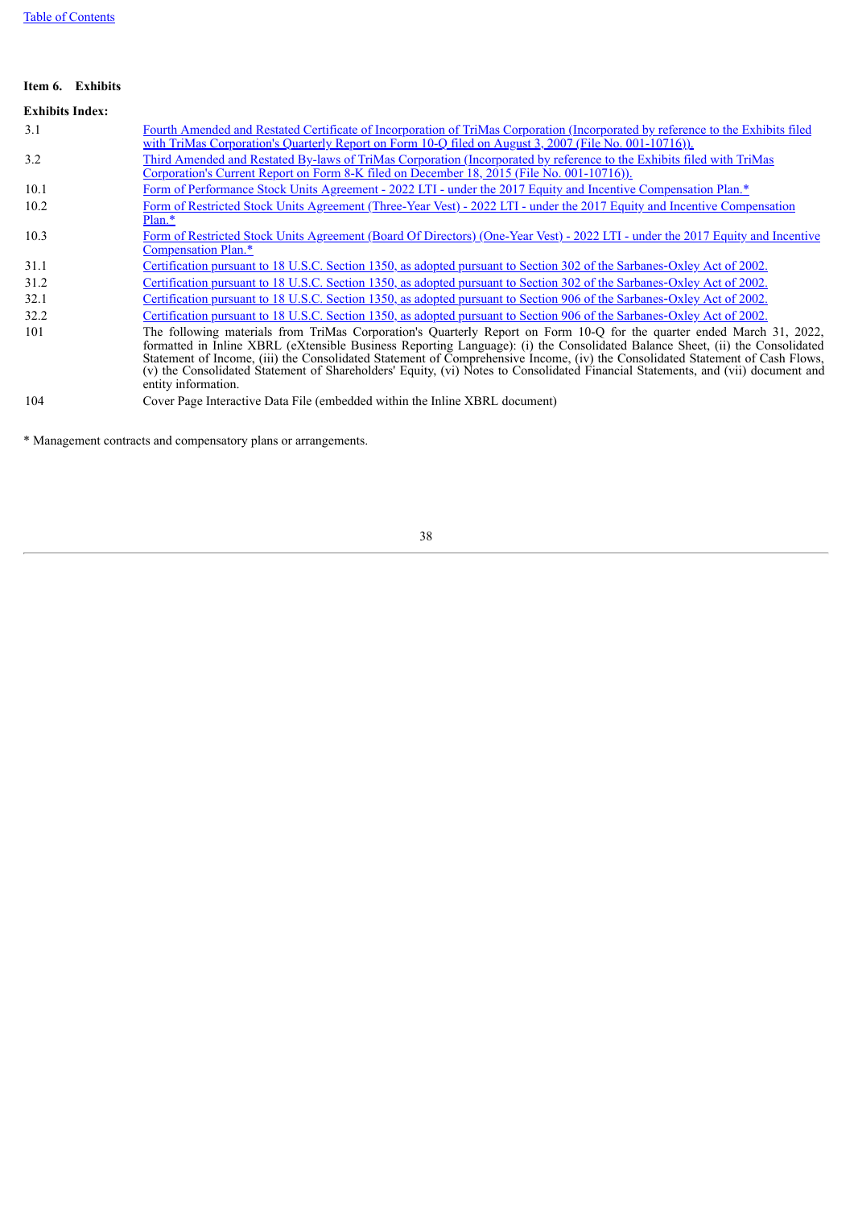**Item 6. Exhibits**

**Exhibits Index:**

| | |
|---|---|
| 3.1 | Fourth Amended and Restated Certificate of Incorporation of TriMas Corporation (Incorporated by reference to the Exhibits filed with TriMas Corporation's Quarterly Report on Form 10-Q filed on August 3, 2007 (File No. 001-10716)). |
| 3.2 | Third Amended and Restated By-laws of TriMas Corporation (Incorporated by reference to the Exhibits filed with TriMas Corporation's Current Report on Form 8-K filed on December 18, 2015 (File No. 001-10716)). |
| 10.1 | Form of Performance Stock Units Agreement - 2022 LTI - under the 2017 Equity and Incentive Compensation Plan.* |
| 10.2 | Form of Restricted Stock Units Agreement (Three-Year Vest) - 2022 LTI - under the 2017 Equity and Incentive Compensation Plan.* |
| 10.3 | Form of Restricted Stock Units Agreement (Board Of Directors) (One-Year Vest) - 2022 LTI - under the 2017 Equity and Incentive Compensation Plan.* |
| 31.1 | Certification pursuant to 18 U.S.C. Section 1350, as adopted pursuant to Section 302 of the Sarbanes-Oxley Act of 2002. |
| 31.2 | Certification pursuant to 18 U.S.C. Section 1350, as adopted pursuant to Section 302 of the Sarbanes-Oxley Act of 2002. |
| 32.1 | Certification pursuant to 18 U.S.C. Section 1350, as adopted pursuant to Section 906 of the Sarbanes-Oxley Act of 2002. |
| 32.2 | Certification pursuant to 18 U.S.C. Section 1350, as adopted pursuant to Section 906 of the Sarbanes-Oxley Act of 2002. |
| 101 | The following materials from TriMas Corporation's Quarterly Report on Form 10-Q for the quarter ended March 31, 2022, formatted in Inline XBRL (eXtensible Business Reporting Language): (i) the Consolidated Balance Sheet, (ii) the Consolidated Statement of Income, (iii) the Consolidated Statement of Comprehensive Income, (iv) the Consolidated Statement of Cash Flows, (v) the Consolidated Statement of Shareholders' Equity, (vi) Notes to Consolidated Financial Statements, and (vii) document and entity information. |
| 104 | Cover Page Interactive Data File (embedded within the Inline XBRL document) |

* Management contracts and compensatory plans or arrangements.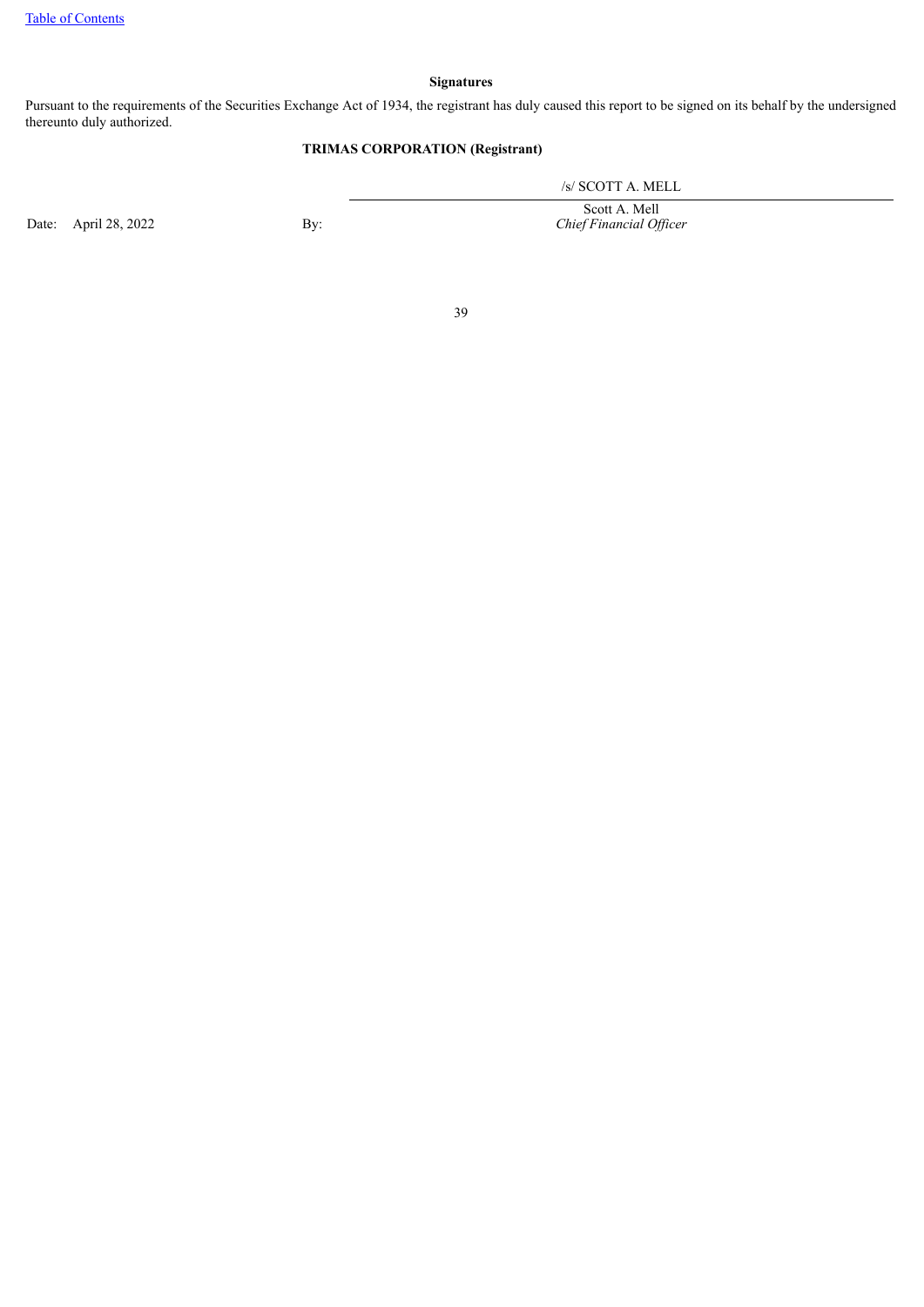## Signatures

Pursuant to the requirements of the Securities Exchange Act of 1934, the registrant has duly caused this report to be signed on its behalf by the undersigned thereunto duly authorized.

**TRIMAS CORPORATION (Registrant)**

| | | | |
|---|---|---|---|
| | | | /s/ SCOTT A. MELL |
| Date: | April 28, 2022 | By: | Scott A. Mell<br>*Chief Financial Officer* |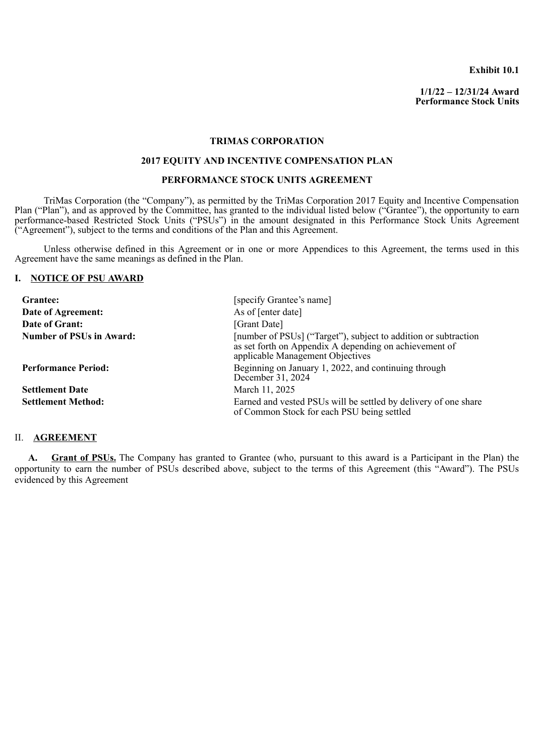**Exhibit 10.1**

**1/1/22 – 12/31/24 Award**
**Performance Stock Units**

**TRIMAS CORPORATION**

**2017 EQUITY AND INCENTIVE COMPENSATION PLAN**

**PERFORMANCE STOCK UNITS AGREEMENT**

TriMas Corporation (the “Company”), as permitted by the TriMas Corporation 2017 Equity and Incentive Compensation Plan (“Plan”), and as approved by the Committee, has granted to the individual listed below (“Grantee”), the opportunity to earn performance-based Restricted Stock Units (“PSUs”) in the amount designated in this Performance Stock Units Agreement (“Agreement”), subject to the terms and conditions of the Plan and this Agreement.

Unless otherwise defined in this Agreement or in one or more Appendices to this Agreement, the terms used in this Agreement have the same meanings as defined in the Plan.

## I. NOTICE OF PSU AWARD

| | |
|---|---|
| **Grantee:** | [specify Grantee’s name] |
| **Date of Agreement:** | As of [enter date] |
| **Date of Grant:** | [Grant Date] |
| **Number of PSUs in Award:** | [number of PSUs] (“Target”), subject to addition or subtraction as set forth on Appendix A depending on achievement of applicable Management Objectives |
| **Performance Period:** | Beginning on January 1, 2022, and continuing through December 31, 2024 |
| **Settlement Date** | March 11, 2025 |
| **Settlement Method:** | Earned and vested PSUs will be settled by delivery of one share of Common Stock for each PSU being settled |

## II. AGREEMENT

**A. Grant of PSUs.** The Company has granted to Grantee (who, pursuant to this award is a Participant in the Plan) the opportunity to earn the number of PSUs described above, subject to the terms of this Agreement (this “Award”). The PSUs evidenced by this Agreement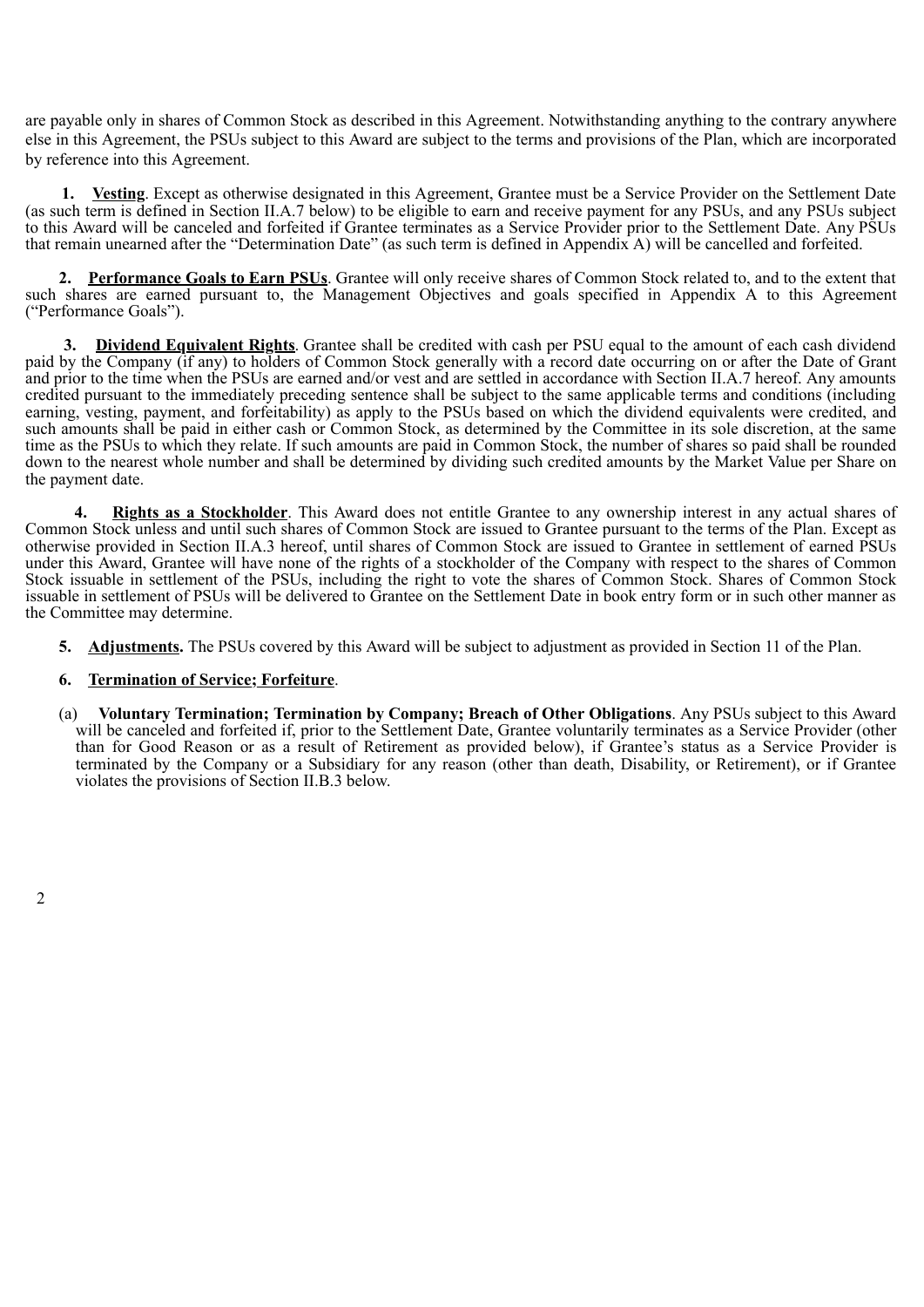are payable only in shares of Common Stock as described in this Agreement. Notwithstanding anything to the contrary anywhere else in this Agreement, the PSUs subject to this Award are subject to the terms and provisions of the Plan, which are incorporated by reference into this Agreement.

**1. Vesting**. Except as otherwise designated in this Agreement, Grantee must be a Service Provider on the Settlement Date (as such term is defined in Section II.A.7 below) to be eligible to earn and receive payment for any PSUs, and any PSUs subject to this Award will be canceled and forfeited if Grantee terminates as a Service Provider prior to the Settlement Date. Any PSUs that remain unearned after the "Determination Date" (as such term is defined in Appendix A) will be cancelled and forfeited.

**2. Performance Goals to Earn PSUs**. Grantee will only receive shares of Common Stock related to, and to the extent that such shares are earned pursuant to, the Management Objectives and goals specified in Appendix A to this Agreement ("Performance Goals").

**3. Dividend Equivalent Rights**. Grantee shall be credited with cash per PSU equal to the amount of each cash dividend paid by the Company (if any) to holders of Common Stock generally with a record date occurring on or after the Date of Grant and prior to the time when the PSUs are earned and/or vest and are settled in accordance with Section II.A.7 hereof. Any amounts credited pursuant to the immediately preceding sentence shall be subject to the same applicable terms and conditions (including earning, vesting, payment, and forfeitability) as apply to the PSUs based on which the dividend equivalents were credited, and such amounts shall be paid in either cash or Common Stock, as determined by the Committee in its sole discretion, at the same time as the PSUs to which they relate. If such amounts are paid in Common Stock, the number of shares so paid shall be rounded down to the nearest whole number and shall be determined by dividing such credited amounts by the Market Value per Share on the payment date.

**4. Rights as a Stockholder**. This Award does not entitle Grantee to any ownership interest in any actual shares of Common Stock unless and until such shares of Common Stock are issued to Grantee pursuant to the terms of the Plan. Except as otherwise provided in Section II.A.3 hereof, until shares of Common Stock are issued to Grantee in settlement of earned PSUs under this Award, Grantee will have none of the rights of a stockholder of the Company with respect to the shares of Common Stock issuable in settlement of the PSUs, including the right to vote the shares of Common Stock. Shares of Common Stock issuable in settlement of PSUs will be delivered to Grantee on the Settlement Date in book entry form or in such other manner as the Committee may determine.

**5. Adjustments.** The PSUs covered by this Award will be subject to adjustment as provided in Section 11 of the Plan.

**6. Termination of Service; Forfeiture**.

(a) **Voluntary Termination; Termination by Company; Breach of Other Obligations**. Any PSUs subject to this Award will be canceled and forfeited if, prior to the Settlement Date, Grantee voluntarily terminates as a Service Provider (other than for Good Reason or as a result of Retirement as provided below), if Grantee's status as a Service Provider is terminated by the Company or a Subsidiary for any reason (other than death, Disability, or Retirement), or if Grantee violates the provisions of Section II.B.3 below.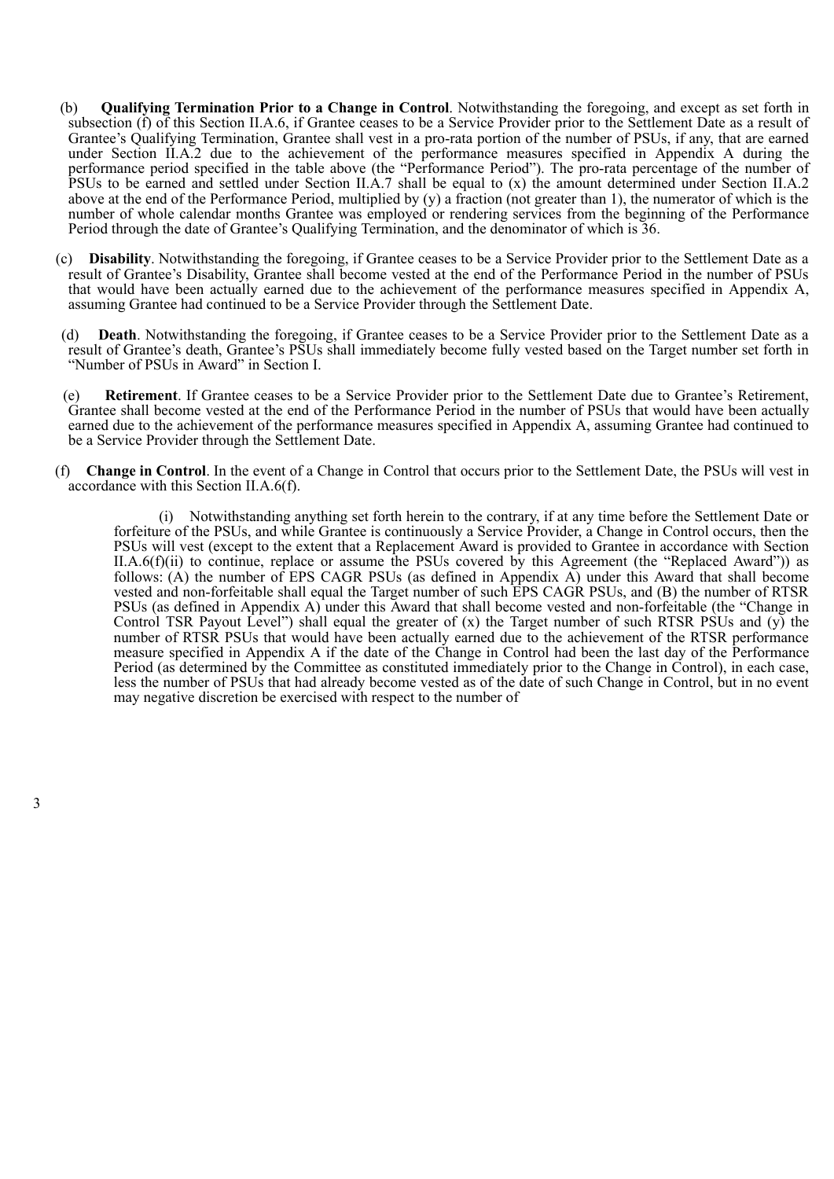(b) **Qualifying Termination Prior to a Change in Control**. Notwithstanding the foregoing, and except as set forth in subsection (f) of this Section II.A.6, if Grantee ceases to be a Service Provider prior to the Settlement Date as a result of Grantee's Qualifying Termination, Grantee shall vest in a pro-rata portion of the number of PSUs, if any, that are earned under Section II.A.2 due to the achievement of the performance measures specified in Appendix A during the performance period specified in the table above (the "Performance Period"). The pro-rata percentage of the number of PSUs to be earned and settled under Section II.A.7 shall be equal to (x) the amount determined under Section II.A.2 above at the end of the Performance Period, multiplied by (y) a fraction (not greater than 1), the numerator of which is the number of whole calendar months Grantee was employed or rendering services from the beginning of the Performance Period through the date of Grantee's Qualifying Termination, and the denominator of which is 36.

(c) **Disability**. Notwithstanding the foregoing, if Grantee ceases to be a Service Provider prior to the Settlement Date as a result of Grantee's Disability, Grantee shall become vested at the end of the Performance Period in the number of PSUs that would have been actually earned due to the achievement of the performance measures specified in Appendix A, assuming Grantee had continued to be a Service Provider through the Settlement Date.

(d) **Death**. Notwithstanding the foregoing, if Grantee ceases to be a Service Provider prior to the Settlement Date as a result of Grantee's death, Grantee's PSUs shall immediately become fully vested based on the Target number set forth in "Number of PSUs in Award" in Section I.

(e) **Retirement**. If Grantee ceases to be a Service Provider prior to the Settlement Date due to Grantee's Retirement, Grantee shall become vested at the end of the Performance Period in the number of PSUs that would have been actually earned due to the achievement of the performance measures specified in Appendix A, assuming Grantee had continued to be a Service Provider through the Settlement Date.

(f) **Change in Control**. In the event of a Change in Control that occurs prior to the Settlement Date, the PSUs will vest in accordance with this Section II.A.6(f).

(i) Notwithstanding anything set forth herein to the contrary, if at any time before the Settlement Date or forfeiture of the PSUs, and while Grantee is continuously a Service Provider, a Change in Control occurs, then the PSUs will vest (except to the extent that a Replacement Award is provided to Grantee in accordance with Section II.A.6(f)(ii) to continue, replace or assume the PSUs covered by this Agreement (the "Replaced Award")) as follows: (A) the number of EPS CAGR PSUs (as defined in Appendix A) under this Award that shall become vested and non-forfeitable shall equal the Target number of such EPS CAGR PSUs, and (B) the number of RTSR PSUs (as defined in Appendix A) under this Award that shall become vested and non-forfeitable (the "Change in Control TSR Payout Level") shall equal the greater of (x) the Target number of such RTSR PSUs and (y) the number of RTSR PSUs that would have been actually earned due to the achievement of the RTSR performance measure specified in Appendix A if the date of the Change in Control had been the last day of the Performance Period (as determined by the Committee as constituted immediately prior to the Change in Control), in each case, less the number of PSUs that had already become vested as of the date of such Change in Control, but in no event may negative discretion be exercised with respect to the number of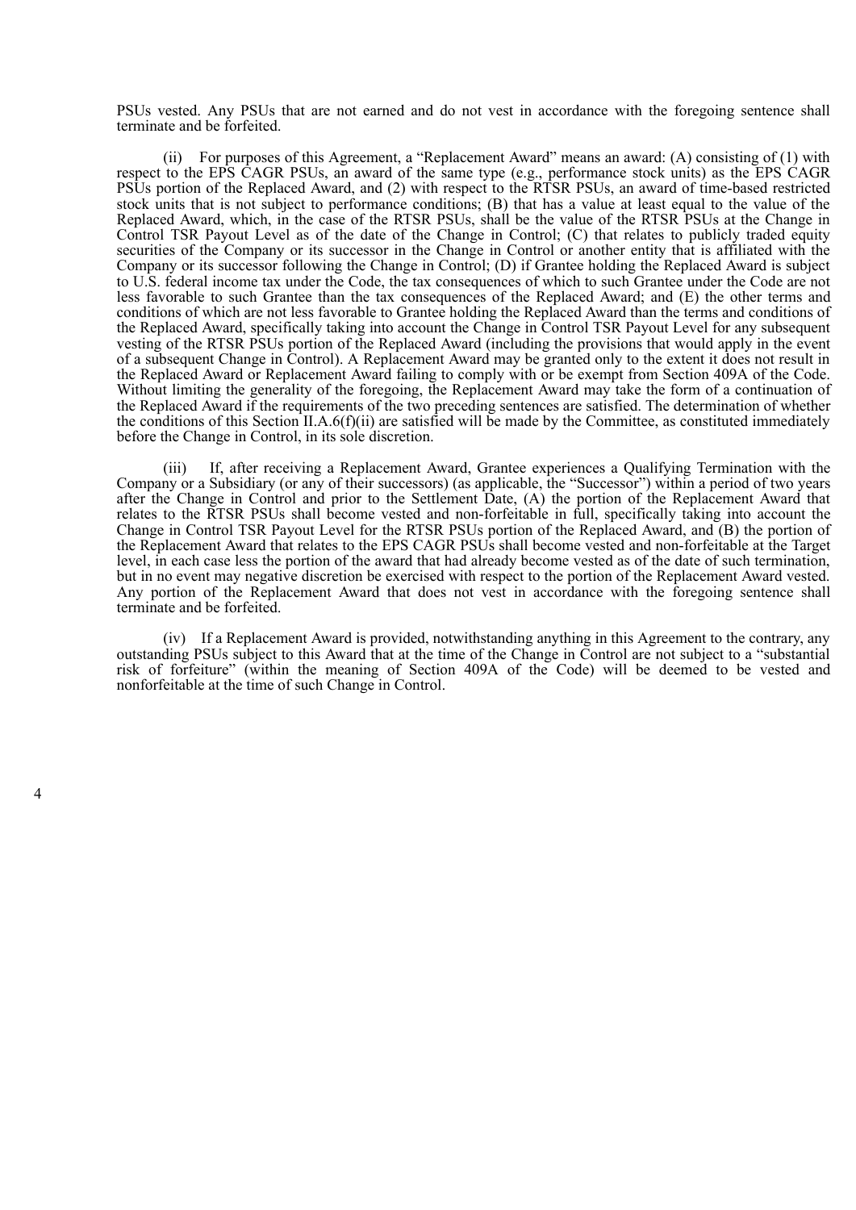PSUs vested. Any PSUs that are not earned and do not vest in accordance with the foregoing sentence shall terminate and be forfeited.

(ii) For purposes of this Agreement, a "Replacement Award" means an award: (A) consisting of (1) with respect to the EPS CAGR PSUs, an award of the same type (e.g., performance stock units) as the EPS CAGR PSUs portion of the Replaced Award, and (2) with respect to the RTSR PSUs, an award of time-based restricted stock units that is not subject to performance conditions; (B) that has a value at least equal to the value of the Replaced Award, which, in the case of the RTSR PSUs, shall be the value of the RTSR PSUs at the Change in Control TSR Payout Level as of the date of the Change in Control; (C) that relates to publicly traded equity securities of the Company or its successor in the Change in Control or another entity that is affiliated with the Company or its successor following the Change in Control; (D) if Grantee holding the Replaced Award is subject to U.S. federal income tax under the Code, the tax consequences of which to such Grantee under the Code are not less favorable to such Grantee than the tax consequences of the Replaced Award; and (E) the other terms and conditions of which are not less favorable to Grantee holding the Replaced Award than the terms and conditions of the Replaced Award, specifically taking into account the Change in Control TSR Payout Level for any subsequent vesting of the RTSR PSUs portion of the Replaced Award (including the provisions that would apply in the event of a subsequent Change in Control). A Replacement Award may be granted only to the extent it does not result in the Replaced Award or Replacement Award failing to comply with or be exempt from Section 409A of the Code. Without limiting the generality of the foregoing, the Replacement Award may take the form of a continuation of the Replaced Award if the requirements of the two preceding sentences are satisfied. The determination of whether the conditions of this Section II.A.6(f)(ii) are satisfied will be made by the Committee, as constituted immediately before the Change in Control, in its sole discretion.

(iii) If, after receiving a Replacement Award, Grantee experiences a Qualifying Termination with the Company or a Subsidiary (or any of their successors) (as applicable, the "Successor") within a period of two years after the Change in Control and prior to the Settlement Date, (A) the portion of the Replacement Award that relates to the RTSR PSUs shall become vested and non-forfeitable in full, specifically taking into account the Change in Control TSR Payout Level for the RTSR PSUs portion of the Replaced Award, and (B) the portion of the Replacement Award that relates to the EPS CAGR PSUs shall become vested and non-forfeitable at the Target level, in each case less the portion of the award that had already become vested as of the date of such termination, but in no event may negative discretion be exercised with respect to the portion of the Replacement Award vested. Any portion of the Replacement Award that does not vest in accordance with the foregoing sentence shall terminate and be forfeited.

(iv) If a Replacement Award is provided, notwithstanding anything in this Agreement to the contrary, any outstanding PSUs subject to this Award that at the time of the Change in Control are not subject to a "substantial risk of forfeiture" (within the meaning of Section 409A of the Code) will be deemed to be vested and nonforfeitable at the time of such Change in Control.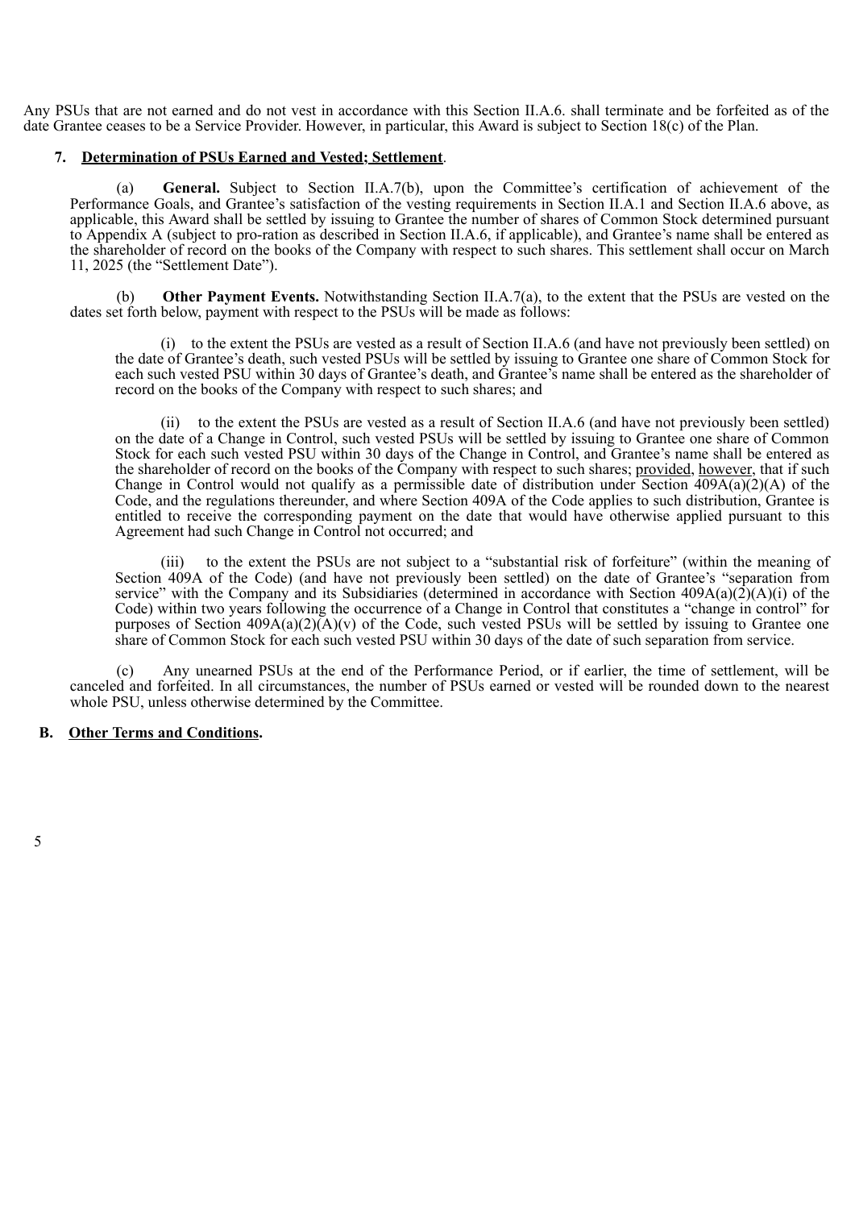Any PSUs that are not earned and do not vest in accordance with this Section II.A.6. shall terminate and be forfeited as of the date Grantee ceases to be a Service Provider. However, in particular, this Award is subject to Section 18(c) of the Plan.

**7. <u>Determination of PSUs Earned and Vested; Settlement</u>.**

(a) **General.** Subject to Section II.A.7(b), upon the Committee's certification of achievement of the Performance Goals, and Grantee's satisfaction of the vesting requirements in Section II.A.1 and Section II.A.6 above, as applicable, this Award shall be settled by issuing to Grantee the number of shares of Common Stock determined pursuant to Appendix A (subject to pro-ration as described in Section II.A.6, if applicable), and Grantee's name shall be entered as the shareholder of record on the books of the Company with respect to such shares. This settlement shall occur on March 11, 2025 (the "Settlement Date").

(b) **Other Payment Events.** Notwithstanding Section II.A.7(a), to the extent that the PSUs are vested on the dates set forth below, payment with respect to the PSUs will be made as follows:

(i) to the extent the PSUs are vested as a result of Section II.A.6 (and have not previously been settled) on the date of Grantee's death, such vested PSUs will be settled by issuing to Grantee one share of Common Stock for each such vested PSU within 30 days of Grantee's death, and Grantee's name shall be entered as the shareholder of record on the books of the Company with respect to such shares; and

(ii) to the extent the PSUs are vested as a result of Section II.A.6 (and have not previously been settled) on the date of a Change in Control, such vested PSUs will be settled by issuing to Grantee one share of Common Stock for each such vested PSU within 30 days of the Change in Control, and Grantee's name shall be entered as the shareholder of record on the books of the Company with respect to such shares; <u>provided</u>, <u>however</u>, that if such Change in Control would not qualify as a permissible date of distribution under Section 409A(a)(2)(A) of the Code, and the regulations thereunder, and where Section 409A of the Code applies to such distribution, Grantee is entitled to receive the corresponding payment on the date that would have otherwise applied pursuant to this Agreement had such Change in Control not occurred; and

(iii) to the extent the PSUs are not subject to a "substantial risk of forfeiture" (within the meaning of Section 409A of the Code) (and have not previously been settled) on the date of Grantee's "separation from service" with the Company and its Subsidiaries (determined in accordance with Section 409A(a)(2)(A)(i) of the Code) within two years following the occurrence of a Change in Control that constitutes a "change in control" for purposes of Section 409A(a)(2)(A)(v) of the Code, such vested PSUs will be settled by issuing to Grantee one share of Common Stock for each such vested PSU within 30 days of the date of such separation from service.

(c) Any unearned PSUs at the end of the Performance Period, or if earlier, the time of settlement, will be canceled and forfeited. In all circumstances, the number of PSUs earned or vested will be rounded down to the nearest whole PSU, unless otherwise determined by the Committee.

**B. <u>Other Terms and Conditions</u>.**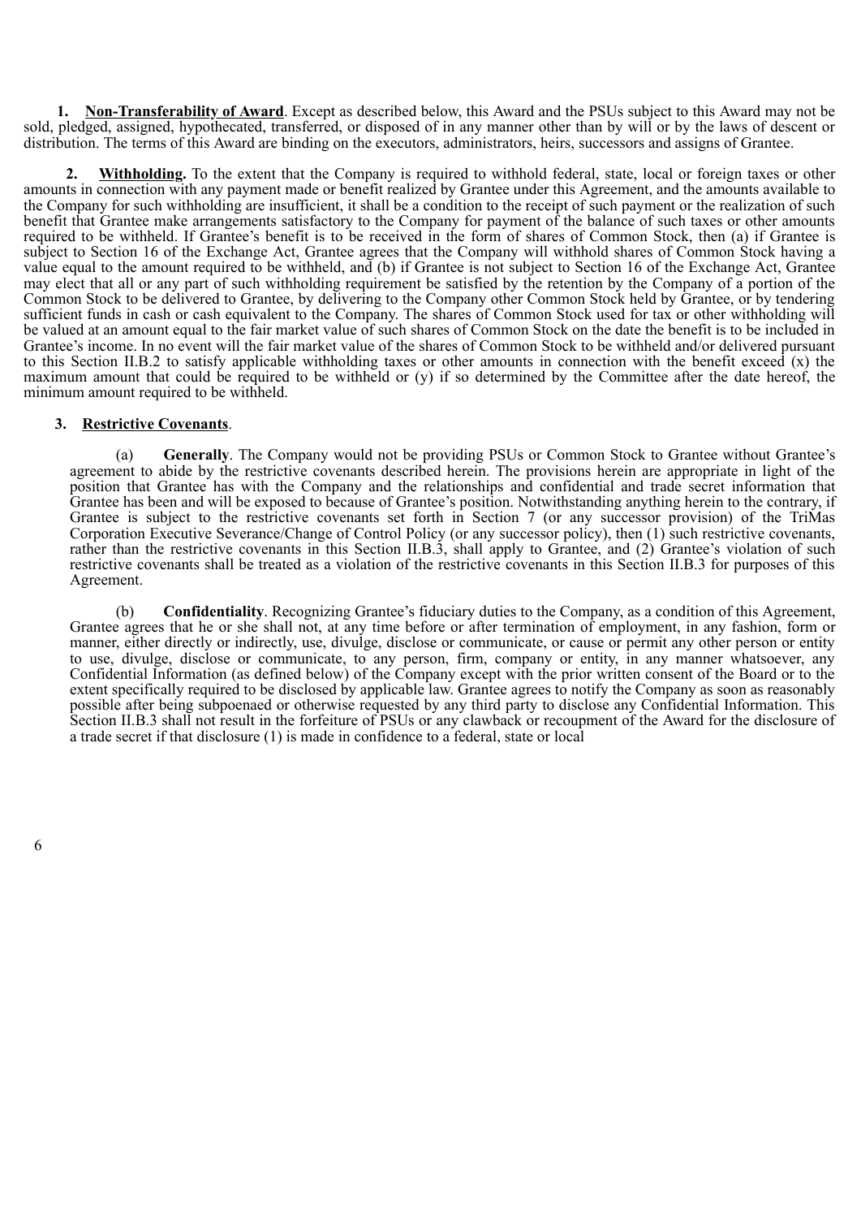**1. <u>Non-Transferability of Award</u>**. Except as described below, this Award and the PSUs subject to this Award may not be sold, pledged, assigned, hypothecated, transferred, or disposed of in any manner other than by will or by the laws of descent or distribution. The terms of this Award are binding on the executors, administrators, heirs, successors and assigns of Grantee.

**2. <u>Withholding</u>.** To the extent that the Company is required to withhold federal, state, local or foreign taxes or other amounts in connection with any payment made or benefit realized by Grantee under this Agreement, and the amounts available to the Company for such withholding are insufficient, it shall be a condition to the receipt of such payment or the realization of such benefit that Grantee make arrangements satisfactory to the Company for payment of the balance of such taxes or other amounts required to be withheld. If Grantee's benefit is to be received in the form of shares of Common Stock, then (a) if Grantee is subject to Section 16 of the Exchange Act, Grantee agrees that the Company will withhold shares of Common Stock having a value equal to the amount required to be withheld, and (b) if Grantee is not subject to Section 16 of the Exchange Act, Grantee may elect that all or any part of such withholding requirement be satisfied by the retention by the Company of a portion of the Common Stock to be delivered to Grantee, by delivering to the Company other Common Stock held by Grantee, or by tendering sufficient funds in cash or cash equivalent to the Company. The shares of Common Stock used for tax or other withholding will be valued at an amount equal to the fair market value of such shares of Common Stock on the date the benefit is to be included in Grantee's income. In no event will the fair market value of the shares of Common Stock to be withheld and/or delivered pursuant to this Section II.B.2 to satisfy applicable withholding taxes or other amounts in connection with the benefit exceed (x) the maximum amount that could be required to be withheld or (y) if so determined by the Committee after the date hereof, the minimum amount required to be withheld.

**3. <u>Restrictive Covenants</u>**.

(a) **Generally**. The Company would not be providing PSUs or Common Stock to Grantee without Grantee's agreement to abide by the restrictive covenants described herein. The provisions herein are appropriate in light of the position that Grantee has with the Company and the relationships and confidential and trade secret information that Grantee has been and will be exposed to because of Grantee's position. Notwithstanding anything herein to the contrary, if Grantee is subject to the restrictive covenants set forth in Section 7 (or any successor provision) of the TriMas Corporation Executive Severance/Change of Control Policy (or any successor policy), then (1) such restrictive covenants, rather than the restrictive covenants in this Section II.B.3, shall apply to Grantee, and (2) Grantee's violation of such restrictive covenants shall be treated as a violation of the restrictive covenants in this Section II.B.3 for purposes of this Agreement.

(b) **Confidentiality**. Recognizing Grantee's fiduciary duties to the Company, as a condition of this Agreement, Grantee agrees that he or she shall not, at any time before or after termination of employment, in any fashion, form or manner, either directly or indirectly, use, divulge, disclose or communicate, or cause or permit any other person or entity to use, divulge, disclose or communicate, to any person, firm, company or entity, in any manner whatsoever, any Confidential Information (as defined below) of the Company except with the prior written consent of the Board or to the extent specifically required to be disclosed by applicable law. Grantee agrees to notify the Company as soon as reasonably possible after being subpoenaed or otherwise requested by any third party to disclose any Confidential Information. This Section II.B.3 shall not result in the forfeiture of PSUs or any clawback or recoupment of the Award for the disclosure of a trade secret if that disclosure (1) is made in confidence to a federal, state or local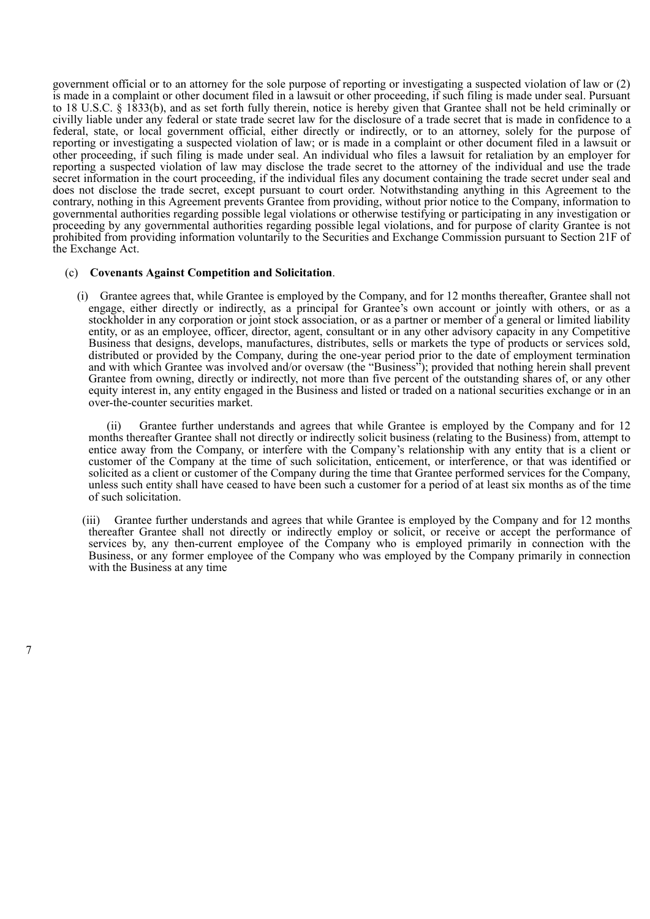government official or to an attorney for the sole purpose of reporting or investigating a suspected violation of law or (2) is made in a complaint or other document filed in a lawsuit or other proceeding, if such filing is made under seal. Pursuant to 18 U.S.C. § 1833(b), and as set forth fully therein, notice is hereby given that Grantee shall not be held criminally or civilly liable under any federal or state trade secret law for the disclosure of a trade secret that is made in confidence to a federal, state, or local government official, either directly or indirectly, or to an attorney, solely for the purpose of reporting or investigating a suspected violation of law; or is made in a complaint or other document filed in a lawsuit or other proceeding, if such filing is made under seal. An individual who files a lawsuit for retaliation by an employer for reporting a suspected violation of law may disclose the trade secret to the attorney of the individual and use the trade secret information in the court proceeding, if the individual files any document containing the trade secret under seal and does not disclose the trade secret, except pursuant to court order. Notwithstanding anything in this Agreement to the contrary, nothing in this Agreement prevents Grantee from providing, without prior notice to the Company, information to governmental authorities regarding possible legal violations or otherwise testifying or participating in any investigation or proceeding by any governmental authorities regarding possible legal violations, and for purpose of clarity Grantee is not prohibited from providing information voluntarily to the Securities and Exchange Commission pursuant to Section 21F of the Exchange Act.

(c) **Covenants Against Competition and Solicitation**.

(i) Grantee agrees that, while Grantee is employed by the Company, and for 12 months thereafter, Grantee shall not engage, either directly or indirectly, as a principal for Grantee's own account or jointly with others, or as a stockholder in any corporation or joint stock association, or as a partner or member of a general or limited liability entity, or as an employee, officer, director, agent, consultant or in any other advisory capacity in any Competitive Business that designs, develops, manufactures, distributes, sells or markets the type of products or services sold, distributed or provided by the Company, during the one-year period prior to the date of employment termination and with which Grantee was involved and/or oversaw (the "Business"); provided that nothing herein shall prevent Grantee from owning, directly or indirectly, not more than five percent of the outstanding shares of, or any other equity interest in, any entity engaged in the Business and listed or traded on a national securities exchange or in an over-the-counter securities market.

(ii) Grantee further understands and agrees that while Grantee is employed by the Company and for 12 months thereafter Grantee shall not directly or indirectly solicit business (relating to the Business) from, attempt to entice away from the Company, or interfere with the Company's relationship with any entity that is a client or customer of the Company at the time of such solicitation, enticement, or interference, or that was identified or solicited as a client or customer of the Company during the time that Grantee performed services for the Company, unless such entity shall have ceased to have been such a customer for a period of at least six months as of the time of such solicitation.

(iii) Grantee further understands and agrees that while Grantee is employed by the Company and for 12 months thereafter Grantee shall not directly or indirectly employ or solicit, or receive or accept the performance of services by, any then-current employee of the Company who is employed primarily in connection with the Business, or any former employee of the Company who was employed by the Company primarily in connection with the Business at any time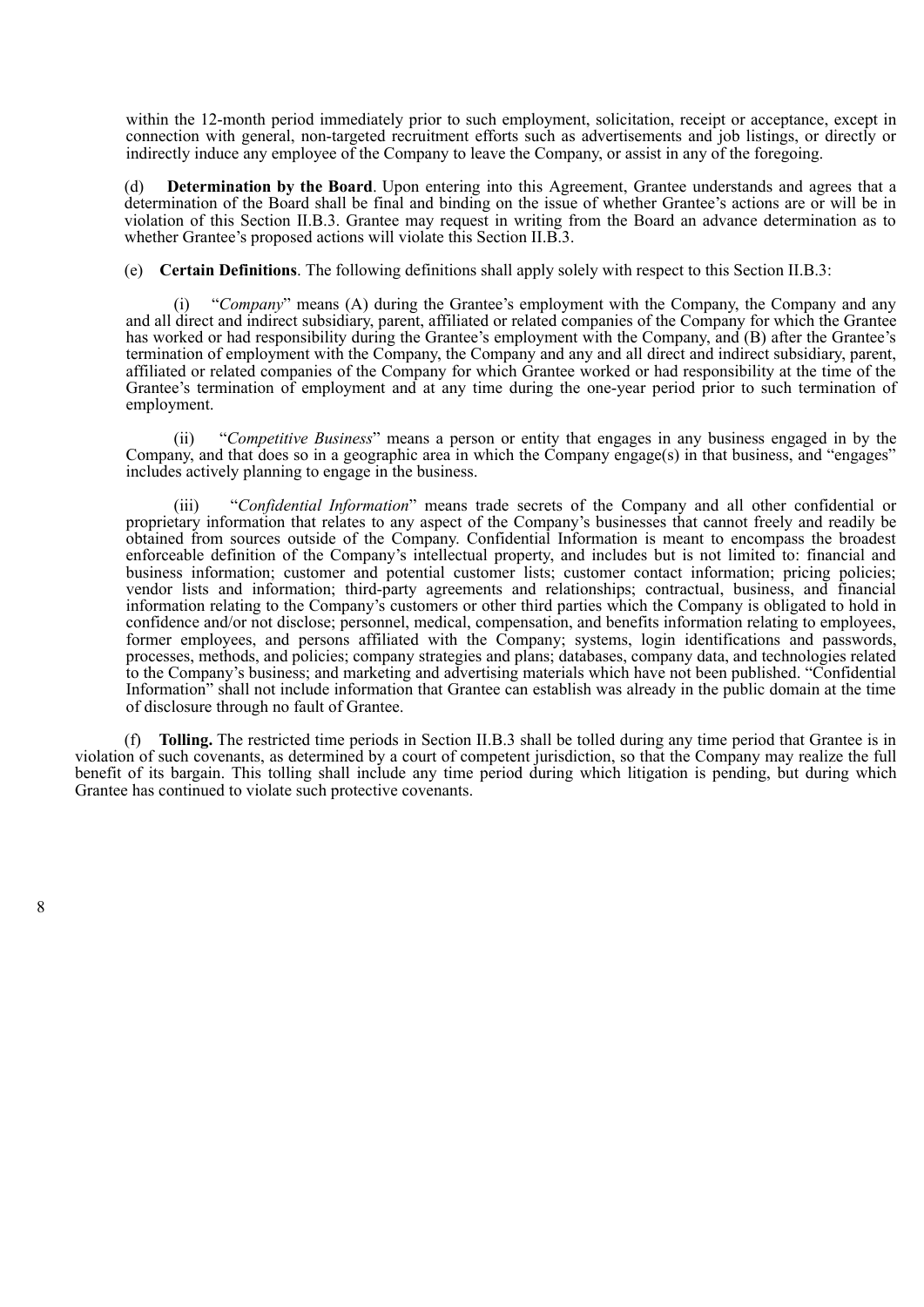within the 12-month period immediately prior to such employment, solicitation, receipt or acceptance, except in connection with general, non-targeted recruitment efforts such as advertisements and job listings, or directly or indirectly induce any employee of the Company to leave the Company, or assist in any of the foregoing.

(d) **Determination by the Board**. Upon entering into this Agreement, Grantee understands and agrees that a determination of the Board shall be final and binding on the issue of whether Grantee's actions are or will be in violation of this Section II.B.3. Grantee may request in writing from the Board an advance determination as to whether Grantee's proposed actions will violate this Section II.B.3.

(e) **Certain Definitions**. The following definitions shall apply solely with respect to this Section II.B.3:

(i) "*Company*" means (A) during the Grantee's employment with the Company, the Company and any and all direct and indirect subsidiary, parent, affiliated or related companies of the Company for which the Grantee has worked or had responsibility during the Grantee's employment with the Company, and (B) after the Grantee's termination of employment with the Company, the Company and any and all direct and indirect subsidiary, parent, affiliated or related companies of the Company for which Grantee worked or had responsibility at the time of the Grantee's termination of employment and at any time during the one-year period prior to such termination of employment.

(ii) "*Competitive Business*" means a person or entity that engages in any business engaged in by the Company, and that does so in a geographic area in which the Company engage(s) in that business, and "engages" includes actively planning to engage in the business.

(iii) "*Confidential Information*" means trade secrets of the Company and all other confidential or proprietary information that relates to any aspect of the Company's businesses that cannot freely and readily be obtained from sources outside of the Company. Confidential Information is meant to encompass the broadest enforceable definition of the Company's intellectual property, and includes but is not limited to: financial and business information; customer and potential customer lists; customer contact information; pricing policies; vendor lists and information; third-party agreements and relationships; contractual, business, and financial information relating to the Company's customers or other third parties which the Company is obligated to hold in confidence and/or not disclose; personnel, medical, compensation, and benefits information relating to employees, former employees, and persons affiliated with the Company; systems, login identifications and passwords, processes, methods, and policies; company strategies and plans; databases, company data, and technologies related to the Company's business; and marketing and advertising materials which have not been published. "Confidential Information" shall not include information that Grantee can establish was already in the public domain at the time of disclosure through no fault of Grantee.

(f) **Tolling.** The restricted time periods in Section II.B.3 shall be tolled during any time period that Grantee is in violation of such covenants, as determined by a court of competent jurisdiction, so that the Company may realize the full benefit of its bargain. This tolling shall include any time period during which litigation is pending, but during which Grantee has continued to violate such protective covenants.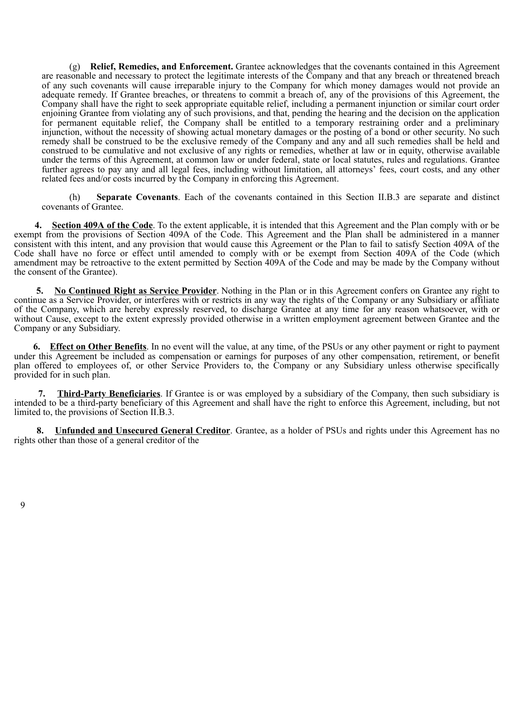(g) **Relief, Remedies, and Enforcement.** Grantee acknowledges that the covenants contained in this Agreement are reasonable and necessary to protect the legitimate interests of the Company and that any breach or threatened breach of any such covenants will cause irreparable injury to the Company for which money damages would not provide an adequate remedy. If Grantee breaches, or threatens to commit a breach of, any of the provisions of this Agreement, the Company shall have the right to seek appropriate equitable relief, including a permanent injunction or similar court order enjoining Grantee from violating any of such provisions, and that, pending the hearing and the decision on the application for permanent equitable relief, the Company shall be entitled to a temporary restraining order and a preliminary injunction, without the necessity of showing actual monetary damages or the posting of a bond or other security. No such remedy shall be construed to be the exclusive remedy of the Company and any and all such remedies shall be held and construed to be cumulative and not exclusive of any rights or remedies, whether at law or in equity, otherwise available under the terms of this Agreement, at common law or under federal, state or local statutes, rules and regulations. Grantee further agrees to pay any and all legal fees, including without limitation, all attorneys' fees, court costs, and any other related fees and/or costs incurred by the Company in enforcing this Agreement.

(h) **Separate Covenants**. Each of the covenants contained in this Section II.B.3 are separate and distinct covenants of Grantee.

**4. Section 409A of the Code**. To the extent applicable, it is intended that this Agreement and the Plan comply with or be exempt from the provisions of Section 409A of the Code. This Agreement and the Plan shall be administered in a manner consistent with this intent, and any provision that would cause this Agreement or the Plan to fail to satisfy Section 409A of the Code shall have no force or effect until amended to comply with or be exempt from Section 409A of the Code (which amendment may be retroactive to the extent permitted by Section 409A of the Code and may be made by the Company without the consent of the Grantee).

**5. No Continued Right as Service Provider**. Nothing in the Plan or in this Agreement confers on Grantee any right to continue as a Service Provider, or interferes with or restricts in any way the rights of the Company or any Subsidiary or affiliate of the Company, which are hereby expressly reserved, to discharge Grantee at any time for any reason whatsoever, with or without Cause, except to the extent expressly provided otherwise in a written employment agreement between Grantee and the Company or any Subsidiary.

**6. Effect on Other Benefits**. In no event will the value, at any time, of the PSUs or any other payment or right to payment under this Agreement be included as compensation or earnings for purposes of any other compensation, retirement, or benefit plan offered to employees of, or other Service Providers to, the Company or any Subsidiary unless otherwise specifically provided for in such plan.

**7. Third-Party Beneficiaries**. If Grantee is or was employed by a subsidiary of the Company, then such subsidiary is intended to be a third-party beneficiary of this Agreement and shall have the right to enforce this Agreement, including, but not limited to, the provisions of Section II.B.3.

**8. Unfunded and Unsecured General Creditor**. Grantee, as a holder of PSUs and rights under this Agreement has no rights other than those of a general creditor of the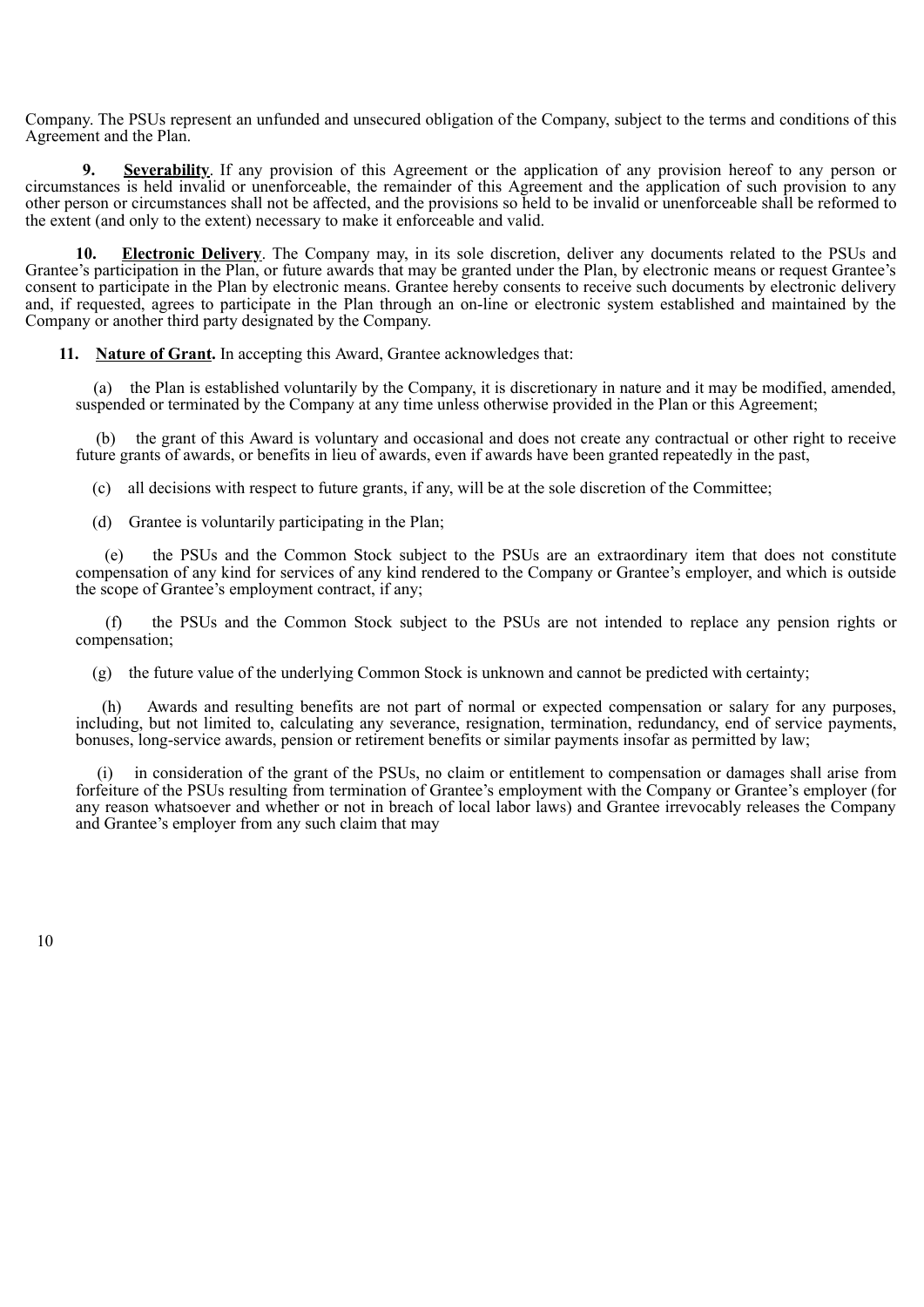Company. The PSUs represent an unfunded and unsecured obligation of the Company, subject to the terms and conditions of this Agreement and the Plan.

**9. Severability**. If any provision of this Agreement or the application of any provision hereof to any person or circumstances is held invalid or unenforceable, the remainder of this Agreement and the application of such provision to any other person or circumstances shall not be affected, and the provisions so held to be invalid or unenforceable shall be reformed to the extent (and only to the extent) necessary to make it enforceable and valid.

**10. Electronic Delivery**. The Company may, in its sole discretion, deliver any documents related to the PSUs and Grantee's participation in the Plan, or future awards that may be granted under the Plan, by electronic means or request Grantee's consent to participate in the Plan by electronic means. Grantee hereby consents to receive such documents by electronic delivery and, if requested, agrees to participate in the Plan through an on-line or electronic system established and maintained by the Company or another third party designated by the Company.

**11. Nature of Grant.** In accepting this Award, Grantee acknowledges that:

(a) the Plan is established voluntarily by the Company, it is discretionary in nature and it may be modified, amended, suspended or terminated by the Company at any time unless otherwise provided in the Plan or this Agreement;

(b) the grant of this Award is voluntary and occasional and does not create any contractual or other right to receive future grants of awards, or benefits in lieu of awards, even if awards have been granted repeatedly in the past,

(c) all decisions with respect to future grants, if any, will be at the sole discretion of the Committee;

(d) Grantee is voluntarily participating in the Plan;

(e) the PSUs and the Common Stock subject to the PSUs are an extraordinary item that does not constitute compensation of any kind for services of any kind rendered to the Company or Grantee's employer, and which is outside the scope of Grantee's employment contract, if any;

(f) the PSUs and the Common Stock subject to the PSUs are not intended to replace any pension rights or compensation;

(g) the future value of the underlying Common Stock is unknown and cannot be predicted with certainty;

(h) Awards and resulting benefits are not part of normal or expected compensation or salary for any purposes, including, but not limited to, calculating any severance, resignation, termination, redundancy, end of service payments, bonuses, long-service awards, pension or retirement benefits or similar payments insofar as permitted by law;

(i) in consideration of the grant of the PSUs, no claim or entitlement to compensation or damages shall arise from forfeiture of the PSUs resulting from termination of Grantee's employment with the Company or Grantee's employer (for any reason whatsoever and whether or not in breach of local labor laws) and Grantee irrevocably releases the Company and Grantee's employer from any such claim that may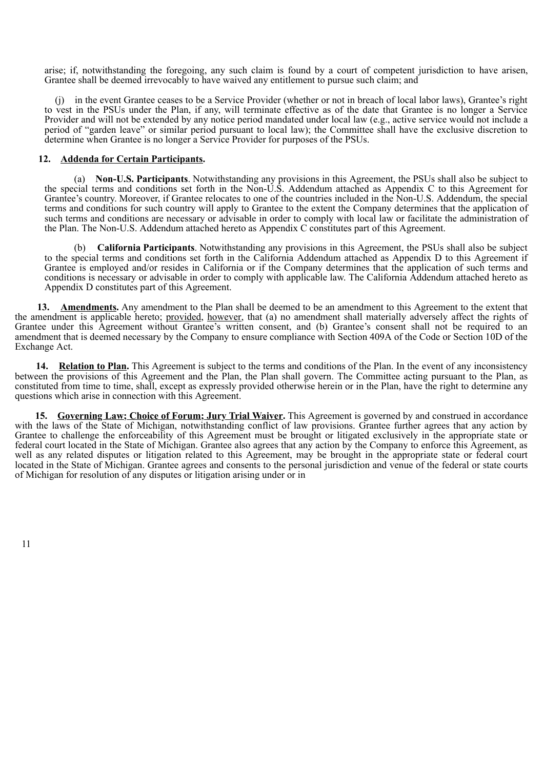arise; if, notwithstanding the foregoing, any such claim is found by a court of competent jurisdiction to have arisen, Grantee shall be deemed irrevocably to have waived any entitlement to pursue such claim; and

(j) in the event Grantee ceases to be a Service Provider (whether or not in breach of local labor laws), Grantee's right to vest in the PSUs under the Plan, if any, will terminate effective as of the date that Grantee is no longer a Service Provider and will not be extended by any notice period mandated under local law (e.g., active service would not include a period of "garden leave" or similar period pursuant to local law); the Committee shall have the exclusive discretion to determine when Grantee is no longer a Service Provider for purposes of the PSUs.

**12. Addenda for Certain Participants.**

(a) **Non-U.S. Participants**. Notwithstanding any provisions in this Agreement, the PSUs shall also be subject to the special terms and conditions set forth in the Non-U.S. Addendum attached as Appendix C to this Agreement for Grantee's country. Moreover, if Grantee relocates to one of the countries included in the Non-U.S. Addendum, the special terms and conditions for such country will apply to Grantee to the extent the Company determines that the application of such terms and conditions are necessary or advisable in order to comply with local law or facilitate the administration of the Plan. The Non-U.S. Addendum attached hereto as Appendix C constitutes part of this Agreement.

(b) **California Participants**. Notwithstanding any provisions in this Agreement, the PSUs shall also be subject to the special terms and conditions set forth in the California Addendum attached as Appendix D to this Agreement if Grantee is employed and/or resides in California or if the Company determines that the application of such terms and conditions is necessary or advisable in order to comply with applicable law. The California Addendum attached hereto as Appendix D constitutes part of this Agreement.

**13. Amendments.** Any amendment to the Plan shall be deemed to be an amendment to this Agreement to the extent that the amendment is applicable hereto; provided, however, that (a) no amendment shall materially adversely affect the rights of Grantee under this Agreement without Grantee's written consent, and (b) Grantee's consent shall not be required to an amendment that is deemed necessary by the Company to ensure compliance with Section 409A of the Code or Section 10D of the Exchange Act.

**14. Relation to Plan.** This Agreement is subject to the terms and conditions of the Plan. In the event of any inconsistency between the provisions of this Agreement and the Plan, the Plan shall govern. The Committee acting pursuant to the Plan, as constituted from time to time, shall, except as expressly provided otherwise herein or in the Plan, have the right to determine any questions which arise in connection with this Agreement.

**15. Governing Law; Choice of Forum; Jury Trial Waiver.** This Agreement is governed by and construed in accordance with the laws of the State of Michigan, notwithstanding conflict of law provisions. Grantee further agrees that any action by Grantee to challenge the enforceability of this Agreement must be brought or litigated exclusively in the appropriate state or federal court located in the State of Michigan. Grantee also agrees that any action by the Company to enforce this Agreement, as well as any related disputes or litigation related to this Agreement, may be brought in the appropriate state or federal court located in the State of Michigan. Grantee agrees and consents to the personal jurisdiction and venue of the federal or state courts of Michigan for resolution of any disputes or litigation arising under or in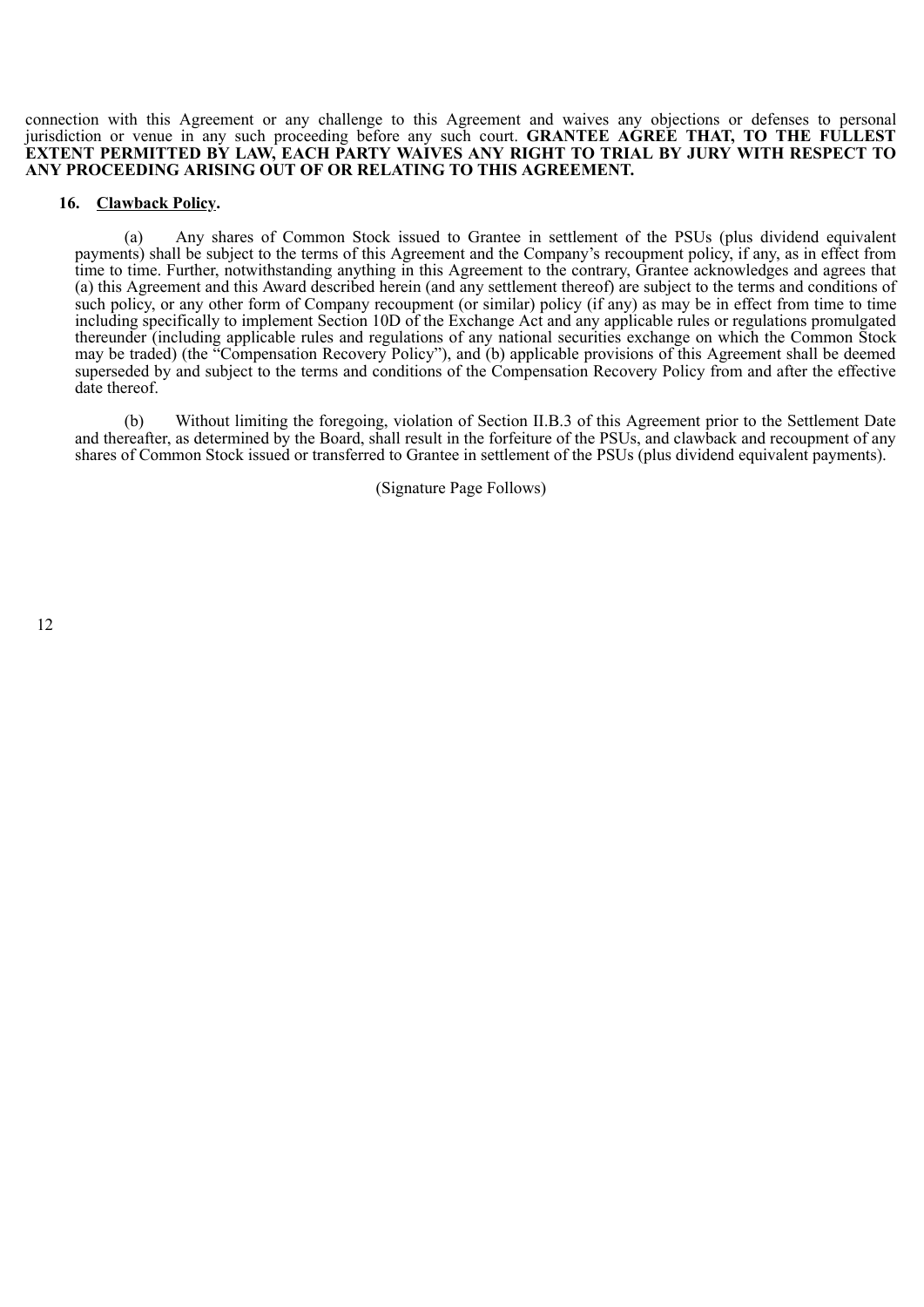connection with this Agreement or any challenge to this Agreement and waives any objections or defenses to personal jurisdiction or venue in any such proceeding before any such court. **GRANTEE AGREE THAT, TO THE FULLEST EXTENT PERMITTED BY LAW, EACH PARTY WAIVES ANY RIGHT TO TRIAL BY JURY WITH RESPECT TO ANY PROCEEDING ARISING OUT OF OR RELATING TO THIS AGREEMENT.**

**16. Clawback Policy.**

(a) Any shares of Common Stock issued to Grantee in settlement of the PSUs (plus dividend equivalent payments) shall be subject to the terms of this Agreement and the Company's recoupment policy, if any, as in effect from time to time. Further, notwithstanding anything in this Agreement to the contrary, Grantee acknowledges and agrees that (a) this Agreement and this Award described herein (and any settlement thereof) are subject to the terms and conditions of such policy, or any other form of Company recoupment (or similar) policy (if any) as may be in effect from time to time including specifically to implement Section 10D of the Exchange Act and any applicable rules or regulations promulgated thereunder (including applicable rules and regulations of any national securities exchange on which the Common Stock may be traded) (the "Compensation Recovery Policy"), and (b) applicable provisions of this Agreement shall be deemed superseded by and subject to the terms and conditions of the Compensation Recovery Policy from and after the effective date thereof.

(b) Without limiting the foregoing, violation of Section II.B.3 of this Agreement prior to the Settlement Date and thereafter, as determined by the Board, shall result in the forfeiture of the PSUs, and clawback and recoupment of any shares of Common Stock issued or transferred to Grantee in settlement of the PSUs (plus dividend equivalent payments).

(Signature Page Follows)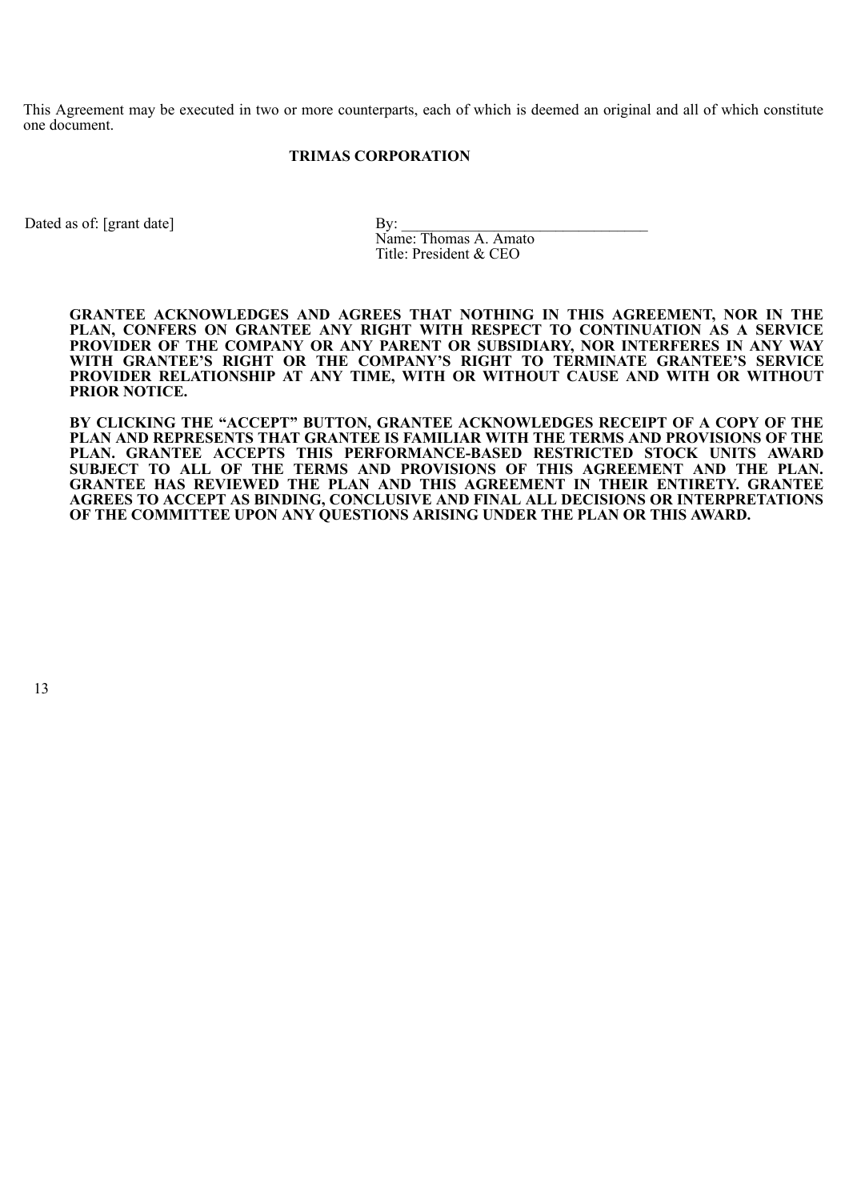This Agreement may be executed in two or more counterparts, each of which is deemed an original and all of which constitute one document.

**TRIMAS CORPORATION**

Dated as of: [grant date]

By: ________________________________
Name: Thomas A. Amato
Title: President & CEO

**GRANTEE ACKNOWLEDGES AND AGREES THAT NOTHING IN THIS AGREEMENT, NOR IN THE PLAN, CONFERS ON GRANTEE ANY RIGHT WITH RESPECT TO CONTINUATION AS A SERVICE PROVIDER OF THE COMPANY OR ANY PARENT OR SUBSIDIARY, NOR INTERFERES IN ANY WAY WITH GRANTEE'S RIGHT OR THE COMPANY'S RIGHT TO TERMINATE GRANTEE'S SERVICE PROVIDER RELATIONSHIP AT ANY TIME, WITH OR WITHOUT CAUSE AND WITH OR WITHOUT PRIOR NOTICE.**

**BY CLICKING THE "ACCEPT" BUTTON, GRANTEE ACKNOWLEDGES RECEIPT OF A COPY OF THE PLAN AND REPRESENTS THAT GRANTEE IS FAMILIAR WITH THE TERMS AND PROVISIONS OF THE PLAN. GRANTEE ACCEPTS THIS PERFORMANCE-BASED RESTRICTED STOCK UNITS AWARD SUBJECT TO ALL OF THE TERMS AND PROVISIONS OF THIS AGREEMENT AND THE PLAN. GRANTEE HAS REVIEWED THE PLAN AND THIS AGREEMENT IN THEIR ENTIRETY. GRANTEE AGREES TO ACCEPT AS BINDING, CONCLUSIVE AND FINAL ALL DECISIONS OR INTERPRETATIONS OF THE COMMITTEE UPON ANY QUESTIONS ARISING UNDER THE PLAN OR THIS AWARD.**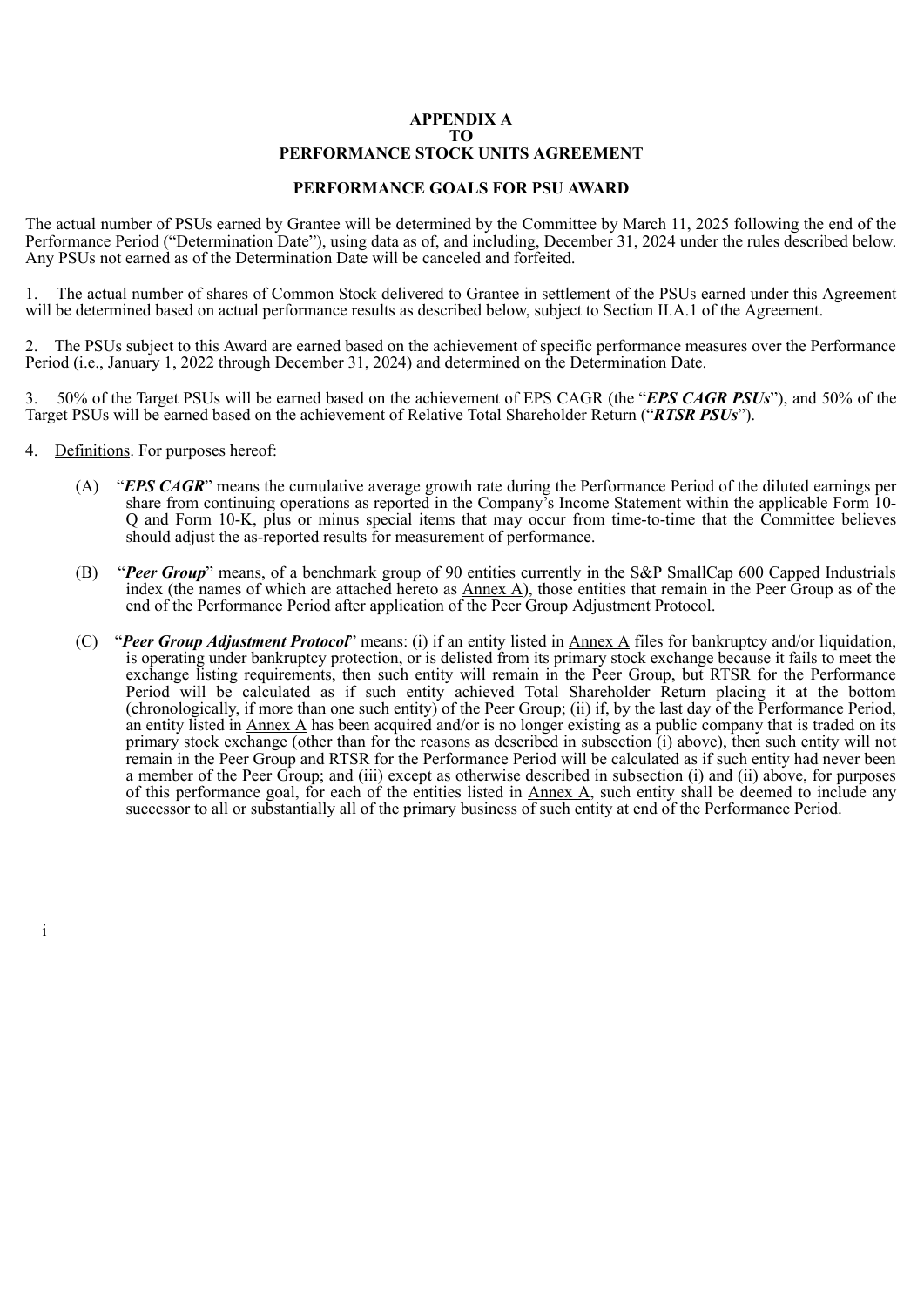# APPENDIX A
# TO
# PERFORMANCE STOCK UNITS AGREEMENT

## PERFORMANCE GOALS FOR PSU AWARD

The actual number of PSUs earned by Grantee will be determined by the Committee by March 11, 2025 following the end of the Performance Period ("Determination Date"), using data as of, and including, December 31, 2024 under the rules described below. Any PSUs not earned as of the Determination Date will be canceled and forfeited.

1. The actual number of shares of Common Stock delivered to Grantee in settlement of the PSUs earned under this Agreement will be determined based on actual performance results as described below, subject to Section II.A.1 of the Agreement.

2. The PSUs subject to this Award are earned based on the achievement of specific performance measures over the Performance Period (i.e., January 1, 2022 through December 31, 2024) and determined on the Determination Date.

3. 50% of the Target PSUs will be earned based on the achievement of EPS CAGR (the "***EPS CAGR PSUs***"), and 50% of the Target PSUs will be earned based on the achievement of Relative Total Shareholder Return ("***RTSR PSUs***").

4. Definitions. For purposes hereof:

   (A) "***EPS CAGR***" means the cumulative average growth rate during the Performance Period of the diluted earnings per share from continuing operations as reported in the Company's Income Statement within the applicable Form 10-Q and Form 10-K, plus or minus special items that may occur from time-to-time that the Committee believes should adjust the as-reported results for measurement of performance.

   (B) "***Peer Group***" means, of a benchmark group of 90 entities currently in the S&P SmallCap 600 Capped Industrials index (the names of which are attached hereto as Annex A), those entities that remain in the Peer Group as of the end of the Performance Period after application of the Peer Group Adjustment Protocol.

   (C) "***Peer Group Adjustment Protocol***" means: (i) if an entity listed in Annex A files for bankruptcy and/or liquidation, is operating under bankruptcy protection, or is delisted from its primary stock exchange because it fails to meet the exchange listing requirements, then such entity will remain in the Peer Group, but RTSR for the Performance Period will be calculated as if such entity achieved Total Shareholder Return placing it at the bottom (chronologically, if more than one such entity) of the Peer Group; (ii) if, by the last day of the Performance Period, an entity listed in Annex A has been acquired and/or is no longer existing as a public company that is traded on its primary stock exchange (other than for the reasons as described in subsection (i) above), then such entity will not remain in the Peer Group and RTSR for the Performance Period will be calculated as if such entity had never been a member of the Peer Group; and (iii) except as otherwise described in subsection (i) and (ii) above, for purposes of this performance goal, for each of the entities listed in Annex A, such entity shall be deemed to include any successor to all or substantially all of the primary business of such entity at end of the Performance Period.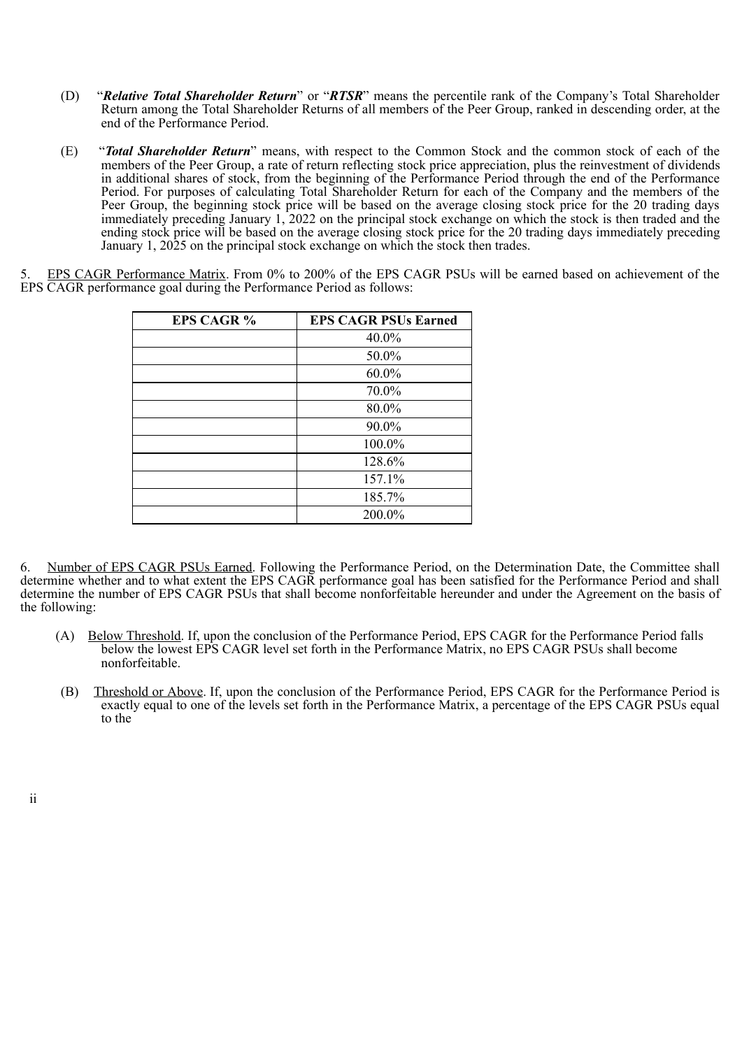(D) "***Relative Total Shareholder Return***" or "***RTSR***" means the percentile rank of the Company's Total Shareholder Return among the Total Shareholder Returns of all members of the Peer Group, ranked in descending order, at the end of the Performance Period.

(E) "***Total Shareholder Return***" means, with respect to the Common Stock and the common stock of each of the members of the Peer Group, a rate of return reflecting stock price appreciation, plus the reinvestment of dividends in additional shares of stock, from the beginning of the Performance Period through the end of the Performance Period. For purposes of calculating Total Shareholder Return for each of the Company and the members of the Peer Group, the beginning stock price will be based on the average closing stock price for the 20 trading days immediately preceding January 1, 2022 on the principal stock exchange on which the stock is then traded and the ending stock price will be based on the average closing stock price for the 20 trading days immediately preceding January 1, 2025 on the principal stock exchange on which the stock then trades.

5. <u>EPS CAGR Performance Matrix</u>. From 0% to 200% of the EPS CAGR PSUs will be earned based on achievement of the EPS CAGR performance goal during the Performance Period as follows:

| EPS CAGR % | EPS CAGR PSUs Earned |
| --- | --- |
| | 40.0% |
| | 50.0% |
| | 60.0% |
| | 70.0% |
| | 80.0% |
| | 90.0% |
| | 100.0% |
| | 128.6% |
| | 157.1% |
| | 185.7% |
| | 200.0% |

6. <u>Number of EPS CAGR PSUs Earned</u>. Following the Performance Period, on the Determination Date, the Committee shall determine whether and to what extent the EPS CAGR performance goal has been satisfied for the Performance Period and shall determine the number of EPS CAGR PSUs that shall become nonforfeitable hereunder and under the Agreement on the basis of the following:

(A) <u>Below Threshold</u>. If, upon the conclusion of the Performance Period, EPS CAGR for the Performance Period falls below the lowest EPS CAGR level set forth in the Performance Matrix, no EPS CAGR PSUs shall become nonforfeitable.

(B) <u>Threshold or Above</u>. If, upon the conclusion of the Performance Period, EPS CAGR for the Performance Period is exactly equal to one of the levels set forth in the Performance Matrix, a percentage of the EPS CAGR PSUs equal to the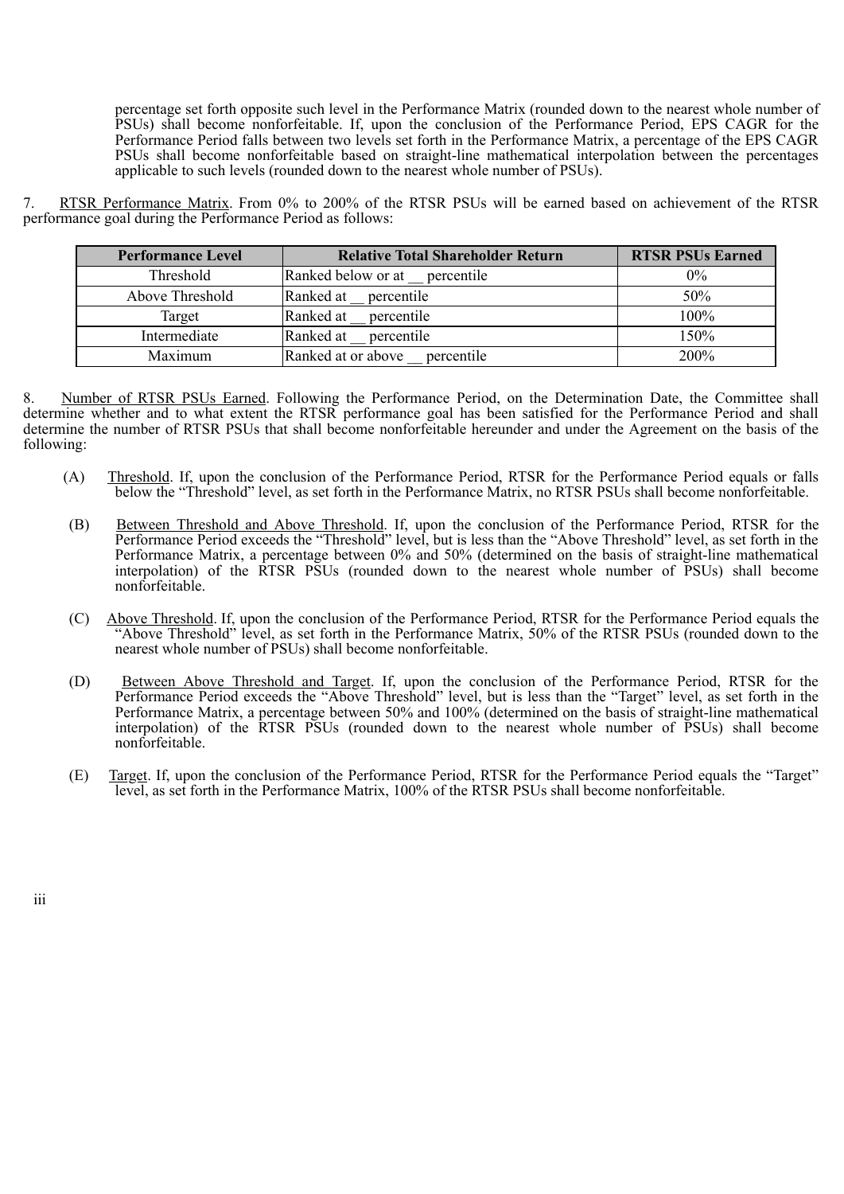percentage set forth opposite such level in the Performance Matrix (rounded down to the nearest whole number of PSUs) shall become nonforfeitable. If, upon the conclusion of the Performance Period, EPS CAGR for the Performance Period falls between two levels set forth in the Performance Matrix, a percentage of the EPS CAGR PSUs shall become nonforfeitable based on straight-line mathematical interpolation between the percentages applicable to such levels (rounded down to the nearest whole number of PSUs).

7. RTSR Performance Matrix. From 0% to 200% of the RTSR PSUs will be earned based on achievement of the RTSR performance goal during the Performance Period as follows:

| Performance Level | Relative Total Shareholder Return | RTSR PSUs Earned |
|---|---|---|
| Threshold | Ranked below or at __ percentile | 0% |
| Above Threshold | Ranked at __ percentile | 50% |
| Target | Ranked at __ percentile | 100% |
| Intermediate | Ranked at __ percentile | 150% |
| Maximum | Ranked at or above __ percentile | 200% |

8. Number of RTSR PSUs Earned. Following the Performance Period, on the Determination Date, the Committee shall determine whether and to what extent the RTSR performance goal has been satisfied for the Performance Period and shall determine the number of RTSR PSUs that shall become nonforfeitable hereunder and under the Agreement on the basis of the following:

(A) Threshold. If, upon the conclusion of the Performance Period, RTSR for the Performance Period equals or falls below the "Threshold" level, as set forth in the Performance Matrix, no RTSR PSUs shall become nonforfeitable.

(B) Between Threshold and Above Threshold. If, upon the conclusion of the Performance Period, RTSR for the Performance Period exceeds the "Threshold" level, but is less than the "Above Threshold" level, as set forth in the Performance Matrix, a percentage between 0% and 50% (determined on the basis of straight-line mathematical interpolation) of the RTSR PSUs (rounded down to the nearest whole number of PSUs) shall become nonforfeitable.

(C) Above Threshold. If, upon the conclusion of the Performance Period, RTSR for the Performance Period equals the "Above Threshold" level, as set forth in the Performance Matrix, 50% of the RTSR PSUs (rounded down to the nearest whole number of PSUs) shall become nonforfeitable.

(D) Between Above Threshold and Target. If, upon the conclusion of the Performance Period, RTSR for the Performance Period exceeds the "Above Threshold" level, but is less than the "Target" level, as set forth in the Performance Matrix, a percentage between 50% and 100% (determined on the basis of straight-line mathematical interpolation) of the RTSR PSUs (rounded down to the nearest whole number of PSUs) shall become nonforfeitable.

(E) Target. If, upon the conclusion of the Performance Period, RTSR for the Performance Period equals the "Target" level, as set forth in the Performance Matrix, 100% of the RTSR PSUs shall become nonforfeitable.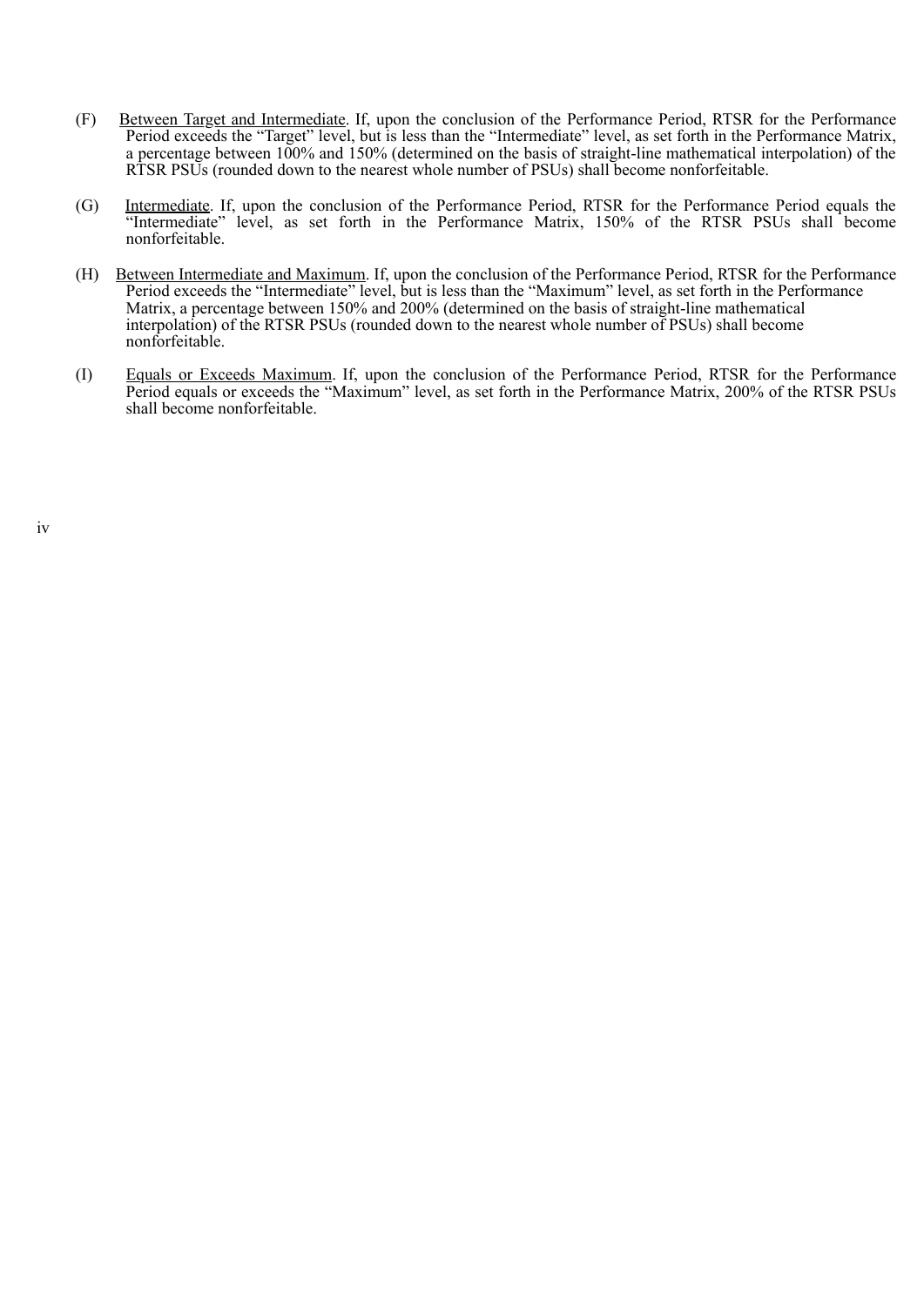(F) Between Target and Intermediate. If, upon the conclusion of the Performance Period, RTSR for the Performance Period exceeds the "Target" level, but is less than the "Intermediate" level, as set forth in the Performance Matrix, a percentage between 100% and 150% (determined on the basis of straight-line mathematical interpolation) of the RTSR PSUs (rounded down to the nearest whole number of PSUs) shall become nonforfeitable.

(G) Intermediate. If, upon the conclusion of the Performance Period, RTSR for the Performance Period equals the "Intermediate" level, as set forth in the Performance Matrix, 150% of the RTSR PSUs shall become nonforfeitable.

(H) Between Intermediate and Maximum. If, upon the conclusion of the Performance Period, RTSR for the Performance Period exceeds the "Intermediate" level, but is less than the "Maximum" level, as set forth in the Performance Matrix, a percentage between 150% and 200% (determined on the basis of straight-line mathematical interpolation) of the RTSR PSUs (rounded down to the nearest whole number of PSUs) shall become nonforfeitable.

(I) Equals or Exceeds Maximum. If, upon the conclusion of the Performance Period, RTSR for the Performance Period equals or exceeds the "Maximum" level, as set forth in the Performance Matrix, 200% of the RTSR PSUs shall become nonforfeitable.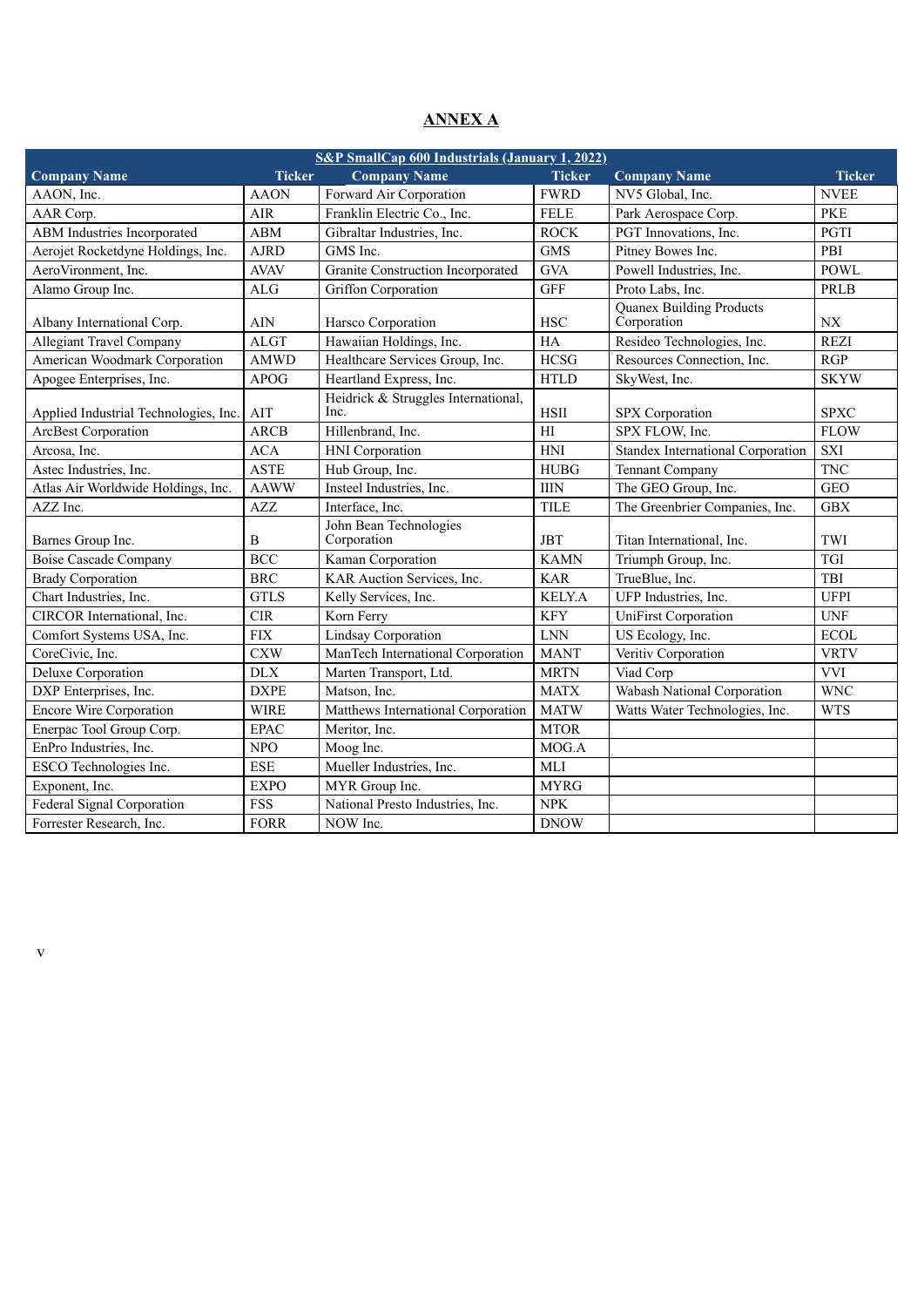## ANNEX A

| S&P SmallCap 600 Industrials (January 1, 2022) | | | | | |
|---|---|---|---|---|---|
| **Company Name** | **Ticker** | **Company Name** | **Ticker** | **Company Name** | **Ticker** |
| AAON, Inc. | AAON | Forward Air Corporation | FWRD | NV5 Global, Inc. | NVEE |
| AAR Corp. | AIR | Franklin Electric Co., Inc. | FELE | Park Aerospace Corp. | PKE |
| ABM Industries Incorporated | ABM | Gibraltar Industries, Inc. | ROCK | PGT Innovations, Inc. | PGTI |
| Aerojet Rocketdyne Holdings, Inc. | AJRD | GMS Inc. | GMS | Pitney Bowes Inc. | PBI |
| AeroVironment, Inc. | AVAV | Granite Construction Incorporated | GVA | Powell Industries, Inc. | POWL |
| Alamo Group Inc. | ALG | Griffon Corporation | GFF | Proto Labs, Inc. | PRLB |
| Albany International Corp. | AIN | Harsco Corporation | HSC | Quanex Building Products Corporation | NX |
| Allegiant Travel Company | ALGT | Hawaiian Holdings, Inc. | HA | Resideo Technologies, Inc. | REZI |
| American Woodmark Corporation | AMWD | Healthcare Services Group, Inc. | HCSG | Resources Connection, Inc. | RGP |
| Apogee Enterprises, Inc. | APOG | Heartland Express, Inc. | HTLD | SkyWest, Inc. | SKYW |
| Applied Industrial Technologies, Inc. | AIT | Heidrick & Struggles International, Inc. | HSII | SPX Corporation | SPXC |
| ArcBest Corporation | ARCB | Hillenbrand, Inc. | HI | SPX FLOW, Inc. | FLOW |
| Arcosa, Inc. | ACA | HNI Corporation | HNI | Standex International Corporation | SXI |
| Astec Industries, Inc. | ASTE | Hub Group, Inc. | HUBG | Tennant Company | TNC |
| Atlas Air Worldwide Holdings, Inc. | AAWW | Insteel Industries, Inc. | IIIN | The GEO Group, Inc. | GEO |
| AZZ Inc. | AZZ | Interface, Inc. | TILE | The Greenbrier Companies, Inc. | GBX |
| Barnes Group Inc. | B | John Bean Technologies Corporation | JBT | Titan International, Inc. | TWI |
| Boise Cascade Company | BCC | Kaman Corporation | KAMN | Triumph Group, Inc. | TGI |
| Brady Corporation | BRC | KAR Auction Services, Inc. | KAR | TrueBlue, Inc. | TBI |
| Chart Industries, Inc. | GTLS | Kelly Services, Inc. | KELY.A | UFP Industries, Inc. | UFPI |
| CIRCOR International, Inc. | CIR | Korn Ferry | KFY | UniFirst Corporation | UNF |
| Comfort Systems USA, Inc. | FIX | Lindsay Corporation | LNN | US Ecology, Inc. | ECOL |
| CoreCivic, Inc. | CXW | ManTech International Corporation | MANT | Veritiv Corporation | VRTV |
| Deluxe Corporation | DLX | Marten Transport, Ltd. | MRTN | Viad Corp | VVI |
| DXP Enterprises, Inc. | DXPE | Matson, Inc. | MATX | Wabash National Corporation | WNC |
| Encore Wire Corporation | WIRE | Matthews International Corporation | MATW | Watts Water Technologies, Inc. | WTS |
| Enerpac Tool Group Corp. | EPAC | Meritor, Inc. | MTOR | | |
| EnPro Industries, Inc. | NPO | Moog Inc. | MOG.A | | |
| ESCO Technologies Inc. | ESE | Mueller Industries, Inc. | MLI | | |
| Exponent, Inc. | EXPO | MYR Group Inc. | MYRG | | |
| Federal Signal Corporation | FSS | National Presto Industries, Inc. | NPK | | |
| Forrester Research, Inc. | FORR | NOW Inc. | DNOW | | |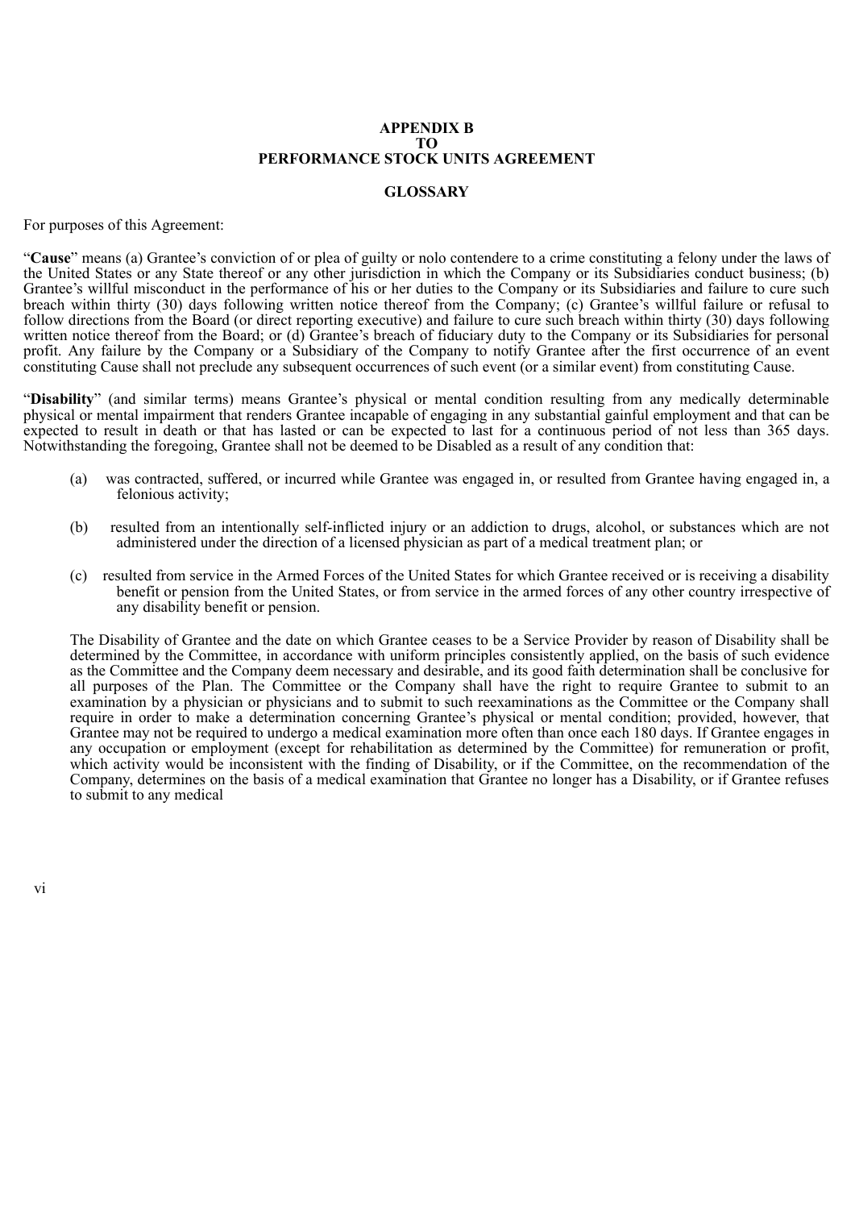**APPENDIX B**
**TO**
**PERFORMANCE STOCK UNITS AGREEMENT**

**GLOSSARY**

For purposes of this Agreement:

"**Cause**" means (a) Grantee's conviction of or plea of guilty or nolo contendere to a crime constituting a felony under the laws of the United States or any State thereof or any other jurisdiction in which the Company or its Subsidiaries conduct business; (b) Grantee's willful misconduct in the performance of his or her duties to the Company or its Subsidiaries and failure to cure such breach within thirty (30) days following written notice thereof from the Company; (c) Grantee's willful failure or refusal to follow directions from the Board (or direct reporting executive) and failure to cure such breach within thirty (30) days following written notice thereof from the Board; or (d) Grantee's breach of fiduciary duty to the Company or its Subsidiaries for personal profit. Any failure by the Company or a Subsidiary of the Company to notify Grantee after the first occurrence of an event constituting Cause shall not preclude any subsequent occurrences of such event (or a similar event) from constituting Cause.

"**Disability**" (and similar terms) means Grantee's physical or mental condition resulting from any medically determinable physical or mental impairment that renders Grantee incapable of engaging in any substantial gainful employment and that can be expected to result in death or that has lasted or can be expected to last for a continuous period of not less than 365 days. Notwithstanding the foregoing, Grantee shall not be deemed to be Disabled as a result of any condition that:

(a) was contracted, suffered, or incurred while Grantee was engaged in, or resulted from Grantee having engaged in, a felonious activity;

(b) resulted from an intentionally self-inflicted injury or an addiction to drugs, alcohol, or substances which are not administered under the direction of a licensed physician as part of a medical treatment plan; or

(c) resulted from service in the Armed Forces of the United States for which Grantee received or is receiving a disability benefit or pension from the United States, or from service in the armed forces of any other country irrespective of any disability benefit or pension.

The Disability of Grantee and the date on which Grantee ceases to be a Service Provider by reason of Disability shall be determined by the Committee, in accordance with uniform principles consistently applied, on the basis of such evidence as the Committee and the Company deem necessary and desirable, and its good faith determination shall be conclusive for all purposes of the Plan. The Committee or the Company shall have the right to require Grantee to submit to an examination by a physician or physicians and to submit to such reexaminations as the Committee or the Company shall require in order to make a determination concerning Grantee's physical or mental condition; provided, however, that Grantee may not be required to undergo a medical examination more often than once each 180 days. If Grantee engages in any occupation or employment (except for rehabilitation as determined by the Committee) for remuneration or profit, which activity would be inconsistent with the finding of Disability, or if the Committee, on the recommendation of the Company, determines on the basis of a medical examination that Grantee no longer has a Disability, or if Grantee refuses to submit to any medical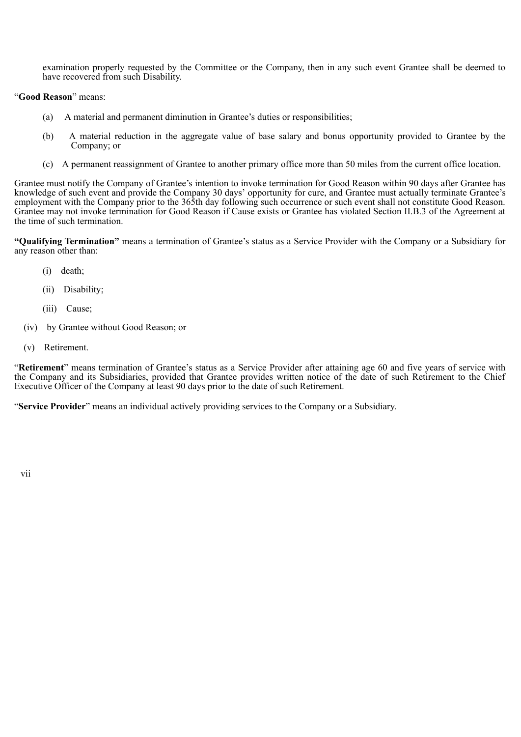examination properly requested by the Committee or the Company, then in any such event Grantee shall be deemed to have recovered from such Disability.

"**Good Reason**" means:

(a) A material and permanent diminution in Grantee's duties or responsibilities;

(b) A material reduction in the aggregate value of base salary and bonus opportunity provided to Grantee by the Company; or

(c) A permanent reassignment of Grantee to another primary office more than 50 miles from the current office location.

Grantee must notify the Company of Grantee's intention to invoke termination for Good Reason within 90 days after Grantee has knowledge of such event and provide the Company 30 days' opportunity for cure, and Grantee must actually terminate Grantee's employment with the Company prior to the 365th day following such occurrence or such event shall not constitute Good Reason. Grantee may not invoke termination for Good Reason if Cause exists or Grantee has violated Section II.B.3 of the Agreement at the time of such termination.

**"Qualifying Termination"** means a termination of Grantee's status as a Service Provider with the Company or a Subsidiary for any reason other than:

(i) death;

(ii) Disability;

(iii) Cause;

(iv) by Grantee without Good Reason; or

(v) Retirement.

"**Retirement**" means termination of Grantee's status as a Service Provider after attaining age 60 and five years of service with the Company and its Subsidiaries, provided that Grantee provides written notice of the date of such Retirement to the Chief Executive Officer of the Company at least 90 days prior to the date of such Retirement.

"**Service Provider**" means an individual actively providing services to the Company or a Subsidiary.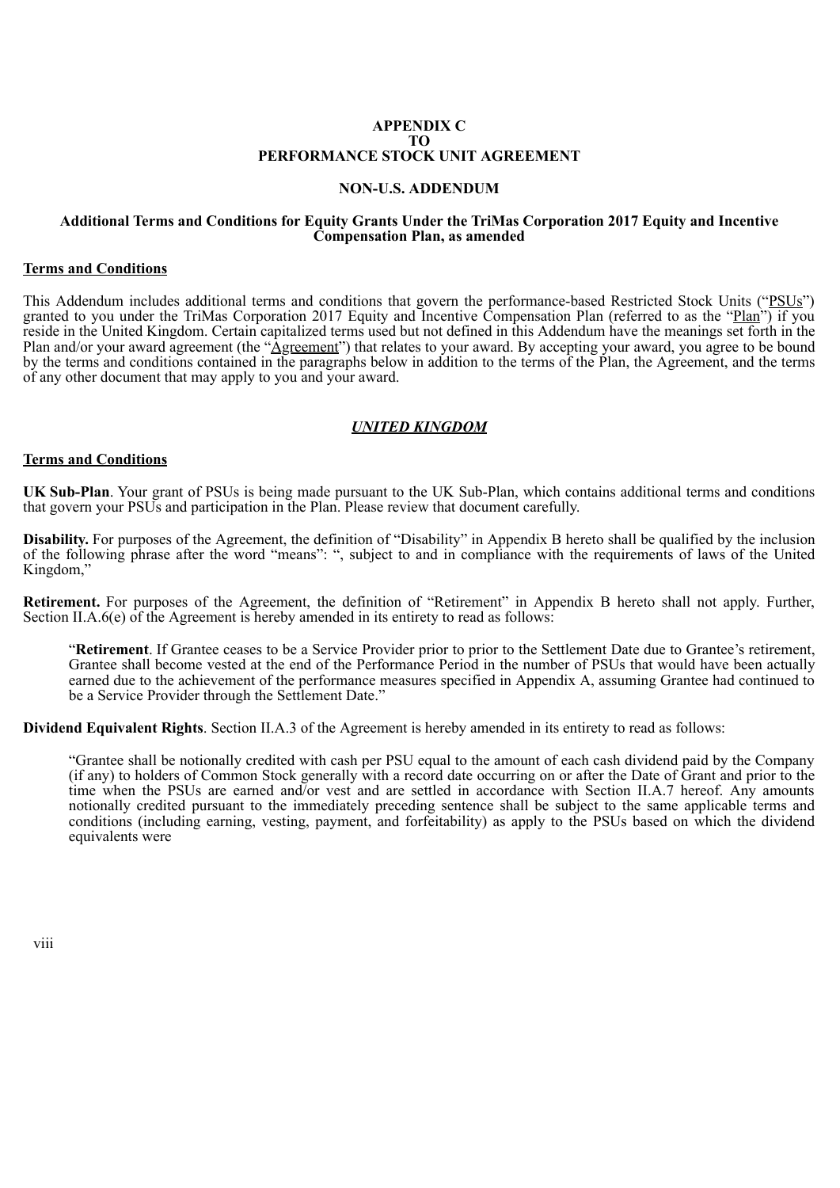# APPENDIX C
# TO
# PERFORMANCE STOCK UNIT AGREEMENT

## NON-U.S. ADDENDUM

### Additional Terms and Conditions for Equity Grants Under the TriMas Corporation 2017 Equity and Incentive Compensation Plan, as amended

**Terms and Conditions**

This Addendum includes additional terms and conditions that govern the performance-based Restricted Stock Units ("PSUs") granted to you under the TriMas Corporation 2017 Equity and Incentive Compensation Plan (referred to as the "Plan") if you reside in the United Kingdom. Certain capitalized terms used but not defined in this Addendum have the meanings set forth in the Plan and/or your award agreement (the "Agreement") that relates to your award. By accepting your award, you agree to be bound by the terms and conditions contained in the paragraphs below in addition to the terms of the Plan, the Agreement, and the terms of any other document that may apply to you and your award.

## *UNITED KINGDOM*

**Terms and Conditions**

**UK Sub-Plan**. Your grant of PSUs is being made pursuant to the UK Sub-Plan, which contains additional terms and conditions that govern your PSUs and participation in the Plan. Please review that document carefully.

**Disability.** For purposes of the Agreement, the definition of "Disability" in Appendix B hereto shall be qualified by the inclusion of the following phrase after the word "means": ", subject to and in compliance with the requirements of laws of the United Kingdom,"

**Retirement.** For purposes of the Agreement, the definition of "Retirement" in Appendix B hereto shall not apply. Further, Section II.A.6(e) of the Agreement is hereby amended in its entirety to read as follows:

> "**Retirement**. If Grantee ceases to be a Service Provider prior to prior to the Settlement Date due to Grantee's retirement, Grantee shall become vested at the end of the Performance Period in the number of PSUs that would have been actually earned due to the achievement of the performance measures specified in Appendix A, assuming Grantee had continued to be a Service Provider through the Settlement Date."

**Dividend Equivalent Rights**. Section II.A.3 of the Agreement is hereby amended in its entirety to read as follows:

> "Grantee shall be notionally credited with cash per PSU equal to the amount of each cash dividend paid by the Company (if any) to holders of Common Stock generally with a record date occurring on or after the Date of Grant and prior to the time when the PSUs are earned and/or vest and are settled in accordance with Section II.A.7 hereof. Any amounts notionally credited pursuant to the immediately preceding sentence shall be subject to the same applicable terms and conditions (including earning, vesting, payment, and forfeitability) as apply to the PSUs based on which the dividend equivalents were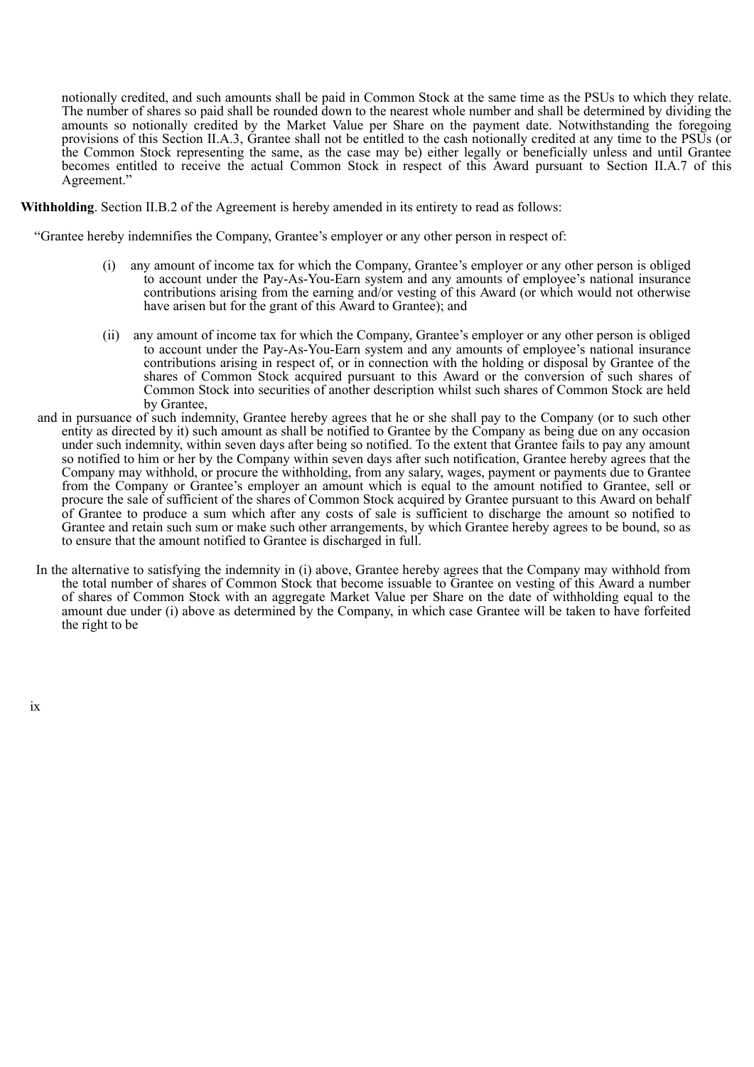notionally credited, and such amounts shall be paid in Common Stock at the same time as the PSUs to which they relate. The number of shares so paid shall be rounded down to the nearest whole number and shall be determined by dividing the amounts so notionally credited by the Market Value per Share on the payment date. Notwithstanding the foregoing provisions of this Section II.A.3, Grantee shall not be entitled to the cash notionally credited at any time to the PSUs (or the Common Stock representing the same, as the case may be) either legally or beneficially unless and until Grantee becomes entitled to receive the actual Common Stock in respect of this Award pursuant to Section II.A.7 of this Agreement."

**Withholding**. Section II.B.2 of the Agreement is hereby amended in its entirety to read as follows:

"Grantee hereby indemnifies the Company, Grantee's employer or any other person in respect of:

(i) any amount of income tax for which the Company, Grantee's employer or any other person is obliged to account under the Pay-As-You-Earn system and any amounts of employee's national insurance contributions arising from the earning and/or vesting of this Award (or which would not otherwise have arisen but for the grant of this Award to Grantee); and

(ii) any amount of income tax for which the Company, Grantee's employer or any other person is obliged to account under the Pay-As-You-Earn system and any amounts of employee's national insurance contributions arising in respect of, or in connection with the holding or disposal by Grantee of the shares of Common Stock acquired pursuant to this Award or the conversion of such shares of Common Stock into securities of another description whilst such shares of Common Stock are held by Grantee,

and in pursuance of such indemnity, Grantee hereby agrees that he or she shall pay to the Company (or to such other entity as directed by it) such amount as shall be notified to Grantee by the Company as being due on any occasion under such indemnity, within seven days after being so notified. To the extent that Grantee fails to pay any amount so notified to him or her by the Company within seven days after such notification, Grantee hereby agrees that the Company may withhold, or procure the withholding, from any salary, wages, payment or payments due to Grantee from the Company or Grantee's employer an amount which is equal to the amount notified to Grantee, sell or procure the sale of sufficient of the shares of Common Stock acquired by Grantee pursuant to this Award on behalf of Grantee to produce a sum which after any costs of sale is sufficient to discharge the amount so notified to Grantee and retain such sum or make such other arrangements, by which Grantee hereby agrees to be bound, so as to ensure that the amount notified to Grantee is discharged in full.

In the alternative to satisfying the indemnity in (i) above, Grantee hereby agrees that the Company may withhold from the total number of shares of Common Stock that become issuable to Grantee on vesting of this Award a number of shares of Common Stock with an aggregate Market Value per Share on the date of withholding equal to the amount due under (i) above as determined by the Company, in which case Grantee will be taken to have forfeited the right to be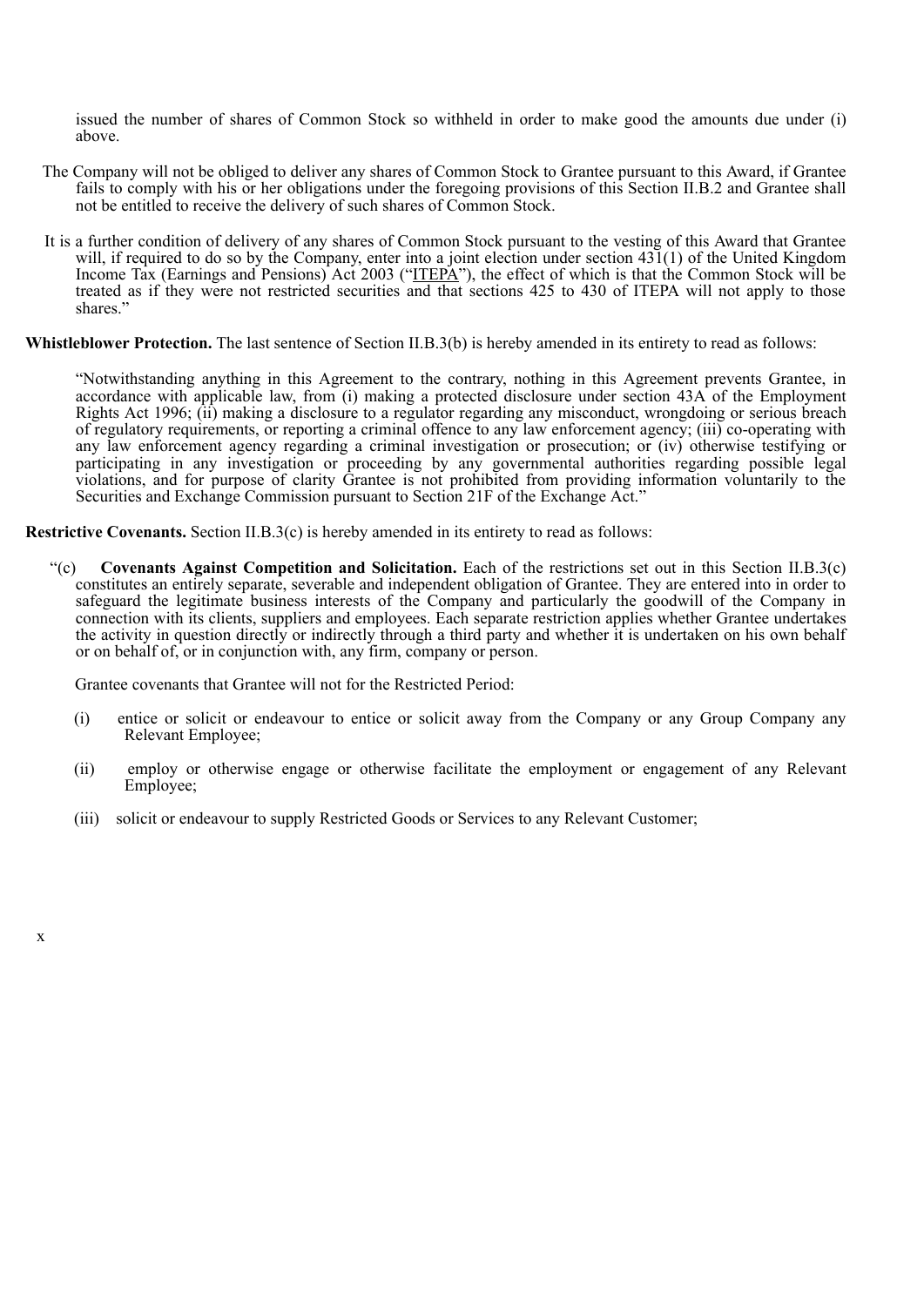issued the number of shares of Common Stock so withheld in order to make good the amounts due under (i) above.

The Company will not be obliged to deliver any shares of Common Stock to Grantee pursuant to this Award, if Grantee fails to comply with his or her obligations under the foregoing provisions of this Section II.B.2 and Grantee shall not be entitled to receive the delivery of such shares of Common Stock.

It is a further condition of delivery of any shares of Common Stock pursuant to the vesting of this Award that Grantee will, if required to do so by the Company, enter into a joint election under section 431(1) of the United Kingdom Income Tax (Earnings and Pensions) Act 2003 ("ITEPA"), the effect of which is that the Common Stock will be treated as if they were not restricted securities and that sections 425 to 430 of ITEPA will not apply to those shares."

**Whistleblower Protection.** The last sentence of Section II.B.3(b) is hereby amended in its entirety to read as follows:

"Notwithstanding anything in this Agreement to the contrary, nothing in this Agreement prevents Grantee, in accordance with applicable law, from (i) making a protected disclosure under section 43A of the Employment Rights Act 1996; (ii) making a disclosure to a regulator regarding any misconduct, wrongdoing or serious breach of regulatory requirements, or reporting a criminal offence to any law enforcement agency; (iii) co-operating with any law enforcement agency regarding a criminal investigation or prosecution; or (iv) otherwise testifying or participating in any investigation or proceeding by any governmental authorities regarding possible legal violations, and for purpose of clarity Grantee is not prohibited from providing information voluntarily to the Securities and Exchange Commission pursuant to Section 21F of the Exchange Act."

**Restrictive Covenants.** Section II.B.3(c) is hereby amended in its entirety to read as follows:

"(c) **Covenants Against Competition and Solicitation.** Each of the restrictions set out in this Section II.B.3(c) constitutes an entirely separate, severable and independent obligation of Grantee. They are entered into in order to safeguard the legitimate business interests of the Company and particularly the goodwill of the Company in connection with its clients, suppliers and employees. Each separate restriction applies whether Grantee undertakes the activity in question directly or indirectly through a third party and whether it is undertaken on his own behalf or on behalf of, or in conjunction with, any firm, company or person.

Grantee covenants that Grantee will not for the Restricted Period:

(i) entice or solicit or endeavour to entice or solicit away from the Company or any Group Company any Relevant Employee;

(ii) employ or otherwise engage or otherwise facilitate the employment or engagement of any Relevant Employee;

(iii) solicit or endeavour to supply Restricted Goods or Services to any Relevant Customer;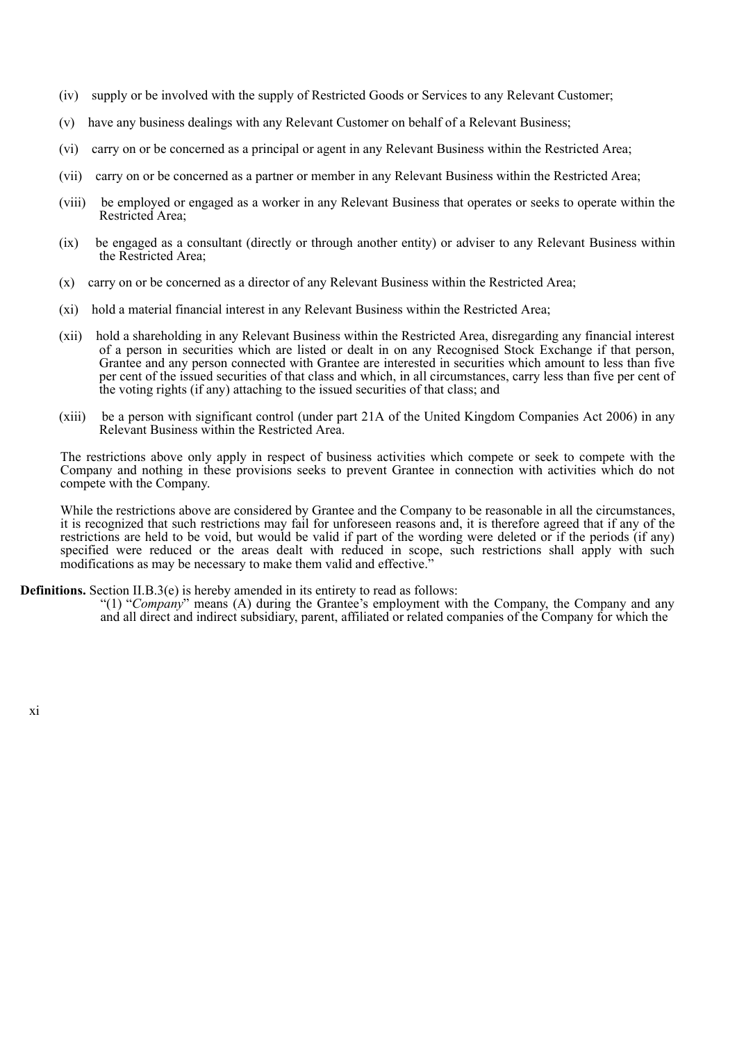(iv) supply or be involved with the supply of Restricted Goods or Services to any Relevant Customer;

(v) have any business dealings with any Relevant Customer on behalf of a Relevant Business;

(vi) carry on or be concerned as a principal or agent in any Relevant Business within the Restricted Area;

(vii) carry on or be concerned as a partner or member in any Relevant Business within the Restricted Area;

(viii) be employed or engaged as a worker in any Relevant Business that operates or seeks to operate within the Restricted Area;

(ix) be engaged as a consultant (directly or through another entity) or adviser to any Relevant Business within the Restricted Area;

(x) carry on or be concerned as a director of any Relevant Business within the Restricted Area;

(xi) hold a material financial interest in any Relevant Business within the Restricted Area;

(xii) hold a shareholding in any Relevant Business within the Restricted Area, disregarding any financial interest of a person in securities which are listed or dealt in on any Recognised Stock Exchange if that person, Grantee and any person connected with Grantee are interested in securities which amount to less than five per cent of the issued securities of that class and which, in all circumstances, carry less than five per cent of the voting rights (if any) attaching to the issued securities of that class; and

(xiii) be a person with significant control (under part 21A of the United Kingdom Companies Act 2006) in any Relevant Business within the Restricted Area.

The restrictions above only apply in respect of business activities which compete or seek to compete with the Company and nothing in these provisions seeks to prevent Grantee in connection with activities which do not compete with the Company.

While the restrictions above are considered by Grantee and the Company to be reasonable in all the circumstances, it is recognized that such restrictions may fail for unforeseen reasons and, it is therefore agreed that if any of the restrictions are held to be void, but would be valid if part of the wording were deleted or if the periods (if any) specified were reduced or the areas dealt with reduced in scope, such restrictions shall apply with such modifications as may be necessary to make them valid and effective."

**Definitions.** Section II.B.3(e) is hereby amended in its entirety to read as follows:

"(1) "*Company*" means (A) during the Grantee's employment with the Company, the Company and any and all direct and indirect subsidiary, parent, affiliated or related companies of the Company for which the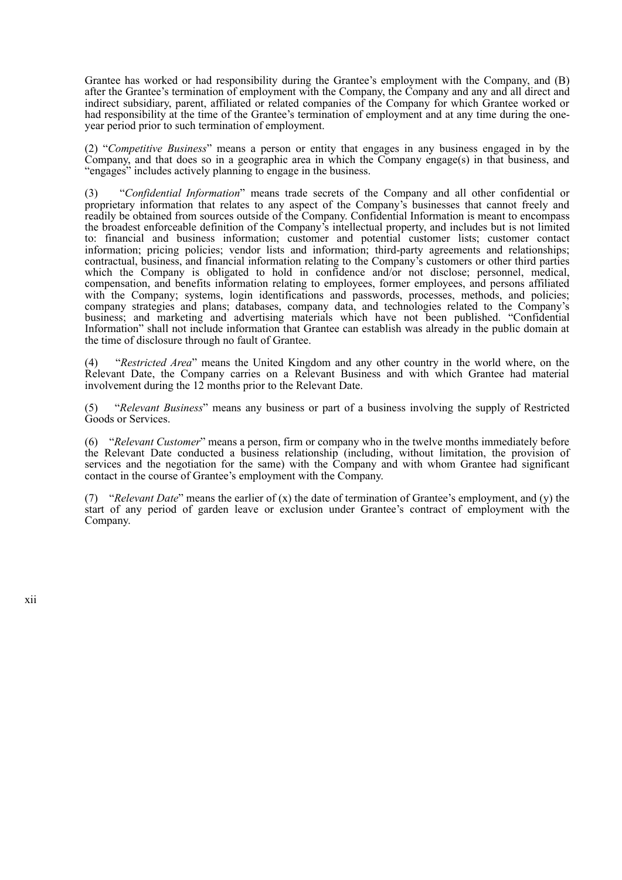Grantee has worked or had responsibility during the Grantee's employment with the Company, and (B) after the Grantee's termination of employment with the Company, the Company and any and all direct and indirect subsidiary, parent, affiliated or related companies of the Company for which Grantee worked or had responsibility at the time of the Grantee's termination of employment and at any time during the one-year period prior to such termination of employment.

(2) "*Competitive Business*" means a person or entity that engages in any business engaged in by the Company, and that does so in a geographic area in which the Company engage(s) in that business, and "engages" includes actively planning to engage in the business.

(3) "*Confidential Information*" means trade secrets of the Company and all other confidential or proprietary information that relates to any aspect of the Company's businesses that cannot freely and readily be obtained from sources outside of the Company. Confidential Information is meant to encompass the broadest enforceable definition of the Company's intellectual property, and includes but is not limited to: financial and business information; customer and potential customer lists; customer contact information; pricing policies; vendor lists and information; third-party agreements and relationships; contractual, business, and financial information relating to the Company's customers or other third parties which the Company is obligated to hold in confidence and/or not disclose; personnel, medical, compensation, and benefits information relating to employees, former employees, and persons affiliated with the Company; systems, login identifications and passwords, processes, methods, and policies; company strategies and plans; databases, company data, and technologies related to the Company's business; and marketing and advertising materials which have not been published. "Confidential Information" shall not include information that Grantee can establish was already in the public domain at the time of disclosure through no fault of Grantee.

(4) "*Restricted Area*" means the United Kingdom and any other country in the world where, on the Relevant Date, the Company carries on a Relevant Business and with which Grantee had material involvement during the 12 months prior to the Relevant Date.

(5) "*Relevant Business*" means any business or part of a business involving the supply of Restricted Goods or Services.

(6) "*Relevant Customer*" means a person, firm or company who in the twelve months immediately before the Relevant Date conducted a business relationship (including, without limitation, the provision of services and the negotiation for the same) with the Company and with whom Grantee had significant contact in the course of Grantee's employment with the Company.

(7) "*Relevant Date*" means the earlier of (x) the date of termination of Grantee's employment, and (y) the start of any period of garden leave or exclusion under Grantee's contract of employment with the Company.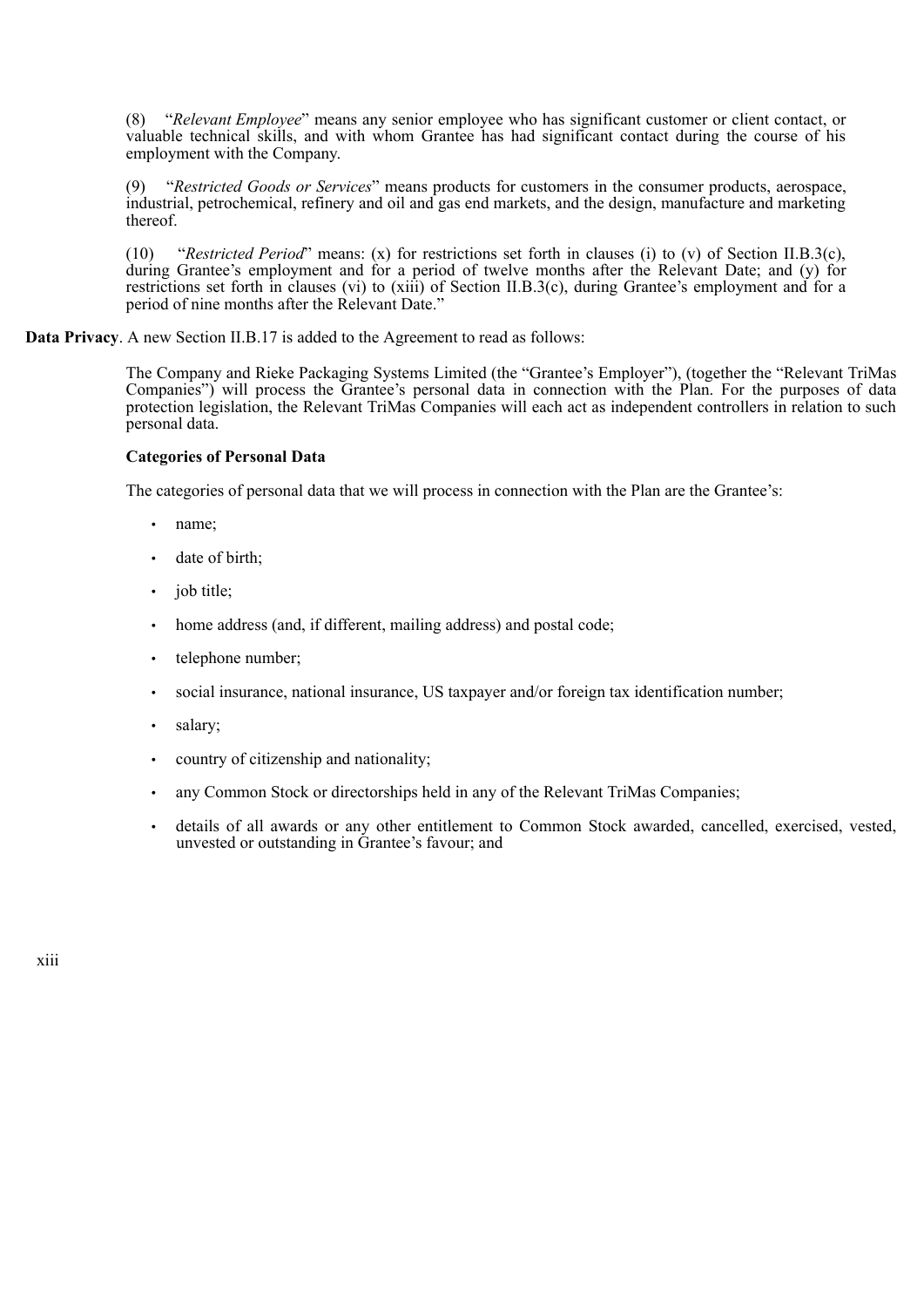(8) "*Relevant Employee*" means any senior employee who has significant customer or client contact, or valuable technical skills, and with whom Grantee has had significant contact during the course of his employment with the Company.

(9) "*Restricted Goods or Services*" means products for customers in the consumer products, aerospace, industrial, petrochemical, refinery and oil and gas end markets, and the design, manufacture and marketing thereof.

(10) "*Restricted Period*" means: (x) for restrictions set forth in clauses (i) to (v) of Section II.B.3(c), during Grantee's employment and for a period of twelve months after the Relevant Date; and (y) for restrictions set forth in clauses (vi) to (xiii) of Section II.B.3(c), during Grantee's employment and for a period of nine months after the Relevant Date."

**Data Privacy**. A new Section II.B.17 is added to the Agreement to read as follows:

The Company and Rieke Packaging Systems Limited (the "Grantee's Employer"), (together the "Relevant TriMas Companies") will process the Grantee's personal data in connection with the Plan. For the purposes of data protection legislation, the Relevant TriMas Companies will each act as independent controllers in relation to such personal data.

**Categories of Personal Data**

The categories of personal data that we will process in connection with the Plan are the Grantee's:

- name;
- date of birth;
- job title;
- home address (and, if different, mailing address) and postal code;
- telephone number;
- social insurance, national insurance, US taxpayer and/or foreign tax identification number;
- salary;
- country of citizenship and nationality;
- any Common Stock or directorships held in any of the Relevant TriMas Companies;
- details of all awards or any other entitlement to Common Stock awarded, cancelled, exercised, vested, unvested or outstanding in Grantee's favour; and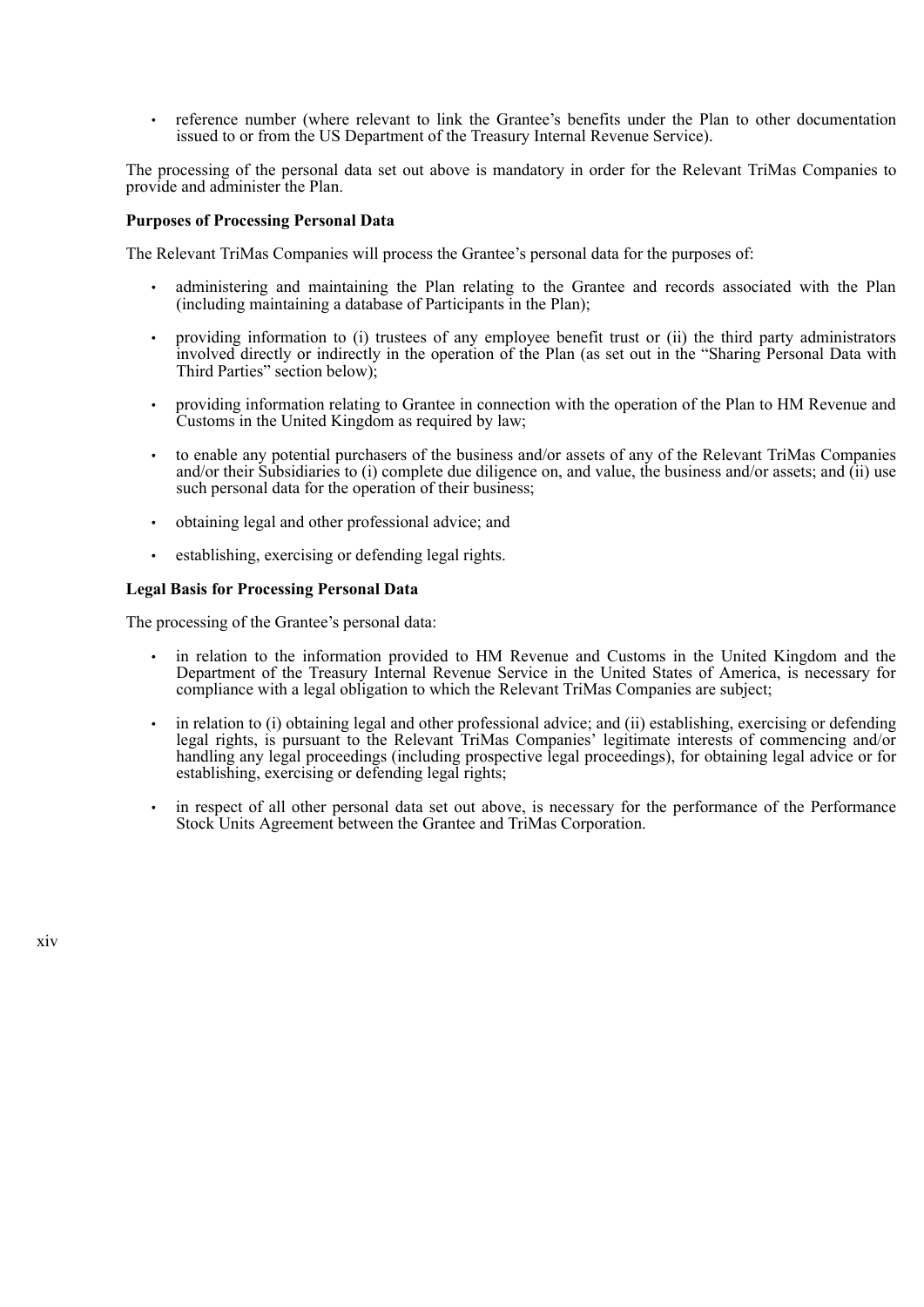- reference number (where relevant to link the Grantee's benefits under the Plan to other documentation issued to or from the US Department of the Treasury Internal Revenue Service).

The processing of the personal data set out above is mandatory in order for the Relevant TriMas Companies to provide and administer the Plan.

**Purposes of Processing Personal Data**

The Relevant TriMas Companies will process the Grantee's personal data for the purposes of:

- administering and maintaining the Plan relating to the Grantee and records associated with the Plan (including maintaining a database of Participants in the Plan);
- providing information to (i) trustees of any employee benefit trust or (ii) the third party administrators involved directly or indirectly in the operation of the Plan (as set out in the "Sharing Personal Data with Third Parties" section below);
- providing information relating to Grantee in connection with the operation of the Plan to HM Revenue and Customs in the United Kingdom as required by law;
- to enable any potential purchasers of the business and/or assets of any of the Relevant TriMas Companies and/or their Subsidiaries to (i) complete due diligence on, and value, the business and/or assets; and (ii) use such personal data for the operation of their business;
- obtaining legal and other professional advice; and
- establishing, exercising or defending legal rights.

**Legal Basis for Processing Personal Data**

The processing of the Grantee's personal data:

- in relation to the information provided to HM Revenue and Customs in the United Kingdom and the Department of the Treasury Internal Revenue Service in the United States of America, is necessary for compliance with a legal obligation to which the Relevant TriMas Companies are subject;
- in relation to (i) obtaining legal and other professional advice; and (ii) establishing, exercising or defending legal rights, is pursuant to the Relevant TriMas Companies' legitimate interests of commencing and/or handling any legal proceedings (including prospective legal proceedings), for obtaining legal advice or for establishing, exercising or defending legal rights;
- in respect of all other personal data set out above, is necessary for the performance of the Performance Stock Units Agreement between the Grantee and TriMas Corporation.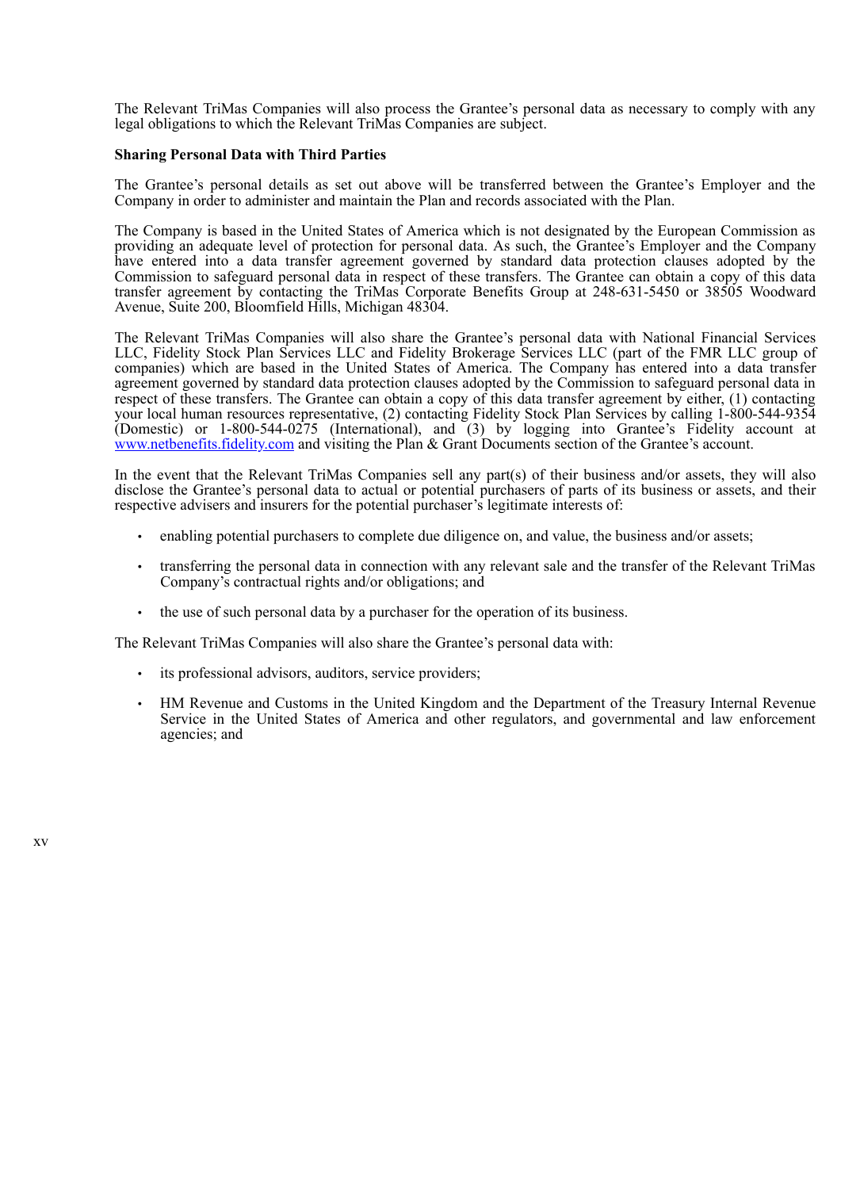The Relevant TriMas Companies will also process the Grantee's personal data as necessary to comply with any legal obligations to which the Relevant TriMas Companies are subject.

**Sharing Personal Data with Third Parties**

The Grantee's personal details as set out above will be transferred between the Grantee's Employer and the Company in order to administer and maintain the Plan and records associated with the Plan.

The Company is based in the United States of America which is not designated by the European Commission as providing an adequate level of protection for personal data. As such, the Grantee's Employer and the Company have entered into a data transfer agreement governed by standard data protection clauses adopted by the Commission to safeguard personal data in respect of these transfers. The Grantee can obtain a copy of this data transfer agreement by contacting the TriMas Corporate Benefits Group at 248-631-5450 or 38505 Woodward Avenue, Suite 200, Bloomfield Hills, Michigan 48304.

The Relevant TriMas Companies will also share the Grantee's personal data with National Financial Services LLC, Fidelity Stock Plan Services LLC and Fidelity Brokerage Services LLC (part of the FMR LLC group of companies) which are based in the United States of America. The Company has entered into a data transfer agreement governed by standard data protection clauses adopted by the Commission to safeguard personal data in respect of these transfers. The Grantee can obtain a copy of this data transfer agreement by either, (1) contacting your local human resources representative, (2) contacting Fidelity Stock Plan Services by calling 1-800-544-9354 (Domestic) or 1-800-544-0275 (International), and (3) by logging into Grantee's Fidelity account at www.netbenefits.fidelity.com and visiting the Plan & Grant Documents section of the Grantee's account.

In the event that the Relevant TriMas Companies sell any part(s) of their business and/or assets, they will also disclose the Grantee's personal data to actual or potential purchasers of parts of its business or assets, and their respective advisers and insurers for the potential purchaser's legitimate interests of:

- enabling potential purchasers to complete due diligence on, and value, the business and/or assets;
- transferring the personal data in connection with any relevant sale and the transfer of the Relevant TriMas Company's contractual rights and/or obligations; and
- the use of such personal data by a purchaser for the operation of its business.

The Relevant TriMas Companies will also share the Grantee's personal data with:

- its professional advisors, auditors, service providers;
- HM Revenue and Customs in the United Kingdom and the Department of the Treasury Internal Revenue Service in the United States of America and other regulators, and governmental and law enforcement agencies; and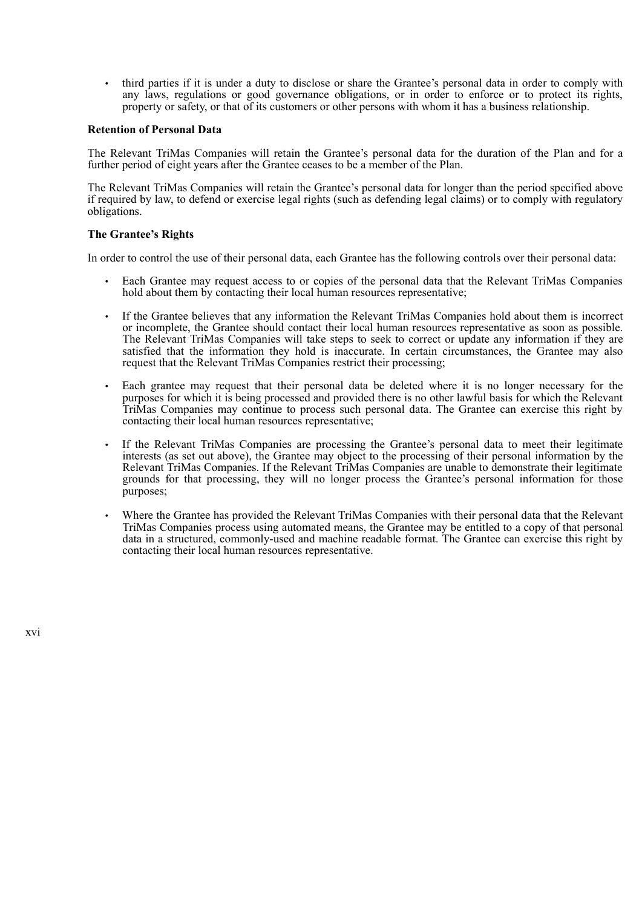- third parties if it is under a duty to disclose or share the Grantee's personal data in order to comply with any laws, regulations or good governance obligations, or in order to enforce or to protect its rights, property or safety, or that of its customers or other persons with whom it has a business relationship.

**Retention of Personal Data**

The Relevant TriMas Companies will retain the Grantee's personal data for the duration of the Plan and for a further period of eight years after the Grantee ceases to be a member of the Plan.

The Relevant TriMas Companies will retain the Grantee's personal data for longer than the period specified above if required by law, to defend or exercise legal rights (such as defending legal claims) or to comply with regulatory obligations.

**The Grantee's Rights**

In order to control the use of their personal data, each Grantee has the following controls over their personal data:

- Each Grantee may request access to or copies of the personal data that the Relevant TriMas Companies hold about them by contacting their local human resources representative;
- If the Grantee believes that any information the Relevant TriMas Companies hold about them is incorrect or incomplete, the Grantee should contact their local human resources representative as soon as possible. The Relevant TriMas Companies will take steps to seek to correct or update any information if they are satisfied that the information they hold is inaccurate. In certain circumstances, the Grantee may also request that the Relevant TriMas Companies restrict their processing;
- Each grantee may request that their personal data be deleted where it is no longer necessary for the purposes for which it is being processed and provided there is no other lawful basis for which the Relevant TriMas Companies may continue to process such personal data. The Grantee can exercise this right by contacting their local human resources representative;
- If the Relevant TriMas Companies are processing the Grantee's personal data to meet their legitimate interests (as set out above), the Grantee may object to the processing of their personal information by the Relevant TriMas Companies. If the Relevant TriMas Companies are unable to demonstrate their legitimate grounds for that processing, they will no longer process the Grantee's personal information for those purposes;
- Where the Grantee has provided the Relevant TriMas Companies with their personal data that the Relevant TriMas Companies process using automated means, the Grantee may be entitled to a copy of that personal data in a structured, commonly-used and machine readable format. The Grantee can exercise this right by contacting their local human resources representative.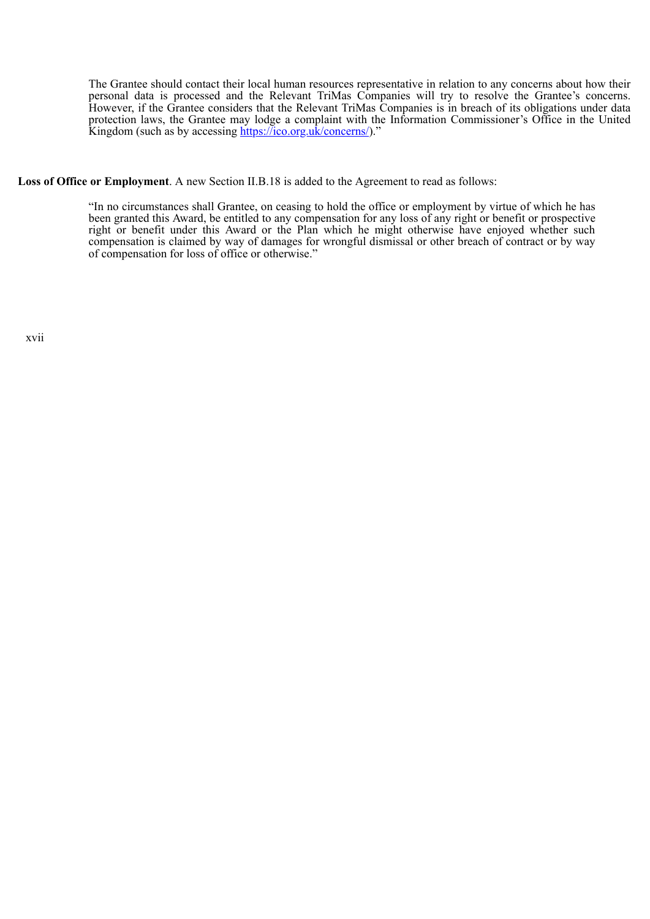> The Grantee should contact their local human resources representative in relation to any concerns about how their personal data is processed and the Relevant TriMas Companies will try to resolve the Grantee's concerns. However, if the Grantee considers that the Relevant TriMas Companies is in breach of its obligations under data protection laws, the Grantee may lodge a complaint with the Information Commissioner's Office in the United Kingdom (such as by accessing [https://ico.org.uk/concerns/](https://ico.org.uk/concerns/))."

**Loss of Office or Employment**. A new Section II.B.18 is added to the Agreement to read as follows:

> "In no circumstances shall Grantee, on ceasing to hold the office or employment by virtue of which he has been granted this Award, be entitled to any compensation for any loss of any right or benefit or prospective right or benefit under this Award or the Plan which he might otherwise have enjoyed whether such compensation is claimed by way of damages for wrongful dismissal or other breach of contract or by way of compensation for loss of office or otherwise."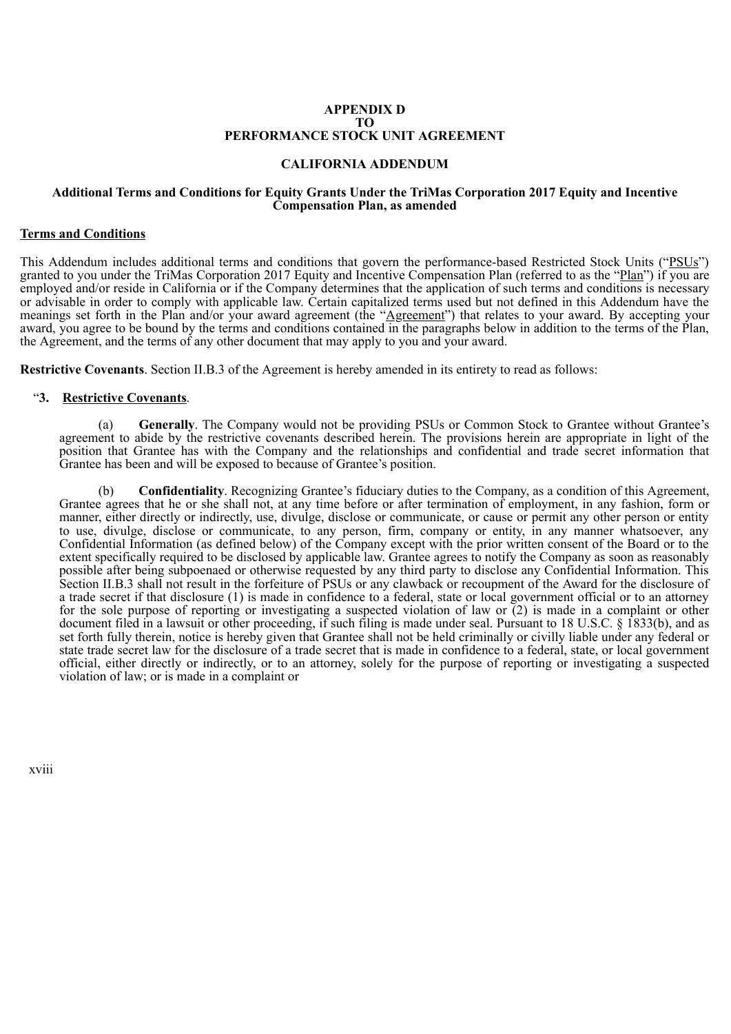**APPENDIX D**
**TO**
**PERFORMANCE STOCK UNIT AGREEMENT**

**CALIFORNIA ADDENDUM**

**Additional Terms and Conditions for Equity Grants Under the TriMas Corporation 2017 Equity and Incentive Compensation Plan, as amended**

**Terms and Conditions**

This Addendum includes additional terms and conditions that govern the performance-based Restricted Stock Units ("PSUs") granted to you under the TriMas Corporation 2017 Equity and Incentive Compensation Plan (referred to as the "Plan") if you are employed and/or reside in California or if the Company determines that the application of such terms and conditions is necessary or advisable in order to comply with applicable law. Certain capitalized terms used but not defined in this Addendum have the meanings set forth in the Plan and/or your award agreement (the "Agreement") that relates to your award. By accepting your award, you agree to be bound by the terms and conditions contained in the paragraphs below in addition to the terms of the Plan, the Agreement, and the terms of any other document that may apply to you and your award.

**Restrictive Covenants**. Section II.B.3 of the Agreement is hereby amended in its entirety to read as follows:

"**3. Restrictive Covenants**.

(a) **Generally**. The Company would not be providing PSUs or Common Stock to Grantee without Grantee's agreement to abide by the restrictive covenants described herein. The provisions herein are appropriate in light of the position that Grantee has with the Company and the relationships and confidential and trade secret information that Grantee has been and will be exposed to because of Grantee's position.

(b) **Confidentiality**. Recognizing Grantee's fiduciary duties to the Company, as a condition of this Agreement, Grantee agrees that he or she shall not, at any time before or after termination of employment, in any fashion, form or manner, either directly or indirectly, use, divulge, disclose or communicate, or cause or permit any other person or entity to use, divulge, disclose or communicate, to any person, firm, company or entity, in any manner whatsoever, any Confidential Information (as defined below) of the Company except with the prior written consent of the Board or to the extent specifically required to be disclosed by applicable law. Grantee agrees to notify the Company as soon as reasonably possible after being subpoenaed or otherwise requested by any third party to disclose any Confidential Information. This Section II.B.3 shall not result in the forfeiture of PSUs or any clawback or recoupment of the Award for the disclosure of a trade secret if that disclosure (1) is made in confidence to a federal, state or local government official or to an attorney for the sole purpose of reporting or investigating a suspected violation of law or (2) is made in a complaint or other document filed in a lawsuit or other proceeding, if such filing is made under seal. Pursuant to 18 U.S.C. § 1833(b), and as set forth fully therein, notice is hereby given that Grantee shall not be held criminally or civilly liable under any federal or state trade secret law for the disclosure of a trade secret that is made in confidence to a federal, state, or local government official, either directly or indirectly, or to an attorney, solely for the purpose of reporting or investigating a suspected violation of law; or is made in a complaint or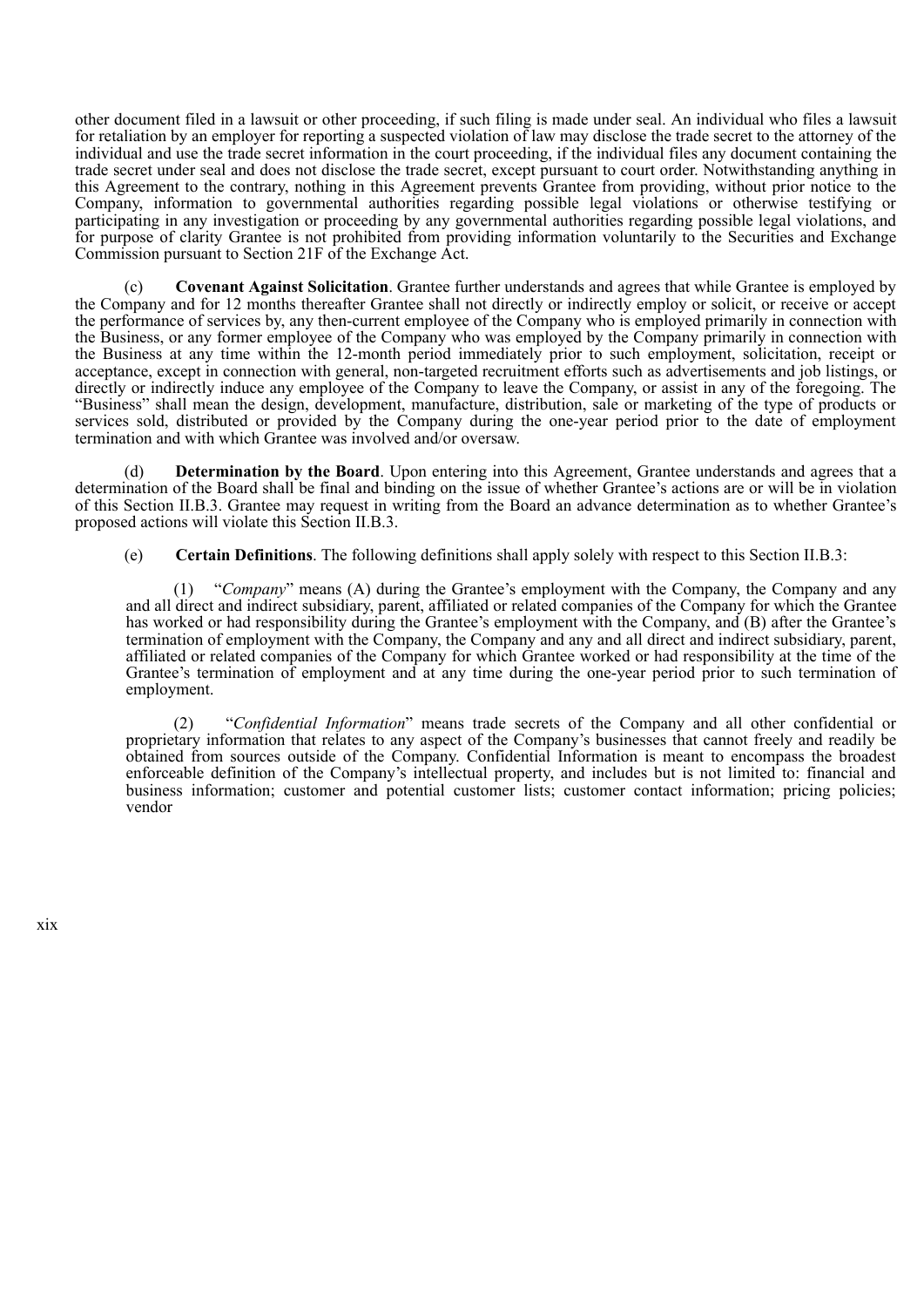other document filed in a lawsuit or other proceeding, if such filing is made under seal. An individual who files a lawsuit for retaliation by an employer for reporting a suspected violation of law may disclose the trade secret to the attorney of the individual and use the trade secret information in the court proceeding, if the individual files any document containing the trade secret under seal and does not disclose the trade secret, except pursuant to court order. Notwithstanding anything in this Agreement to the contrary, nothing in this Agreement prevents Grantee from providing, without prior notice to the Company, information to governmental authorities regarding possible legal violations or otherwise testifying or participating in any investigation or proceeding by any governmental authorities regarding possible legal violations, and for purpose of clarity Grantee is not prohibited from providing information voluntarily to the Securities and Exchange Commission pursuant to Section 21F of the Exchange Act.

(c) **Covenant Against Solicitation**. Grantee further understands and agrees that while Grantee is employed by the Company and for 12 months thereafter Grantee shall not directly or indirectly employ or solicit, or receive or accept the performance of services by, any then-current employee of the Company who is employed primarily in connection with the Business, or any former employee of the Company who was employed by the Company primarily in connection with the Business at any time within the 12-month period immediately prior to such employment, solicitation, receipt or acceptance, except in connection with general, non-targeted recruitment efforts such as advertisements and job listings, or directly or indirectly induce any employee of the Company to leave the Company, or assist in any of the foregoing. The "Business" shall mean the design, development, manufacture, distribution, sale or marketing of the type of products or services sold, distributed or provided by the Company during the one-year period prior to the date of employment termination and with which Grantee was involved and/or oversaw.

(d) **Determination by the Board**. Upon entering into this Agreement, Grantee understands and agrees that a determination of the Board shall be final and binding on the issue of whether Grantee's actions are or will be in violation of this Section II.B.3. Grantee may request in writing from the Board an advance determination as to whether Grantee's proposed actions will violate this Section II.B.3.

(e) **Certain Definitions**. The following definitions shall apply solely with respect to this Section II.B.3:

(1) "*Company*" means (A) during the Grantee's employment with the Company, the Company and any and all direct and indirect subsidiary, parent, affiliated or related companies of the Company for which the Grantee has worked or had responsibility during the Grantee's employment with the Company, and (B) after the Grantee's termination of employment with the Company, the Company and any and all direct and indirect subsidiary, parent, affiliated or related companies of the Company for which Grantee worked or had responsibility at the time of the Grantee's termination of employment and at any time during the one-year period prior to such termination of employment.

(2) "*Confidential Information*" means trade secrets of the Company and all other confidential or proprietary information that relates to any aspect of the Company's businesses that cannot freely and readily be obtained from sources outside of the Company. Confidential Information is meant to encompass the broadest enforceable definition of the Company's intellectual property, and includes but is not limited to: financial and business information; customer and potential customer lists; customer contact information; pricing policies; vendor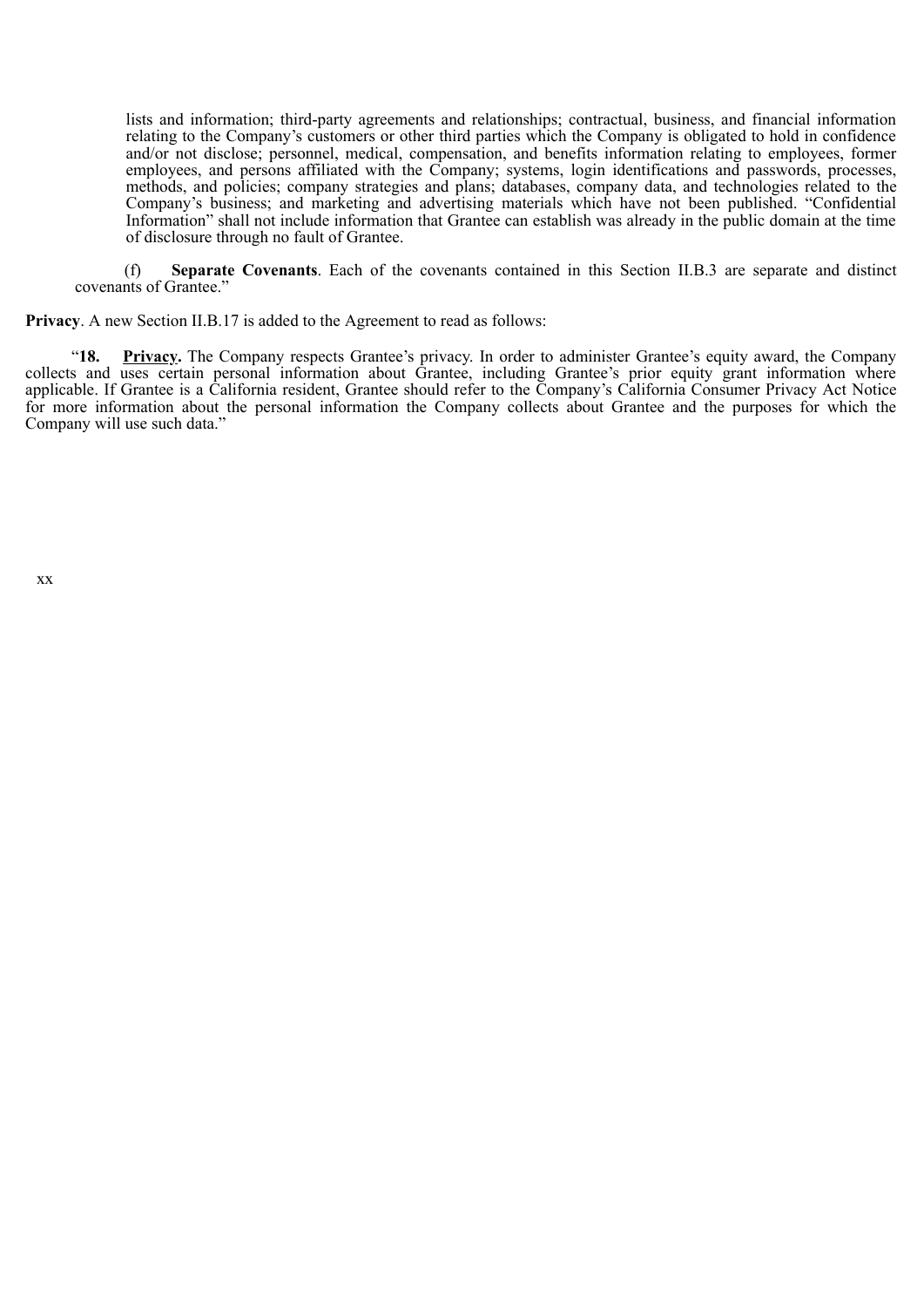lists and information; third-party agreements and relationships; contractual, business, and financial information relating to the Company's customers or other third parties which the Company is obligated to hold in confidence and/or not disclose; personnel, medical, compensation, and benefits information relating to employees, former employees, and persons affiliated with the Company; systems, login identifications and passwords, processes, methods, and policies; company strategies and plans; databases, company data, and technologies related to the Company's business; and marketing and advertising materials which have not been published. "Confidential Information" shall not include information that Grantee can establish was already in the public domain at the time of disclosure through no fault of Grantee.

(f) **Separate Covenants**. Each of the covenants contained in this Section II.B.3 are separate and distinct covenants of Grantee."

**Privacy**. A new Section II.B.17 is added to the Agreement to read as follows:

"**18. <u>Privacy</u>.** The Company respects Grantee's privacy. In order to administer Grantee's equity award, the Company collects and uses certain personal information about Grantee, including Grantee's prior equity grant information where applicable. If Grantee is a California resident, Grantee should refer to the Company's California Consumer Privacy Act Notice for more information about the personal information the Company collects about Grantee and the purposes for which the Company will use such data."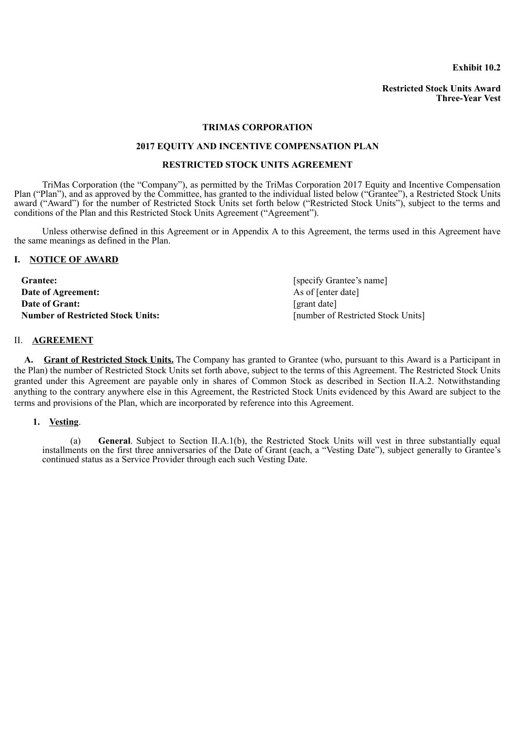**Exhibit 10.2**

**Restricted Stock Units Award**
**Three-Year Vest**

**TRIMAS CORPORATION**

**2017 EQUITY AND INCENTIVE COMPENSATION PLAN**

**RESTRICTED STOCK UNITS AGREEMENT**

TriMas Corporation (the "Company"), as permitted by the TriMas Corporation 2017 Equity and Incentive Compensation Plan ("Plan"), and as approved by the Committee, has granted to the individual listed below ("Grantee"), a Restricted Stock Units award ("Award") for the number of Restricted Stock Units set forth below ("Restricted Stock Units"), subject to the terms and conditions of the Plan and this Restricted Stock Units Agreement ("Agreement").

Unless otherwise defined in this Agreement or in Appendix A to this Agreement, the terms used in this Agreement have the same meanings as defined in the Plan.

## I. NOTICE OF AWARD

| | |
|---|---|
| **Grantee:** | [specify Grantee's name] |
| **Date of Agreement:** | As of [enter date] |
| **Date of Grant:** | [grant date] |
| **Number of Restricted Stock Units:** | [number of Restricted Stock Units] |

## II. AGREEMENT

**A. Grant of Restricted Stock Units.** The Company has granted to Grantee (who, pursuant to this Award is a Participant in the Plan) the number of Restricted Stock Units set forth above, subject to the terms of this Agreement. The Restricted Stock Units granted under this Agreement are payable only in shares of Common Stock as described in Section II.A.2. Notwithstanding anything to the contrary anywhere else in this Agreement, the Restricted Stock Units evidenced by this Award are subject to the terms and provisions of the Plan, which are incorporated by reference into this Agreement.

**1. Vesting**.

(a) **General**. Subject to Section II.A.1(b), the Restricted Stock Units will vest in three substantially equal installments on the first three anniversaries of the Date of Grant (each, a "Vesting Date"), subject generally to Grantee's continued status as a Service Provider through each such Vesting Date.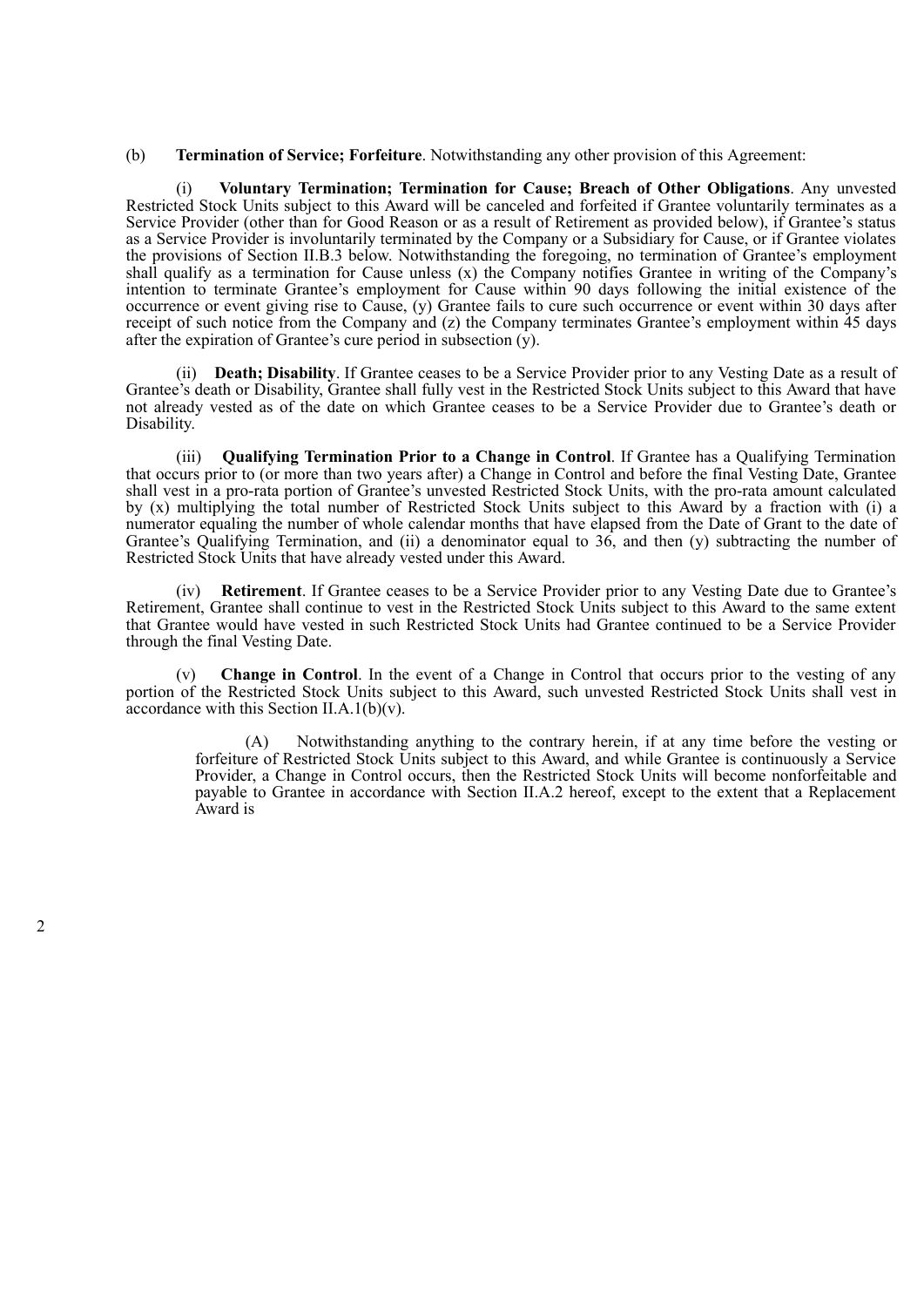(b) **Termination of Service; Forfeiture**. Notwithstanding any other provision of this Agreement:

(i) **Voluntary Termination; Termination for Cause; Breach of Other Obligations**. Any unvested Restricted Stock Units subject to this Award will be canceled and forfeited if Grantee voluntarily terminates as a Service Provider (other than for Good Reason or as a result of Retirement as provided below), if Grantee's status as a Service Provider is involuntarily terminated by the Company or a Subsidiary for Cause, or if Grantee violates the provisions of Section II.B.3 below. Notwithstanding the foregoing, no termination of Grantee's employment shall qualify as a termination for Cause unless (x) the Company notifies Grantee in writing of the Company's intention to terminate Grantee's employment for Cause within 90 days following the initial existence of the occurrence or event giving rise to Cause, (y) Grantee fails to cure such occurrence or event within 30 days after receipt of such notice from the Company and (z) the Company terminates Grantee's employment within 45 days after the expiration of Grantee's cure period in subsection (y).

(ii) **Death; Disability**. If Grantee ceases to be a Service Provider prior to any Vesting Date as a result of Grantee's death or Disability, Grantee shall fully vest in the Restricted Stock Units subject to this Award that have not already vested as of the date on which Grantee ceases to be a Service Provider due to Grantee's death or Disability.

(iii) **Qualifying Termination Prior to a Change in Control**. If Grantee has a Qualifying Termination that occurs prior to (or more than two years after) a Change in Control and before the final Vesting Date, Grantee shall vest in a pro-rata portion of Grantee's unvested Restricted Stock Units, with the pro-rata amount calculated by (x) multiplying the total number of Restricted Stock Units subject to this Award by a fraction with (i) a numerator equaling the number of whole calendar months that have elapsed from the Date of Grant to the date of Grantee's Qualifying Termination, and (ii) a denominator equal to 36, and then (y) subtracting the number of Restricted Stock Units that have already vested under this Award.

(iv) **Retirement**. If Grantee ceases to be a Service Provider prior to any Vesting Date due to Grantee's Retirement, Grantee shall continue to vest in the Restricted Stock Units subject to this Award to the same extent that Grantee would have vested in such Restricted Stock Units had Grantee continued to be a Service Provider through the final Vesting Date.

(v) **Change in Control**. In the event of a Change in Control that occurs prior to the vesting of any portion of the Restricted Stock Units subject to this Award, such unvested Restricted Stock Units shall vest in accordance with this Section II.A.1(b)(v).

(A) Notwithstanding anything to the contrary herein, if at any time before the vesting or forfeiture of Restricted Stock Units subject to this Award, and while Grantee is continuously a Service Provider, a Change in Control occurs, then the Restricted Stock Units will become nonforfeitable and payable to Grantee in accordance with Section II.A.2 hereof, except to the extent that a Replacement Award is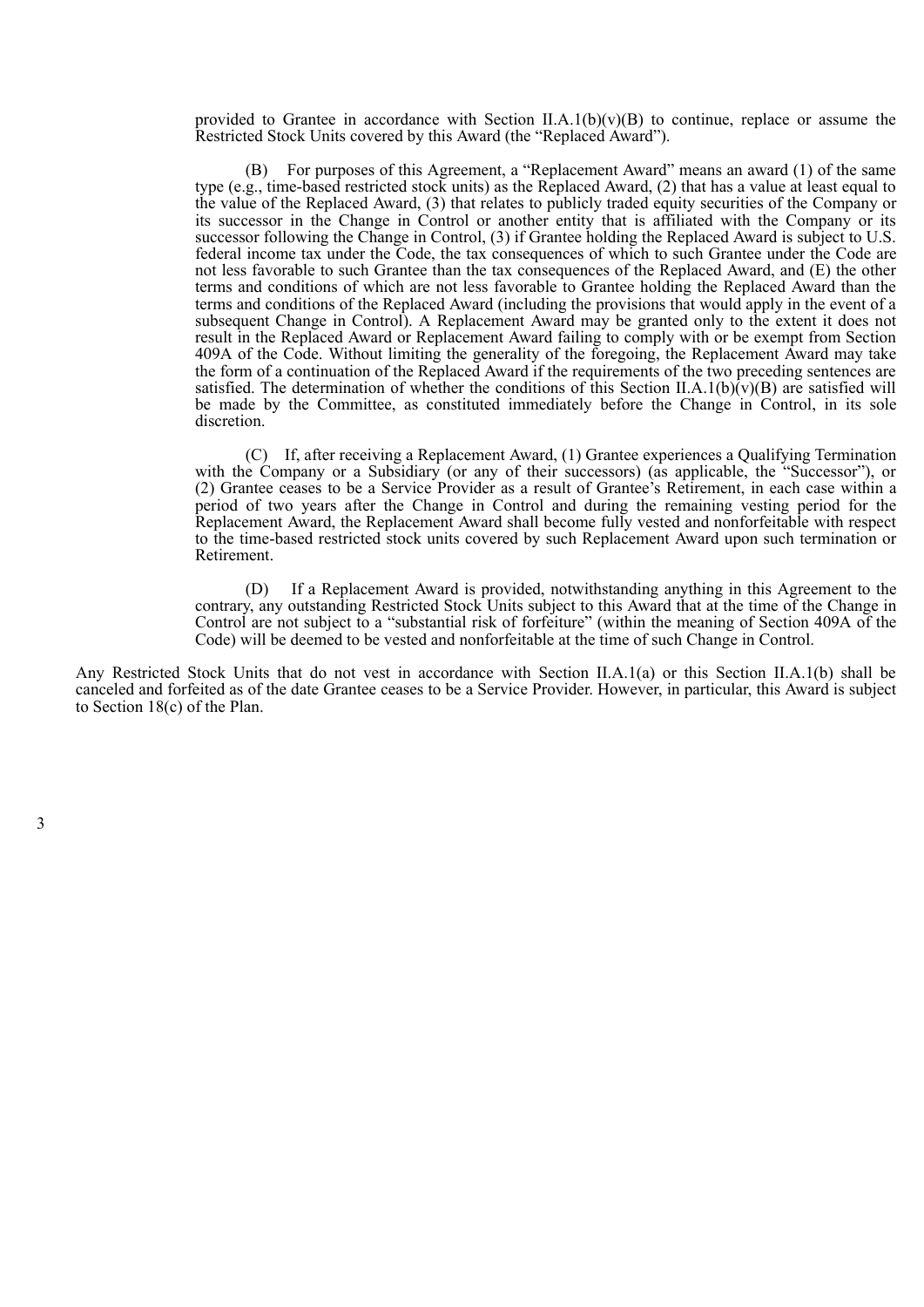provided to Grantee in accordance with Section II.A.1(b)(v)(B) to continue, replace or assume the Restricted Stock Units covered by this Award (the "Replaced Award").

(B) For purposes of this Agreement, a "Replacement Award" means an award (1) of the same type (e.g., time-based restricted stock units) as the Replaced Award, (2) that has a value at least equal to the value of the Replaced Award, (3) that relates to publicly traded equity securities of the Company or its successor in the Change in Control or another entity that is affiliated with the Company or its successor following the Change in Control, (3) if Grantee holding the Replaced Award is subject to U.S. federal income tax under the Code, the tax consequences of which to such Grantee under the Code are not less favorable to such Grantee than the tax consequences of the Replaced Award, and (E) the other terms and conditions of which are not less favorable to Grantee holding the Replaced Award than the terms and conditions of the Replaced Award (including the provisions that would apply in the event of a subsequent Change in Control). A Replacement Award may be granted only to the extent it does not result in the Replaced Award or Replacement Award failing to comply with or be exempt from Section 409A of the Code. Without limiting the generality of the foregoing, the Replacement Award may take the form of a continuation of the Replaced Award if the requirements of the two preceding sentences are satisfied. The determination of whether the conditions of this Section II.A.1(b)(v)(B) are satisfied will be made by the Committee, as constituted immediately before the Change in Control, in its sole discretion.

(C) If, after receiving a Replacement Award, (1) Grantee experiences a Qualifying Termination with the Company or a Subsidiary (or any of their successors) (as applicable, the "Successor"), or (2) Grantee ceases to be a Service Provider as a result of Grantee's Retirement, in each case within a period of two years after the Change in Control and during the remaining vesting period for the Replacement Award, the Replacement Award shall become fully vested and nonforfeitable with respect to the time-based restricted stock units covered by such Replacement Award upon such termination or Retirement.

(D) If a Replacement Award is provided, notwithstanding anything in this Agreement to the contrary, any outstanding Restricted Stock Units subject to this Award that at the time of the Change in Control are not subject to a "substantial risk of forfeiture" (within the meaning of Section 409A of the Code) will be deemed to be vested and nonforfeitable at the time of such Change in Control.

Any Restricted Stock Units that do not vest in accordance with Section II.A.1(a) or this Section II.A.1(b) shall be canceled and forfeited as of the date Grantee ceases to be a Service Provider. However, in particular, this Award is subject to Section 18(c) of the Plan.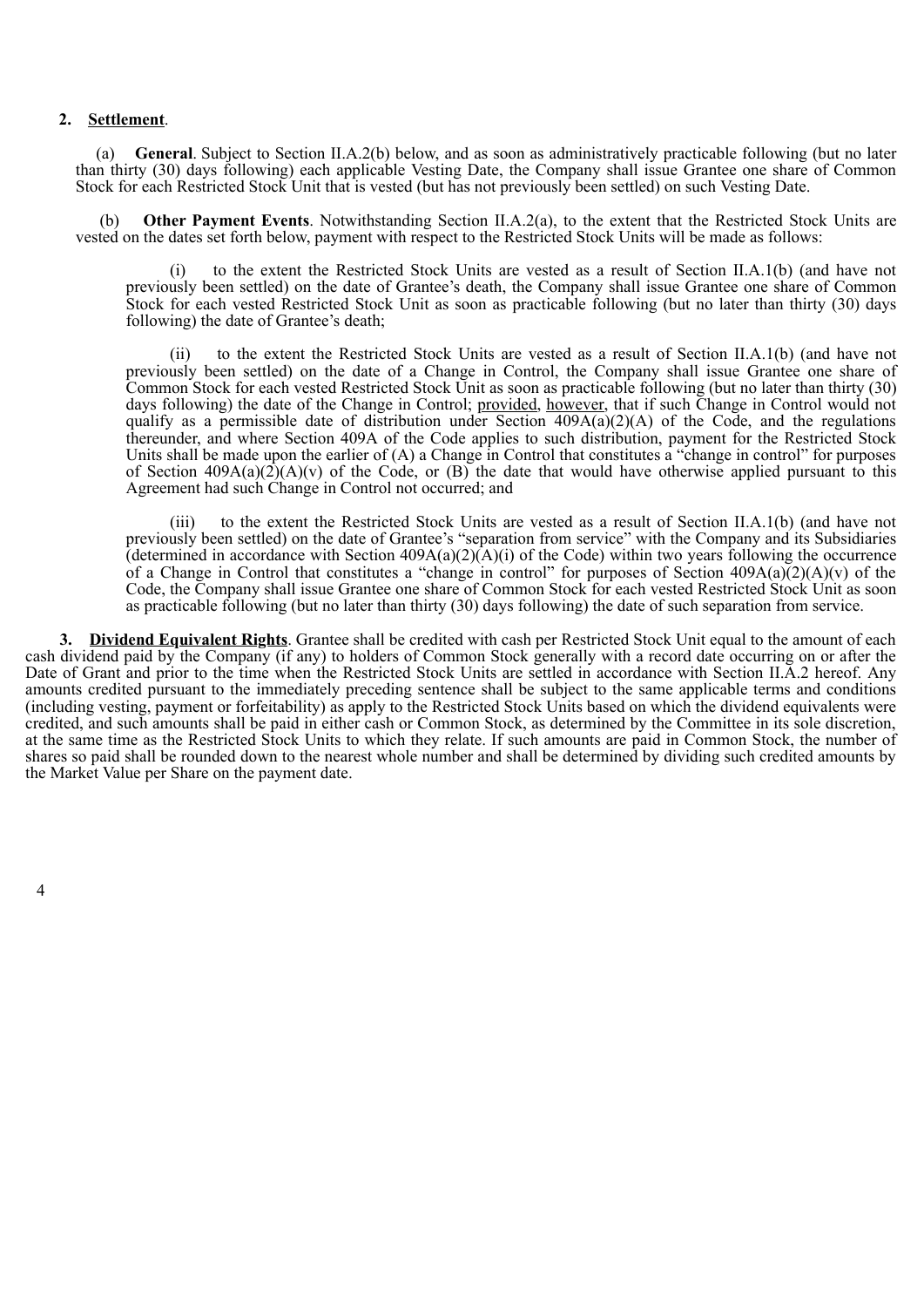**2. <u>Settlement</u>**.

(a) **General**. Subject to Section II.A.2(b) below, and as soon as administratively practicable following (but no later than thirty (30) days following) each applicable Vesting Date, the Company shall issue Grantee one share of Common Stock for each Restricted Stock Unit that is vested (but has not previously been settled) on such Vesting Date.

(b) **Other Payment Events**. Notwithstanding Section II.A.2(a), to the extent that the Restricted Stock Units are vested on the dates set forth below, payment with respect to the Restricted Stock Units will be made as follows:

(i) to the extent the Restricted Stock Units are vested as a result of Section II.A.1(b) (and have not previously been settled) on the date of Grantee's death, the Company shall issue Grantee one share of Common Stock for each vested Restricted Stock Unit as soon as practicable following (but no later than thirty (30) days following) the date of Grantee's death;

(ii) to the extent the Restricted Stock Units are vested as a result of Section II.A.1(b) (and have not previously been settled) on the date of a Change in Control, the Company shall issue Grantee one share of Common Stock for each vested Restricted Stock Unit as soon as practicable following (but no later than thirty (30) days following) the date of the Change in Control; <u>provided</u>, <u>however</u>, that if such Change in Control would not qualify as a permissible date of distribution under Section 409A(a)(2)(A) of the Code, and the regulations thereunder, and where Section 409A of the Code applies to such distribution, payment for the Restricted Stock Units shall be made upon the earlier of (A) a Change in Control that constitutes a "change in control" for purposes of Section 409A(a)(2)(A)(v) of the Code, or (B) the date that would have otherwise applied pursuant to this Agreement had such Change in Control not occurred; and

(iii) to the extent the Restricted Stock Units are vested as a result of Section II.A.1(b) (and have not previously been settled) on the date of Grantee's "separation from service" with the Company and its Subsidiaries (determined in accordance with Section 409A(a)(2)(A)(i) of the Code) within two years following the occurrence of a Change in Control that constitutes a "change in control" for purposes of Section 409A(a)(2)(A)(v) of the Code, the Company shall issue Grantee one share of Common Stock for each vested Restricted Stock Unit as soon as practicable following (but no later than thirty (30) days following) the date of such separation from service.

**3. <u>Dividend Equivalent Rights</u>**. Grantee shall be credited with cash per Restricted Stock Unit equal to the amount of each cash dividend paid by the Company (if any) to holders of Common Stock generally with a record date occurring on or after the Date of Grant and prior to the time when the Restricted Stock Units are settled in accordance with Section II.A.2 hereof. Any amounts credited pursuant to the immediately preceding sentence shall be subject to the same applicable terms and conditions (including vesting, payment or forfeitability) as apply to the Restricted Stock Units based on which the dividend equivalents were credited, and such amounts shall be paid in either cash or Common Stock, as determined by the Committee in its sole discretion, at the same time as the Restricted Stock Units to which they relate. If such amounts are paid in Common Stock, the number of shares so paid shall be rounded down to the nearest whole number and shall be determined by dividing such credited amounts by the Market Value per Share on the payment date.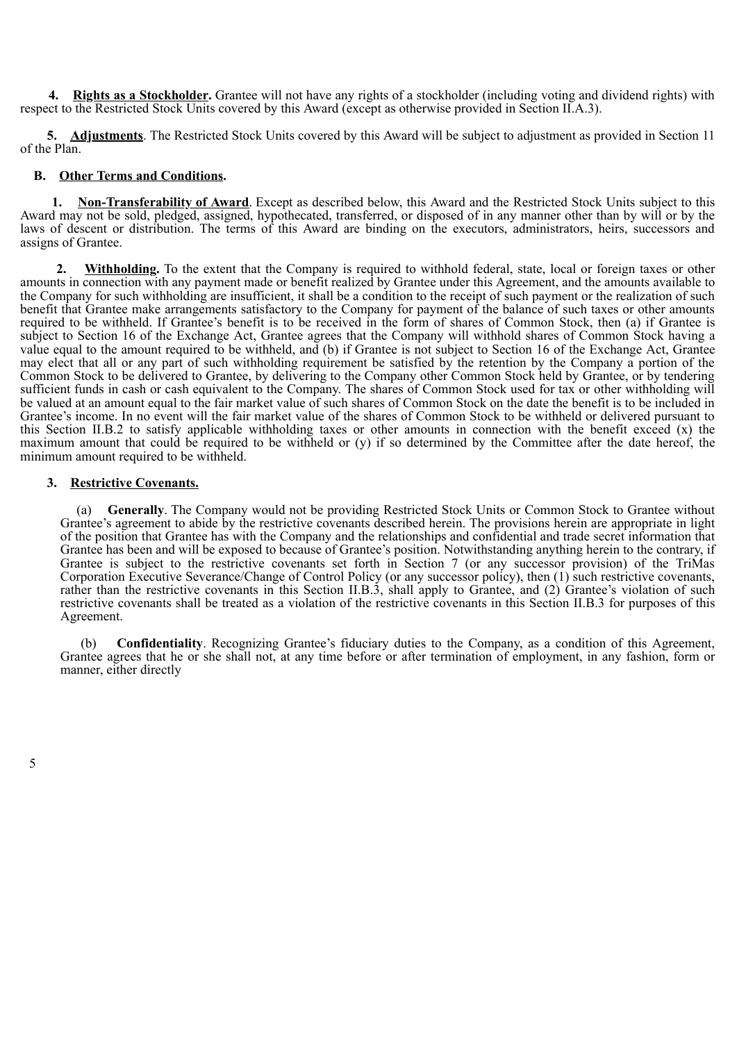**4. Rights as a Stockholder.** Grantee will not have any rights of a stockholder (including voting and dividend rights) with respect to the Restricted Stock Units covered by this Award (except as otherwise provided in Section II.A.3).

**5. Adjustments**. The Restricted Stock Units covered by this Award will be subject to adjustment as provided in Section 11 of the Plan.

**B. Other Terms and Conditions.**

**1. Non-Transferability of Award**. Except as described below, this Award and the Restricted Stock Units subject to this Award may not be sold, pledged, assigned, hypothecated, transferred, or disposed of in any manner other than by will or by the laws of descent or distribution. The terms of this Award are binding on the executors, administrators, heirs, successors and assigns of Grantee.

**2. Withholding.** To the extent that the Company is required to withhold federal, state, local or foreign taxes or other amounts in connection with any payment made or benefit realized by Grantee under this Agreement, and the amounts available to the Company for such withholding are insufficient, it shall be a condition to the receipt of such payment or the realization of such benefit that Grantee make arrangements satisfactory to the Company for payment of the balance of such taxes or other amounts required to be withheld. If Grantee's benefit is to be received in the form of shares of Common Stock, then (a) if Grantee is subject to Section 16 of the Exchange Act, Grantee agrees that the Company will withhold shares of Common Stock having a value equal to the amount required to be withheld, and (b) if Grantee is not subject to Section 16 of the Exchange Act, Grantee may elect that all or any part of such withholding requirement be satisfied by the retention by the Company a portion of the Common Stock to be delivered to Grantee, by delivering to the Company other Common Stock held by Grantee, or by tendering sufficient funds in cash or cash equivalent to the Company. The shares of Common Stock used for tax or other withholding will be valued at an amount equal to the fair market value of such shares of Common Stock on the date the benefit is to be included in Grantee's income. In no event will the fair market value of the shares of Common Stock to be withheld or delivered pursuant to this Section II.B.2 to satisfy applicable withholding taxes or other amounts in connection with the benefit exceed (x) the maximum amount that could be required to be withheld or (y) if so determined by the Committee after the date hereof, the minimum amount required to be withheld.

**3. Restrictive Covenants.**

(a) **Generally**. The Company would not be providing Restricted Stock Units or Common Stock to Grantee without Grantee's agreement to abide by the restrictive covenants described herein. The provisions herein are appropriate in light of the position that Grantee has with the Company and the relationships and confidential and trade secret information that Grantee has been and will be exposed to because of Grantee's position. Notwithstanding anything herein to the contrary, if Grantee is subject to the restrictive covenants set forth in Section 7 (or any successor provision) of the TriMas Corporation Executive Severance/Change of Control Policy (or any successor policy), then (1) such restrictive covenants, rather than the restrictive covenants in this Section II.B.3, shall apply to Grantee, and (2) Grantee's violation of such restrictive covenants shall be treated as a violation of the restrictive covenants in this Section II.B.3 for purposes of this Agreement.

(b) **Confidentiality**. Recognizing Grantee's fiduciary duties to the Company, as a condition of this Agreement, Grantee agrees that he or she shall not, at any time before or after termination of employment, in any fashion, form or manner, either directly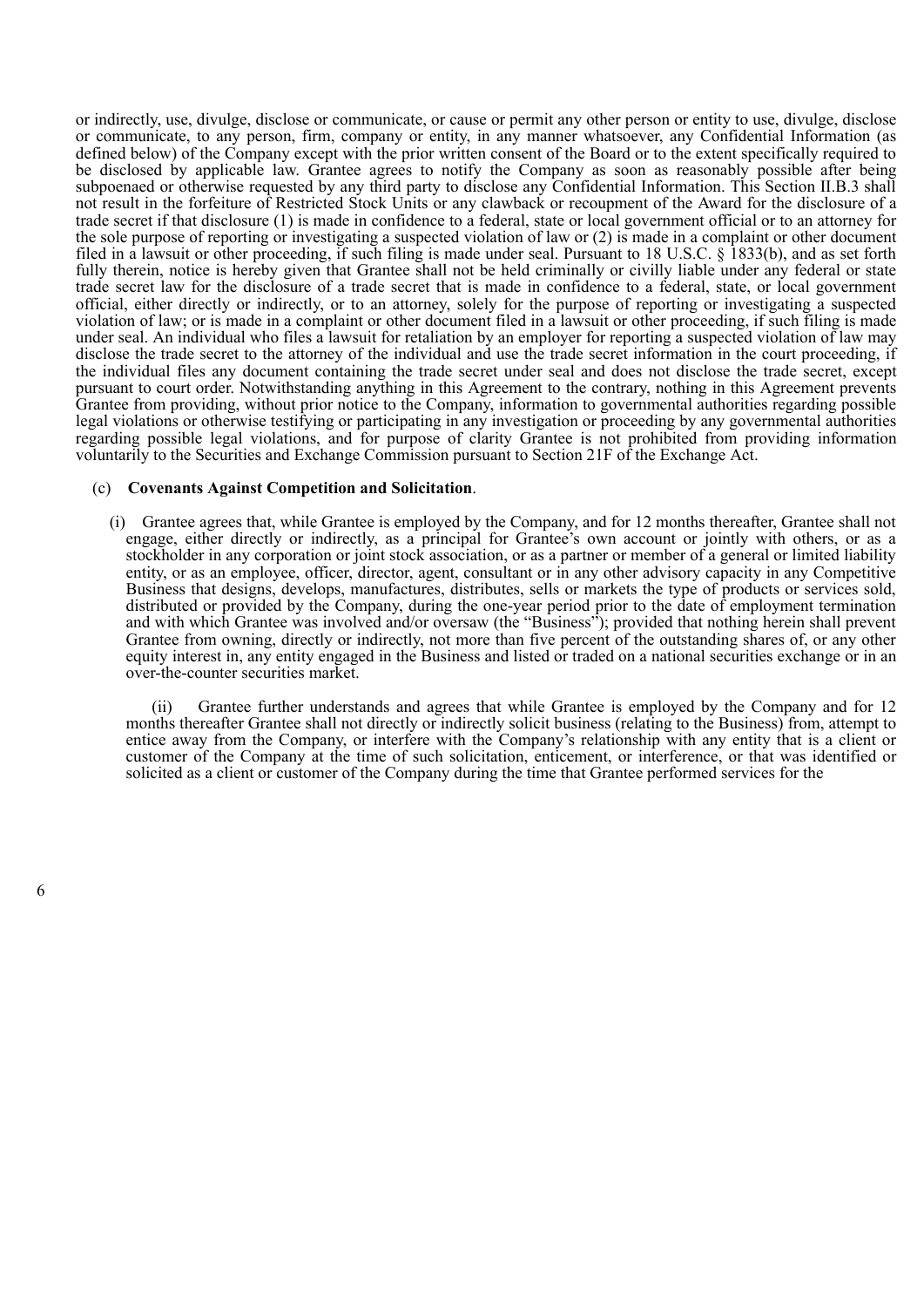or indirectly, use, divulge, disclose or communicate, or cause or permit any other person or entity to use, divulge, disclose or communicate, to any person, firm, company or entity, in any manner whatsoever, any Confidential Information (as defined below) of the Company except with the prior written consent of the Board or to the extent specifically required to be disclosed by applicable law. Grantee agrees to notify the Company as soon as reasonably possible after being subpoenaed or otherwise requested by any third party to disclose any Confidential Information. This Section II.B.3 shall not result in the forfeiture of Restricted Stock Units or any clawback or recoupment of the Award for the disclosure of a trade secret if that disclosure (1) is made in confidence to a federal, state or local government official or to an attorney for the sole purpose of reporting or investigating a suspected violation of law or (2) is made in a complaint or other document filed in a lawsuit or other proceeding, if such filing is made under seal. Pursuant to 18 U.S.C. § 1833(b), and as set forth fully therein, notice is hereby given that Grantee shall not be held criminally or civilly liable under any federal or state trade secret law for the disclosure of a trade secret that is made in confidence to a federal, state, or local government official, either directly or indirectly, or to an attorney, solely for the purpose of reporting or investigating a suspected violation of law; or is made in a complaint or other document filed in a lawsuit or other proceeding, if such filing is made under seal. An individual who files a lawsuit for retaliation by an employer for reporting a suspected violation of law may disclose the trade secret to the attorney of the individual and use the trade secret information in the court proceeding, if the individual files any document containing the trade secret under seal and does not disclose the trade secret, except pursuant to court order. Notwithstanding anything in this Agreement to the contrary, nothing in this Agreement prevents Grantee from providing, without prior notice to the Company, information to governmental authorities regarding possible legal violations or otherwise testifying or participating in any investigation or proceeding by any governmental authorities regarding possible legal violations, and for purpose of clarity Grantee is not prohibited from providing information voluntarily to the Securities and Exchange Commission pursuant to Section 21F of the Exchange Act.

(c) **Covenants Against Competition and Solicitation**.

(i) Grantee agrees that, while Grantee is employed by the Company, and for 12 months thereafter, Grantee shall not engage, either directly or indirectly, as a principal for Grantee's own account or jointly with others, or as a stockholder in any corporation or joint stock association, or as a partner or member of a general or limited liability entity, or as an employee, officer, director, agent, consultant or in any other advisory capacity in any Competitive Business that designs, develops, manufactures, distributes, sells or markets the type of products or services sold, distributed or provided by the Company, during the one-year period prior to the date of employment termination and with which Grantee was involved and/or oversaw (the "Business"); provided that nothing herein shall prevent Grantee from owning, directly or indirectly, not more than five percent of the outstanding shares of, or any other equity interest in, any entity engaged in the Business and listed or traded on a national securities exchange or in an over-the-counter securities market.

(ii) Grantee further understands and agrees that while Grantee is employed by the Company and for 12 months thereafter Grantee shall not directly or indirectly solicit business (relating to the Business) from, attempt to entice away from the Company, or interfere with the Company's relationship with any entity that is a client or customer of the Company at the time of such solicitation, enticement, or interference, or that was identified or solicited as a client or customer of the Company during the time that Grantee performed services for the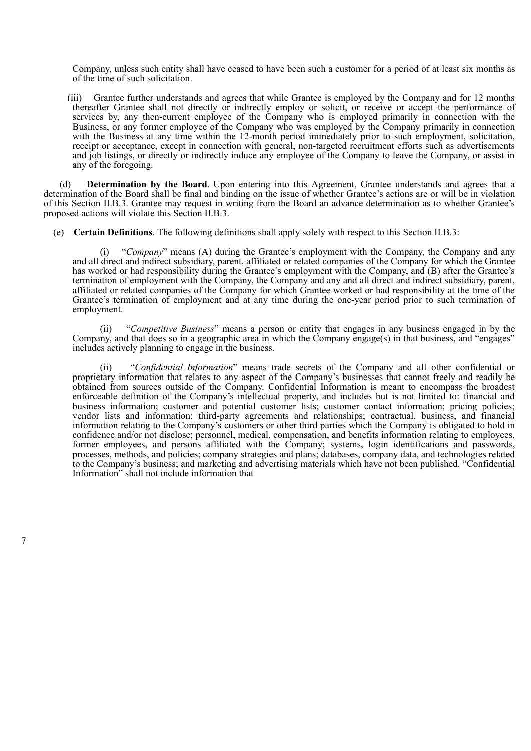Company, unless such entity shall have ceased to have been such a customer for a period of at least six months as of the time of such solicitation.

(iii) Grantee further understands and agrees that while Grantee is employed by the Company and for 12 months thereafter Grantee shall not directly or indirectly employ or solicit, or receive or accept the performance of services by, any then-current employee of the Company who is employed primarily in connection with the Business, or any former employee of the Company who was employed by the Company primarily in connection with the Business at any time within the 12-month period immediately prior to such employment, solicitation, receipt or acceptance, except in connection with general, non-targeted recruitment efforts such as advertisements and job listings, or directly or indirectly induce any employee of the Company to leave the Company, or assist in any of the foregoing.

(d) **Determination by the Board**. Upon entering into this Agreement, Grantee understands and agrees that a determination of the Board shall be final and binding on the issue of whether Grantee's actions are or will be in violation of this Section II.B.3. Grantee may request in writing from the Board an advance determination as to whether Grantee's proposed actions will violate this Section II.B.3.

(e) **Certain Definitions**. The following definitions shall apply solely with respect to this Section II.B.3:

(i) "*Company*" means (A) during the Grantee's employment with the Company, the Company and any and all direct and indirect subsidiary, parent, affiliated or related companies of the Company for which the Grantee has worked or had responsibility during the Grantee's employment with the Company, and (B) after the Grantee's termination of employment with the Company, the Company and any and all direct and indirect subsidiary, parent, affiliated or related companies of the Company for which Grantee worked or had responsibility at the time of the Grantee's termination of employment and at any time during the one-year period prior to such termination of employment.

(ii) "*Competitive Business*" means a person or entity that engages in any business engaged in by the Company, and that does so in a geographic area in which the Company engage(s) in that business, and "engages" includes actively planning to engage in the business.

(ii) "*Confidential Information*" means trade secrets of the Company and all other confidential or proprietary information that relates to any aspect of the Company's businesses that cannot freely and readily be obtained from sources outside of the Company. Confidential Information is meant to encompass the broadest enforceable definition of the Company's intellectual property, and includes but is not limited to: financial and business information; customer and potential customer lists; customer contact information; pricing policies; vendor lists and information; third-party agreements and relationships; contractual, business, and financial information relating to the Company's customers or other third parties which the Company is obligated to hold in confidence and/or not disclose; personnel, medical, compensation, and benefits information relating to employees, former employees, and persons affiliated with the Company; systems, login identifications and passwords, processes, methods, and policies; company strategies and plans; databases, company data, and technologies related to the Company's business; and marketing and advertising materials which have not been published. "Confidential Information" shall not include information that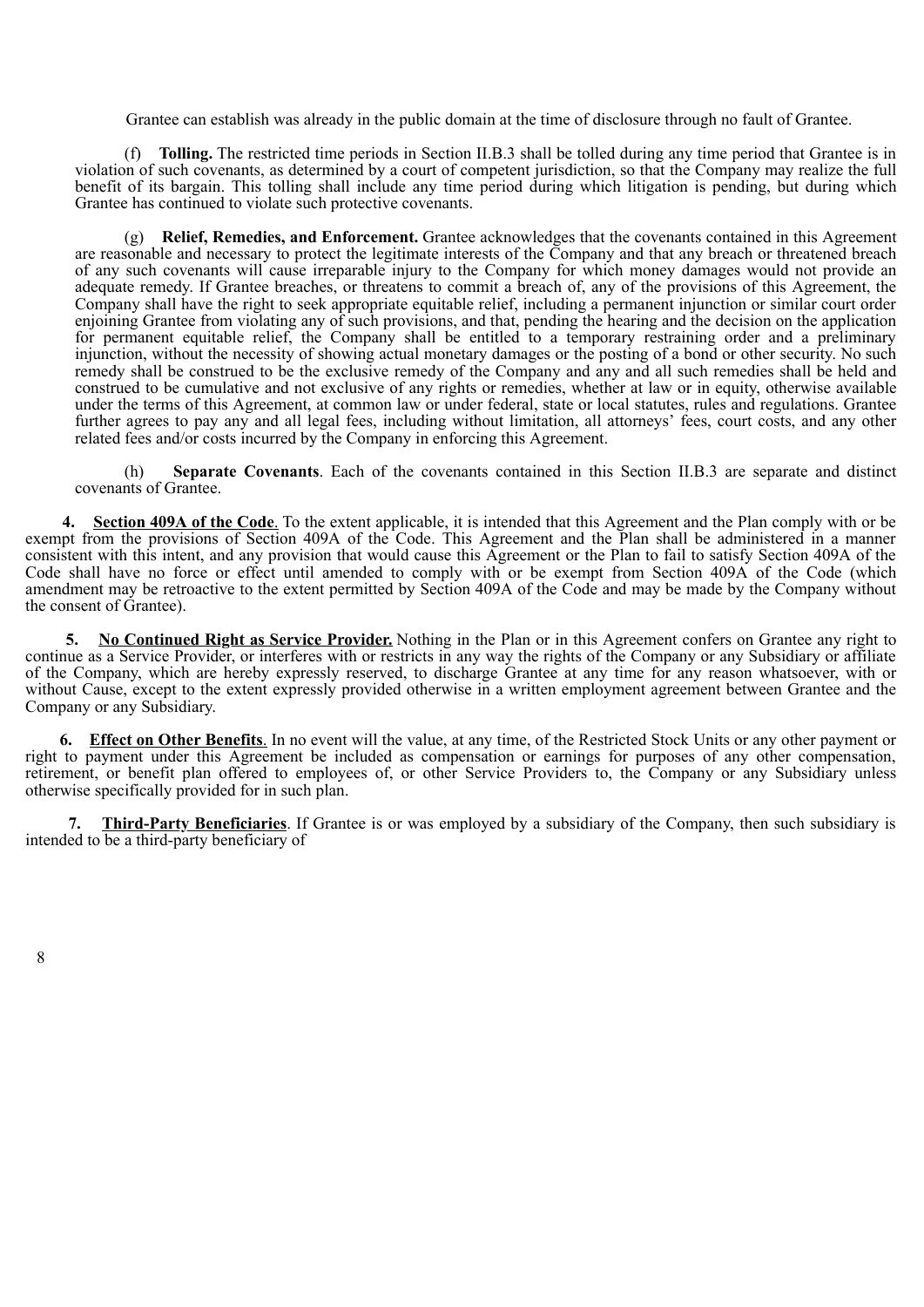Grantee can establish was already in the public domain at the time of disclosure through no fault of Grantee.

(f) **Tolling.** The restricted time periods in Section II.B.3 shall be tolled during any time period that Grantee is in violation of such covenants, as determined by a court of competent jurisdiction, so that the Company may realize the full benefit of its bargain. This tolling shall include any time period during which litigation is pending, but during which Grantee has continued to violate such protective covenants.

(g) **Relief, Remedies, and Enforcement.** Grantee acknowledges that the covenants contained in this Agreement are reasonable and necessary to protect the legitimate interests of the Company and that any breach or threatened breach of any such covenants will cause irreparable injury to the Company for which money damages would not provide an adequate remedy. If Grantee breaches, or threatens to commit a breach of, any of the provisions of this Agreement, the Company shall have the right to seek appropriate equitable relief, including a permanent injunction or similar court order enjoining Grantee from violating any of such provisions, and that, pending the hearing and the decision on the application for permanent equitable relief, the Company shall be entitled to a temporary restraining order and a preliminary injunction, without the necessity of showing actual monetary damages or the posting of a bond or other security. No such remedy shall be construed to be the exclusive remedy of the Company and any and all such remedies shall be held and construed to be cumulative and not exclusive of any rights or remedies, whether at law or in equity, otherwise available under the terms of this Agreement, at common law or under federal, state or local statutes, rules and regulations. Grantee further agrees to pay any and all legal fees, including without limitation, all attorneys' fees, court costs, and any other related fees and/or costs incurred by the Company in enforcing this Agreement.

(h) **Separate Covenants**. Each of the covenants contained in this Section II.B.3 are separate and distinct covenants of Grantee.

**4. <u>Section 409A of the Code</u>**. To the extent applicable, it is intended that this Agreement and the Plan comply with or be exempt from the provisions of Section 409A of the Code. This Agreement and the Plan shall be administered in a manner consistent with this intent, and any provision that would cause this Agreement or the Plan to fail to satisfy Section 409A of the Code shall have no force or effect until amended to comply with or be exempt from Section 409A of the Code (which amendment may be retroactive to the extent permitted by Section 409A of the Code and may be made by the Company without the consent of Grantee).

**5. <u>No Continued Right as Service Provider.</u>** Nothing in the Plan or in this Agreement confers on Grantee any right to continue as a Service Provider, or interferes with or restricts in any way the rights of the Company or any Subsidiary or affiliate of the Company, which are hereby expressly reserved, to discharge Grantee at any time for any reason whatsoever, with or without Cause, except to the extent expressly provided otherwise in a written employment agreement between Grantee and the Company or any Subsidiary.

**6. <u>Effect on Other Benefits</u>**. In no event will the value, at any time, of the Restricted Stock Units or any other payment or right to payment under this Agreement be included as compensation or earnings for purposes of any other compensation, retirement, or benefit plan offered to employees of, or other Service Providers to, the Company or any Subsidiary unless otherwise specifically provided for in such plan.

**7. <u>Third-Party Beneficiaries</u>**. If Grantee is or was employed by a subsidiary of the Company, then such subsidiary is intended to be a third-party beneficiary of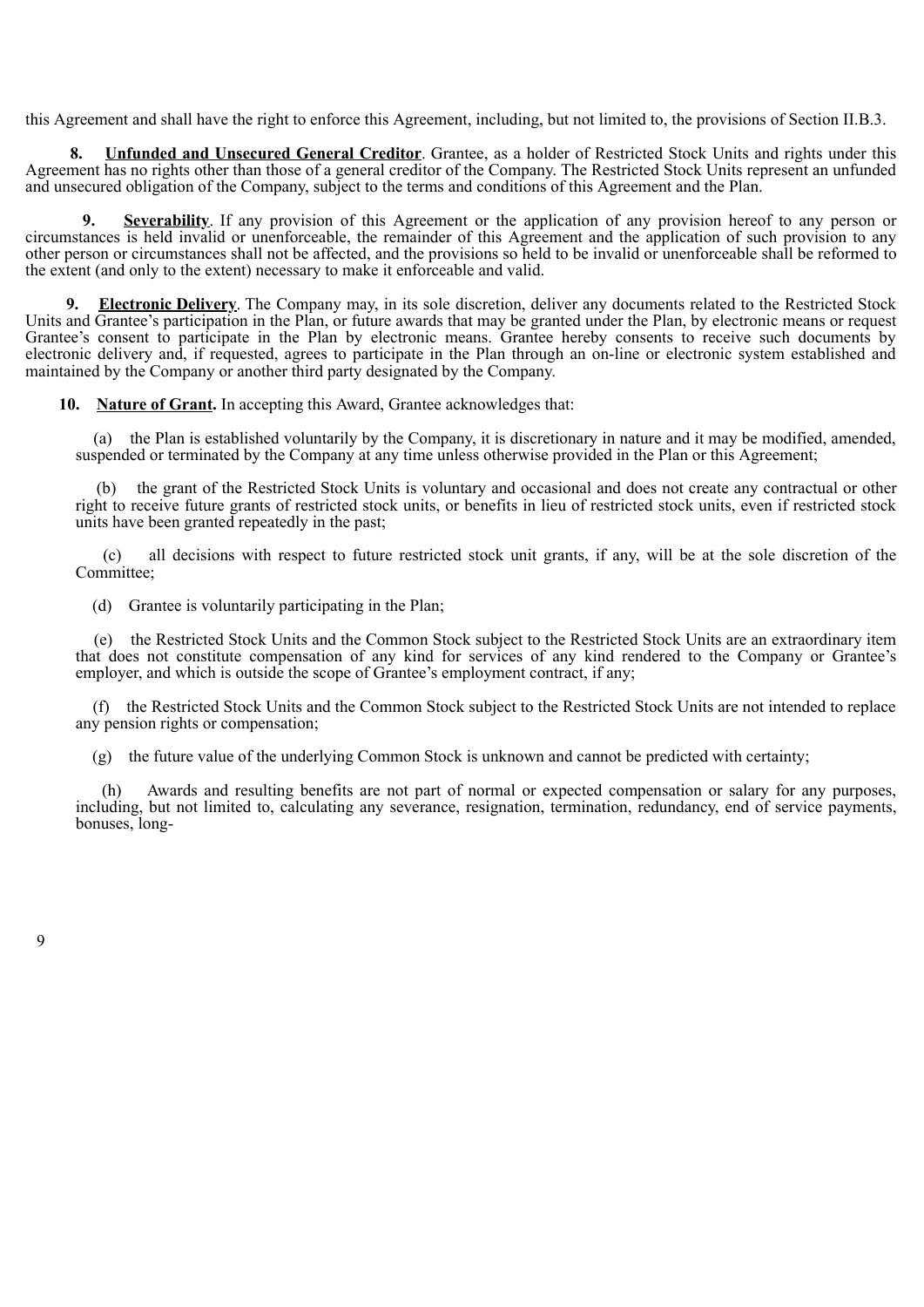this Agreement and shall have the right to enforce this Agreement, including, but not limited to, the provisions of Section II.B.3.

**8. Unfunded and Unsecured General Creditor**. Grantee, as a holder of Restricted Stock Units and rights under this Agreement has no rights other than those of a general creditor of the Company. The Restricted Stock Units represent an unfunded and unsecured obligation of the Company, subject to the terms and conditions of this Agreement and the Plan.

**9. Severability**. If any provision of this Agreement or the application of any provision hereof to any person or circumstances is held invalid or unenforceable, the remainder of this Agreement and the application of such provision to any other person or circumstances shall not be affected, and the provisions so held to be invalid or unenforceable shall be reformed to the extent (and only to the extent) necessary to make it enforceable and valid.

**9. Electronic Delivery**. The Company may, in its sole discretion, deliver any documents related to the Restricted Stock Units and Grantee's participation in the Plan, or future awards that may be granted under the Plan, by electronic means or request Grantee's consent to participate in the Plan by electronic means. Grantee hereby consents to receive such documents by electronic delivery and, if requested, agrees to participate in the Plan through an on-line or electronic system established and maintained by the Company or another third party designated by the Company.

**10. Nature of Grant.** In accepting this Award, Grantee acknowledges that:

(a) the Plan is established voluntarily by the Company, it is discretionary in nature and it may be modified, amended, suspended or terminated by the Company at any time unless otherwise provided in the Plan or this Agreement;

(b) the grant of the Restricted Stock Units is voluntary and occasional and does not create any contractual or other right to receive future grants of restricted stock units, or benefits in lieu of restricted stock units, even if restricted stock units have been granted repeatedly in the past;

(c) all decisions with respect to future restricted stock unit grants, if any, will be at the sole discretion of the Committee;

(d) Grantee is voluntarily participating in the Plan;

(e) the Restricted Stock Units and the Common Stock subject to the Restricted Stock Units are an extraordinary item that does not constitute compensation of any kind for services of any kind rendered to the Company or Grantee's employer, and which is outside the scope of Grantee's employment contract, if any;

(f) the Restricted Stock Units and the Common Stock subject to the Restricted Stock Units are not intended to replace any pension rights or compensation;

(g) the future value of the underlying Common Stock is unknown and cannot be predicted with certainty;

(h) Awards and resulting benefits are not part of normal or expected compensation or salary for any purposes, including, but not limited to, calculating any severance, resignation, termination, redundancy, end of service payments, bonuses, long-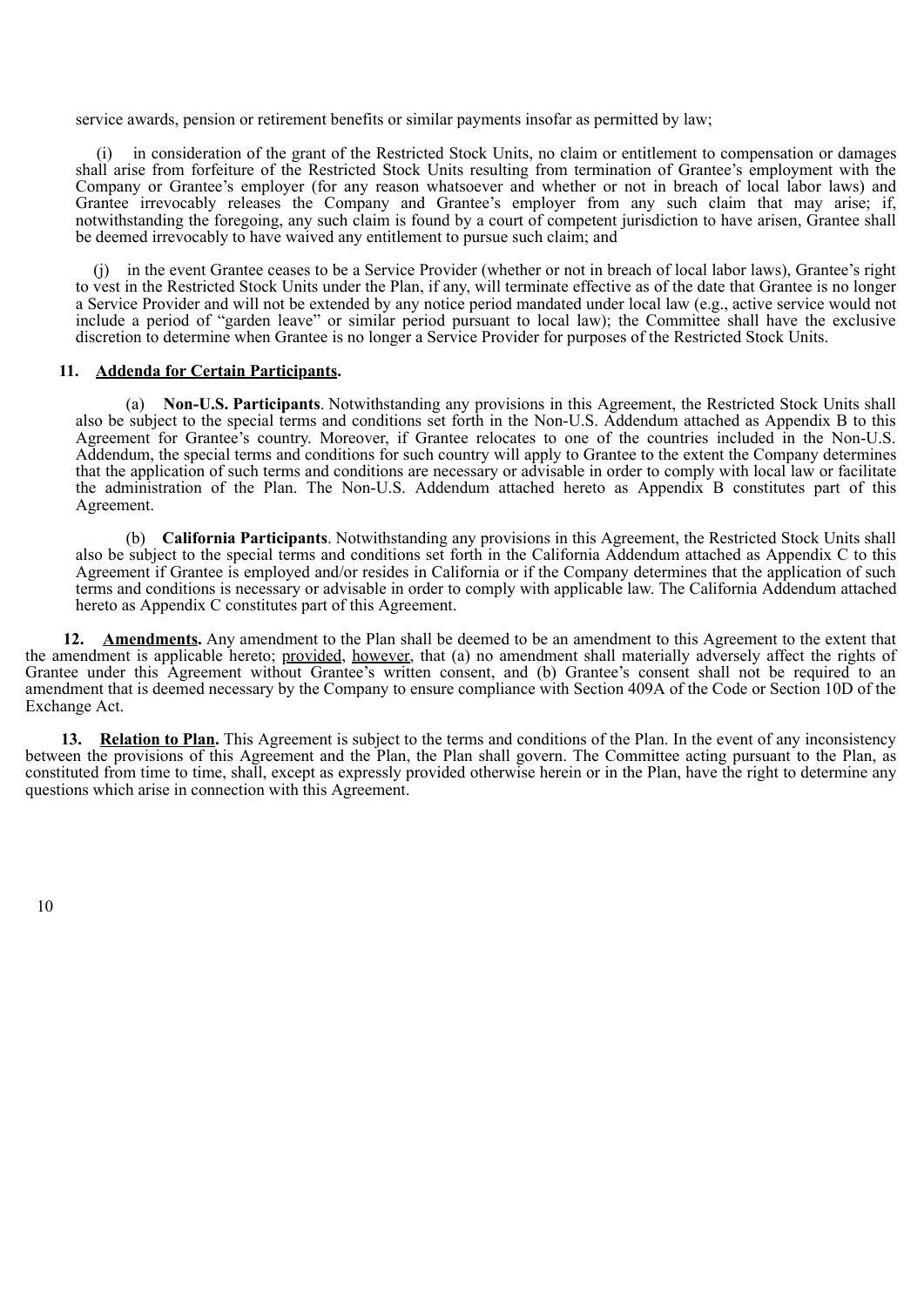service awards, pension or retirement benefits or similar payments insofar as permitted by law;

(i) in consideration of the grant of the Restricted Stock Units, no claim or entitlement to compensation or damages shall arise from forfeiture of the Restricted Stock Units resulting from termination of Grantee's employment with the Company or Grantee's employer (for any reason whatsoever and whether or not in breach of local labor laws) and Grantee irrevocably releases the Company and Grantee's employer from any such claim that may arise; if, notwithstanding the foregoing, any such claim is found by a court of competent jurisdiction to have arisen, Grantee shall be deemed irrevocably to have waived any entitlement to pursue such claim; and

(j) in the event Grantee ceases to be a Service Provider (whether or not in breach of local labor laws), Grantee's right to vest in the Restricted Stock Units under the Plan, if any, will terminate effective as of the date that Grantee is no longer a Service Provider and will not be extended by any notice period mandated under local law (e.g., active service would not include a period of "garden leave" or similar period pursuant to local law); the Committee shall have the exclusive discretion to determine when Grantee is no longer a Service Provider for purposes of the Restricted Stock Units.

**11. Addenda for Certain Participants.**

(a) **Non-U.S. Participants**. Notwithstanding any provisions in this Agreement, the Restricted Stock Units shall also be subject to the special terms and conditions set forth in the Non-U.S. Addendum attached as Appendix B to this Agreement for Grantee's country. Moreover, if Grantee relocates to one of the countries included in the Non-U.S. Addendum, the special terms and conditions for such country will apply to Grantee to the extent the Company determines that the application of such terms and conditions are necessary or advisable in order to comply with local law or facilitate the administration of the Plan. The Non-U.S. Addendum attached hereto as Appendix B constitutes part of this Agreement.

(b) **California Participants**. Notwithstanding any provisions in this Agreement, the Restricted Stock Units shall also be subject to the special terms and conditions set forth in the California Addendum attached as Appendix C to this Agreement if Grantee is employed and/or resides in California or if the Company determines that the application of such terms and conditions is necessary or advisable in order to comply with applicable law. The California Addendum attached hereto as Appendix C constitutes part of this Agreement.

**12. Amendments.** Any amendment to the Plan shall be deemed to be an amendment to this Agreement to the extent that the amendment is applicable hereto; provided, however, that (a) no amendment shall materially adversely affect the rights of Grantee under this Agreement without Grantee's written consent, and (b) Grantee's consent shall not be required to an amendment that is deemed necessary by the Company to ensure compliance with Section 409A of the Code or Section 10D of the Exchange Act.

**13. Relation to Plan.** This Agreement is subject to the terms and conditions of the Plan. In the event of any inconsistency between the provisions of this Agreement and the Plan, the Plan shall govern. The Committee acting pursuant to the Plan, as constituted from time to time, shall, except as expressly provided otherwise herein or in the Plan, have the right to determine any questions which arise in connection with this Agreement.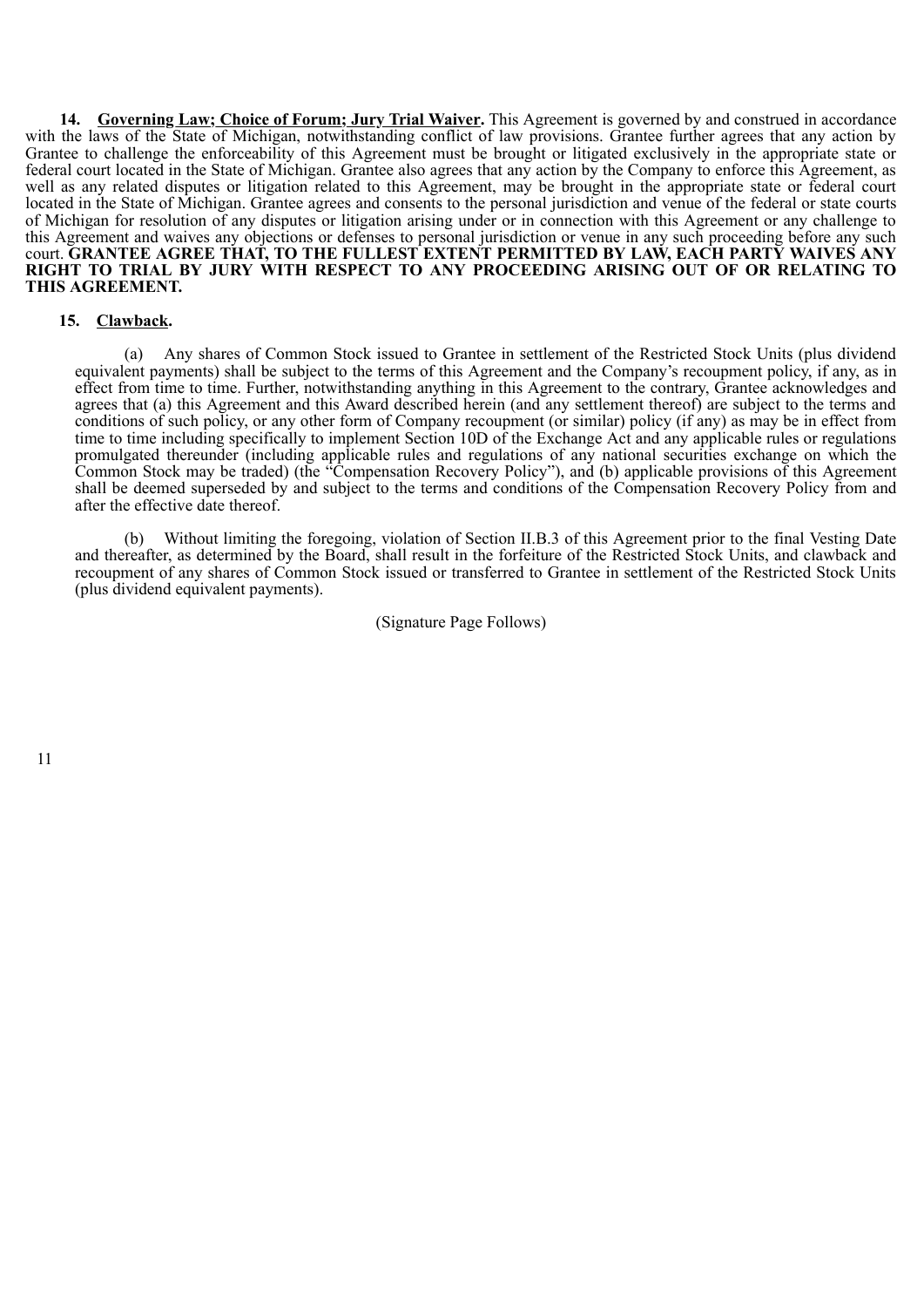**14. Governing Law; Choice of Forum; Jury Trial Waiver.** This Agreement is governed by and construed in accordance with the laws of the State of Michigan, notwithstanding conflict of law provisions. Grantee further agrees that any action by Grantee to challenge the enforceability of this Agreement must be brought or litigated exclusively in the appropriate state or federal court located in the State of Michigan. Grantee also agrees that any action by the Company to enforce this Agreement, as well as any related disputes or litigation related to this Agreement, may be brought in the appropriate state or federal court located in the State of Michigan. Grantee agrees and consents to the personal jurisdiction and venue of the federal or state courts of Michigan for resolution of any disputes or litigation arising under or in connection with this Agreement or any challenge to this Agreement and waives any objections or defenses to personal jurisdiction or venue in any such proceeding before any such court. **GRANTEE AGREE THAT, TO THE FULLEST EXTENT PERMITTED BY LAW, EACH PARTY WAIVES ANY RIGHT TO TRIAL BY JURY WITH RESPECT TO ANY PROCEEDING ARISING OUT OF OR RELATING TO THIS AGREEMENT.**

**15. Clawback.**

(a) Any shares of Common Stock issued to Grantee in settlement of the Restricted Stock Units (plus dividend equivalent payments) shall be subject to the terms of this Agreement and the Company's recoupment policy, if any, as in effect from time to time. Further, notwithstanding anything in this Agreement to the contrary, Grantee acknowledges and agrees that (a) this Agreement and this Award described herein (and any settlement thereof) are subject to the terms and conditions of such policy, or any other form of Company recoupment (or similar) policy (if any) as may be in effect from time to time including specifically to implement Section 10D of the Exchange Act and any applicable rules or regulations promulgated thereunder (including applicable rules and regulations of any national securities exchange on which the Common Stock may be traded) (the "Compensation Recovery Policy"), and (b) applicable provisions of this Agreement shall be deemed superseded by and subject to the terms and conditions of the Compensation Recovery Policy from and after the effective date thereof.

(b) Without limiting the foregoing, violation of Section II.B.3 of this Agreement prior to the final Vesting Date and thereafter, as determined by the Board, shall result in the forfeiture of the Restricted Stock Units, and clawback and recoupment of any shares of Common Stock issued or transferred to Grantee in settlement of the Restricted Stock Units (plus dividend equivalent payments).

(Signature Page Follows)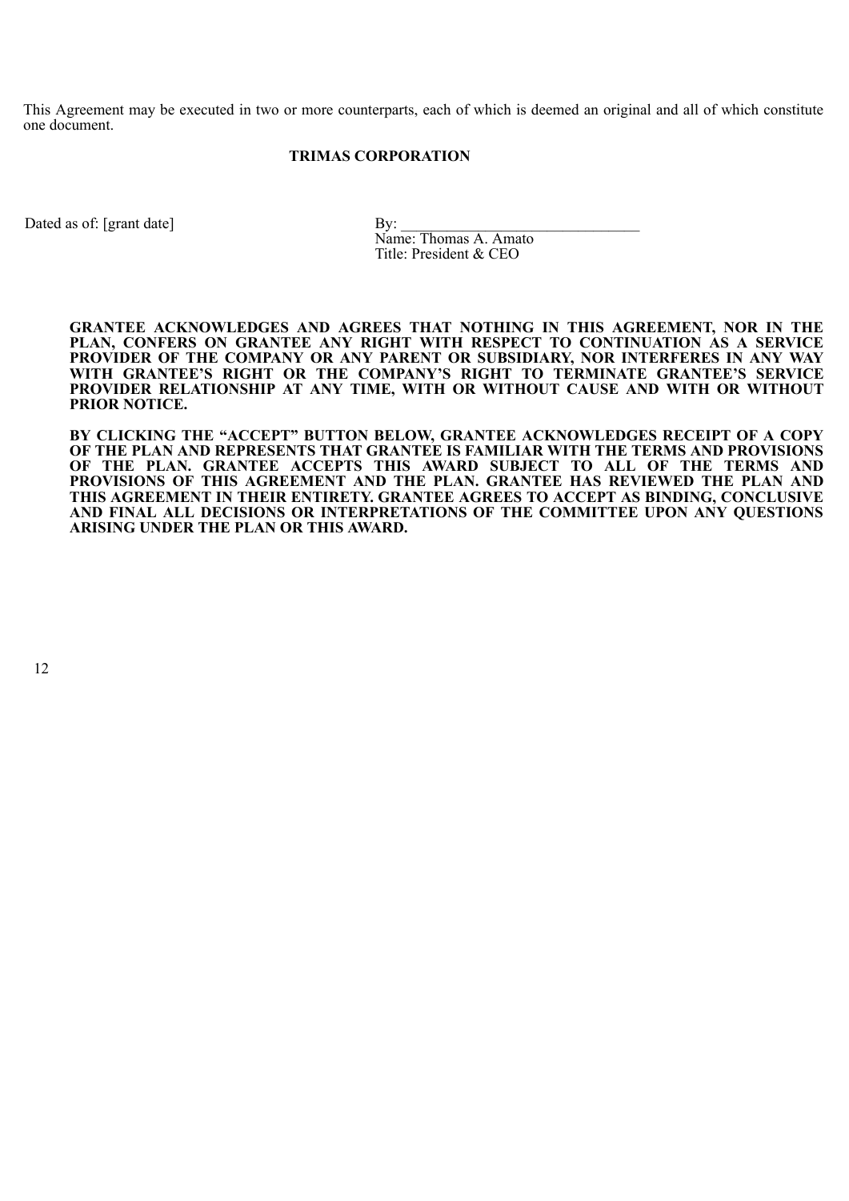This Agreement may be executed in two or more counterparts, each of which is deemed an original and all of which constitute one document.

**TRIMAS CORPORATION**

Dated as of: [grant date]

By: ______________________________
Name: Thomas A. Amato
Title: President & CEO

**GRANTEE ACKNOWLEDGES AND AGREES THAT NOTHING IN THIS AGREEMENT, NOR IN THE PLAN, CONFERS ON GRANTEE ANY RIGHT WITH RESPECT TO CONTINUATION AS A SERVICE PROVIDER OF THE COMPANY OR ANY PARENT OR SUBSIDIARY, NOR INTERFERES IN ANY WAY WITH GRANTEE'S RIGHT OR THE COMPANY'S RIGHT TO TERMINATE GRANTEE'S SERVICE PROVIDER RELATIONSHIP AT ANY TIME, WITH OR WITHOUT CAUSE AND WITH OR WITHOUT PRIOR NOTICE.**

**BY CLICKING THE "ACCEPT" BUTTON BELOW, GRANTEE ACKNOWLEDGES RECEIPT OF A COPY OF THE PLAN AND REPRESENTS THAT GRANTEE IS FAMILIAR WITH THE TERMS AND PROVISIONS OF THE PLAN. GRANTEE ACCEPTS THIS AWARD SUBJECT TO ALL OF THE TERMS AND PROVISIONS OF THIS AGREEMENT AND THE PLAN. GRANTEE HAS REVIEWED THE PLAN AND THIS AGREEMENT IN THEIR ENTIRETY. GRANTEE AGREES TO ACCEPT AS BINDING, CONCLUSIVE AND FINAL ALL DECISIONS OR INTERPRETATIONS OF THE COMMITTEE UPON ANY QUESTIONS ARISING UNDER THE PLAN OR THIS AWARD.**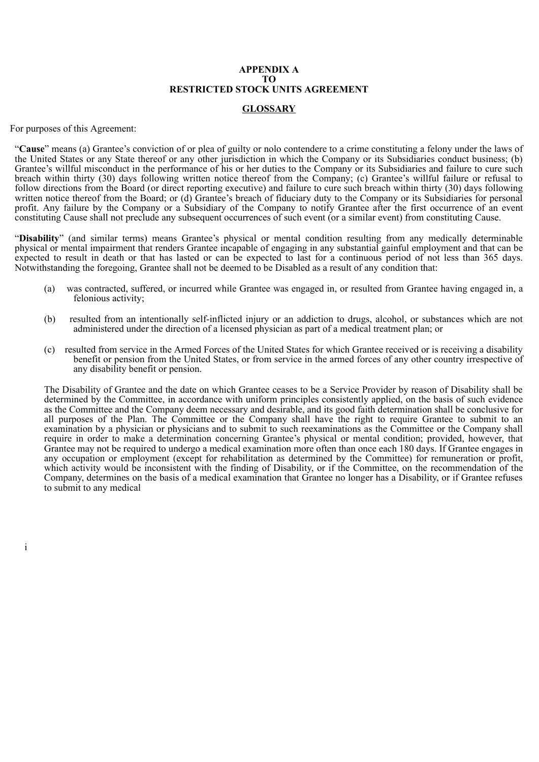**APPENDIX A**
**TO**
**RESTRICTED STOCK UNITS AGREEMENT**

**GLOSSARY**

For purposes of this Agreement:

"**Cause**" means (a) Grantee's conviction of or plea of guilty or nolo contendere to a crime constituting a felony under the laws of the United States or any State thereof or any other jurisdiction in which the Company or its Subsidiaries conduct business; (b) Grantee's willful misconduct in the performance of his or her duties to the Company or its Subsidiaries and failure to cure such breach within thirty (30) days following written notice thereof from the Company; (c) Grantee's willful failure or refusal to follow directions from the Board (or direct reporting executive) and failure to cure such breach within thirty (30) days following written notice thereof from the Board; or (d) Grantee's breach of fiduciary duty to the Company or its Subsidiaries for personal profit. Any failure by the Company or a Subsidiary of the Company to notify Grantee after the first occurrence of an event constituting Cause shall not preclude any subsequent occurrences of such event (or a similar event) from constituting Cause.

"**Disability**" (and similar terms) means Grantee's physical or mental condition resulting from any medically determinable physical or mental impairment that renders Grantee incapable of engaging in any substantial gainful employment and that can be expected to result in death or that has lasted or can be expected to last for a continuous period of not less than 365 days. Notwithstanding the foregoing, Grantee shall not be deemed to be Disabled as a result of any condition that:

(a) was contracted, suffered, or incurred while Grantee was engaged in, or resulted from Grantee having engaged in, a felonious activity;

(b) resulted from an intentionally self-inflicted injury or an addiction to drugs, alcohol, or substances which are not administered under the direction of a licensed physician as part of a medical treatment plan; or

(c) resulted from service in the Armed Forces of the United States for which Grantee received or is receiving a disability benefit or pension from the United States, or from service in the armed forces of any other country irrespective of any disability benefit or pension.

The Disability of Grantee and the date on which Grantee ceases to be a Service Provider by reason of Disability shall be determined by the Committee, in accordance with uniform principles consistently applied, on the basis of such evidence as the Committee and the Company deem necessary and desirable, and its good faith determination shall be conclusive for all purposes of the Plan. The Committee or the Company shall have the right to require Grantee to submit to an examination by a physician or physicians and to submit to such reexaminations as the Committee or the Company shall require in order to make a determination concerning Grantee's physical or mental condition; provided, however, that Grantee may not be required to undergo a medical examination more often than once each 180 days. If Grantee engages in any occupation or employment (except for rehabilitation as determined by the Committee) for remuneration or profit, which activity would be inconsistent with the finding of Disability, or if the Committee, on the recommendation of the Company, determines on the basis of a medical examination that Grantee no longer has a Disability, or if Grantee refuses to submit to any medical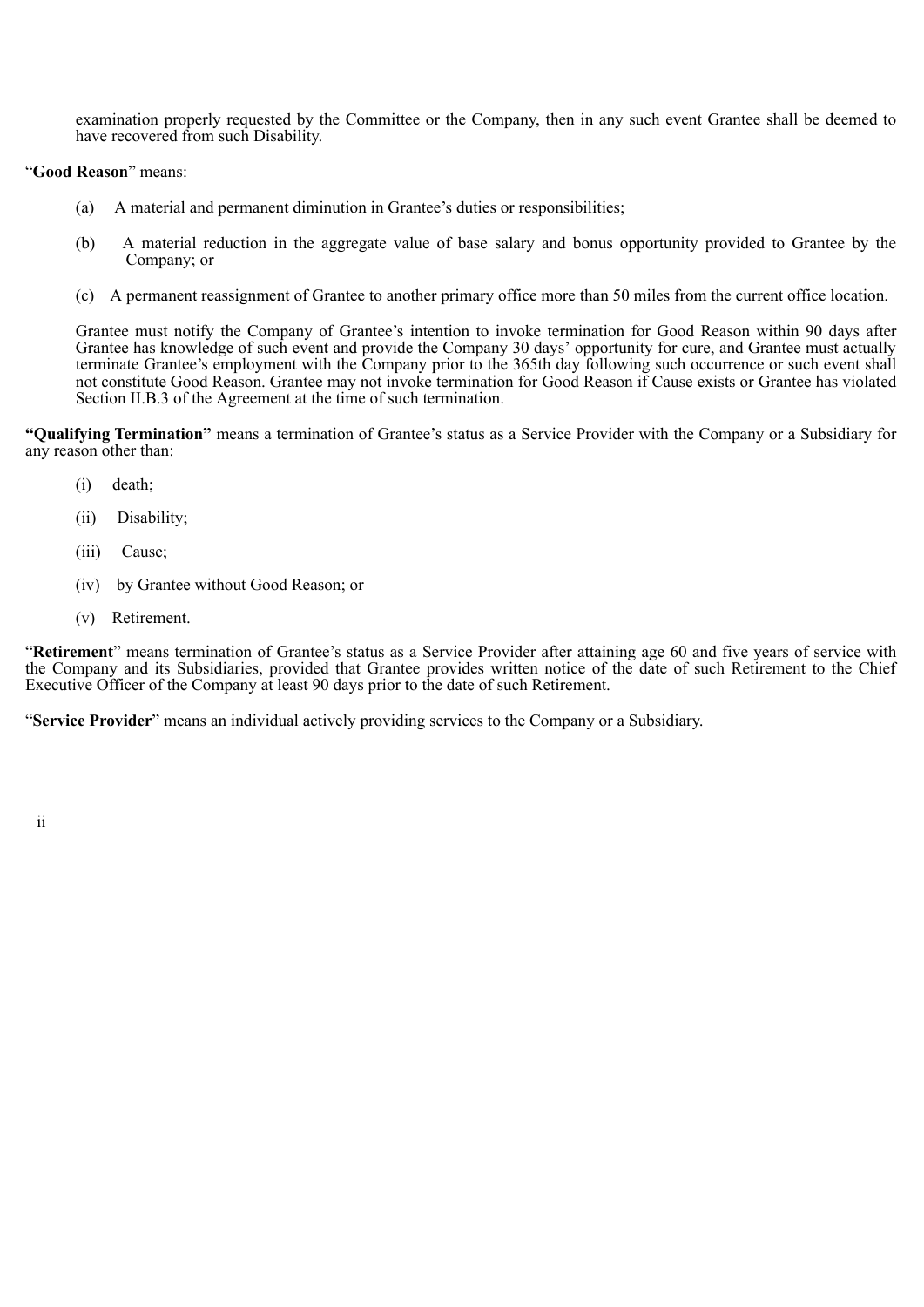examination properly requested by the Committee or the Company, then in any such event Grantee shall be deemed to have recovered from such Disability.

"**Good Reason**" means:

(a) A material and permanent diminution in Grantee's duties or responsibilities;

(b) A material reduction in the aggregate value of base salary and bonus opportunity provided to Grantee by the Company; or

(c) A permanent reassignment of Grantee to another primary office more than 50 miles from the current office location.

Grantee must notify the Company of Grantee's intention to invoke termination for Good Reason within 90 days after Grantee has knowledge of such event and provide the Company 30 days' opportunity for cure, and Grantee must actually terminate Grantee's employment with the Company prior to the 365th day following such occurrence or such event shall not constitute Good Reason. Grantee may not invoke termination for Good Reason if Cause exists or Grantee has violated Section II.B.3 of the Agreement at the time of such termination.

**"Qualifying Termination"** means a termination of Grantee's status as a Service Provider with the Company or a Subsidiary for any reason other than:

(i) death;

(ii) Disability;

(iii) Cause;

(iv) by Grantee without Good Reason; or

(v) Retirement.

"**Retirement**" means termination of Grantee's status as a Service Provider after attaining age 60 and five years of service with the Company and its Subsidiaries, provided that Grantee provides written notice of the date of such Retirement to the Chief Executive Officer of the Company at least 90 days prior to the date of such Retirement.

"**Service Provider**" means an individual actively providing services to the Company or a Subsidiary.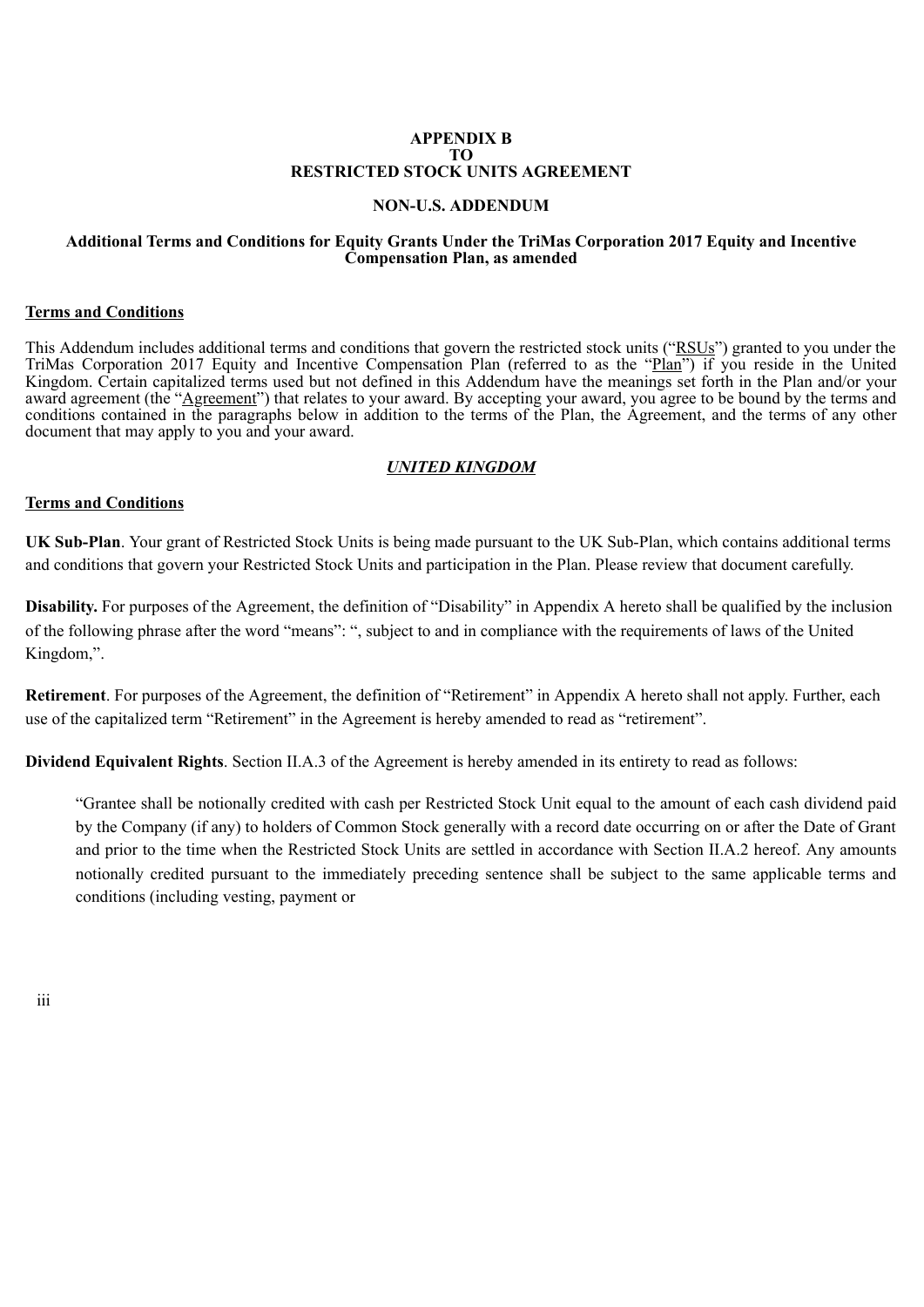**APPENDIX B**
**TO**
**RESTRICTED STOCK UNITS AGREEMENT**

**NON-U.S. ADDENDUM**

**Additional Terms and Conditions for Equity Grants Under the TriMas Corporation 2017 Equity and Incentive Compensation Plan, as amended**

**Terms and Conditions**

This Addendum includes additional terms and conditions that govern the restricted stock units ("RSUs") granted to you under the TriMas Corporation 2017 Equity and Incentive Compensation Plan (referred to as the "Plan") if you reside in the United Kingdom. Certain capitalized terms used but not defined in this Addendum have the meanings set forth in the Plan and/or your award agreement (the "Agreement") that relates to your award. By accepting your award, you agree to be bound by the terms and conditions contained in the paragraphs below in addition to the terms of the Plan, the Agreement, and the terms of any other document that may apply to you and your award.

***UNITED KINGDOM***

**Terms and Conditions**

**UK Sub-Plan**. Your grant of Restricted Stock Units is being made pursuant to the UK Sub-Plan, which contains additional terms and conditions that govern your Restricted Stock Units and participation in the Plan. Please review that document carefully.

**Disability.** For purposes of the Agreement, the definition of "Disability" in Appendix A hereto shall be qualified by the inclusion of the following phrase after the word "means": ", subject to and in compliance with the requirements of laws of the United Kingdom,".

**Retirement**. For purposes of the Agreement, the definition of "Retirement" in Appendix A hereto shall not apply. Further, each use of the capitalized term "Retirement" in the Agreement is hereby amended to read as "retirement".

**Dividend Equivalent Rights**. Section II.A.3 of the Agreement is hereby amended in its entirety to read as follows:

> "Grantee shall be notionally credited with cash per Restricted Stock Unit equal to the amount of each cash dividend paid by the Company (if any) to holders of Common Stock generally with a record date occurring on or after the Date of Grant and prior to the time when the Restricted Stock Units are settled in accordance with Section II.A.2 hereof. Any amounts notionally credited pursuant to the immediately preceding sentence shall be subject to the same applicable terms and conditions (including vesting, payment or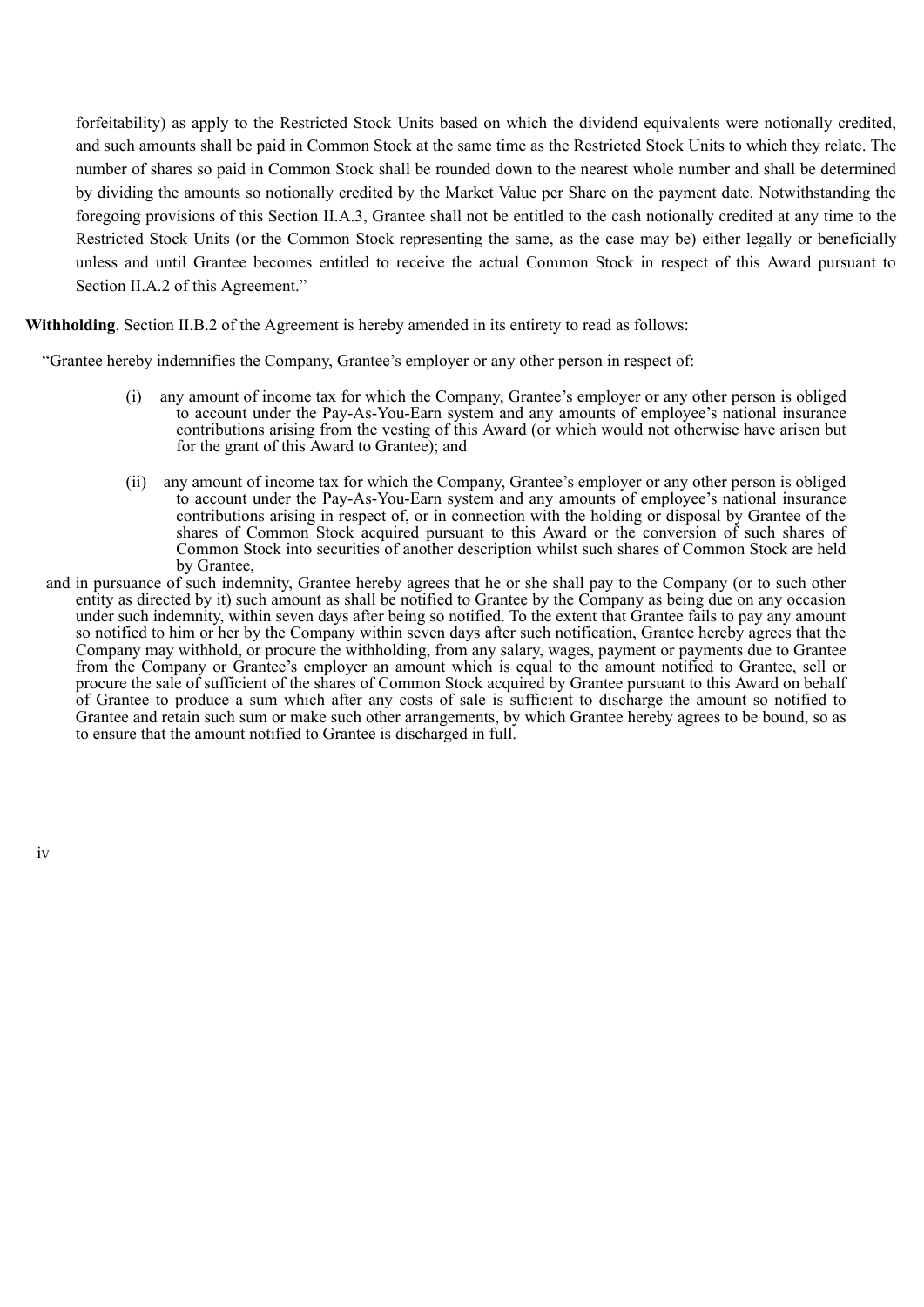forfeitability) as apply to the Restricted Stock Units based on which the dividend equivalents were notionally credited, and such amounts shall be paid in Common Stock at the same time as the Restricted Stock Units to which they relate. The number of shares so paid in Common Stock shall be rounded down to the nearest whole number and shall be determined by dividing the amounts so notionally credited by the Market Value per Share on the payment date. Notwithstanding the foregoing provisions of this Section II.A.3, Grantee shall not be entitled to the cash notionally credited at any time to the Restricted Stock Units (or the Common Stock representing the same, as the case may be) either legally or beneficially unless and until Grantee becomes entitled to receive the actual Common Stock in respect of this Award pursuant to Section II.A.2 of this Agreement."

**Withholding**. Section II.B.2 of the Agreement is hereby amended in its entirety to read as follows:

"Grantee hereby indemnifies the Company, Grantee's employer or any other person in respect of:

(i) any amount of income tax for which the Company, Grantee's employer or any other person is obliged to account under the Pay-As-You-Earn system and any amounts of employee's national insurance contributions arising from the vesting of this Award (or which would not otherwise have arisen but for the grant of this Award to Grantee); and

(ii) any amount of income tax for which the Company, Grantee's employer or any other person is obliged to account under the Pay-As-You-Earn system and any amounts of employee's national insurance contributions arising in respect of, or in connection with the holding or disposal by Grantee of the shares of Common Stock acquired pursuant to this Award or the conversion of such shares of Common Stock into securities of another description whilst such shares of Common Stock are held by Grantee,

and in pursuance of such indemnity, Grantee hereby agrees that he or she shall pay to the Company (or to such other entity as directed by it) such amount as shall be notified to Grantee by the Company as being due on any occasion under such indemnity, within seven days after being so notified. To the extent that Grantee fails to pay any amount so notified to him or her by the Company within seven days after such notification, Grantee hereby agrees that the Company may withhold, or procure the withholding, from any salary, wages, payment or payments due to Grantee from the Company or Grantee's employer an amount which is equal to the amount notified to Grantee, sell or procure the sale of sufficient of the shares of Common Stock acquired by Grantee pursuant to this Award on behalf of Grantee to produce a sum which after any costs of sale is sufficient to discharge the amount so notified to Grantee and retain such sum or make such other arrangements, by which Grantee hereby agrees to be bound, so as to ensure that the amount notified to Grantee is discharged in full.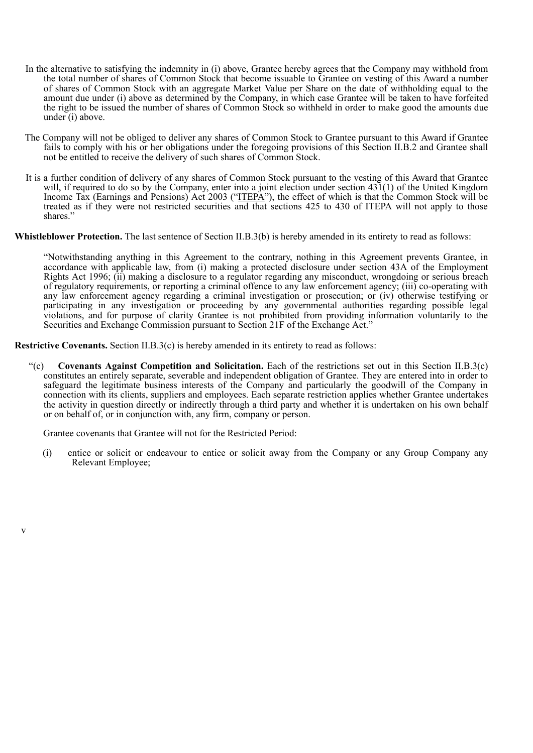In the alternative to satisfying the indemnity in (i) above, Grantee hereby agrees that the Company may withhold from the total number of shares of Common Stock that become issuable to Grantee on vesting of this Award a number of shares of Common Stock with an aggregate Market Value per Share on the date of withholding equal to the amount due under (i) above as determined by the Company, in which case Grantee will be taken to have forfeited the right to be issued the number of shares of Common Stock so withheld in order to make good the amounts due under (i) above.

The Company will not be obliged to deliver any shares of Common Stock to Grantee pursuant to this Award if Grantee fails to comply with his or her obligations under the foregoing provisions of this Section II.B.2 and Grantee shall not be entitled to receive the delivery of such shares of Common Stock.

It is a further condition of delivery of any shares of Common Stock pursuant to the vesting of this Award that Grantee will, if required to do so by the Company, enter into a joint election under section 431(1) of the United Kingdom Income Tax (Earnings and Pensions) Act 2003 ("ITEPA"), the effect of which is that the Common Stock will be treated as if they were not restricted securities and that sections 425 to 430 of ITEPA will not apply to those shares."

**Whistleblower Protection.** The last sentence of Section II.B.3(b) is hereby amended in its entirety to read as follows:

"Notwithstanding anything in this Agreement to the contrary, nothing in this Agreement prevents Grantee, in accordance with applicable law, from (i) making a protected disclosure under section 43A of the Employment Rights Act 1996; (ii) making a disclosure to a regulator regarding any misconduct, wrongdoing or serious breach of regulatory requirements, or reporting a criminal offence to any law enforcement agency; (iii) co-operating with any law enforcement agency regarding a criminal investigation or prosecution; or (iv) otherwise testifying or participating in any investigation or proceeding by any governmental authorities regarding possible legal violations, and for purpose of clarity Grantee is not prohibited from providing information voluntarily to the Securities and Exchange Commission pursuant to Section 21F of the Exchange Act."

**Restrictive Covenants.** Section II.B.3(c) is hereby amended in its entirety to read as follows:

"(c) **Covenants Against Competition and Solicitation.** Each of the restrictions set out in this Section II.B.3(c) constitutes an entirely separate, severable and independent obligation of Grantee. They are entered into in order to safeguard the legitimate business interests of the Company and particularly the goodwill of the Company in connection with its clients, suppliers and employees. Each separate restriction applies whether Grantee undertakes the activity in question directly or indirectly through a third party and whether it is undertaken on his own behalf or on behalf of, or in conjunction with, any firm, company or person.

Grantee covenants that Grantee will not for the Restricted Period:

(i) entice or solicit or endeavour to entice or solicit away from the Company or any Group Company any Relevant Employee;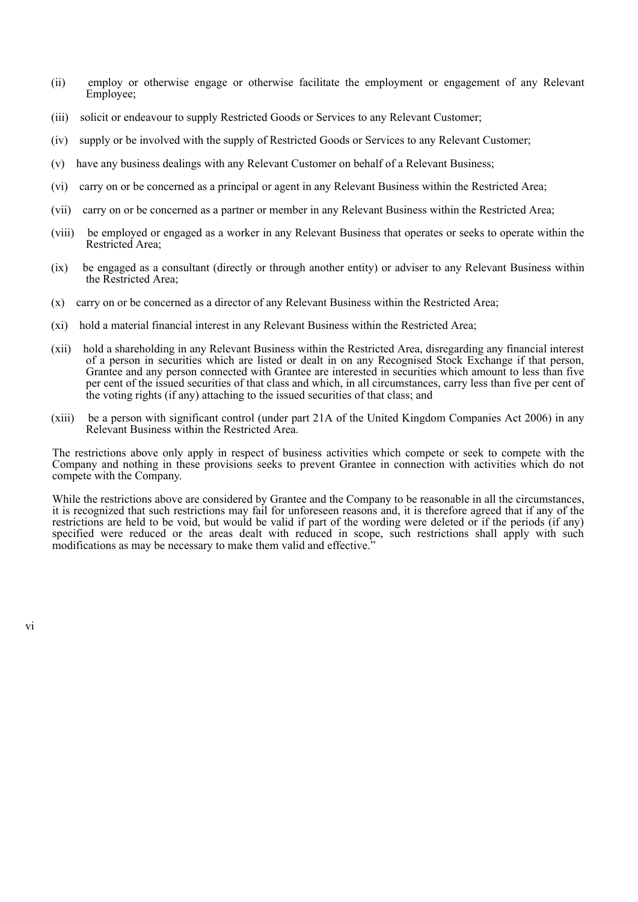(ii) employ or otherwise engage or otherwise facilitate the employment or engagement of any Relevant Employee;

(iii) solicit or endeavour to supply Restricted Goods or Services to any Relevant Customer;

(iv) supply or be involved with the supply of Restricted Goods or Services to any Relevant Customer;

(v) have any business dealings with any Relevant Customer on behalf of a Relevant Business;

(vi) carry on or be concerned as a principal or agent in any Relevant Business within the Restricted Area;

(vii) carry on or be concerned as a partner or member in any Relevant Business within the Restricted Area;

(viii) be employed or engaged as a worker in any Relevant Business that operates or seeks to operate within the Restricted Area;

(ix) be engaged as a consultant (directly or through another entity) or adviser to any Relevant Business within the Restricted Area;

(x) carry on or be concerned as a director of any Relevant Business within the Restricted Area;

(xi) hold a material financial interest in any Relevant Business within the Restricted Area;

(xii) hold a shareholding in any Relevant Business within the Restricted Area, disregarding any financial interest of a person in securities which are listed or dealt in on any Recognised Stock Exchange if that person, Grantee and any person connected with Grantee are interested in securities which amount to less than five per cent of the issued securities of that class and which, in all circumstances, carry less than five per cent of the voting rights (if any) attaching to the issued securities of that class; and

(xiii) be a person with significant control (under part 21A of the United Kingdom Companies Act 2006) in any Relevant Business within the Restricted Area.

The restrictions above only apply in respect of business activities which compete or seek to compete with the Company and nothing in these provisions seeks to prevent Grantee in connection with activities which do not compete with the Company.

While the restrictions above are considered by Grantee and the Company to be reasonable in all the circumstances, it is recognized that such restrictions may fail for unforeseen reasons and, it is therefore agreed that if any of the restrictions are held to be void, but would be valid if part of the wording were deleted or if the periods (if any) specified were reduced or the areas dealt with reduced in scope, such restrictions shall apply with such modifications as may be necessary to make them valid and effective."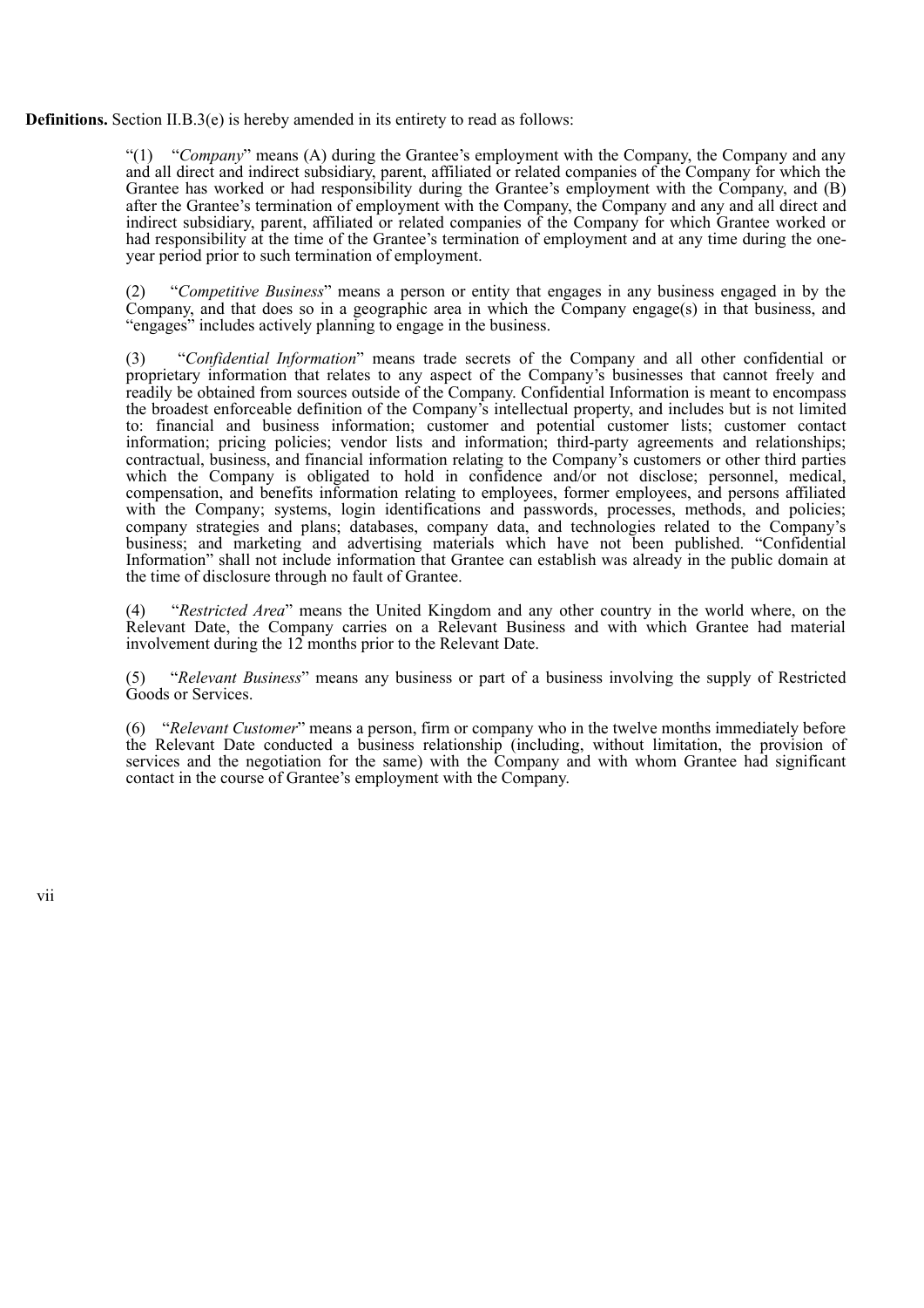**Definitions.** Section II.B.3(e) is hereby amended in its entirety to read as follows:

> "(1) "*Company*" means (A) during the Grantee's employment with the Company, the Company and any and all direct and indirect subsidiary, parent, affiliated or related companies of the Company for which the Grantee has worked or had responsibility during the Grantee's employment with the Company, and (B) after the Grantee's termination of employment with the Company, the Company and any and all direct and indirect subsidiary, parent, affiliated or related companies of the Company for which Grantee worked or had responsibility at the time of the Grantee's termination of employment and at any time during the one-year period prior to such termination of employment.
>
> (2) "*Competitive Business*" means a person or entity that engages in any business engaged in by the Company, and that does so in a geographic area in which the Company engage(s) in that business, and "engages" includes actively planning to engage in the business.
>
> (3) "*Confidential Information*" means trade secrets of the Company and all other confidential or proprietary information that relates to any aspect of the Company's businesses that cannot freely and readily be obtained from sources outside of the Company. Confidential Information is meant to encompass the broadest enforceable definition of the Company's intellectual property, and includes but is not limited to: financial and business information; customer and potential customer lists; customer contact information; pricing policies; vendor lists and information; third-party agreements and relationships; contractual, business, and financial information relating to the Company's customers or other third parties which the Company is obligated to hold in confidence and/or not disclose; personnel, medical, compensation, and benefits information relating to employees, former employees, and persons affiliated with the Company; systems, login identifications and passwords, processes, methods, and policies; company strategies and plans; databases, company data, and technologies related to the Company's business; and marketing and advertising materials which have not been published. "Confidential Information" shall not include information that Grantee can establish was already in the public domain at the time of disclosure through no fault of Grantee.
>
> (4) "*Restricted Area*" means the United Kingdom and any other country in the world where, on the Relevant Date, the Company carries on a Relevant Business and with which Grantee had material involvement during the 12 months prior to the Relevant Date.
>
> (5) "*Relevant Business*" means any business or part of a business involving the supply of Restricted Goods or Services.
>
> (6) "*Relevant Customer*" means a person, firm or company who in the twelve months immediately before the Relevant Date conducted a business relationship (including, without limitation, the provision of services and the negotiation for the same) with the Company and with whom Grantee had significant contact in the course of Grantee's employment with the Company.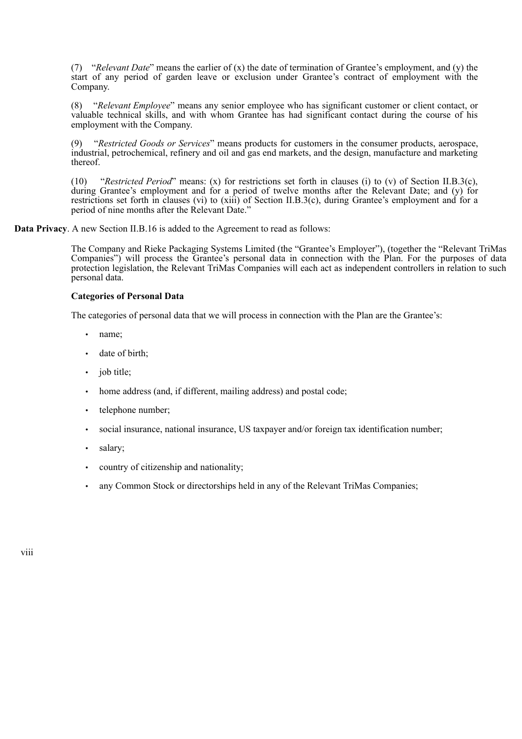(7) "*Relevant Date*" means the earlier of (x) the date of termination of Grantee's employment, and (y) the start of any period of garden leave or exclusion under Grantee's contract of employment with the Company.

(8) "*Relevant Employee*" means any senior employee who has significant customer or client contact, or valuable technical skills, and with whom Grantee has had significant contact during the course of his employment with the Company.

(9) "*Restricted Goods or Services*" means products for customers in the consumer products, aerospace, industrial, petrochemical, refinery and oil and gas end markets, and the design, manufacture and marketing thereof.

(10) "*Restricted Period*" means: (x) for restrictions set forth in clauses (i) to (v) of Section II.B.3(c), during Grantee's employment and for a period of twelve months after the Relevant Date; and (y) for restrictions set forth in clauses (vi) to (xiii) of Section II.B.3(c), during Grantee's employment and for a period of nine months after the Relevant Date."

**Data Privacy**. A new Section II.B.16 is added to the Agreement to read as follows:

The Company and Rieke Packaging Systems Limited (the "Grantee's Employer"), (together the "Relevant TriMas Companies") will process the Grantee's personal data in connection with the Plan. For the purposes of data protection legislation, the Relevant TriMas Companies will each act as independent controllers in relation to such personal data.

**Categories of Personal Data**

The categories of personal data that we will process in connection with the Plan are the Grantee's:

- name;
- date of birth;
- job title;
- home address (and, if different, mailing address) and postal code;
- telephone number;
- social insurance, national insurance, US taxpayer and/or foreign tax identification number;
- salary;
- country of citizenship and nationality;
- any Common Stock or directorships held in any of the Relevant TriMas Companies;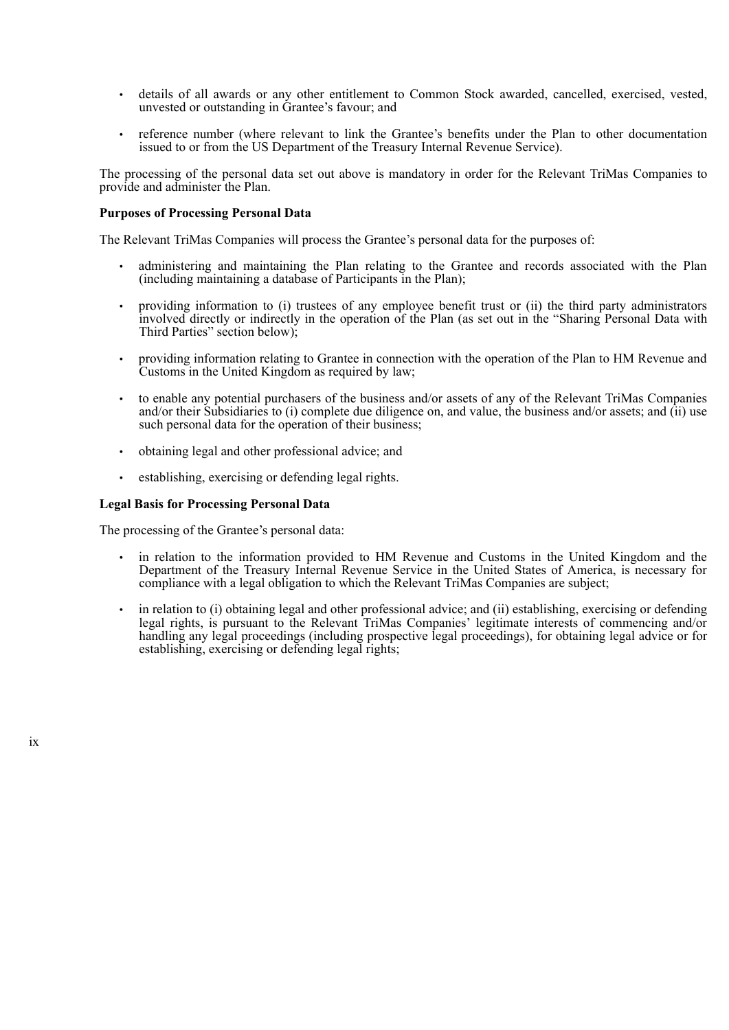- details of all awards or any other entitlement to Common Stock awarded, cancelled, exercised, vested, unvested or outstanding in Grantee's favour; and
- reference number (where relevant to link the Grantee's benefits under the Plan to other documentation issued to or from the US Department of the Treasury Internal Revenue Service).

The processing of the personal data set out above is mandatory in order for the Relevant TriMas Companies to provide and administer the Plan.

**Purposes of Processing Personal Data**

The Relevant TriMas Companies will process the Grantee's personal data for the purposes of:

- administering and maintaining the Plan relating to the Grantee and records associated with the Plan (including maintaining a database of Participants in the Plan);
- providing information to (i) trustees of any employee benefit trust or (ii) the third party administrators involved directly or indirectly in the operation of the Plan (as set out in the "Sharing Personal Data with Third Parties" section below);
- providing information relating to Grantee in connection with the operation of the Plan to HM Revenue and Customs in the United Kingdom as required by law;
- to enable any potential purchasers of the business and/or assets of any of the Relevant TriMas Companies and/or their Subsidiaries to (i) complete due diligence on, and value, the business and/or assets; and (ii) use such personal data for the operation of their business;
- obtaining legal and other professional advice; and
- establishing, exercising or defending legal rights.

**Legal Basis for Processing Personal Data**

The processing of the Grantee's personal data:

- in relation to the information provided to HM Revenue and Customs in the United Kingdom and the Department of the Treasury Internal Revenue Service in the United States of America, is necessary for compliance with a legal obligation to which the Relevant TriMas Companies are subject;
- in relation to (i) obtaining legal and other professional advice; and (ii) establishing, exercising or defending legal rights, is pursuant to the Relevant TriMas Companies' legitimate interests of commencing and/or handling any legal proceedings (including prospective legal proceedings), for obtaining legal advice or for establishing, exercising or defending legal rights;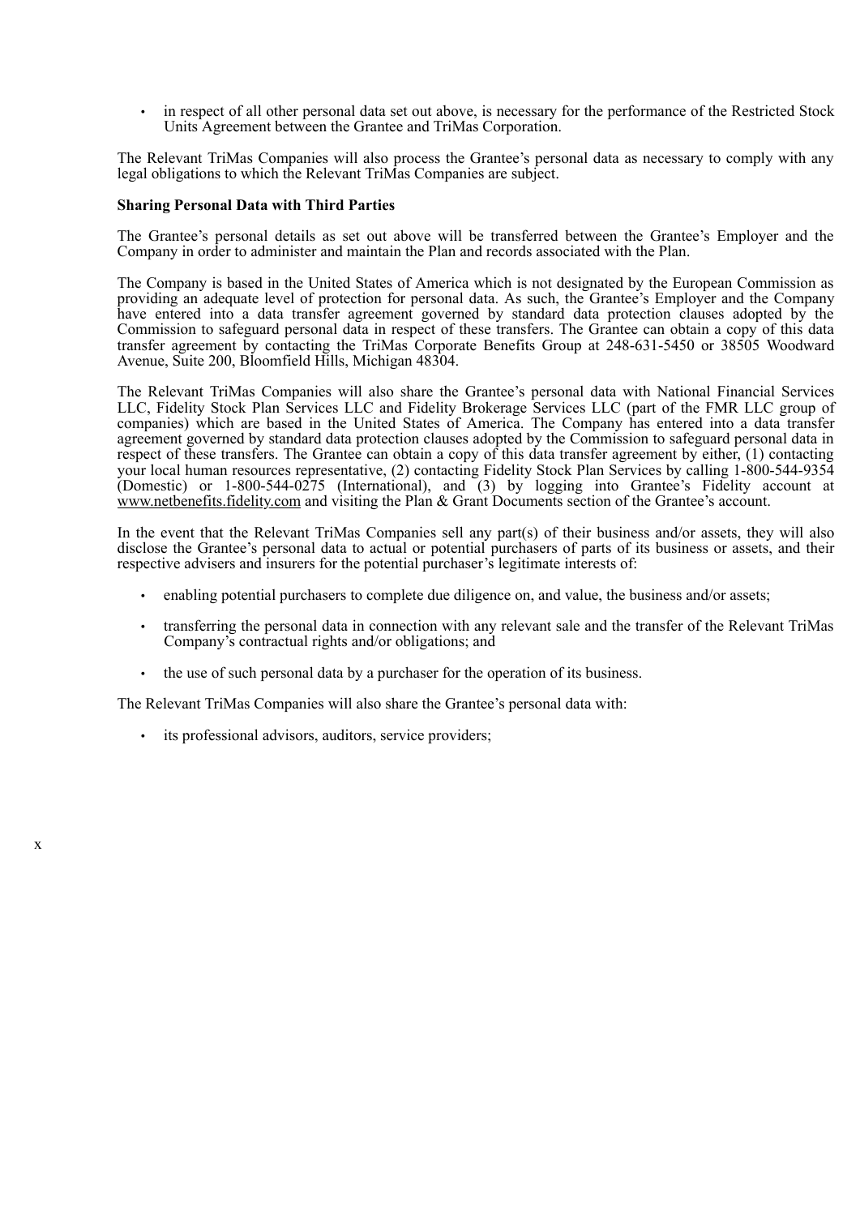- in respect of all other personal data set out above, is necessary for the performance of the Restricted Stock Units Agreement between the Grantee and TriMas Corporation.

The Relevant TriMas Companies will also process the Grantee's personal data as necessary to comply with any legal obligations to which the Relevant TriMas Companies are subject.

**Sharing Personal Data with Third Parties**

The Grantee's personal details as set out above will be transferred between the Grantee's Employer and the Company in order to administer and maintain the Plan and records associated with the Plan.

The Company is based in the United States of America which is not designated by the European Commission as providing an adequate level of protection for personal data. As such, the Grantee's Employer and the Company have entered into a data transfer agreement governed by standard data protection clauses adopted by the Commission to safeguard personal data in respect of these transfers. The Grantee can obtain a copy of this data transfer agreement by contacting the TriMas Corporate Benefits Group at 248-631-5450 or 38505 Woodward Avenue, Suite 200, Bloomfield Hills, Michigan 48304.

The Relevant TriMas Companies will also share the Grantee's personal data with National Financial Services LLC, Fidelity Stock Plan Services LLC and Fidelity Brokerage Services LLC (part of the FMR LLC group of companies) which are based in the United States of America. The Company has entered into a data transfer agreement governed by standard data protection clauses adopted by the Commission to safeguard personal data in respect of these transfers. The Grantee can obtain a copy of this data transfer agreement by either, (1) contacting your local human resources representative, (2) contacting Fidelity Stock Plan Services by calling 1-800-544-9354 (Domestic) or 1-800-544-0275 (International), and (3) by logging into Grantee's Fidelity account at www.netbenefits.fidelity.com and visiting the Plan & Grant Documents section of the Grantee's account.

In the event that the Relevant TriMas Companies sell any part(s) of their business and/or assets, they will also disclose the Grantee's personal data to actual or potential purchasers of parts of its business or assets, and their respective advisers and insurers for the potential purchaser's legitimate interests of:

- enabling potential purchasers to complete due diligence on, and value, the business and/or assets;
- transferring the personal data in connection with any relevant sale and the transfer of the Relevant TriMas Company's contractual rights and/or obligations; and
- the use of such personal data by a purchaser for the operation of its business.

The Relevant TriMas Companies will also share the Grantee's personal data with:

- its professional advisors, auditors, service providers;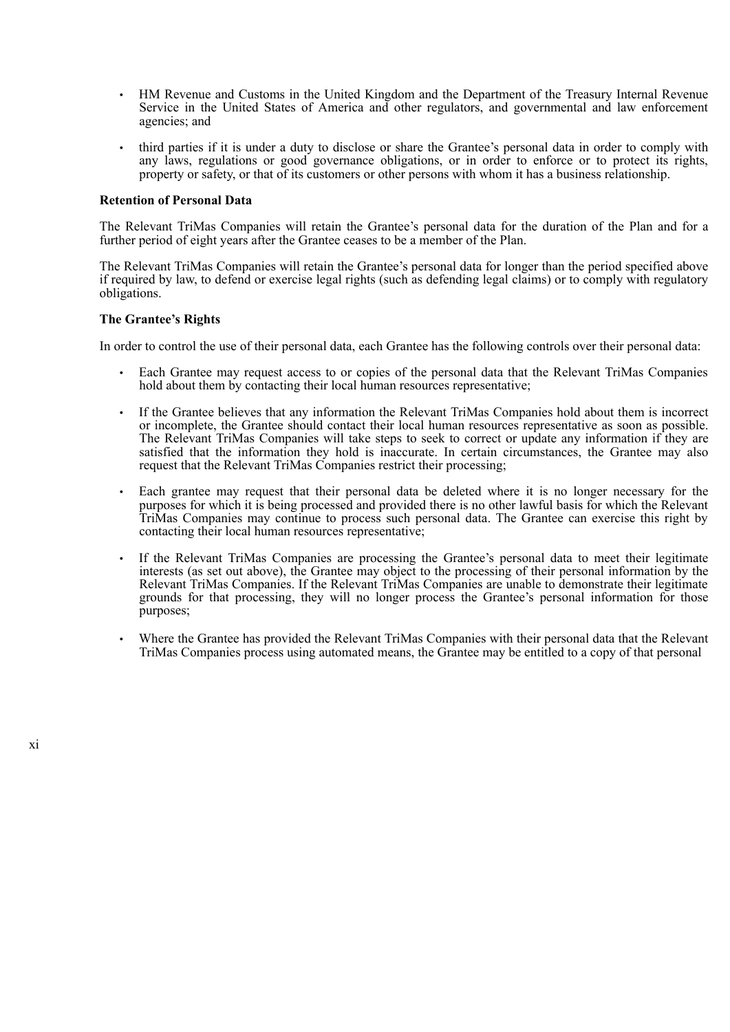- HM Revenue and Customs in the United Kingdom and the Department of the Treasury Internal Revenue Service in the United States of America and other regulators, and governmental and law enforcement agencies; and
- third parties if it is under a duty to disclose or share the Grantee's personal data in order to comply with any laws, regulations or good governance obligations, or in order to enforce or to protect its rights, property or safety, or that of its customers or other persons with whom it has a business relationship.

**Retention of Personal Data**

The Relevant TriMas Companies will retain the Grantee's personal data for the duration of the Plan and for a further period of eight years after the Grantee ceases to be a member of the Plan.

The Relevant TriMas Companies will retain the Grantee's personal data for longer than the period specified above if required by law, to defend or exercise legal rights (such as defending legal claims) or to comply with regulatory obligations.

**The Grantee's Rights**

In order to control the use of their personal data, each Grantee has the following controls over their personal data:

- Each Grantee may request access to or copies of the personal data that the Relevant TriMas Companies hold about them by contacting their local human resources representative;
- If the Grantee believes that any information the Relevant TriMas Companies hold about them is incorrect or incomplete, the Grantee should contact their local human resources representative as soon as possible. The Relevant TriMas Companies will take steps to seek to correct or update any information if they are satisfied that the information they hold is inaccurate. In certain circumstances, the Grantee may also request that the Relevant TriMas Companies restrict their processing;
- Each grantee may request that their personal data be deleted where it is no longer necessary for the purposes for which it is being processed and provided there is no other lawful basis for which the Relevant TriMas Companies may continue to process such personal data. The Grantee can exercise this right by contacting their local human resources representative;
- If the Relevant TriMas Companies are processing the Grantee's personal data to meet their legitimate interests (as set out above), the Grantee may object to the processing of their personal information by the Relevant TriMas Companies. If the Relevant TriMas Companies are unable to demonstrate their legitimate grounds for that processing, they will no longer process the Grantee's personal information for those purposes;
- Where the Grantee has provided the Relevant TriMas Companies with their personal data that the Relevant TriMas Companies process using automated means, the Grantee may be entitled to a copy of that personal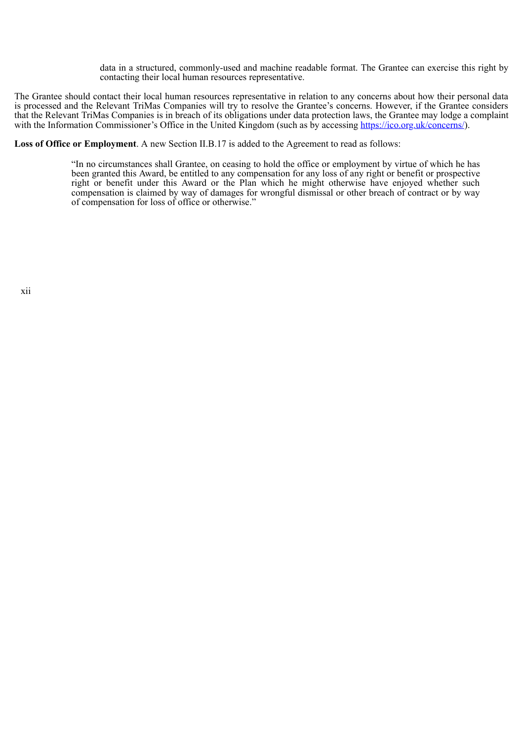data in a structured, commonly-used and machine readable format. The Grantee can exercise this right by contacting their local human resources representative.

The Grantee should contact their local human resources representative in relation to any concerns about how their personal data is processed and the Relevant TriMas Companies will try to resolve the Grantee's concerns. However, if the Grantee considers that the Relevant TriMas Companies is in breach of its obligations under data protection laws, the Grantee may lodge a complaint with the Information Commissioner's Office in the United Kingdom (such as by accessing https://ico.org.uk/concerns/).

**Loss of Office or Employment**. A new Section II.B.17 is added to the Agreement to read as follows:

> "In no circumstances shall Grantee, on ceasing to hold the office or employment by virtue of which he has been granted this Award, be entitled to any compensation for any loss of any right or benefit or prospective right or benefit under this Award or the Plan which he might otherwise have enjoyed whether such compensation is claimed by way of damages for wrongful dismissal or other breach of contract or by way of compensation for loss of office or otherwise."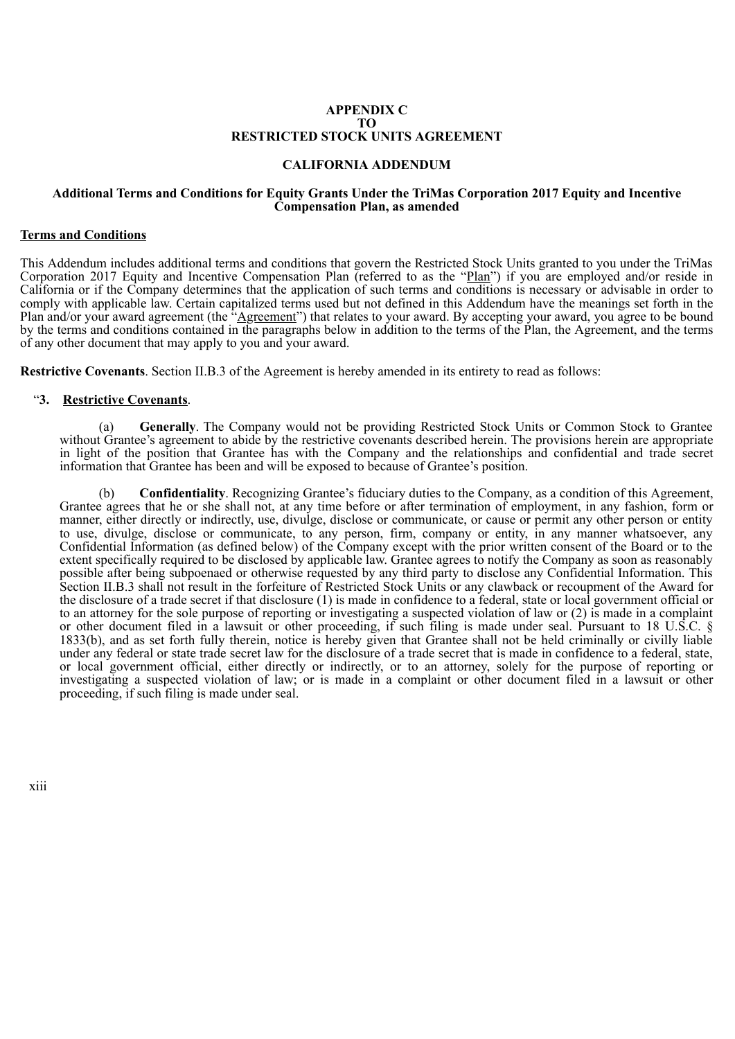**APPENDIX C**
**TO**
**RESTRICTED STOCK UNITS AGREEMENT**

**CALIFORNIA ADDENDUM**

**Additional Terms and Conditions for Equity Grants Under the TriMas Corporation 2017 Equity and Incentive Compensation Plan, as amended**

**Terms and Conditions**

This Addendum includes additional terms and conditions that govern the Restricted Stock Units granted to you under the TriMas Corporation 2017 Equity and Incentive Compensation Plan (referred to as the "Plan") if you are employed and/or reside in California or if the Company determines that the application of such terms and conditions is necessary or advisable in order to comply with applicable law. Certain capitalized terms used but not defined in this Addendum have the meanings set forth in the Plan and/or your award agreement (the "Agreement") that relates to your award. By accepting your award, you agree to be bound by the terms and conditions contained in the paragraphs below in addition to the terms of the Plan, the Agreement, and the terms of any other document that may apply to you and your award.

**Restrictive Covenants**. Section II.B.3 of the Agreement is hereby amended in its entirety to read as follows:

"**3. Restrictive Covenants**.

(a) **Generally**. The Company would not be providing Restricted Stock Units or Common Stock to Grantee without Grantee's agreement to abide by the restrictive covenants described herein. The provisions herein are appropriate in light of the position that Grantee has with the Company and the relationships and confidential and trade secret information that Grantee has been and will be exposed to because of Grantee's position.

(b) **Confidentiality**. Recognizing Grantee's fiduciary duties to the Company, as a condition of this Agreement, Grantee agrees that he or she shall not, at any time before or after termination of employment, in any fashion, form or manner, either directly or indirectly, use, divulge, disclose or communicate, or cause or permit any other person or entity to use, divulge, disclose or communicate, to any person, firm, company or entity, in any manner whatsoever, any Confidential Information (as defined below) of the Company except with the prior written consent of the Board or to the extent specifically required to be disclosed by applicable law. Grantee agrees to notify the Company as soon as reasonably possible after being subpoenaed or otherwise requested by any third party to disclose any Confidential Information. This Section II.B.3 shall not result in the forfeiture of Restricted Stock Units or any clawback or recoupment of the Award for the disclosure of a trade secret if that disclosure (1) is made in confidence to a federal, state or local government official or to an attorney for the sole purpose of reporting or investigating a suspected violation of law or (2) is made in a complaint or other document filed in a lawsuit or other proceeding, if such filing is made under seal. Pursuant to 18 U.S.C. § 1833(b), and as set forth fully therein, notice is hereby given that Grantee shall not be held criminally or civilly liable under any federal or state trade secret law for the disclosure of a trade secret that is made in confidence to a federal, state, or local government official, either directly or indirectly, or to an attorney, solely for the purpose of reporting or investigating a suspected violation of law; or is made in a complaint or other document filed in a lawsuit or other proceeding, if such filing is made under seal.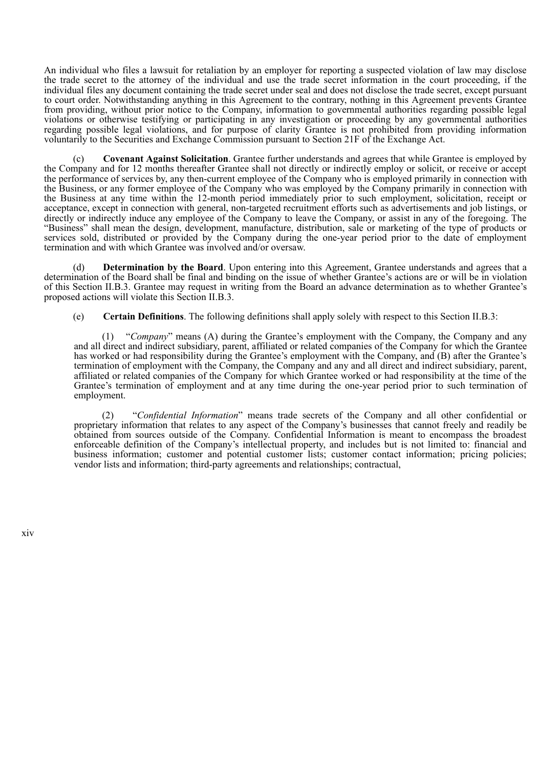An individual who files a lawsuit for retaliation by an employer for reporting a suspected violation of law may disclose the trade secret to the attorney of the individual and use the trade secret information in the court proceeding, if the individual files any document containing the trade secret under seal and does not disclose the trade secret, except pursuant to court order. Notwithstanding anything in this Agreement to the contrary, nothing in this Agreement prevents Grantee from providing, without prior notice to the Company, information to governmental authorities regarding possible legal violations or otherwise testifying or participating in any investigation or proceeding by any governmental authorities regarding possible legal violations, and for purpose of clarity Grantee is not prohibited from providing information voluntarily to the Securities and Exchange Commission pursuant to Section 21F of the Exchange Act.

(c) **Covenant Against Solicitation**. Grantee further understands and agrees that while Grantee is employed by the Company and for 12 months thereafter Grantee shall not directly or indirectly employ or solicit, or receive or accept the performance of services by, any then-current employee of the Company who is employed primarily in connection with the Business, or any former employee of the Company who was employed by the Company primarily in connection with the Business at any time within the 12-month period immediately prior to such employment, solicitation, receipt or acceptance, except in connection with general, non-targeted recruitment efforts such as advertisements and job listings, or directly or indirectly induce any employee of the Company to leave the Company, or assist in any of the foregoing. The "Business" shall mean the design, development, manufacture, distribution, sale or marketing of the type of products or services sold, distributed or provided by the Company during the one-year period prior to the date of employment termination and with which Grantee was involved and/or oversaw.

(d) **Determination by the Board**. Upon entering into this Agreement, Grantee understands and agrees that a determination of the Board shall be final and binding on the issue of whether Grantee's actions are or will be in violation of this Section II.B.3. Grantee may request in writing from the Board an advance determination as to whether Grantee's proposed actions will violate this Section II.B.3.

(e) **Certain Definitions**. The following definitions shall apply solely with respect to this Section II.B.3:

(1) "*Company*" means (A) during the Grantee's employment with the Company, the Company and any and all direct and indirect subsidiary, parent, affiliated or related companies of the Company for which the Grantee has worked or had responsibility during the Grantee's employment with the Company, and (B) after the Grantee's termination of employment with the Company, the Company and any and all direct and indirect subsidiary, parent, affiliated or related companies of the Company for which Grantee worked or had responsibility at the time of the Grantee's termination of employment and at any time during the one-year period prior to such termination of employment.

(2) "*Confidential Information*" means trade secrets of the Company and all other confidential or proprietary information that relates to any aspect of the Company's businesses that cannot freely and readily be obtained from sources outside of the Company. Confidential Information is meant to encompass the broadest enforceable definition of the Company's intellectual property, and includes but is not limited to: financial and business information; customer and potential customer lists; customer contact information; pricing policies; vendor lists and information; third-party agreements and relationships; contractual,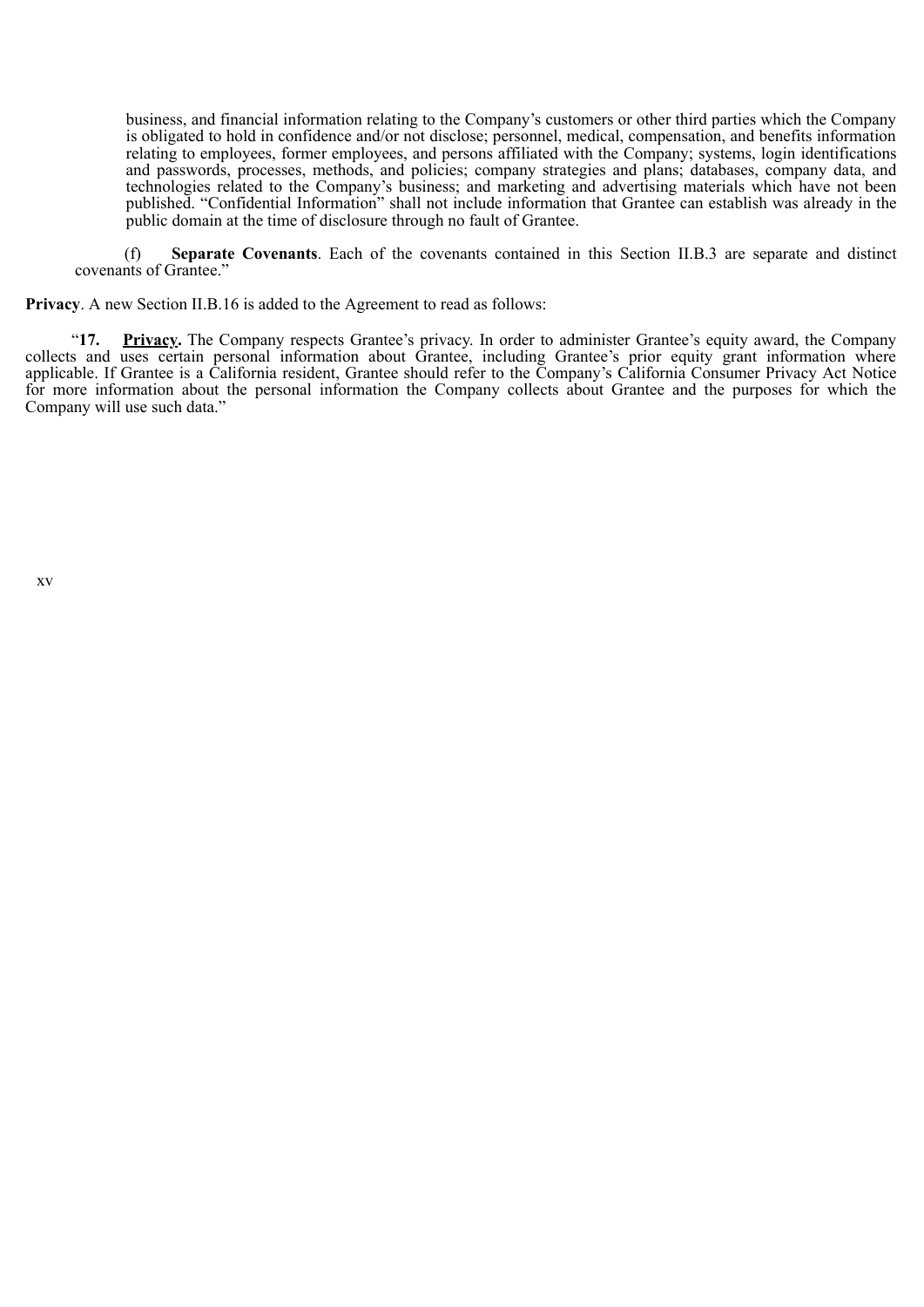business, and financial information relating to the Company's customers or other third parties which the Company is obligated to hold in confidence and/or not disclose; personnel, medical, compensation, and benefits information relating to employees, former employees, and persons affiliated with the Company; systems, login identifications and passwords, processes, methods, and policies; company strategies and plans; databases, company data, and technologies related to the Company's business; and marketing and advertising materials which have not been published. "Confidential Information" shall not include information that Grantee can establish was already in the public domain at the time of disclosure through no fault of Grantee.

(f) **Separate Covenants**. Each of the covenants contained in this Section II.B.3 are separate and distinct covenants of Grantee."

**Privacy**. A new Section II.B.16 is added to the Agreement to read as follows:

"**17. Privacy.** The Company respects Grantee's privacy. In order to administer Grantee's equity award, the Company collects and uses certain personal information about Grantee, including Grantee's prior equity grant information where applicable. If Grantee is a California resident, Grantee should refer to the Company's California Consumer Privacy Act Notice for more information about the personal information the Company collects about Grantee and the purposes for which the Company will use such data."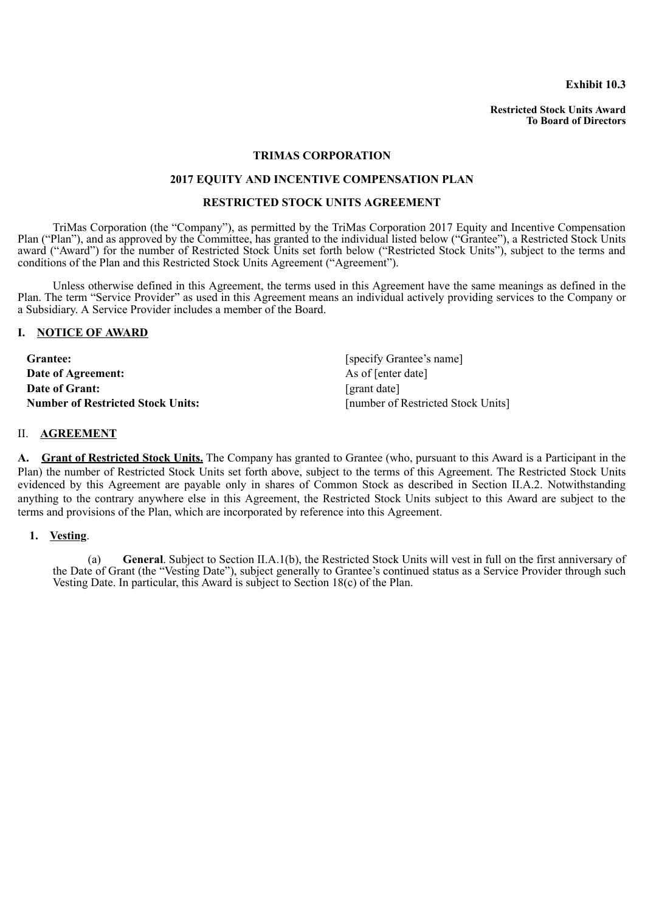**Exhibit 10.3**

**Restricted Stock Units Award**
**To Board of Directors**

# TRIMAS CORPORATION

## 2017 EQUITY AND INCENTIVE COMPENSATION PLAN

## RESTRICTED STOCK UNITS AGREEMENT

TriMas Corporation (the "Company"), as permitted by the TriMas Corporation 2017 Equity and Incentive Compensation Plan ("Plan"), and as approved by the Committee, has granted to the individual listed below ("Grantee"), a Restricted Stock Units award ("Award") for the number of Restricted Stock Units set forth below ("Restricted Stock Units"), subject to the terms and conditions of the Plan and this Restricted Stock Units Agreement ("Agreement").

Unless otherwise defined in this Agreement, the terms used in this Agreement have the same meanings as defined in the Plan. The term "Service Provider" as used in this Agreement means an individual actively providing services to the Company or a Subsidiary. A Service Provider includes a member of the Board.

## I. NOTICE OF AWARD

| | |
|---|---|
| **Grantee:** | [specify Grantee's name] |
| **Date of Agreement:** | As of [enter date] |
| **Date of Grant:** | [grant date] |
| **Number of Restricted Stock Units:** | [number of Restricted Stock Units] |

## II. AGREEMENT

**A. Grant of Restricted Stock Units.** The Company has granted to Grantee (who, pursuant to this Award is a Participant in the Plan) the number of Restricted Stock Units set forth above, subject to the terms of this Agreement. The Restricted Stock Units evidenced by this Agreement are payable only in shares of Common Stock as described in Section II.A.2. Notwithstanding anything to the contrary anywhere else in this Agreement, the Restricted Stock Units subject to this Award are subject to the terms and provisions of the Plan, which are incorporated by reference into this Agreement.

**1. Vesting**.

(a) **General**. Subject to Section II.A.1(b), the Restricted Stock Units will vest in full on the first anniversary of the Date of Grant (the "Vesting Date"), subject generally to Grantee's continued status as a Service Provider through such Vesting Date. In particular, this Award is subject to Section 18(c) of the Plan.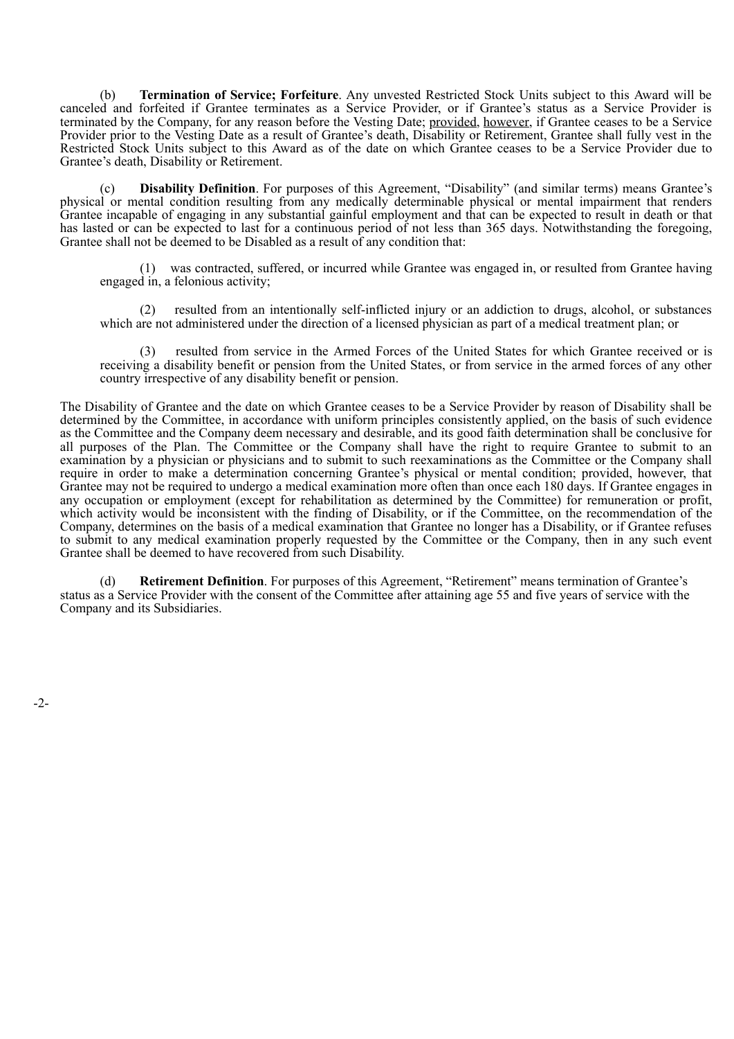(b) **Termination of Service; Forfeiture**. Any unvested Restricted Stock Units subject to this Award will be canceled and forfeited if Grantee terminates as a Service Provider, or if Grantee's status as a Service Provider is terminated by the Company, for any reason before the Vesting Date; provided, however, if Grantee ceases to be a Service Provider prior to the Vesting Date as a result of Grantee's death, Disability or Retirement, Grantee shall fully vest in the Restricted Stock Units subject to this Award as of the date on which Grantee ceases to be a Service Provider due to Grantee's death, Disability or Retirement.

(c) **Disability Definition**. For purposes of this Agreement, "Disability" (and similar terms) means Grantee's physical or mental condition resulting from any medically determinable physical or mental impairment that renders Grantee incapable of engaging in any substantial gainful employment and that can be expected to result in death or that has lasted or can be expected to last for a continuous period of not less than 365 days. Notwithstanding the foregoing, Grantee shall not be deemed to be Disabled as a result of any condition that:

(1) was contracted, suffered, or incurred while Grantee was engaged in, or resulted from Grantee having engaged in, a felonious activity;

(2) resulted from an intentionally self-inflicted injury or an addiction to drugs, alcohol, or substances which are not administered under the direction of a licensed physician as part of a medical treatment plan; or

(3) resulted from service in the Armed Forces of the United States for which Grantee received or is receiving a disability benefit or pension from the United States, or from service in the armed forces of any other country irrespective of any disability benefit or pension.

The Disability of Grantee and the date on which Grantee ceases to be a Service Provider by reason of Disability shall be determined by the Committee, in accordance with uniform principles consistently applied, on the basis of such evidence as the Committee and the Company deem necessary and desirable, and its good faith determination shall be conclusive for all purposes of the Plan. The Committee or the Company shall have the right to require Grantee to submit to an examination by a physician or physicians and to submit to such reexaminations as the Committee or the Company shall require in order to make a determination concerning Grantee's physical or mental condition; provided, however, that Grantee may not be required to undergo a medical examination more often than once each 180 days. If Grantee engages in any occupation or employment (except for rehabilitation as determined by the Committee) for remuneration or profit, which activity would be inconsistent with the finding of Disability, or if the Committee, on the recommendation of the Company, determines on the basis of a medical examination that Grantee no longer has a Disability, or if Grantee refuses to submit to any medical examination properly requested by the Committee or the Company, then in any such event Grantee shall be deemed to have recovered from such Disability.

(d) **Retirement Definition**. For purposes of this Agreement, "Retirement" means termination of Grantee's status as a Service Provider with the consent of the Committee after attaining age 55 and five years of service with the Company and its Subsidiaries.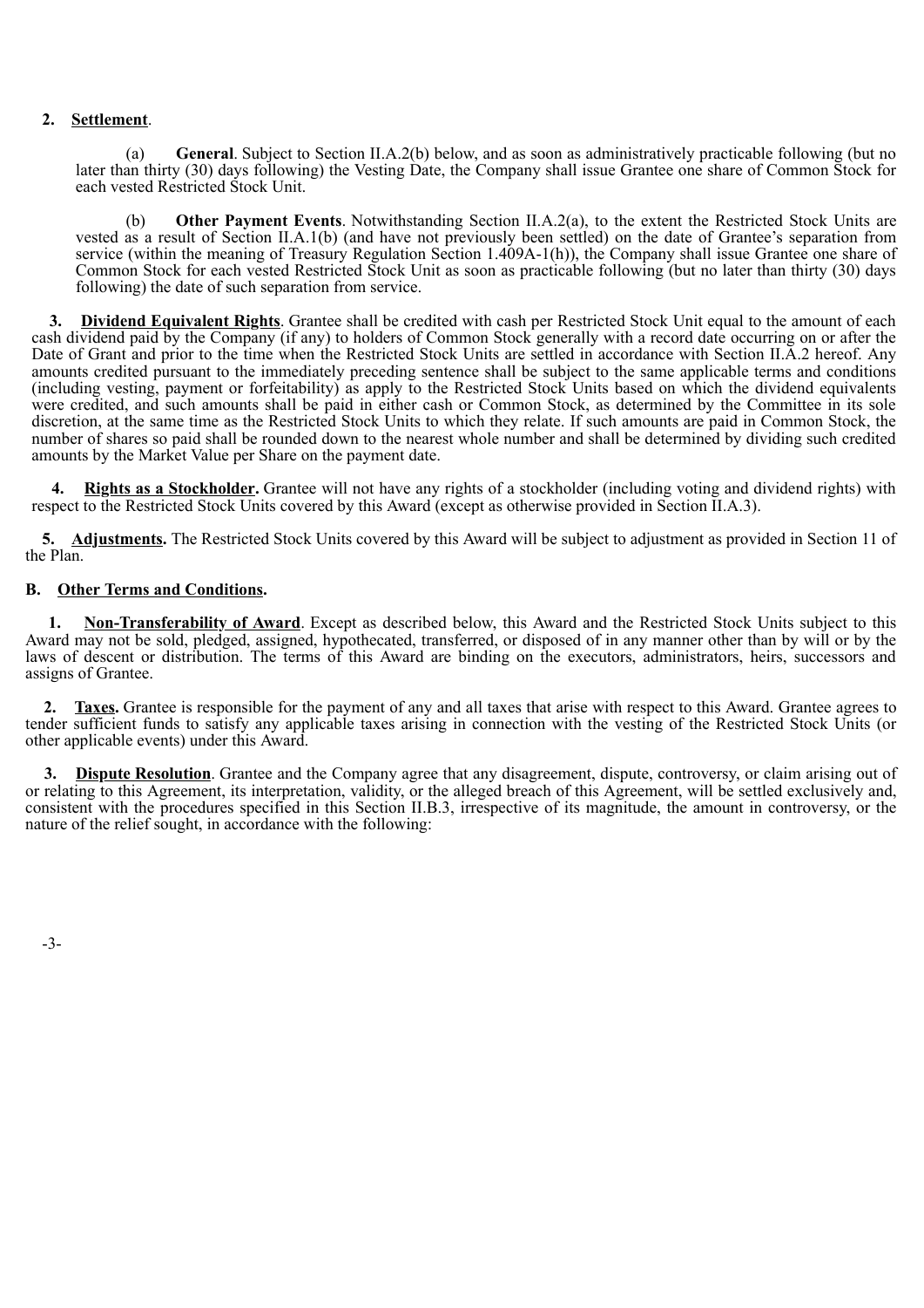**2. Settlement**.

(a) **General**. Subject to Section II.A.2(b) below, and as soon as administratively practicable following (but no later than thirty (30) days following) the Vesting Date, the Company shall issue Grantee one share of Common Stock for each vested Restricted Stock Unit.

(b) **Other Payment Events**. Notwithstanding Section II.A.2(a), to the extent the Restricted Stock Units are vested as a result of Section II.A.1(b) (and have not previously been settled) on the date of Grantee's separation from service (within the meaning of Treasury Regulation Section 1.409A-1(h)), the Company shall issue Grantee one share of Common Stock for each vested Restricted Stock Unit as soon as practicable following (but no later than thirty (30) days following) the date of such separation from service.

**3. Dividend Equivalent Rights**. Grantee shall be credited with cash per Restricted Stock Unit equal to the amount of each cash dividend paid by the Company (if any) to holders of Common Stock generally with a record date occurring on or after the Date of Grant and prior to the time when the Restricted Stock Units are settled in accordance with Section II.A.2 hereof. Any amounts credited pursuant to the immediately preceding sentence shall be subject to the same applicable terms and conditions (including vesting, payment or forfeitability) as apply to the Restricted Stock Units based on which the dividend equivalents were credited, and such amounts shall be paid in either cash or Common Stock, as determined by the Committee in its sole discretion, at the same time as the Restricted Stock Units to which they relate. If such amounts are paid in Common Stock, the number of shares so paid shall be rounded down to the nearest whole number and shall be determined by dividing such credited amounts by the Market Value per Share on the payment date.

**4. Rights as a Stockholder.** Grantee will not have any rights of a stockholder (including voting and dividend rights) with respect to the Restricted Stock Units covered by this Award (except as otherwise provided in Section II.A.3).

**5. Adjustments.** The Restricted Stock Units covered by this Award will be subject to adjustment as provided in Section 11 of the Plan.

**B. Other Terms and Conditions.**

**1. Non-Transferability of Award**. Except as described below, this Award and the Restricted Stock Units subject to this Award may not be sold, pledged, assigned, hypothecated, transferred, or disposed of in any manner other than by will or by the laws of descent or distribution. The terms of this Award are binding on the executors, administrators, heirs, successors and assigns of Grantee.

**2. Taxes.** Grantee is responsible for the payment of any and all taxes that arise with respect to this Award. Grantee agrees to tender sufficient funds to satisfy any applicable taxes arising in connection with the vesting of the Restricted Stock Units (or other applicable events) under this Award.

**3. Dispute Resolution**. Grantee and the Company agree that any disagreement, dispute, controversy, or claim arising out of or relating to this Agreement, its interpretation, validity, or the alleged breach of this Agreement, will be settled exclusively and, consistent with the procedures specified in this Section II.B.3, irrespective of its magnitude, the amount in controversy, or the nature of the relief sought, in accordance with the following: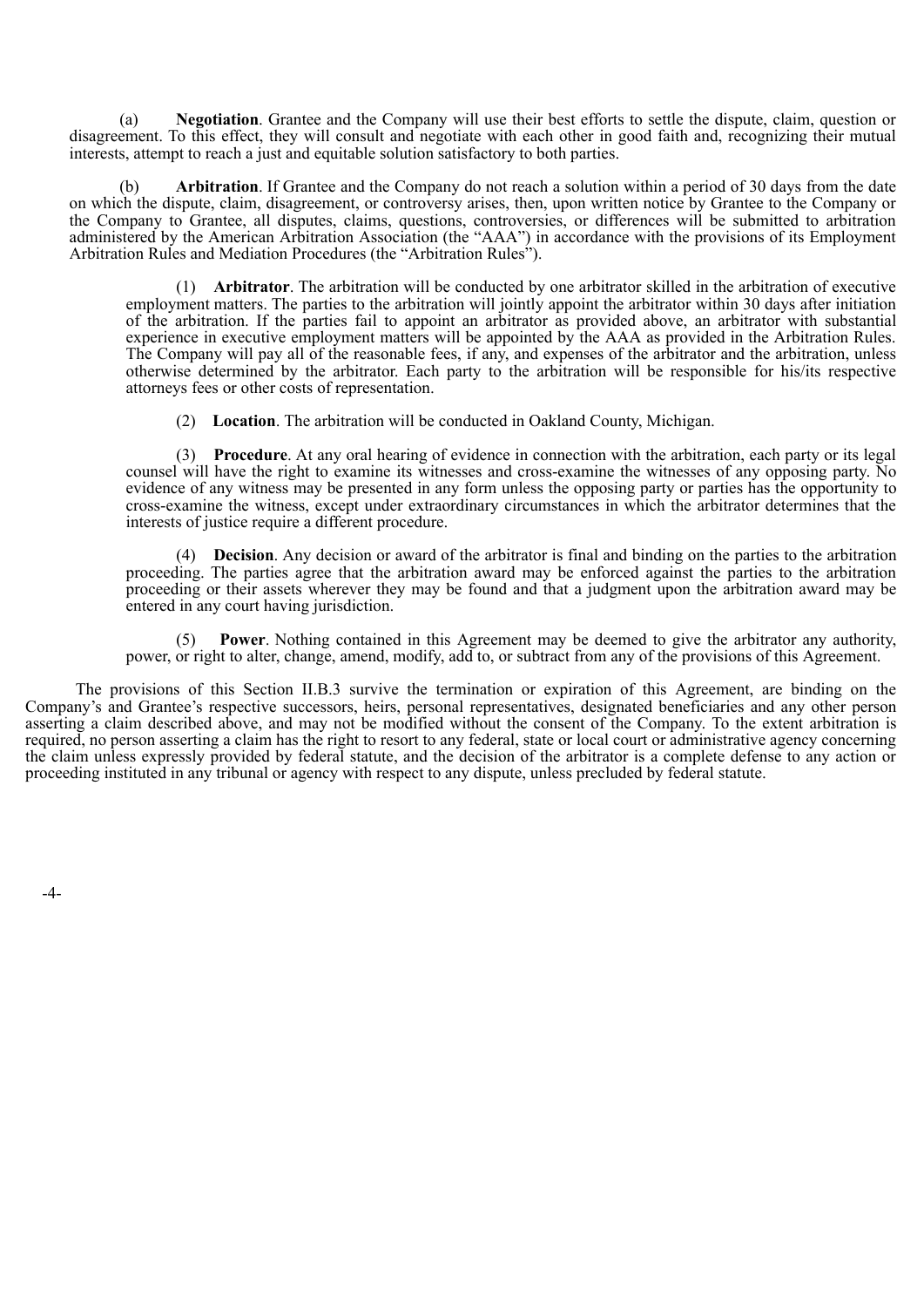(a) **Negotiation**. Grantee and the Company will use their best efforts to settle the dispute, claim, question or disagreement. To this effect, they will consult and negotiate with each other in good faith and, recognizing their mutual interests, attempt to reach a just and equitable solution satisfactory to both parties.

(b) **Arbitration**. If Grantee and the Company do not reach a solution within a period of 30 days from the date on which the dispute, claim, disagreement, or controversy arises, then, upon written notice by Grantee to the Company or the Company to Grantee, all disputes, claims, questions, controversies, or differences will be submitted to arbitration administered by the American Arbitration Association (the "AAA") in accordance with the provisions of its Employment Arbitration Rules and Mediation Procedures (the "Arbitration Rules").

(1) **Arbitrator**. The arbitration will be conducted by one arbitrator skilled in the arbitration of executive employment matters. The parties to the arbitration will jointly appoint the arbitrator within 30 days after initiation of the arbitration. If the parties fail to appoint an arbitrator as provided above, an arbitrator with substantial experience in executive employment matters will be appointed by the AAA as provided in the Arbitration Rules. The Company will pay all of the reasonable fees, if any, and expenses of the arbitrator and the arbitration, unless otherwise determined by the arbitrator. Each party to the arbitration will be responsible for his/its respective attorneys fees or other costs of representation.

(2) **Location**. The arbitration will be conducted in Oakland County, Michigan.

(3) **Procedure**. At any oral hearing of evidence in connection with the arbitration, each party or its legal counsel will have the right to examine its witnesses and cross-examine the witnesses of any opposing party. No evidence of any witness may be presented in any form unless the opposing party or parties has the opportunity to cross-examine the witness, except under extraordinary circumstances in which the arbitrator determines that the interests of justice require a different procedure.

(4) **Decision**. Any decision or award of the arbitrator is final and binding on the parties to the arbitration proceeding. The parties agree that the arbitration award may be enforced against the parties to the arbitration proceeding or their assets wherever they may be found and that a judgment upon the arbitration award may be entered in any court having jurisdiction.

(5) **Power**. Nothing contained in this Agreement may be deemed to give the arbitrator any authority, power, or right to alter, change, amend, modify, add to, or subtract from any of the provisions of this Agreement.

The provisions of this Section II.B.3 survive the termination or expiration of this Agreement, are binding on the Company's and Grantee's respective successors, heirs, personal representatives, designated beneficiaries and any other person asserting a claim described above, and may not be modified without the consent of the Company. To the extent arbitration is required, no person asserting a claim has the right to resort to any federal, state or local court or administrative agency concerning the claim unless expressly provided by federal statute, and the decision of the arbitrator is a complete defense to any action or proceeding instituted in any tribunal or agency with respect to any dispute, unless precluded by federal statute.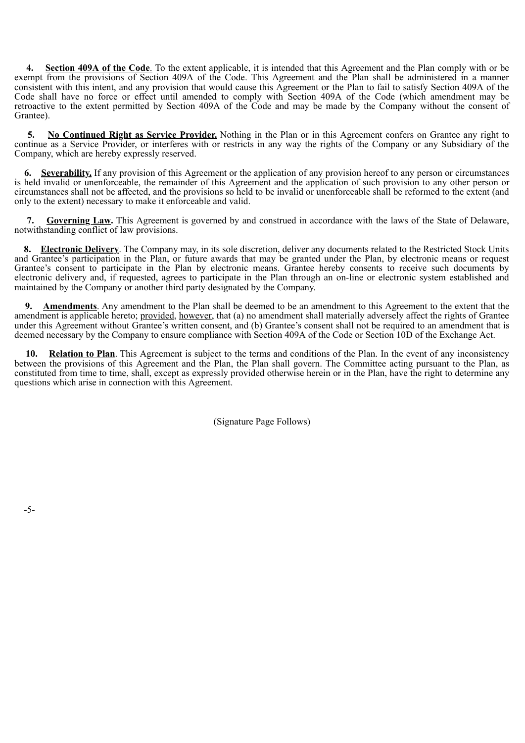**4. Section 409A of the Code**. To the extent applicable, it is intended that this Agreement and the Plan comply with or be exempt from the provisions of Section 409A of the Code. This Agreement and the Plan shall be administered in a manner consistent with this intent, and any provision that would cause this Agreement or the Plan to fail to satisfy Section 409A of the Code shall have no force or effect until amended to comply with Section 409A of the Code (which amendment may be retroactive to the extent permitted by Section 409A of the Code and may be made by the Company without the consent of Grantee).

**5. No Continued Right as Service Provider.** Nothing in the Plan or in this Agreement confers on Grantee any right to continue as a Service Provider, or interferes with or restricts in any way the rights of the Company or any Subsidiary of the Company, which are hereby expressly reserved.

**6. Severability.** If any provision of this Agreement or the application of any provision hereof to any person or circumstances is held invalid or unenforceable, the remainder of this Agreement and the application of such provision to any other person or circumstances shall not be affected, and the provisions so held to be invalid or unenforceable shall be reformed to the extent (and only to the extent) necessary to make it enforceable and valid.

**7. Governing Law.** This Agreement is governed by and construed in accordance with the laws of the State of Delaware, notwithstanding conflict of law provisions.

**8. Electronic Delivery**. The Company may, in its sole discretion, deliver any documents related to the Restricted Stock Units and Grantee's participation in the Plan, or future awards that may be granted under the Plan, by electronic means or request Grantee's consent to participate in the Plan by electronic means. Grantee hereby consents to receive such documents by electronic delivery and, if requested, agrees to participate in the Plan through an on-line or electronic system established and maintained by the Company or another third party designated by the Company.

**9. Amendments**. Any amendment to the Plan shall be deemed to be an amendment to this Agreement to the extent that the amendment is applicable hereto; provided, however, that (a) no amendment shall materially adversely affect the rights of Grantee under this Agreement without Grantee's written consent, and (b) Grantee's consent shall not be required to an amendment that is deemed necessary by the Company to ensure compliance with Section 409A of the Code or Section 10D of the Exchange Act.

**10. Relation to Plan**. This Agreement is subject to the terms and conditions of the Plan. In the event of any inconsistency between the provisions of this Agreement and the Plan, the Plan shall govern. The Committee acting pursuant to the Plan, as constituted from time to time, shall, except as expressly provided otherwise herein or in the Plan, have the right to determine any questions which arise in connection with this Agreement.

(Signature Page Follows)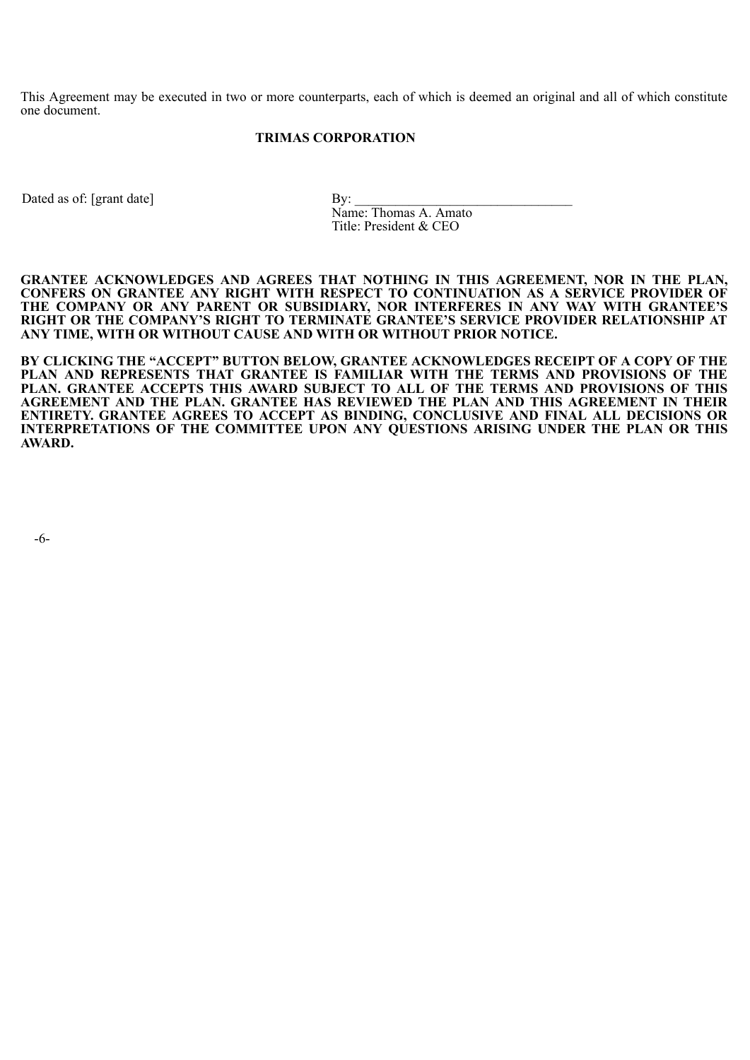This Agreement may be executed in two or more counterparts, each of which is deemed an original and all of which constitute one document.

**TRIMAS CORPORATION**

Dated as of: [grant date]

By: _______________________________
Name: Thomas A. Amato
Title: President & CEO

**GRANTEE ACKNOWLEDGES AND AGREES THAT NOTHING IN THIS AGREEMENT, NOR IN THE PLAN, CONFERS ON GRANTEE ANY RIGHT WITH RESPECT TO CONTINUATION AS A SERVICE PROVIDER OF THE COMPANY OR ANY PARENT OR SUBSIDIARY, NOR INTERFERES IN ANY WAY WITH GRANTEE'S RIGHT OR THE COMPANY'S RIGHT TO TERMINATE GRANTEE'S SERVICE PROVIDER RELATIONSHIP AT ANY TIME, WITH OR WITHOUT CAUSE AND WITH OR WITHOUT PRIOR NOTICE.**

**BY CLICKING THE "ACCEPT" BUTTON BELOW, GRANTEE ACKNOWLEDGES RECEIPT OF A COPY OF THE PLAN AND REPRESENTS THAT GRANTEE IS FAMILIAR WITH THE TERMS AND PROVISIONS OF THE PLAN. GRANTEE ACCEPTS THIS AWARD SUBJECT TO ALL OF THE TERMS AND PROVISIONS OF THIS AGREEMENT AND THE PLAN. GRANTEE HAS REVIEWED THE PLAN AND THIS AGREEMENT IN THEIR ENTIRETY. GRANTEE AGREES TO ACCEPT AS BINDING, CONCLUSIVE AND FINAL ALL DECISIONS OR INTERPRETATIONS OF THE COMMITTEE UPON ANY QUESTIONS ARISING UNDER THE PLAN OR THIS AWARD.**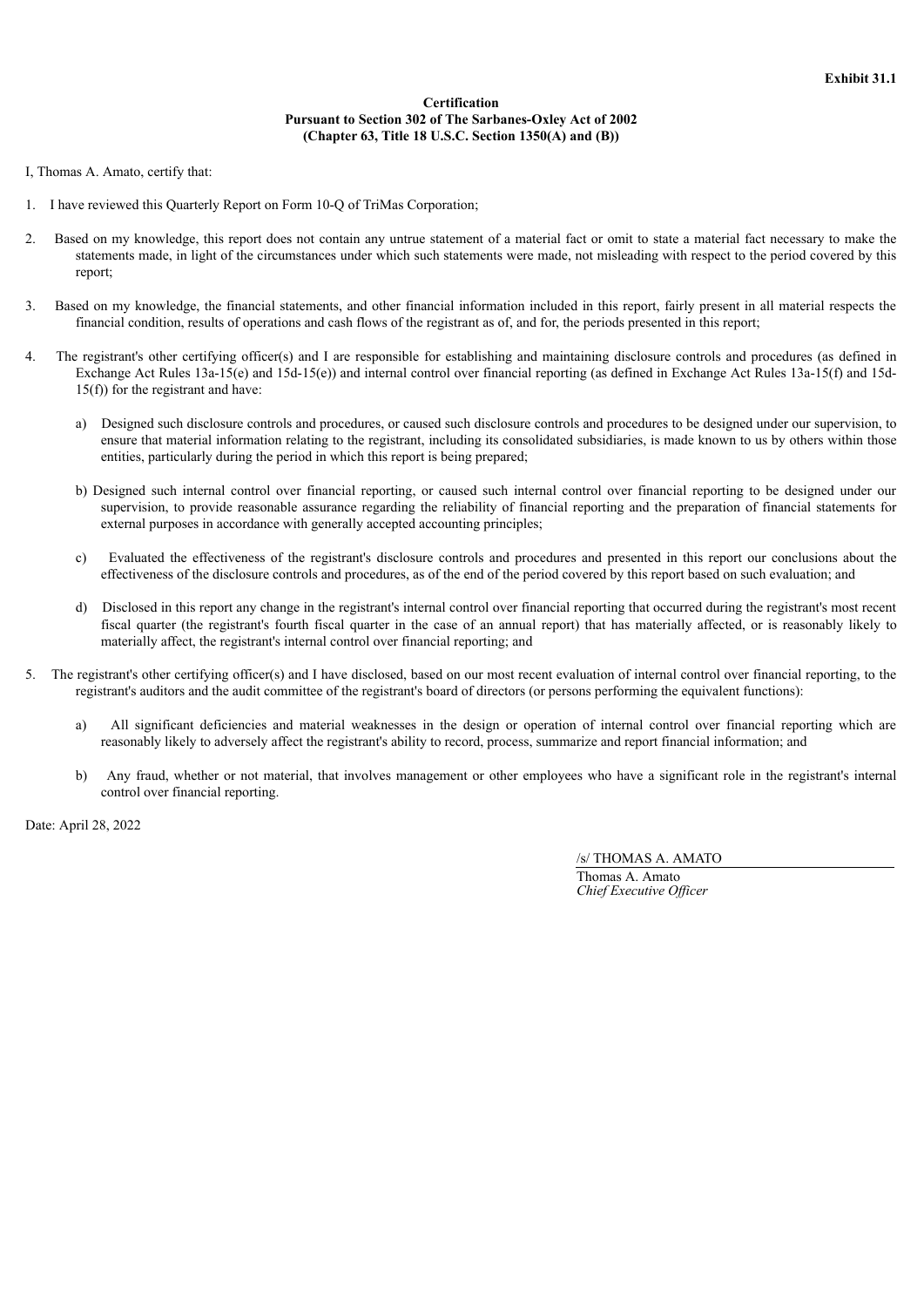**Exhibit 31.1**

**Certification**
**Pursuant to Section 302 of The Sarbanes-Oxley Act of 2002**
**(Chapter 63, Title 18 U.S.C. Section 1350(A) and (B))**

I, Thomas A. Amato, certify that:

1. I have reviewed this Quarterly Report on Form 10-Q of TriMas Corporation;

2. Based on my knowledge, this report does not contain any untrue statement of a material fact or omit to state a material fact necessary to make the statements made, in light of the circumstances under which such statements were made, not misleading with respect to the period covered by this report;

3. Based on my knowledge, the financial statements, and other financial information included in this report, fairly present in all material respects the financial condition, results of operations and cash flows of the registrant as of, and for, the periods presented in this report;

4. The registrant's other certifying officer(s) and I are responsible for establishing and maintaining disclosure controls and procedures (as defined in Exchange Act Rules 13a-15(e) and 15d-15(e)) and internal control over financial reporting (as defined in Exchange Act Rules 13a-15(f) and 15d-15(f)) for the registrant and have:

    a) Designed such disclosure controls and procedures, or caused such disclosure controls and procedures to be designed under our supervision, to ensure that material information relating to the registrant, including its consolidated subsidiaries, is made known to us by others within those entities, particularly during the period in which this report is being prepared;

    b) Designed such internal control over financial reporting, or caused such internal control over financial reporting to be designed under our supervision, to provide reasonable assurance regarding the reliability of financial reporting and the preparation of financial statements for external purposes in accordance with generally accepted accounting principles;

    c) Evaluated the effectiveness of the registrant's disclosure controls and procedures and presented in this report our conclusions about the effectiveness of the disclosure controls and procedures, as of the end of the period covered by this report based on such evaluation; and

    d) Disclosed in this report any change in the registrant's internal control over financial reporting that occurred during the registrant's most recent fiscal quarter (the registrant's fourth fiscal quarter in the case of an annual report) that has materially affected, or is reasonably likely to materially affect, the registrant's internal control over financial reporting; and

5. The registrant's other certifying officer(s) and I have disclosed, based on our most recent evaluation of internal control over financial reporting, to the registrant's auditors and the audit committee of the registrant's board of directors (or persons performing the equivalent functions):

    a) All significant deficiencies and material weaknesses in the design or operation of internal control over financial reporting which are reasonably likely to adversely affect the registrant's ability to record, process, summarize and report financial information; and

    b) Any fraud, whether or not material, that involves management or other employees who have a significant role in the registrant's internal control over financial reporting.

Date: April 28, 2022

/s/ THOMAS A. AMATO
Thomas A. Amato
*Chief Executive Officer*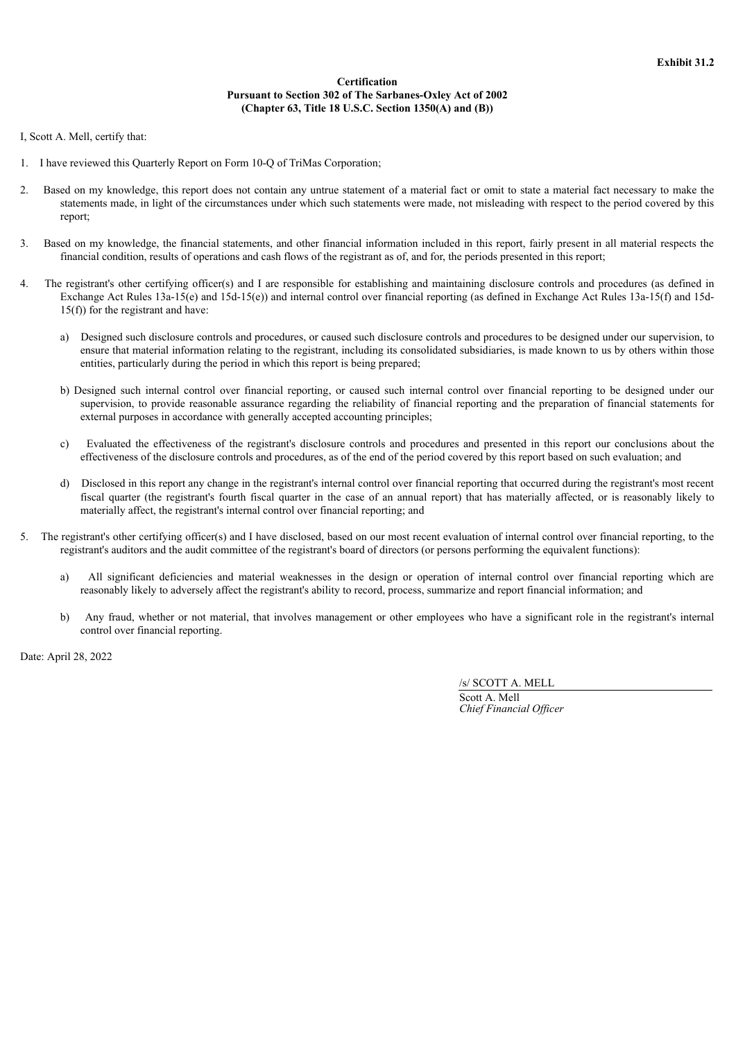**Exhibit 31.2**

**Certification**
**Pursuant to Section 302 of The Sarbanes-Oxley Act of 2002**
**(Chapter 63, Title 18 U.S.C. Section 1350(A) and (B))**

I, Scott A. Mell, certify that:

1. I have reviewed this Quarterly Report on Form 10-Q of TriMas Corporation;

2. Based on my knowledge, this report does not contain any untrue statement of a material fact or omit to state a material fact necessary to make the statements made, in light of the circumstances under which such statements were made, not misleading with respect to the period covered by this report;

3. Based on my knowledge, the financial statements, and other financial information included in this report, fairly present in all material respects the financial condition, results of operations and cash flows of the registrant as of, and for, the periods presented in this report;

4. The registrant's other certifying officer(s) and I are responsible for establishing and maintaining disclosure controls and procedures (as defined in Exchange Act Rules 13a-15(e) and 15d-15(e)) and internal control over financial reporting (as defined in Exchange Act Rules 13a-15(f) and 15d-15(f)) for the registrant and have:

   a) Designed such disclosure controls and procedures, or caused such disclosure controls and procedures to be designed under our supervision, to ensure that material information relating to the registrant, including its consolidated subsidiaries, is made known to us by others within those entities, particularly during the period in which this report is being prepared;

   b) Designed such internal control over financial reporting, or caused such internal control over financial reporting to be designed under our supervision, to provide reasonable assurance regarding the reliability of financial reporting and the preparation of financial statements for external purposes in accordance with generally accepted accounting principles;

   c) Evaluated the effectiveness of the registrant's disclosure controls and procedures and presented in this report our conclusions about the effectiveness of the disclosure controls and procedures, as of the end of the period covered by this report based on such evaluation; and

   d) Disclosed in this report any change in the registrant's internal control over financial reporting that occurred during the registrant's most recent fiscal quarter (the registrant's fourth fiscal quarter in the case of an annual report) that has materially affected, or is reasonably likely to materially affect, the registrant's internal control over financial reporting; and

5. The registrant's other certifying officer(s) and I have disclosed, based on our most recent evaluation of internal control over financial reporting, to the registrant's auditors and the audit committee of the registrant's board of directors (or persons performing the equivalent functions):

   a) All significant deficiencies and material weaknesses in the design or operation of internal control over financial reporting which are reasonably likely to adversely affect the registrant's ability to record, process, summarize and report financial information; and

   b) Any fraud, whether or not material, that involves management or other employees who have a significant role in the registrant's internal control over financial reporting.

Date: April 28, 2022

/s/ SCOTT A. MELL

Scott A. Mell
*Chief Financial Officer*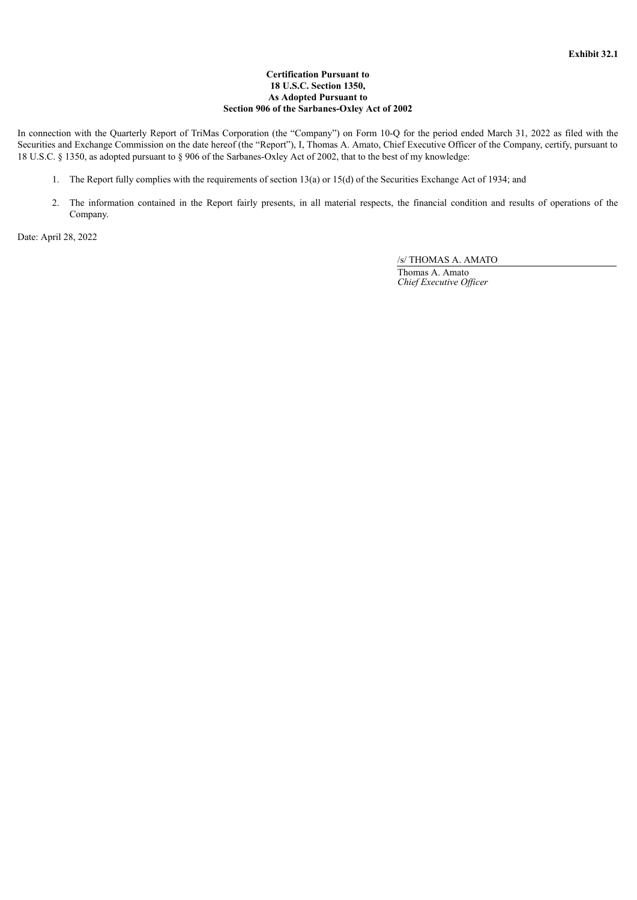**Exhibit 32.1**

**Certification Pursuant to**
**18 U.S.C. Section 1350,**
**As Adopted Pursuant to**
**Section 906 of the Sarbanes-Oxley Act of 2002**

In connection with the Quarterly Report of TriMas Corporation (the "Company") on Form 10-Q for the period ended March 31, 2022 as filed with the Securities and Exchange Commission on the date hereof (the "Report"), I, Thomas A. Amato, Chief Executive Officer of the Company, certify, pursuant to 18 U.S.C. § 1350, as adopted pursuant to § 906 of the Sarbanes-Oxley Act of 2002, that to the best of my knowledge:

1. The Report fully complies with the requirements of section 13(a) or 15(d) of the Securities Exchange Act of 1934; and
2. The information contained in the Report fairly presents, in all material respects, the financial condition and results of operations of the Company.

Date: April 28, 2022

/s/ THOMAS A. AMATO

Thomas A. Amato
*Chief Executive Officer*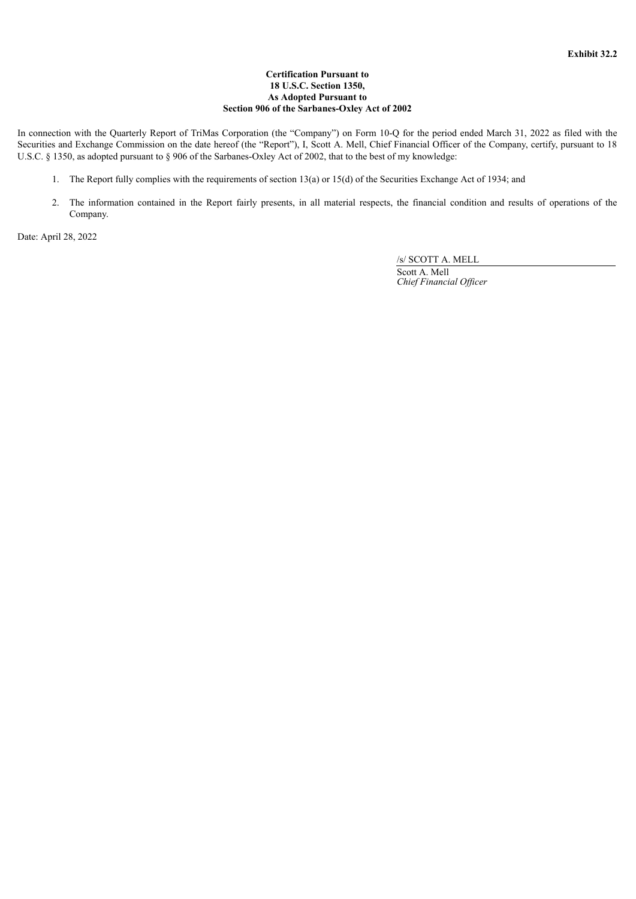**Exhibit 32.2**

**Certification Pursuant to**
**18 U.S.C. Section 1350,**
**As Adopted Pursuant to**
**Section 906 of the Sarbanes-Oxley Act of 2002**

In connection with the Quarterly Report of TriMas Corporation (the "Company") on Form 10-Q for the period ended March 31, 2022 as filed with the Securities and Exchange Commission on the date hereof (the "Report"), I, Scott A. Mell, Chief Financial Officer of the Company, certify, pursuant to 18 U.S.C. § 1350, as adopted pursuant to § 906 of the Sarbanes-Oxley Act of 2002, that to the best of my knowledge:

1. The Report fully complies with the requirements of section 13(a) or 15(d) of the Securities Exchange Act of 1934; and
2. The information contained in the Report fairly presents, in all material respects, the financial condition and results of operations of the Company.

Date: April 28, 2022

/s/ SCOTT A. MELL

Scott A. Mell
*Chief Financial Officer*